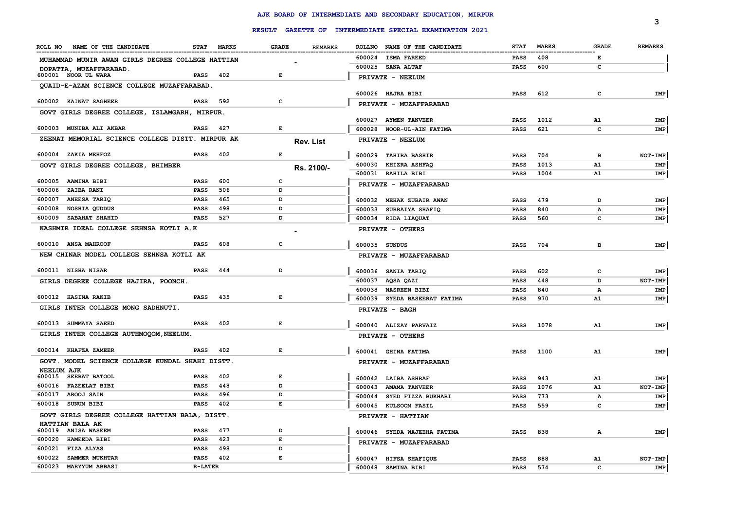# AJK BOARD OF INTERMEDIATE AND SECONDARY EDUCATION, MIRPUR

## RESULT GAZETTE OF INTERMEDIATE SPECIAL EXAMINATION 2021

Rev. List

Rs. 2100/-

| ROLL NO | NAME OF THE CANDIDATE | STAT | MARKS | GRADE | REMARKS |
|---|---|---|---|---|---|
| | **MUHAMMAD MUNIR AWAN GIRLS DEGREE COLLEGE HATTIAN DOPATTA, MUZAFFARABAD.** | | | | |
| 600001 | NOOR UL WARA | PASS | 402 | E | |
| | **QUAID-E-AZAM SCIENCE COLLEGE MUZAFFARABAD.** | | | | |
| 600002 | KAINAT SAGHEER | PASS | 592 | C | |
| | **GOVT GIRLS DEGREE COLLEGE, ISLAMGARH, MIRPUR.** | | | | |
| 600003 | MUNIBA ALI AKBAR | PASS | 427 | E | |
| | **ZEENAT MEMORIAL SCIENCE COLLEGE DISTT. MIRPUR AK** | | | | |
| 600004 | ZAKIA MEHFOZ | PASS | 402 | E | |
| | **GOVT GIRLS DEGREE COLLEGE, BHIMBER** | | | | |
| 600005 | AAMINA BIBI | PASS | 600 | C | |
| 600006 | ZAIBA RANI | PASS | 506 | D | |
| 600007 | ANEESA TARIQ | PASS | 465 | D | |
| 600008 | NOSHIA QUDDUS | PASS | 498 | D | |
| 600009 | SABAHAT SHAHID | PASS | 527 | D | |
| | **KASHMIR IDEAL COLLEGE SEHNSA KOTLI A.K** | | | | |
| 600010 | ANSA MAHROOF | PASS | 608 | C | |
| | **NEW CHINAR MODEL COLLEGE SEHNSA KOTLI AK** | | | | |
| 600011 | NISHA NISAR | PASS | 444 | D | |
| | **GIRLS DEGREE COLLEGE HAJIRA, POONCH.** | | | | |
| 600012 | HASINA RAKIB | PASS | 435 | E | |
| | **GIRLS INTER COLLEGE MONG SADHNUTI.** | | | | |
| 600013 | SUMMAYA SAEED | PASS | 402 | E | |
| | **GIRLS INTER COLLEGE AUTHMOQOM,NEELUM.** | | | | |
| 600014 | KHAFZA ZAMEER | PASS | 402 | E | |
| | **GOVT. MODEL SCIENCE COLLEGE KUNDAL SHAHI DISTT. NEELUM AJK** | | | | |
| 600015 | SEERAT BATOOL | PASS | 402 | E | |
| 600016 | FAZEELAT BIBI | PASS | 448 | D | |
| 600017 | AROOJ SAIN | PASS | 496 | D | |
| 600018 | SUNUM BIBI | PASS | 402 | E | |
| | **GOVT GIRLS DEGREE COLLEGE HATTIAN BALA, DISTT. HATTIAN BALA AK** | | | | |
| 600019 | ANISA WASEEM | PASS | 477 | D | |
| 600020 | HAMEEDA BIBI | PASS | 423 | E | |
| 600021 | FIZA ALYAS | PASS | 498 | D | |
| 600022 | SAMMER MUKHTAR | PASS | 402 | E | |
| 600023 | MARYYUM ABBASI | R-LATER | | | |
| 600024 | ISMA FAREED | PASS | 408 | E | |
| 600025 | SANA ALTAF | PASS | 600 | C | |
| | **PRIVATE - NEELUM** | | | | |
| 600026 | HAJRA BIBI | PASS | 612 | C | IMP |
| | **PRIVATE - MUZAFFARABAD** | | | | |
| 600027 | AYMEN TANVEER | PASS | 1012 | A1 | IMP |
| 600028 | NOOR-UL-AIN FATIMA | PASS | 621 | C | IMP |
| | **PRIVATE - NEELUM** | | | | |
| 600029 | TAHIRA BASHIR | PASS | 704 | B | NOT-IMP |
| 600030 | KHIZRA ASHFAQ | PASS | 1013 | A1 | IMP |
| 600031 | RAHILA BIBI | PASS | 1004 | A1 | IMP |
| | **PRIVATE - MUZAFFARABAD** | | | | |
| 600032 | MEHAK ZUBAIR AWAN | PASS | 479 | D | IMP |
| 600033 | SURRAIYA SHAFIQ | PASS | 840 | A | IMP |
| 600034 | RIDA LIAQUAT | PASS | 560 | C | IMP |
| | **PRIVATE - OTHERS** | | | | |
| 600035 | SUNDUS | PASS | 704 | B | IMP |
| | **PRIVATE - MUZAFFARABAD** | | | | |
| 600036 | SANIA TARIQ | PASS | 602 | C | IMP |
| 600037 | AQSA QAZI | PASS | 448 | D | NOT-IMP |
| 600038 | NASREEN BIBI | PASS | 840 | A | IMP |
| 600039 | SYEDA BASEERAT FATIMA | PASS | 970 | A1 | IMP |
| | **PRIVATE - BAGH** | | | | |
| 600040 | ALIZAY PARVAIZ | PASS | 1078 | A1 | IMP |
| | **PRIVATE - OTHERS** | | | | |
| 600041 | GHINA FATIMA | PASS | 1100 | A1 | IMP |
| | **PRIVATE - MUZAFFARABAD** | | | | |
| 600042 | LAIBA ASHRAF | PASS | 943 | A1 | IMP |
| 600043 | AMAMA TANVEER | PASS | 1076 | A1 | NOT-IMP |
| 600044 | SYED FIZZA BUKHARI | PASS | 773 | A | IMP |
| 600045 | KULSOOM FASIL | PASS | 559 | C | IMP |
| | **PRIVATE - HATTIAN** | | | | |
| 600046 | SYEDA WAJEEHA FATIMA | PASS | 838 | A | IMP |
| | **PRIVATE - MUZAFFARABAD** | | | | |
| 600047 | HIFSA SHAFIQUE | PASS | 888 | A1 | NOT-IMP |
| 600048 | SAMINA BIBI | PASS | 574 | C | IMP |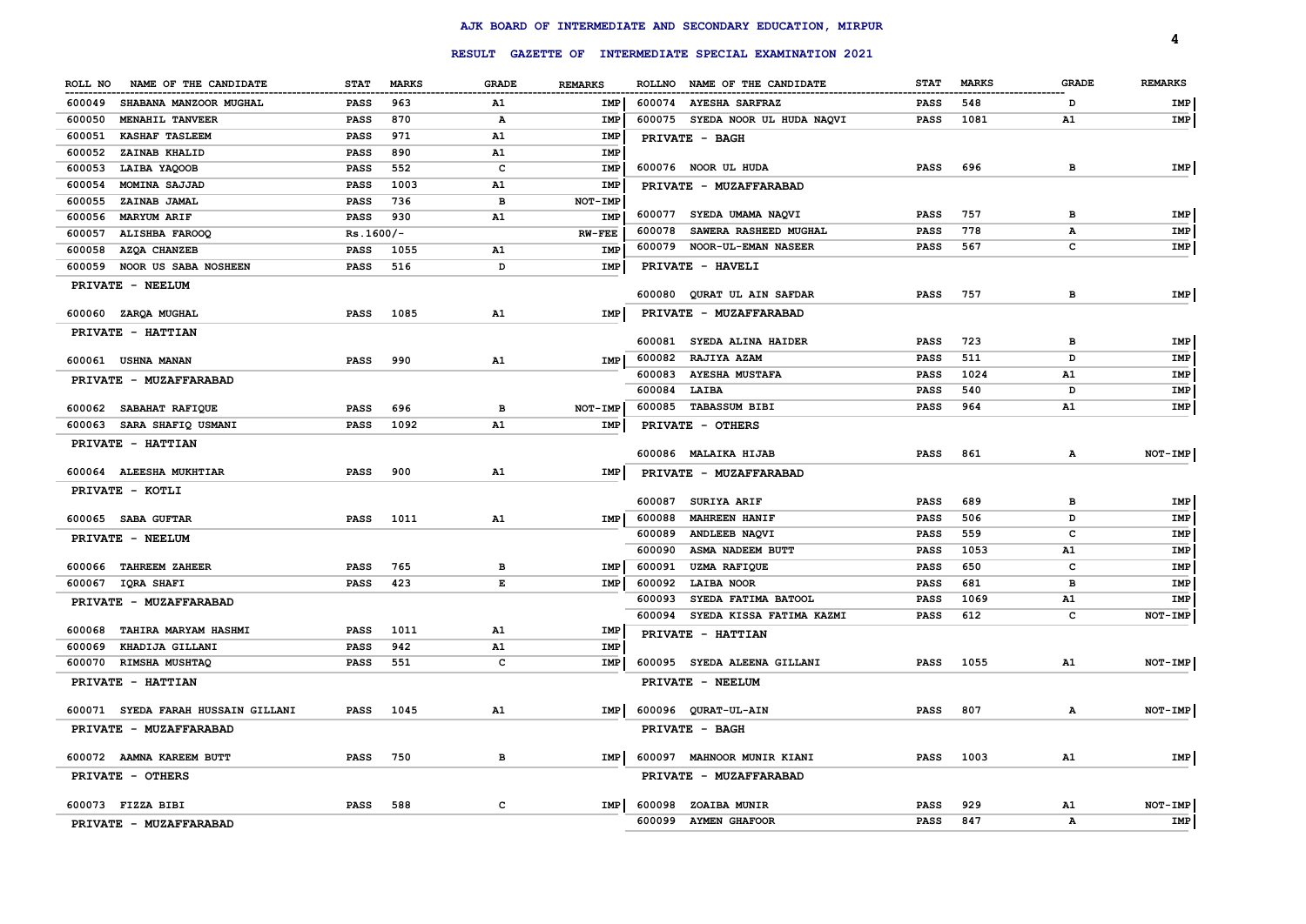# AJK BOARD OF INTERMEDIATE AND SECONDARY EDUCATION, MIRPUR

## RESULT GAZETTE OF INTERMEDIATE SPECIAL EXAMINATION 2021

| ROLL NO | NAME OF THE CANDIDATE | STAT | MARKS | GRADE | REMARKS |
|---|---|---|---|---|---|
| 600049 | SHABANA MANZOOR MUGHAL | PASS | 963 | A1 | IMP |
| 600050 | MENAHIL TANVEER | PASS | 870 | A | IMP |
| 600051 | KASHAF TASLEEM | PASS | 971 | A1 | IMP |
| 600052 | ZAINAB KHALID | PASS | 890 | A1 | IMP |
| 600053 | LAIBA YAQOOB | PASS | 552 | C | IMP |
| 600054 | MOMINA SAJJAD | PASS | 1003 | A1 | IMP |
| 600055 | ZAINAB JAMAL | PASS | 736 | B | NOT-IMP |
| 600056 | MARYUM ARIF | PASS | 930 | A1 | IMP |
| 600057 | ALISHBA FAROOQ | Rs.1600/- | | | RW-FEE |
| 600058 | AZQA CHANZEB | PASS | 1055 | A1 | IMP |
| 600059 | NOOR US SABA NOSHEEN | PASS | 516 | D | IMP |
| | **PRIVATE - NEELUM** | | | | |
| 600060 | ZARQA MUGHAL | PASS | 1085 | A1 | IMP |
| | **PRIVATE - HATTIAN** | | | | |
| 600061 | USHNA MANAN | PASS | 990 | A1 | IMP |
| | **PRIVATE - MUZAFFARABAD** | | | | |
| 600062 | SABAHAT RAFIQUE | PASS | 696 | B | NOT-IMP |
| 600063 | SARA SHAFIQ USMANI | PASS | 1092 | A1 | IMP |
| | **PRIVATE - HATTIAN** | | | | |
| 600064 | ALEESHA MUKHTIAR | PASS | 900 | A1 | IMP |
| | **PRIVATE - KOTLI** | | | | |
| 600065 | SABA GUFTAR | PASS | 1011 | A1 | IMP |
| | **PRIVATE - NEELUM** | | | | |
| 600066 | TAHREEM ZAHEER | PASS | 765 | B | IMP |
| 600067 | IQRA SHAFI | PASS | 423 | E | IMP |
| | **PRIVATE - MUZAFFARABAD** | | | | |
| 600068 | TAHIRA MARYAM HASHMI | PASS | 1011 | A1 | IMP |
| 600069 | KHADIJA GILLANI | PASS | 942 | A1 | IMP |
| 600070 | RIMSHA MUSHTAQ | PASS | 551 | C | IMP |
| | **PRIVATE - HATTIAN** | | | | |
| 600071 | SYEDA FARAH HUSSAIN GILLANI | PASS | 1045 | A1 | IMP |
| | **PRIVATE - MUZAFFARABAD** | | | | |
| 600072 | AAMNA KAREEM BUTT | PASS | 750 | B | IMP |
| | **PRIVATE - OTHERS** | | | | |
| 600073 | FIZZA BIBI | PASS | 588 | C | IMP |
| | **PRIVATE - MUZAFFARABAD** | | | | |
| 600074 | AYESHA SARFRAZ | PASS | 548 | D | IMP |
| 600075 | SYEDA NOOR UL HUDA NAQVI | PASS | 1081 | A1 | IMP |
| | **PRIVATE - BAGH** | | | | |
| 600076 | NOOR UL HUDA | PASS | 696 | B | IMP |
| | **PRIVATE - MUZAFFARABAD** | | | | |
| 600077 | SYEDA UMAMA NAQVI | PASS | 757 | B | IMP |
| 600078 | SAWERA RASHEED MUGHAL | PASS | 778 | A | IMP |
| 600079 | NOOR-UL-EMAN NASEER | PASS | 567 | C | IMP |
| | **PRIVATE - HAVELI** | | | | |
| 600080 | QURAT UL AIN SAFDAR | PASS | 757 | B | IMP |
| | **PRIVATE - MUZAFFARABAD** | | | | |
| 600081 | SYEDA ALINA HAIDER | PASS | 723 | B | IMP |
| 600082 | RAJIYA AZAM | PASS | 511 | D | IMP |
| 600083 | AYESHA MUSTAFA | PASS | 1024 | A1 | IMP |
| 600084 | LAIBA | PASS | 540 | D | IMP |
| 600085 | TABASSUM BIBI | PASS | 964 | A1 | IMP |
| | **PRIVATE - OTHERS** | | | | |
| 600086 | MALAIKA HIJAB | PASS | 861 | A | NOT-IMP |
| | **PRIVATE - MUZAFFARABAD** | | | | |
| 600087 | SURIYA ARIF | PASS | 689 | B | IMP |
| 600088 | MAHREEN HANIF | PASS | 506 | D | IMP |
| 600089 | ANDLEEB NAQVI | PASS | 559 | C | IMP |
| 600090 | ASMA NADEEM BUTT | PASS | 1053 | A1 | IMP |
| 600091 | UZMA RAFIQUE | PASS | 650 | C | IMP |
| 600092 | LAIBA NOOR | PASS | 681 | B | IMP |
| 600093 | SYEDA FATIMA BATOOL | PASS | 1069 | A1 | IMP |
| 600094 | SYEDA KISSA FATIMA KAZMI | PASS | 612 | C | NOT-IMP |
| | **PRIVATE - HATTIAN** | | | | |
| 600095 | SYEDA ALEENA GILLANI | PASS | 1055 | A1 | NOT-IMP |
| | **PRIVATE - NEELUM** | | | | |
| 600096 | QURAT-UL-AIN | PASS | 807 | A | NOT-IMP |
| | **PRIVATE - BAGH** | | | | |
| 600097 | MAHNOOR MUNIR KIANI | PASS | 1003 | A1 | IMP |
| | **PRIVATE - MUZAFFARABAD** | | | | |
| 600098 | ZOAIBA MUNIR | PASS | 929 | A1 | NOT-IMP |
| 600099 | AYMEN GHAFOOR | PASS | 847 | A | IMP |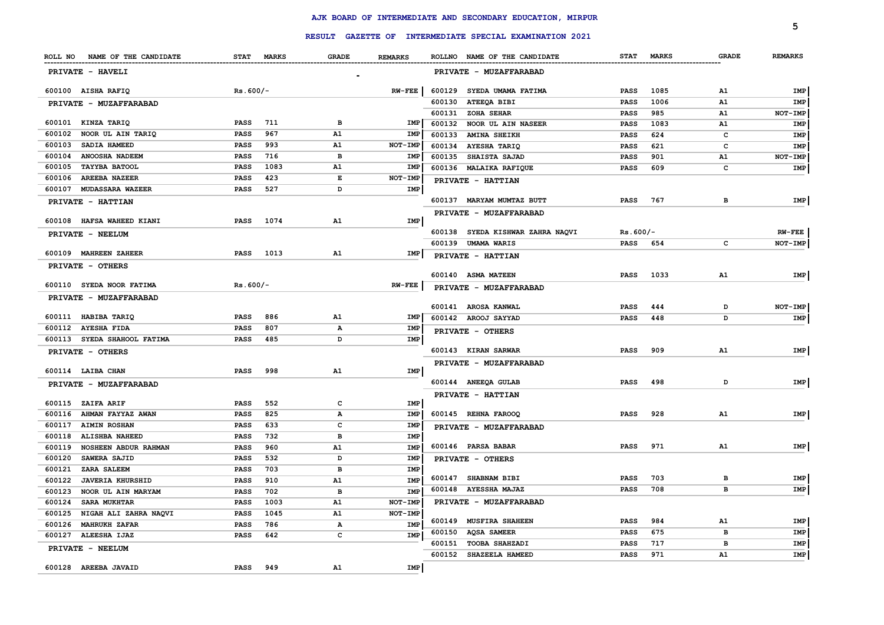# AJK BOARD OF INTERMEDIATE AND SECONDARY EDUCATION, MIRPUR

## RESULT GAZETTE OF INTERMEDIATE SPECIAL EXAMINATION 2021

| ROLL NO | NAME OF THE CANDIDATE | STAT | MARKS | GRADE | REMARKS |
|---|---|---|---|---|---|
| **PRIVATE - HAVELI** | | | | | |
| 600100 | AISHA RAFIQ | Rs.600/- | | | RW-FEE |
| **PRIVATE - MUZAFFARABAD** | | | | | |
| 600101 | KINZA TARIQ | PASS | 711 | B | IMP |
| 600102 | NOOR UL AIN TARIQ | PASS | 967 | A1 | IMP |
| 600103 | SADIA HAMEED | PASS | 993 | A1 | NOT-IMP |
| 600104 | ANOOSHA NADEEM | PASS | 716 | B | IMP |
| 600105 | TAYYBA BATOOL | PASS | 1083 | A1 | IMP |
| 600106 | AREEBA NAZEER | PASS | 423 | E | NOT-IMP |
| 600107 | MUDASSARA WAZEER | PASS | 527 | D | IMP |
| **PRIVATE - HATTIAN** | | | | | |
| 600108 | HAFSA WAHEED KIANI | PASS | 1074 | A1 | IMP |
| **PRIVATE - NEELUM** | | | | | |
| 600109 | MAHREEN ZAHEER | PASS | 1013 | A1 | IMP |
| **PRIVATE - OTHERS** | | | | | |
| 600110 | SYEDA NOOR FATIMA | Rs.600/- | | | RW-FEE |
| **PRIVATE - MUZAFFARABAD** | | | | | |
| 600111 | HABIBA TARIQ | PASS | 886 | A1 | IMP |
| 600112 | AYESHA FIDA | PASS | 807 | A | IMP |
| 600113 | SYEDA SHAHOOL FATIMA | PASS | 485 | D | IMP |
| **PRIVATE - OTHERS** | | | | | |
| 600114 | LAIBA CHAN | PASS | 998 | A1 | IMP |
| **PRIVATE - MUZAFFARABAD** | | | | | |
| 600115 | ZAIFA ARIF | PASS | 552 | C | IMP |
| 600116 | AHMAN FAYYAZ AWAN | PASS | 825 | A | IMP |
| 600117 | AIMIN ROSHAN | PASS | 633 | C | IMP |
| 600118 | ALISHBA NAHEED | PASS | 732 | B | IMP |
| 600119 | NOSHEEN ABDUR RAHMAN | PASS | 960 | A1 | IMP |
| 600120 | SAWERA SAJID | PASS | 532 | D | IMP |
| 600121 | ZARA SALEEM | PASS | 703 | B | IMP |
| 600122 | JAVERIA KHURSHID | PASS | 910 | A1 | IMP |
| 600123 | NOOR UL AIN MARYAM | PASS | 702 | B | IMP |
| 600124 | SARA MUKHTAR | PASS | 1003 | A1 | NOT-IMP |
| 600125 | NIGAH ALI ZAHRA NAQVI | PASS | 1045 | A1 | NOT-IMP |
| 600126 | MAHRUKH ZAFAR | PASS | 786 | A | IMP |
| 600127 | ALEESHA IJAZ | PASS | 642 | C | IMP |
| **PRIVATE - NEELUM** | | | | | |
| 600128 | AREEBA JAVAID | PASS | 949 | A1 | IMP |
| **PRIVATE - MUZAFFARABAD** | | | | | |
| 600129 | SYEDA UMAMA FATIMA | PASS | 1085 | A1 | IMP |
| 600130 | ATEEQA BIBI | PASS | 1006 | A1 | IMP |
| 600131 | ZOHA SEHAR | PASS | 985 | A1 | NOT-IMP |
| 600132 | NOOR UL AIN NASEER | PASS | 1083 | A1 | IMP |
| 600133 | AMINA SHEIKH | PASS | 624 | C | IMP |
| 600134 | AYESHA TARIQ | PASS | 621 | C | IMP |
| 600135 | SHAISTA SAJAD | PASS | 901 | A1 | NOT-IMP |
| 600136 | MALAIKA RAFIQUE | PASS | 609 | C | IMP |
| **PRIVATE - HATTIAN** | | | | | |
| 600137 | MARYAM MUMTAZ BUTT | PASS | 767 | B | IMP |
| **PRIVATE - MUZAFFARABAD** | | | | | |
| 600138 | SYEDA KISHWAR ZAHRA NAQVI | Rs.600/- | | | RW-FEE |
| 600139 | UMAMA WARIS | PASS | 654 | C | NOT-IMP |
| **PRIVATE - HATTIAN** | | | | | |
| 600140 | ASMA MATEEN | PASS | 1033 | A1 | IMP |
| **PRIVATE - MUZAFFARABAD** | | | | | |
| 600141 | AROSA KANWAL | PASS | 444 | D | NOT-IMP |
| 600142 | AROOJ SAYYAD | PASS | 448 | D | IMP |
| **PRIVATE - OTHERS** | | | | | |
| 600143 | KIRAN SARWAR | PASS | 909 | A1 | IMP |
| **PRIVATE - MUZAFFARABAD** | | | | | |
| 600144 | ANEEQA GULAB | PASS | 498 | D | IMP |
| **PRIVATE - HATTIAN** | | | | | |
| 600145 | REHNA FAROOQ | PASS | 928 | A1 | IMP |
| **PRIVATE - MUZAFFARABAD** | | | | | |
| 600146 | PARSA BABAR | PASS | 971 | A1 | IMP |
| **PRIVATE - OTHERS** | | | | | |
| 600147 | SHABNAM BIBI | PASS | 703 | B | IMP |
| 600148 | AYESSHA MAJAZ | PASS | 708 | B | IMP |
| **PRIVATE - MUZAFFARABAD** | | | | | |
| 600149 | MUSFIRA SHAHEEN | PASS | 984 | A1 | IMP |
| 600150 | AQSA SAMEER | PASS | 675 | B | IMP |
| 600151 | TOOBA SHAHZADI | PASS | 717 | B | IMP |
| 600152 | SHAZEELA HAMEED | PASS | 971 | A1 | IMP |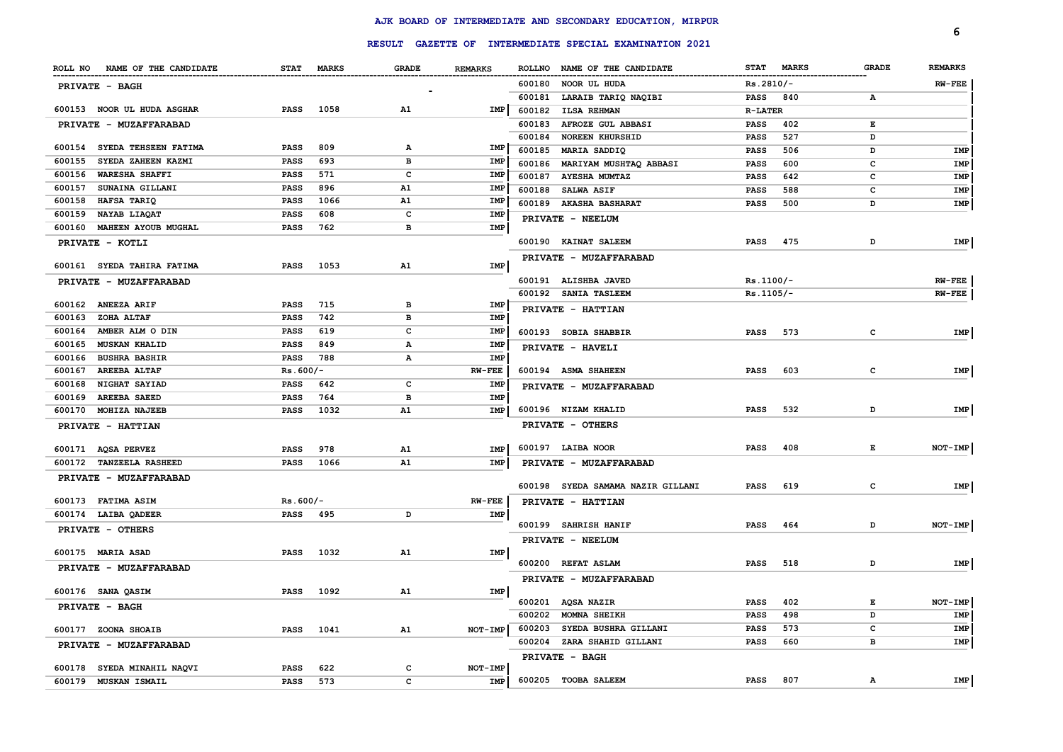# AJK BOARD OF INTERMEDIATE AND SECONDARY EDUCATION, MIRPUR

## RESULT GAZETTE OF INTERMEDIATE SPECIAL EXAMINATION 2021

| ROLL NO | NAME OF THE CANDIDATE | STAT | MARKS | GRADE | REMARKS |
|---|---|---|---|---|---|
| **PRIVATE - BAGH** | | | | | |
| 600153 | NOOR UL HUDA ASGHAR | PASS | 1058 | A1 | IMP |
| **PRIVATE - MUZAFFARABAD** | | | | | |
| 600154 | SYEDA TEHSEEN FATIMA | PASS | 809 | A | IMP |
| 600155 | SYEDA ZAHEEN KAZMI | PASS | 693 | B | IMP |
| 600156 | WARESHA SHAFFI | PASS | 571 | C | IMP |
| 600157 | SUNAINA GILLANI | PASS | 896 | A1 | IMP |
| 600158 | HAFSA TARIQ | PASS | 1066 | A1 | IMP |
| 600159 | NAYAB LIAQAT | PASS | 608 | C | IMP |
| 600160 | MAHEEN AYOUB MUGHAL | PASS | 762 | B | IMP |
| **PRIVATE - KOTLI** | | | | | |
| 600161 | SYEDA TAHIRA FATIMA | PASS | 1053 | A1 | IMP |
| **PRIVATE - MUZAFFARABAD** | | | | | |
| 600162 | ANEEZA ARIF | PASS | 715 | B | IMP |
| 600163 | ZOHA ALTAF | PASS | 742 | B | IMP |
| 600164 | AMBER ALM O DIN | PASS | 619 | C | IMP |
| 600165 | MUSKAN KHALID | PASS | 849 | A | IMP |
| 600166 | BUSHRA BASHIR | PASS | 788 | A | IMP |
| 600167 | AREEBA ALTAF | Rs.600/- | | | RW-FEE |
| 600168 | NIGHAT SAYIAD | PASS | 642 | C | IMP |
| 600169 | AREEBA SAEED | PASS | 764 | B | IMP |
| 600170 | MOHIZA NAJEEB | PASS | 1032 | A1 | IMP |
| **PRIVATE - HATTIAN** | | | | | |
| 600171 | AQSA PERVEZ | PASS | 978 | A1 | IMP |
| 600172 | TANZEELA RASHEED | PASS | 1066 | A1 | IMP |
| **PRIVATE - MUZAFFARABAD** | | | | | |
| 600173 | FATIMA ASIM | Rs.600/- | | | RW-FEE |
| 600174 | LAIBA QADEER | PASS | 495 | D | IMP |
| **PRIVATE - OTHERS** | | | | | |
| 600175 | MARIA ASAD | PASS | 1032 | A1 | IMP |
| **PRIVATE - MUZAFFARABAD** | | | | | |
| 600176 | SANA QASIM | PASS | 1092 | A1 | IMP |
| **PRIVATE - BAGH** | | | | | |
| 600177 | ZOONA SHOAIB | PASS | 1041 | A1 | NOT-IMP |
| **PRIVATE - MUZAFFARABAD** | | | | | |
| 600178 | SYEDA MINAHIL NAQVI | PASS | 622 | C | NOT-IMP |
| 600179 | MUSKAN ISMAIL | PASS | 573 | C | IMP |
| 600180 | NOOR UL HUDA | Rs.2810/- | | | RW-FEE |
| 600181 | LARAIB TARIQ NAQIBI | PASS | 840 | A | |
| 600182 | ILSA REHMAN | R-LATER | | | |
| 600183 | AFROZE GUL ABBASI | PASS | 402 | E | |
| 600184 | NOREEN KHURSHID | PASS | 527 | D | |
| 600185 | MARIA SADDIQ | PASS | 506 | D | IMP |
| 600186 | MARIYAM MUSHTAQ ABBASI | PASS | 600 | C | IMP |
| 600187 | AYESHA MUMTAZ | PASS | 642 | C | IMP |
| 600188 | SALWA ASIF | PASS | 588 | C | IMP |
| 600189 | AKASHA BASHARAT | PASS | 500 | D | IMP |
| **PRIVATE - NEELUM** | | | | | |
| 600190 | KAINAT SALEEM | PASS | 475 | D | IMP |
| **PRIVATE - MUZAFFARABAD** | | | | | |
| 600191 | ALISHBA JAVED | Rs.1100/- | | | RW-FEE |
| 600192 | SANIA TASLEEM | Rs.1105/- | | | RW-FEE |
| **PRIVATE - HATTIAN** | | | | | |
| 600193 | SOBIA SHABBIR | PASS | 573 | C | IMP |
| **PRIVATE - HAVELI** | | | | | |
| 600194 | ASMA SHAHEEN | PASS | 603 | C | IMP |
| **PRIVATE - MUZAFFARABAD** | | | | | |
| 600196 | NIZAM KHALID | PASS | 532 | D | IMP |
| **PRIVATE - OTHERS** | | | | | |
| 600197 | LAIBA NOOR | PASS | 408 | E | NOT-IMP |
| **PRIVATE - MUZAFFARABAD** | | | | | |
| 600198 | SYEDA SAMAMA NAZIR GILLANI | PASS | 619 | C | IMP |
| **PRIVATE - HATTIAN** | | | | | |
| 600199 | SAHRISH HANIF | PASS | 464 | D | NOT-IMP |
| **PRIVATE - NEELUM** | | | | | |
| 600200 | REFAT ASLAM | PASS | 518 | D | IMP |
| **PRIVATE - MUZAFFARABAD** | | | | | |
| 600201 | AQSA NAZIR | PASS | 402 | E | NOT-IMP |
| 600202 | MOMNA SHEIKH | PASS | 498 | D | IMP |
| 600203 | SYEDA BUSHRA GILLANI | PASS | 573 | C | IMP |
| 600204 | ZARA SHAHID GILLANI | PASS | 660 | B | IMP |
| **PRIVATE - BAGH** | | | | | |
| 600205 | TOOBA SALEEM | PASS | 807 | A | IMP |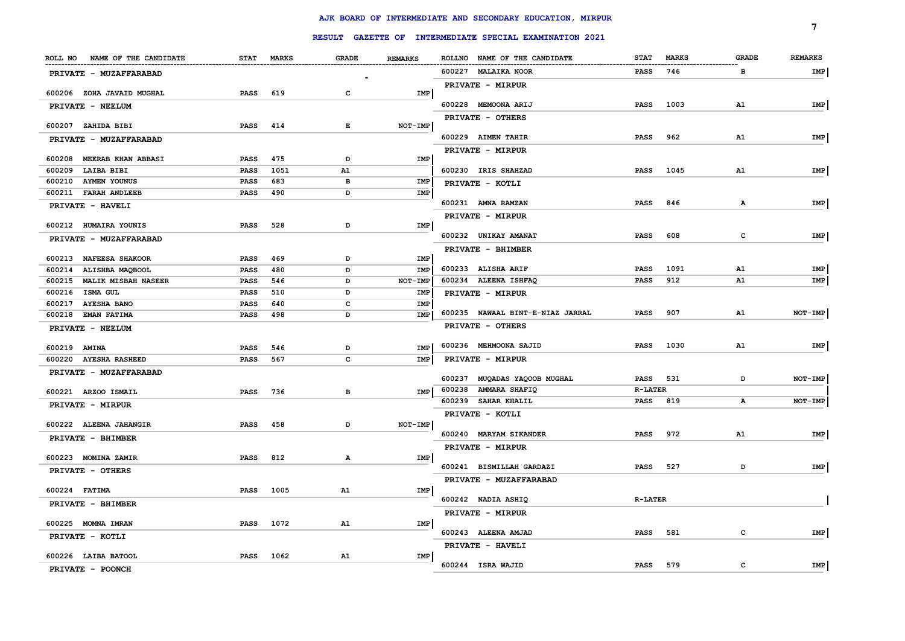# AJK BOARD OF INTERMEDIATE AND SECONDARY EDUCATION, MIRPUR

## RESULT GAZETTE OF INTERMEDIATE SPECIAL EXAMINATION 2021

| ROLL NO | NAME OF THE CANDIDATE | STAT | MARKS | GRADE | REMARKS |
|---|---|---|---|---|---|
| | **PRIVATE - MUZAFFARABAD** | | | | |
| 600206 | ZOHA JAVAID MUGHAL | PASS | 619 | C | IMP |
| | **PRIVATE - NEELUM** | | | | |
| 600207 | ZAHIDA BIBI | PASS | 414 | E | NOT-IMP |
| | **PRIVATE - MUZAFFARABAD** | | | | |
| 600208 | MEERAB KHAN ABBASI | PASS | 475 | D | IMP |
| 600209 | LAIBA BIBI | PASS | 1051 | A1 | |
| 600210 | AYMEN YOUNUS | PASS | 683 | B | IMP |
| 600211 | FARAH ANDLEEB | PASS | 490 | D | IMP |
| | **PRIVATE - HAVELI** | | | | |
| 600212 | HUMAIRA YOUNIS | PASS | 528 | D | IMP |
| | **PRIVATE - MUZAFFARABAD** | | | | |
| 600213 | NAFEESA SHAKOOR | PASS | 469 | D | IMP |
| 600214 | ALISHBA MAQBOOL | PASS | 480 | D | IMP |
| 600215 | MALIK MISBAH NASEER | PASS | 546 | D | NOT-IMP |
| 600216 | ISMA GUL | PASS | 510 | D | IMP |
| 600217 | AYESHA BANO | PASS | 640 | C | IMP |
| 600218 | EMAN FATIMA | PASS | 498 | D | IMP |
| | **PRIVATE - NEELUM** | | | | |
| 600219 | AMINA | PASS | 546 | D | IMP |
| 600220 | AYESHA RASHEED | PASS | 567 | C | IMP |
| | **PRIVATE - MUZAFFARABAD** | | | | |
| 600221 | ARZOO ISMAIL | PASS | 736 | B | IMP |
| | **PRIVATE - MIRPUR** | | | | |
| 600222 | ALEENA JAHANGIR | PASS | 458 | D | NOT-IMP |
| | **PRIVATE - BHIMBER** | | | | |
| 600223 | MOMINA ZAMIR | PASS | 812 | A | IMP |
| | **PRIVATE - OTHERS** | | | | |
| 600224 | FATIMA | PASS | 1005 | A1 | IMP |
| | **PRIVATE - BHIMBER** | | | | |
| 600225 | MOMNA IMRAN | PASS | 1072 | A1 | IMP |
| | **PRIVATE - KOTLI** | | | | |
| 600226 | LAIBA BATOOL | PASS | 1062 | A1 | IMP |
| | **PRIVATE - POONCH** | | | | |
| 600227 | MALAIKA NOOR | PASS | 746 | B | IMP |
| | **PRIVATE - MIRPUR** | | | | |
| 600228 | MEMOONA ARIJ | PASS | 1003 | A1 | IMP |
| | **PRIVATE - OTHERS** | | | | |
| 600229 | AIMEN TAHIR | PASS | 962 | A1 | IMP |
| | **PRIVATE - MIRPUR** | | | | |
| 600230 | IRIS SHAHZAD | PASS | 1045 | A1 | IMP |
| | **PRIVATE - KOTLI** | | | | |
| 600231 | AMNA RAMZAN | PASS | 846 | A | IMP |
| | **PRIVATE - MIRPUR** | | | | |
| 600232 | UNIKAY AMANAT | PASS | 608 | C | IMP |
| | **PRIVATE - BHIMBER** | | | | |
| 600233 | ALISHA ARIF | PASS | 1091 | A1 | IMP |
| 600234 | ALEENA ISHFAQ | PASS | 912 | A1 | IMP |
| | **PRIVATE - MIRPUR** | | | | |
| 600235 | NAWAAL BINT-E-NIAZ JARRAL | PASS | 907 | A1 | NOT-IMP |
| | **PRIVATE - OTHERS** | | | | |
| 600236 | MEHMOONA SAJID | PASS | 1030 | A1 | IMP |
| | **PRIVATE - MIRPUR** | | | | |
| 600237 | MUQADAS YAQOOB MUGHAL | PASS | 531 | D | NOT-IMP |
| 600238 | AMMARA SHAFIQ | R-LATER | | | |
| 600239 | SAHAR KHALIL | PASS | 819 | A | NOT-IMP |
| | **PRIVATE - KOTLI** | | | | |
| 600240 | MARYAM SIKANDER | PASS | 972 | A1 | IMP |
| | **PRIVATE - MIRPUR** | | | | |
| 600241 | BISMILLAH GARDAZI | PASS | 527 | D | IMP |
| | **PRIVATE - MUZAFFARABAD** | | | | |
| 600242 | NADIA ASHIQ | R-LATER | | | |
| | **PRIVATE - MIRPUR** | | | | |
| 600243 | ALEENA AMJAD | PASS | 581 | C | IMP |
| | **PRIVATE - HAVELI** | | | | |
| 600244 | ISRA WAJID | PASS | 579 | C | IMP |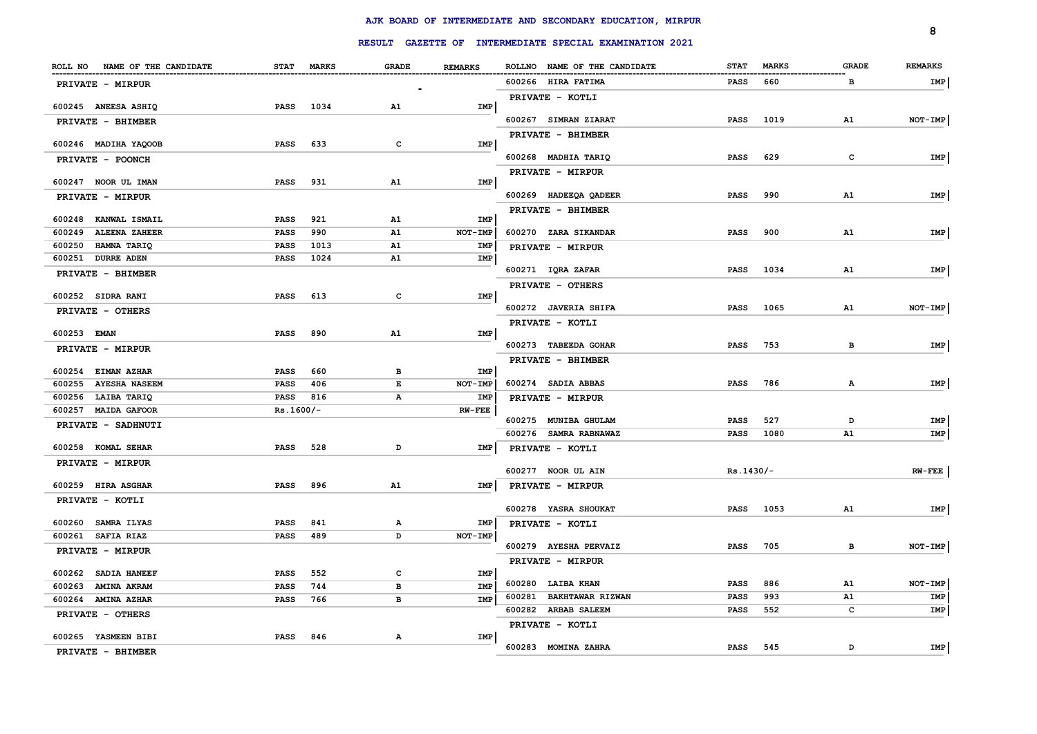# AJK BOARD OF INTERMEDIATE AND SECONDARY EDUCATION, MIRPUR

## RESULT GAZETTE OF INTERMEDIATE SPECIAL EXAMINATION 2021

| ROLL NO | NAME OF THE CANDIDATE | STAT | MARKS | GRADE | REMARKS |
|---|---|---|---|---|---|
| **PRIVATE - MIRPUR** | | | | | |
| 600245 | ANEESA ASHIQ | PASS | 1034 | A1 | IMP |
| **PRIVATE - BHIMBER** | | | | | |
| 600246 | MADIHA YAQOOB | PASS | 633 | C | IMP |
| **PRIVATE - POONCH** | | | | | |
| 600247 | NOOR UL IMAN | PASS | 931 | A1 | IMP |
| **PRIVATE - MIRPUR** | | | | | |
| 600248 | KANWAL ISMAIL | PASS | 921 | A1 | IMP |
| 600249 | ALEENA ZAHEER | PASS | 990 | A1 | NOT-IMP |
| 600250 | HAMNA TARIQ | PASS | 1013 | A1 | IMP |
| 600251 | DURRE ADEN | PASS | 1024 | A1 | IMP |
| **PRIVATE - BHIMBER** | | | | | |
| 600252 | SIDRA RANI | PASS | 613 | C | IMP |
| **PRIVATE - OTHERS** | | | | | |
| 600253 | EMAN | PASS | 890 | A1 | IMP |
| **PRIVATE - MIRPUR** | | | | | |
| 600254 | EIMAN AZHAR | PASS | 660 | B | IMP |
| 600255 | AYESHA NASEEM | PASS | 406 | E | NOT-IMP |
| 600256 | LAIBA TARIQ | PASS | 816 | A | IMP |
| 600257 | MAIDA GAFOOR | Rs.1600/- | | | RW-FEE |
| **PRIVATE - SADHNUTI** | | | | | |
| 600258 | KOMAL SEHAR | PASS | 528 | D | IMP |
| **PRIVATE - MIRPUR** | | | | | |
| 600259 | HIRA ASGHAR | PASS | 896 | A1 | IMP |
| **PRIVATE - KOTLI** | | | | | |
| 600260 | SAMRA ILYAS | PASS | 841 | A | IMP |
| 600261 | SAFIA RIAZ | PASS | 489 | D | NOT-IMP |
| **PRIVATE - MIRPUR** | | | | | |
| 600262 | SADIA HANEEF | PASS | 552 | C | IMP |
| 600263 | AMINA AKRAM | PASS | 744 | B | IMP |
| 600264 | AMINA AZHAR | PASS | 766 | B | IMP |
| **PRIVATE - OTHERS** | | | | | |
| 600265 | YASMEEN BIBI | PASS | 846 | A | IMP |
| **PRIVATE - BHIMBER** | | | | | |
| 600266 | HIRA FATIMA | PASS | 660 | B | IMP |
| **PRIVATE - KOTLI** | | | | | |
| 600267 | SIMRAN ZIARAT | PASS | 1019 | A1 | NOT-IMP |
| **PRIVATE - BHIMBER** | | | | | |
| 600268 | MADHIA TARIQ | PASS | 629 | C | IMP |
| **PRIVATE - MIRPUR** | | | | | |
| 600269 | HADEEQA QADEER | PASS | 990 | A1 | IMP |
| **PRIVATE - BHIMBER** | | | | | |
| 600270 | ZARA SIKANDAR | PASS | 900 | A1 | IMP |
| **PRIVATE - MIRPUR** | | | | | |
| 600271 | IQRA ZAFAR | PASS | 1034 | A1 | IMP |
| **PRIVATE - OTHERS** | | | | | |
| 600272 | JAVERIA SHIFA | PASS | 1065 | A1 | NOT-IMP |
| **PRIVATE - KOTLI** | | | | | |
| 600273 | TABEEDA GOHAR | PASS | 753 | B | IMP |
| **PRIVATE - BHIMBER** | | | | | |
| 600274 | SADIA ABBAS | PASS | 786 | A | IMP |
| **PRIVATE - MIRPUR** | | | | | |
| 600275 | MUNIBA GHULAM | PASS | 527 | D | IMP |
| 600276 | SAMRA RABNAWAZ | PASS | 1080 | A1 | IMP |
| **PRIVATE - KOTLI** | | | | | |
| 600277 | NOOR UL AIN | Rs.1430/- | | | RW-FEE |
| **PRIVATE - MIRPUR** | | | | | |
| 600278 | YASRA SHOUKAT | PASS | 1053 | A1 | IMP |
| **PRIVATE - KOTLI** | | | | | |
| 600279 | AYESHA PERVAIZ | PASS | 705 | B | NOT-IMP |
| **PRIVATE - MIRPUR** | | | | | |
| 600280 | LAIBA KHAN | PASS | 886 | A1 | NOT-IMP |
| 600281 | BAKHTAWAR RIZWAN | PASS | 993 | A1 | IMP |
| 600282 | ARBAB SALEEM | PASS | 552 | C | IMP |
| **PRIVATE - KOTLI** | | | | | |
| 600283 | MOMINA ZAHRA | PASS | 545 | D | IMP |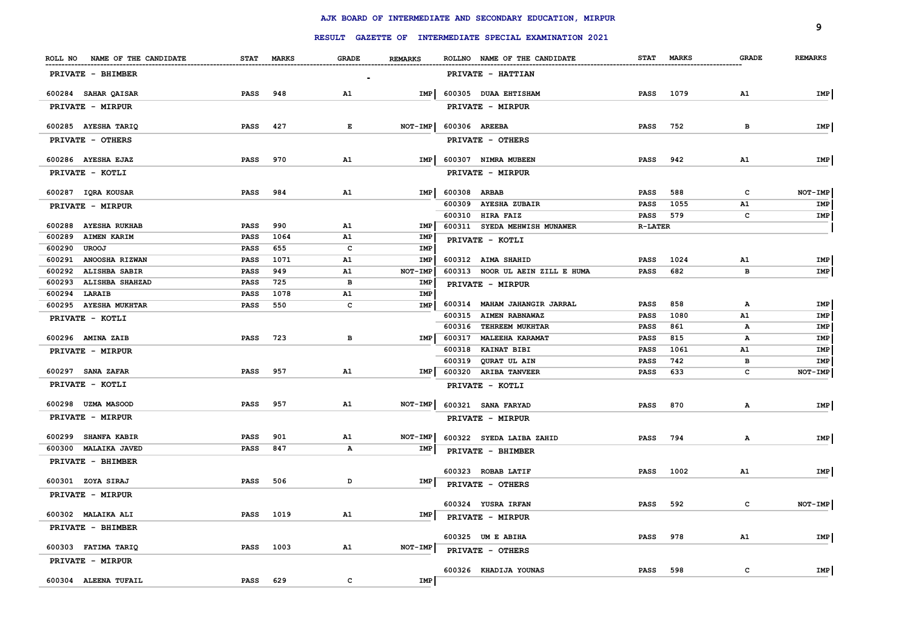# AJK BOARD OF INTERMEDIATE AND SECONDARY EDUCATION, MIRPUR

## RESULT GAZETTE OF INTERMEDIATE SPECIAL EXAMINATION 2021

| ROLL NO | NAME OF THE CANDIDATE | STAT | MARKS | GRADE | REMARKS |
|---|---|---|---|---|---|
| **PRIVATE - BHIMBER** | | | | | |
| 600284 | SAHAR QAISAR | PASS | 948 | A1 | IMP |
| **PRIVATE - MIRPUR** | | | | | |
| 600285 | AYESHA TARIQ | PASS | 427 | E | NOT-IMP |
| **PRIVATE - OTHERS** | | | | | |
| 600286 | AYESHA EJAZ | PASS | 970 | A1 | IMP |
| **PRIVATE - KOTLI** | | | | | |
| 600287 | IQRA KOUSAR | PASS | 984 | A1 | IMP |
| **PRIVATE - MIRPUR** | | | | | |
| 600288 | AYESHA RUKHAB | PASS | 990 | A1 | IMP |
| 600289 | AIMEN KARIM | PASS | 1064 | A1 | IMP |
| 600290 | UROOJ | PASS | 655 | C | IMP |
| 600291 | ANOOSHA RIZWAN | PASS | 1071 | A1 | IMP |
| 600292 | ALISHBA SABIR | PASS | 949 | A1 | NOT-IMP |
| 600293 | ALISHBA SHAHZAD | PASS | 725 | B | IMP |
| 600294 | LARAIB | PASS | 1078 | A1 | IMP |
| 600295 | AYESHA MUKHTAR | PASS | 550 | C | IMP |
| **PRIVATE - KOTLI** | | | | | |
| 600296 | AMINA ZAIB | PASS | 723 | B | IMP |
| **PRIVATE - MIRPUR** | | | | | |
| 600297 | SANA ZAFAR | PASS | 957 | A1 | IMP |
| **PRIVATE - KOTLI** | | | | | |
| 600298 | UZMA MASOOD | PASS | 957 | A1 | NOT-IMP |
| **PRIVATE - MIRPUR** | | | | | |
| 600299 | SHANFA KABIR | PASS | 901 | A1 | NOT-IMP |
| 600300 | MALAIKA JAVED | PASS | 847 | A | IMP |
| **PRIVATE - BHIMBER** | | | | | |
| 600301 | ZOYA SIRAJ | PASS | 506 | D | IMP |
| **PRIVATE - MIRPUR** | | | | | |
| 600302 | MALAIKA ALI | PASS | 1019 | A1 | IMP |
| **PRIVATE - BHIMBER** | | | | | |
| 600303 | FATIMA TARIQ | PASS | 1003 | A1 | NOT-IMP |
| **PRIVATE - MIRPUR** | | | | | |
| 600304 | ALEENA TUFAIL | PASS | 629 | C | IMP |
| **PRIVATE - HATTIAN** | | | | | |
| 600305 | DUAA EHTISHAM | PASS | 1079 | A1 | IMP |
| **PRIVATE - MIRPUR** | | | | | |
| 600306 | AREEBA | PASS | 752 | B | IMP |
| **PRIVATE - OTHERS** | | | | | |
| 600307 | NIMRA MUBEEN | PASS | 942 | A1 | IMP |
| **PRIVATE - MIRPUR** | | | | | |
| 600308 | ARBAB | PASS | 588 | C | NOT-IMP |
| 600309 | AYESHA ZUBAIR | PASS | 1055 | A1 | IMP |
| 600310 | HIRA FAIZ | PASS | 579 | C | IMP |
| 600311 | SYEDA MEHWISH MUNAWER | R-LATER | | | |
| **PRIVATE - KOTLI** | | | | | |
| 600312 | AIMA SHAHID | PASS | 1024 | A1 | IMP |
| 600313 | NOOR UL AEIN ZILL E HUMA | PASS | 682 | B | IMP |
| **PRIVATE - MIRPUR** | | | | | |
| 600314 | MAHAM JAHANGIR JARRAL | PASS | 858 | A | IMP |
| 600315 | AIMEN RABNAWAZ | PASS | 1080 | A1 | IMP |
| 600316 | TEHREEM MUKHTAR | PASS | 861 | A | IMP |
| 600317 | MALEEHA KARAMAT | PASS | 815 | A | IMP |
| 600318 | KAINAT BIBI | PASS | 1061 | A1 | IMP |
| 600319 | QURAT UL AIN | PASS | 742 | B | IMP |
| 600320 | ARIBA TANVEER | PASS | 633 | C | NOT-IMP |
| **PRIVATE - KOTLI** | | | | | |
| 600321 | SANA FARYAD | PASS | 870 | A | IMP |
| **PRIVATE - MIRPUR** | | | | | |
| 600322 | SYEDA LAIBA ZAHID | PASS | 794 | A | IMP |
| **PRIVATE - BHIMBER** | | | | | |
| 600323 | ROBAB LATIF | PASS | 1002 | A1 | IMP |
| **PRIVATE - OTHERS** | | | | | |
| 600324 | YUSRA IRFAN | PASS | 592 | C | NOT-IMP |
| **PRIVATE - MIRPUR** | | | | | |
| 600325 | UM E ABIHA | PASS | 978 | A1 | IMP |
| **PRIVATE - OTHERS** | | | | | |
| 600326 | KHADIJA YOUNAS | PASS | 598 | C | IMP |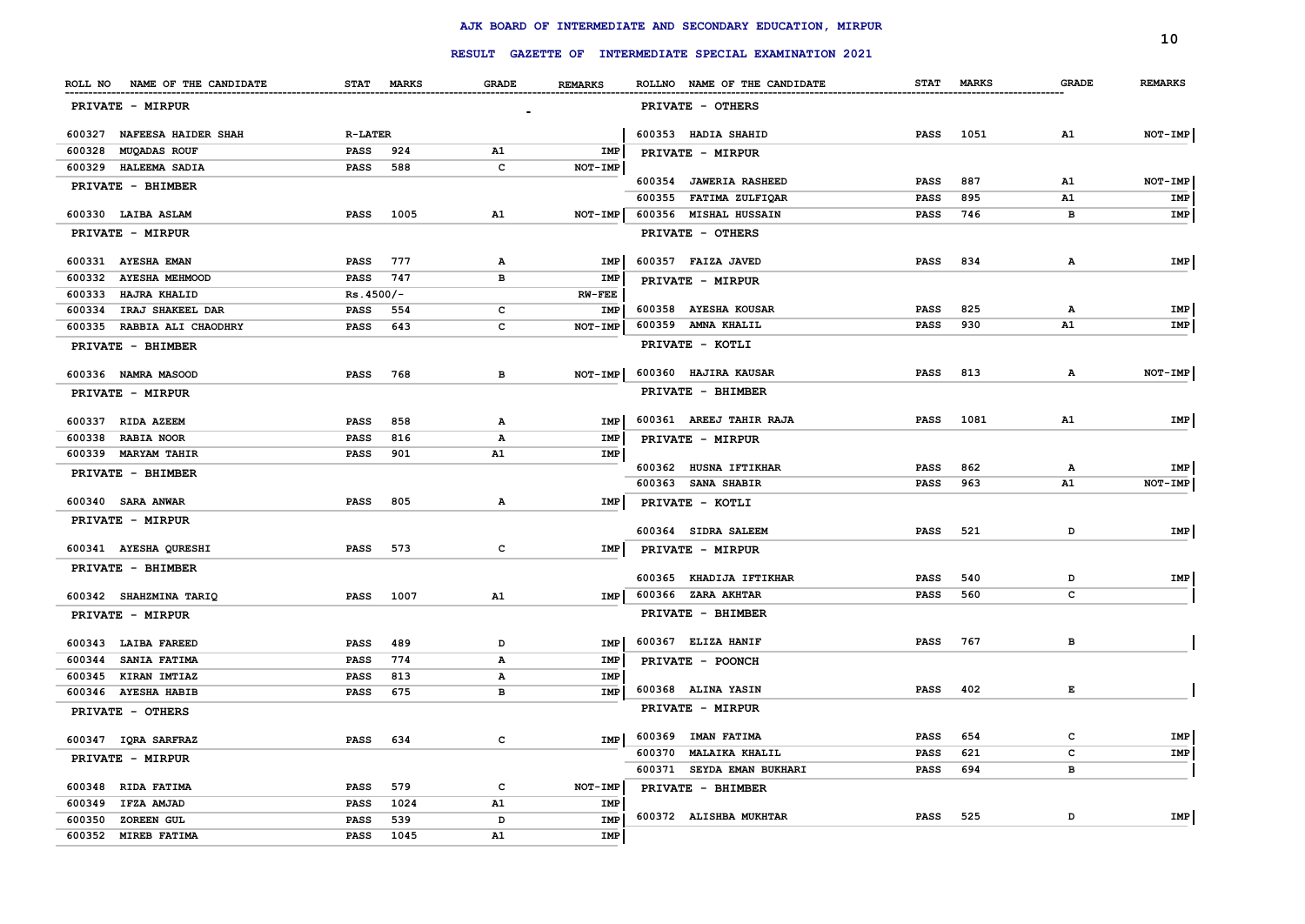# AJK BOARD OF INTERMEDIATE AND SECONDARY EDUCATION, MIRPUR

## RESULT GAZETTE OF INTERMEDIATE SPECIAL EXAMINATION 2021

| ROLL NO | NAME OF THE CANDIDATE | STAT | MARKS | GRADE | REMARKS |
|---|---|---|---|---|---|
| | **PRIVATE - MIRPUR** | | | | |
| 600327 | NAFEESA HAIDER SHAH | R-LATER | | | |
| 600328 | MUQADAS ROUF | PASS | 924 | A1 | IMP |
| 600329 | HALEEMA SADIA | PASS | 588 | C | NOT-IMP |
| | **PRIVATE - BHIMBER** | | | | |
| 600330 | LAIBA ASLAM | PASS | 1005 | A1 | NOT-IMP |
| | **PRIVATE - MIRPUR** | | | | |
| 600331 | AYESHA EMAN | PASS | 777 | A | IMP |
| 600332 | AYESHA MEHMOOD | PASS | 747 | B | IMP |
| 600333 | HAJRA KHALID | Rs.4500/- | | | RW-FEE |
| 600334 | IRAJ SHAKEEL DAR | PASS | 554 | C | IMP |
| 600335 | RABBIA ALI CHAODHRY | PASS | 643 | C | NOT-IMP |
| | **PRIVATE - BHIMBER** | | | | |
| 600336 | NAMRA MASOOD | PASS | 768 | B | NOT-IMP |
| | **PRIVATE - MIRPUR** | | | | |
| 600337 | RIDA AZEEM | PASS | 858 | A | IMP |
| 600338 | RABIA NOOR | PASS | 816 | A | IMP |
| 600339 | MARYAM TAHIR | PASS | 901 | A1 | IMP |
| | **PRIVATE - BHIMBER** | | | | |
| 600340 | SARA ANWAR | PASS | 805 | A | IMP |
| | **PRIVATE - MIRPUR** | | | | |
| 600341 | AYESHA QURESHI | PASS | 573 | C | IMP |
| | **PRIVATE - BHIMBER** | | | | |
| 600342 | SHAHZMINA TARIQ | PASS | 1007 | A1 | IMP |
| | **PRIVATE - MIRPUR** | | | | |
| 600343 | LAIBA FAREED | PASS | 489 | D | IMP |
| 600344 | SANIA FATIMA | PASS | 774 | A | IMP |
| 600345 | KIRAN IMTIAZ | PASS | 813 | A | IMP |
| 600346 | AYESHA HABIB | PASS | 675 | B | IMP |
| | **PRIVATE - OTHERS** | | | | |
| 600347 | IQRA SARFRAZ | PASS | 634 | C | IMP |
| | **PRIVATE - MIRPUR** | | | | |
| 600348 | RIDA FATIMA | PASS | 579 | C | NOT-IMP |
| 600349 | IFZA AMJAD | PASS | 1024 | A1 | IMP |
| 600350 | ZOREEN GUL | PASS | 539 | D | IMP |
| 600352 | MIREB FATIMA | PASS | 1045 | A1 | IMP |
| | **PRIVATE - OTHERS** | | | | |
| 600353 | HADIA SHAHID | PASS | 1051 | A1 | NOT-IMP |
| | **PRIVATE - MIRPUR** | | | | |
| 600354 | JAWERIA RASHEED | PASS | 887 | A1 | NOT-IMP |
| 600355 | FATIMA ZULFIQAR | PASS | 895 | A1 | IMP |
| 600356 | MISHAL HUSSAIN | PASS | 746 | B | IMP |
| | **PRIVATE - OTHERS** | | | | |
| 600357 | FAIZA JAVED | PASS | 834 | A | IMP |
| | **PRIVATE - MIRPUR** | | | | |
| 600358 | AYESHA KOUSAR | PASS | 825 | A | IMP |
| 600359 | AMNA KHALIL | PASS | 930 | A1 | IMP |
| | **PRIVATE - KOTLI** | | | | |
| 600360 | HAJIRA KAUSAR | PASS | 813 | A | NOT-IMP |
| | **PRIVATE - BHIMBER** | | | | |
| 600361 | AREEJ TAHIR RAJA | PASS | 1081 | A1 | IMP |
| | **PRIVATE - MIRPUR** | | | | |
| 600362 | HUSNA IFTIKHAR | PASS | 862 | A | IMP |
| 600363 | SANA SHABIR | PASS | 963 | A1 | NOT-IMP |
| | **PRIVATE - KOTLI** | | | | |
| 600364 | SIDRA SALEEM | PASS | 521 | D | IMP |
| | **PRIVATE - MIRPUR** | | | | |
| 600365 | KHADIJA IFTIKHAR | PASS | 540 | D | IMP |
| 600366 | ZARA AKHTAR | PASS | 560 | C | |
| | **PRIVATE - BHIMBER** | | | | |
| 600367 | ELIZA HANIF | PASS | 767 | B | |
| | **PRIVATE - POONCH** | | | | |
| 600368 | ALINA YASIN | PASS | 402 | E | |
| | **PRIVATE - MIRPUR** | | | | |
| 600369 | IMAN FATIMA | PASS | 654 | C | IMP |
| 600370 | MALAIKA KHALIL | PASS | 621 | C | IMP |
| 600371 | SEYDA EMAN BUKHARI | PASS | 694 | B | |
| | **PRIVATE - BHIMBER** | | | | |
| 600372 | ALISHBA MUKHTAR | PASS | 525 | D | IMP |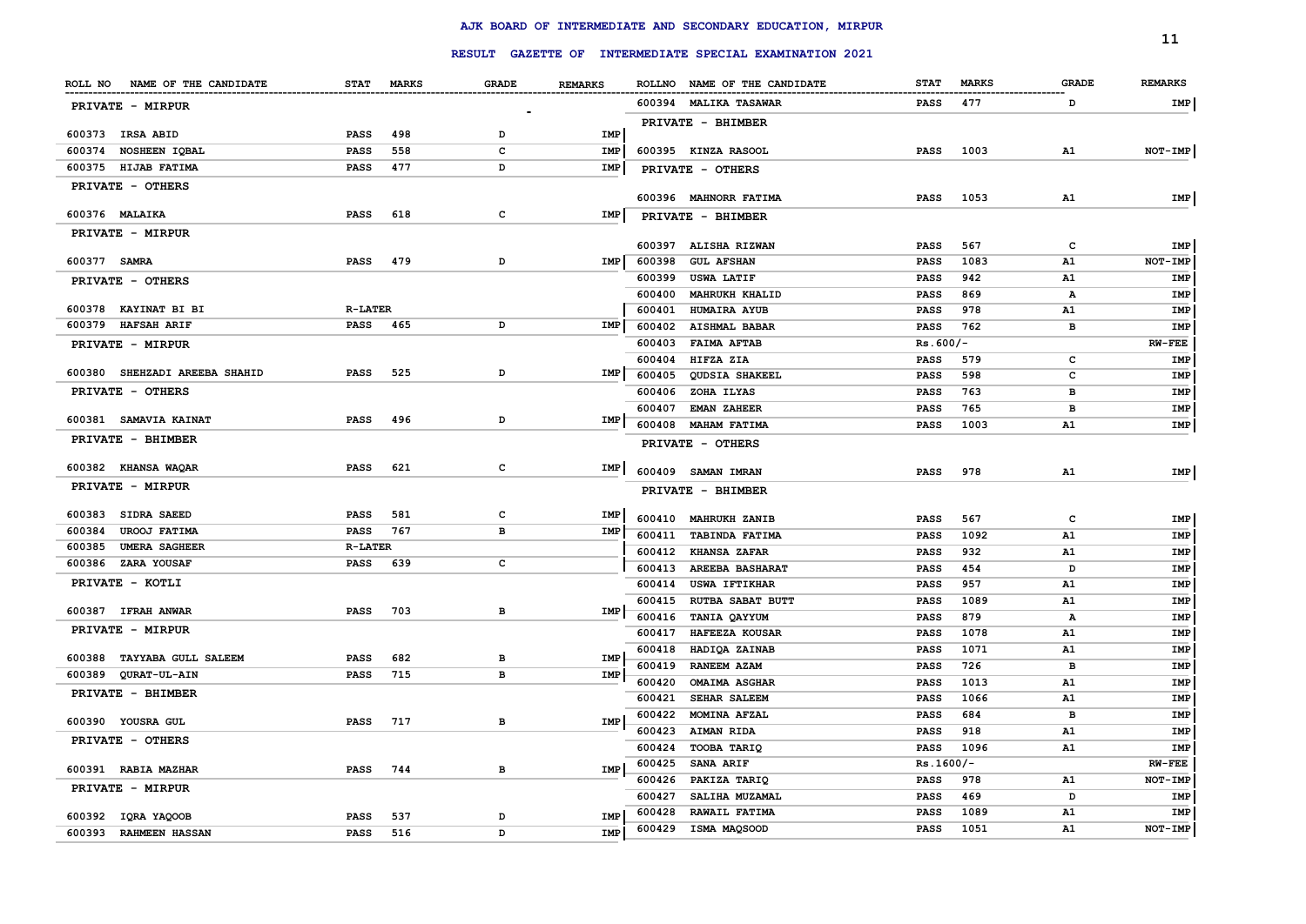# AJK BOARD OF INTERMEDIATE AND SECONDARY EDUCATION, MIRPUR

## RESULT GAZETTE OF INTERMEDIATE SPECIAL EXAMINATION 2021

| ROLL NO | NAME OF THE CANDIDATE | STAT | MARKS | GRADE | REMARKS |
|---|---|---|---|---|---|
| | **PRIVATE - MIRPUR** | | | | |
| 600373 | IRSA ABID | PASS | 498 | D | IMP |
| 600374 | NOSHEEN IQBAL | PASS | 558 | C | IMP |
| 600375 | HIJAB FATIMA | PASS | 477 | D | IMP |
| | **PRIVATE - OTHERS** | | | | |
| 600376 | MALAIKA | PASS | 618 | C | IMP |
| | **PRIVATE - MIRPUR** | | | | |
| 600377 | SAMRA | PASS | 479 | D | IMP |
| | **PRIVATE - OTHERS** | | | | |
| 600378 | KAYINAT BI BI | R-LATER | | | |
| 600379 | HAFSAH ARIF | PASS | 465 | D | IMP |
| | **PRIVATE - MIRPUR** | | | | |
| 600380 | SHEHZADI AREEBA SHAHID | PASS | 525 | D | IMP |
| | **PRIVATE - OTHERS** | | | | |
| 600381 | SAMAVIA KAINAT | PASS | 496 | D | IMP |
| | **PRIVATE - BHIMBER** | | | | |
| 600382 | KHANSA WAQAR | PASS | 621 | C | IMP |
| | **PRIVATE - MIRPUR** | | | | |
| 600383 | SIDRA SAEED | PASS | 581 | C | IMP |
| 600384 | UROOJ FATIMA | PASS | 767 | B | IMP |
| 600385 | UMERA SAGHEER | R-LATER | | | |
| 600386 | ZARA YOUSAF | PASS | 639 | C | |
| | **PRIVATE - KOTLI** | | | | |
| 600387 | IFRAH ANWAR | PASS | 703 | B | IMP |
| | **PRIVATE - MIRPUR** | | | | |
| 600388 | TAYYABA GULL SALEEM | PASS | 682 | B | IMP |
| 600389 | QURAT-UL-AIN | PASS | 715 | B | IMP |
| | **PRIVATE - BHIMBER** | | | | |
| 600390 | YOUSRA GUL | PASS | 717 | B | IMP |
| | **PRIVATE - OTHERS** | | | | |
| 600391 | RABIA MAZHAR | PASS | 744 | B | IMP |
| | **PRIVATE - MIRPUR** | | | | |
| 600392 | IQRA YAQOOB | PASS | 537 | D | IMP |
| 600393 | RAHMEEN HASSAN | PASS | 516 | D | IMP |
| 600394 | MALIKA TASAWAR | PASS | 477 | D | IMP |
| | **PRIVATE - BHIMBER** | | | | |
| 600395 | KINZA RASOOL | PASS | 1003 | A1 | NOT-IMP |
| | **PRIVATE - OTHERS** | | | | |
| 600396 | MAHNORR FATIMA | PASS | 1053 | A1 | IMP |
| | **PRIVATE - BHIMBER** | | | | |
| 600397 | ALISHA RIZWAN | PASS | 567 | C | IMP |
| 600398 | GUL AFSHAN | PASS | 1083 | A1 | NOT-IMP |
| 600399 | USWA LATIF | PASS | 942 | A1 | IMP |
| 600400 | MAHRUKH KHALID | PASS | 869 | A | IMP |
| 600401 | HUMAIRA AYUB | PASS | 978 | A1 | IMP |
| 600402 | AISHMAL BABAR | PASS | 762 | B | IMP |
| 600403 | FAIMA AFTAB | Rs.600/- | | | RW-FEE |
| 600404 | HIFZA ZIA | PASS | 579 | C | IMP |
| 600405 | QUDSIA SHAKEEL | PASS | 598 | C | IMP |
| 600406 | ZOHA ILYAS | PASS | 763 | B | IMP |
| 600407 | EMAN ZAHEER | PASS | 765 | B | IMP |
| 600408 | MAHAM FATIMA | PASS | 1003 | A1 | IMP |
| | **PRIVATE - OTHERS** | | | | |
| 600409 | SAMAN IMRAN | PASS | 978 | A1 | IMP |
| | **PRIVATE - BHIMBER** | | | | |
| 600410 | MAHRUKH ZANIB | PASS | 567 | C | IMP |
| 600411 | TABINDA FATIMA | PASS | 1092 | A1 | IMP |
| 600412 | KHANSA ZAFAR | PASS | 932 | A1 | IMP |
| 600413 | AREEBA BASHARAT | PASS | 454 | D | IMP |
| 600414 | USWA IFTIKHAR | PASS | 957 | A1 | IMP |
| 600415 | RUTBA SABAT BUTT | PASS | 1089 | A1 | IMP |
| 600416 | TANIA QAYYUM | PASS | 879 | A | IMP |
| 600417 | HAFEEZA KOUSAR | PASS | 1078 | A1 | IMP |
| 600418 | HADIQA ZAINAB | PASS | 1071 | A1 | IMP |
| 600419 | RANEEM AZAM | PASS | 726 | B | IMP |
| 600420 | OMAIMA ASGHAR | PASS | 1013 | A1 | IMP |
| 600421 | SEHAR SALEEM | PASS | 1066 | A1 | IMP |
| 600422 | MOMINA AFZAL | PASS | 684 | B | IMP |
| 600423 | AIMAN RIDA | PASS | 918 | A1 | IMP |
| 600424 | TOOBA TARIQ | PASS | 1096 | A1 | IMP |
| 600425 | SANA ARIF | Rs.1600/- | | | RW-FEE |
| 600426 | PAKIZA TARIQ | PASS | 978 | A1 | NOT-IMP |
| 600427 | SALIHA MUZAMAL | PASS | 469 | D | IMP |
| 600428 | RAWAIL FATIMA | PASS | 1089 | A1 | IMP |
| 600429 | ISMA MAQSOOD | PASS | 1051 | A1 | NOT-IMP |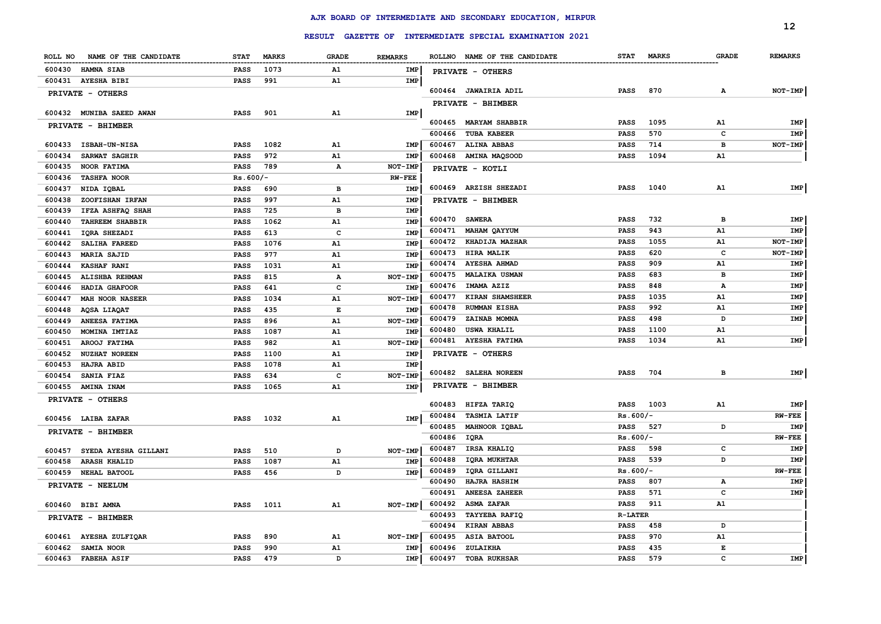# AJK BOARD OF INTERMEDIATE AND SECONDARY EDUCATION, MIRPUR

## RESULT GAZETTE OF INTERMEDIATE SPECIAL EXAMINATION 2021

| ROLL NO | NAME OF THE CANDIDATE | STAT | MARKS | GRADE | REMARKS |
|---|---|---|---|---|---|
| 600430 | HAMNA SIAB | PASS | 1073 | A1 | IMP |
| 600431 | AYESHA BIBI | PASS | 991 | A1 | IMP |
| | **PRIVATE - OTHERS** | | | | |
| 600432 | MUNIBA SAEED AWAN | PASS | 901 | A1 | IMP |
| | **PRIVATE - BHIMBER** | | | | |
| 600433 | ISBAH-UN-NISA | PASS | 1082 | A1 | IMP |
| 600434 | SARWAT SAGHIR | PASS | 972 | A1 | IMP |
| 600435 | NOOR FATIMA | PASS | 789 | A | NOT-IMP |
| 600436 | TASHFA NOOR | Rs.600/- | | | RW-FEE |
| 600437 | NIDA IQBAL | PASS | 690 | B | IMP |
| 600438 | ZOOFISHAN IRFAN | PASS | 997 | A1 | IMP |
| 600439 | IFZA ASHFAQ SHAH | PASS | 725 | B | IMP |
| 600440 | TAHREEM SHABBIR | PASS | 1062 | A1 | IMP |
| 600441 | IQRA SHEZADI | PASS | 613 | C | IMP |
| 600442 | SALIHA FAREED | PASS | 1076 | A1 | IMP |
| 600443 | MARIA SAJID | PASS | 977 | A1 | IMP |
| 600444 | KASHAF RANI | PASS | 1031 | A1 | IMP |
| 600445 | ALISHBA REHMAN | PASS | 815 | A | NOT-IMP |
| 600446 | HADIA GHAFOOR | PASS | 641 | C | IMP |
| 600447 | MAH NOOR NASEER | PASS | 1034 | A1 | NOT-IMP |
| 600448 | AQSA LIAQAT | PASS | 435 | E | IMP |
| 600449 | ANEESA FATIMA | PASS | 896 | A1 | NOT-IMP |
| 600450 | MOMINA IMTIAZ | PASS | 1087 | A1 | IMP |
| 600451 | AROOJ FATIMA | PASS | 982 | A1 | NOT-IMP |
| 600452 | NUZHAT NOREEN | PASS | 1100 | A1 | IMP |
| 600453 | HAJRA ABID | PASS | 1078 | A1 | IMP |
| 600454 | SANIA FIAZ | PASS | 634 | C | NOT-IMP |
| 600455 | AMINA INAM | PASS | 1065 | A1 | IMP |
| | **PRIVATE - OTHERS** | | | | |
| 600456 | LAIBA ZAFAR | PASS | 1032 | A1 | IMP |
| | **PRIVATE - BHIMBER** | | | | |
| 600457 | SYEDA AYESHA GILLANI | PASS | 510 | D | NOT-IMP |
| 600458 | ARASH KHALID | PASS | 1087 | A1 | IMP |
| 600459 | NEHAL BATOOL | PASS | 456 | D | IMP |
| | **PRIVATE - NEELUM** | | | | |
| 600460 | BIBI AMNA | PASS | 1011 | A1 | NOT-IMP |
| | **PRIVATE - BHIMBER** | | | | |
| 600461 | AYESHA ZULFIQAR | PASS | 890 | A1 | NOT-IMP |
| 600462 | SAMIA NOOR | PASS | 990 | A1 | IMP |
| 600463 | FABEHA ASIF | PASS | 479 | D | IMP |
| | **PRIVATE - OTHERS** | | | | |
| 600464 | JAWAIRIA ADIL | PASS | 870 | A | NOT-IMP |
| | **PRIVATE - BHIMBER** | | | | |
| 600465 | MARYAM SHABBIR | PASS | 1095 | A1 | IMP |
| 600466 | TUBA KABEER | PASS | 570 | C | IMP |
| 600467 | ALINA ABBAS | PASS | 714 | B | NOT-IMP |
| 600468 | AMINA MAQSOOD | PASS | 1094 | A1 | |
| | **PRIVATE - KOTLI** | | | | |
| 600469 | ARZISH SHEZADI | PASS | 1040 | A1 | IMP |
| | **PRIVATE - BHIMBER** | | | | |
| 600470 | SAWERA | PASS | 732 | B | IMP |
| 600471 | MAHAM QAYYUM | PASS | 943 | A1 | IMP |
| 600472 | KHADIJA MAZHAR | PASS | 1055 | A1 | NOT-IMP |
| 600473 | HIRA MALIK | PASS | 620 | C | NOT-IMP |
| 600474 | AYESHA AHMAD | PASS | 909 | A1 | IMP |
| 600475 | MALAIKA USMAN | PASS | 683 | B | IMP |
| 600476 | IMAMA AZIZ | PASS | 848 | A | IMP |
| 600477 | KIRAN SHAMSHEER | PASS | 1035 | A1 | IMP |
| 600478 | RUMMAN EISHA | PASS | 992 | A1 | IMP |
| 600479 | ZAINAB MOMNA | PASS | 498 | D | IMP |
| 600480 | USWA KHALIL | PASS | 1100 | A1 | |
| 600481 | AYESHA FATIMA | PASS | 1034 | A1 | IMP |
| | **PRIVATE - OTHERS** | | | | |
| 600482 | SALEHA NOREEN | PASS | 704 | B | IMP |
| | **PRIVATE - BHIMBER** | | | | |
| 600483 | HIFZA TARIQ | PASS | 1003 | A1 | IMP |
| 600484 | TASMIA LATIF | Rs.600/- | | | RW-FEE |
| 600485 | MAHNOOR IQBAL | PASS | 527 | D | IMP |
| 600486 | IQRA | Rs.600/- | | | RW-FEE |
| 600487 | IRSA KHALIQ | PASS | 598 | C | IMP |
| 600488 | IQRA MUKHTAR | PASS | 539 | D | IMP |
| 600489 | IQRA GILLANI | Rs.600/- | | | RW-FEE |
| 600490 | HAJRA HASHIM | PASS | 807 | A | IMP |
| 600491 | ANEESA ZAHEER | PASS | 571 | C | IMP |
| 600492 | ASMA ZAFAR | PASS | 911 | A1 | |
| 600493 | TAYYEBA RAFIQ | R-LATER | | | |
| 600494 | KIRAN ABBAS | PASS | 458 | D | |
| 600495 | ASIA BATOOL | PASS | 970 | A1 | |
| 600496 | ZULAIKHA | PASS | 435 | E | |
| 600497 | TOBA RUKHSAR | PASS | 579 | C | IMP |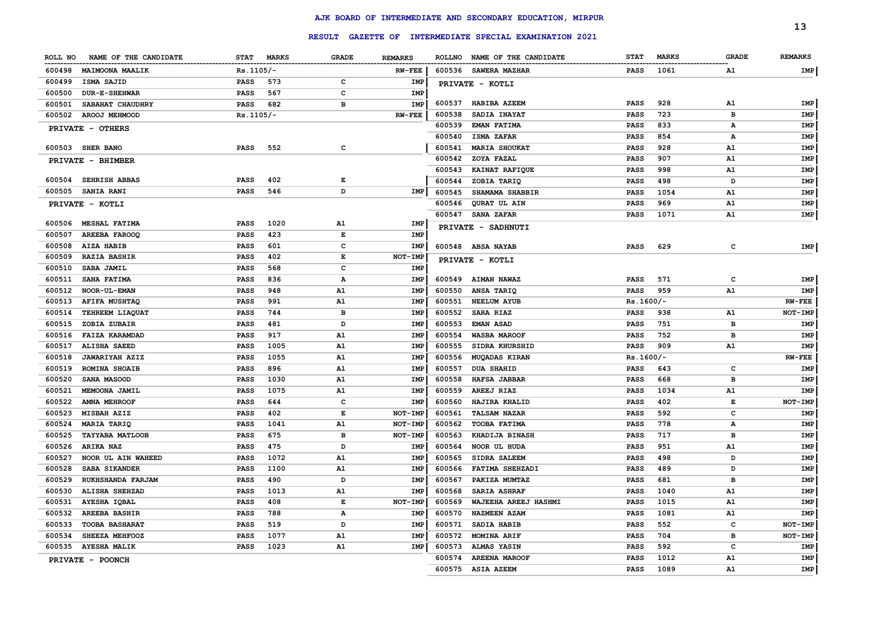# AJK BOARD OF INTERMEDIATE AND SECONDARY EDUCATION, MIRPUR

## RESULT GAZETTE OF INTERMEDIATE SPECIAL EXAMINATION 2021

| ROLL NO | NAME OF THE CANDIDATE | STAT | MARKS | GRADE | REMARKS |
|---|---|---|---|---|---|
| 600498 | MAIMOONA MAALIK | Rs.1105/- | | | RW-FEE |
| 600499 | ISMA SAJID | PASS | 573 | C | IMP |
| 600500 | DUR-E-SHEHWAR | PASS | 567 | C | IMP |
| 600501 | SABAHAT CHAUDHRY | PASS | 682 | B | IMP |
| 600502 | AROOJ MEHMOOD | Rs.1105/- | | | RW-FEE |
| **PRIVATE - OTHERS** | | | | | |
| 600503 | SHER BANO | PASS | 552 | C | |
| **PRIVATE - BHIMBER** | | | | | |
| 600504 | SEHRISH ABBAS | PASS | 402 | E | |
| 600505 | SANIA RANI | PASS | 546 | D | IMP |
| **PRIVATE - KOTLI** | | | | | |
| 600506 | MESHAL FATIMA | PASS | 1020 | A1 | IMP |
| 600507 | AREEBA FAROOQ | PASS | 423 | E | IMP |
| 600508 | AIZA HABIB | PASS | 601 | C | IMP |
| 600509 | RAZIA BASHIR | PASS | 402 | E | NOT-IMP |
| 600510 | SABA JAMIL | PASS | 568 | C | IMP |
| 600511 | SANA FATIMA | PASS | 836 | A | IMP |
| 600512 | NOOR-UL-EMAN | PASS | 948 | A1 | IMP |
| 600513 | AFIFA MUSHTAQ | PASS | 991 | A1 | IMP |
| 600514 | TEHREEM LIAQUAT | PASS | 744 | B | IMP |
| 600515 | ZOBIA ZUBAIR | PASS | 481 | D | IMP |
| 600516 | FAIZA KARAMDAD | PASS | 917 | A1 | IMP |
| 600517 | ALISHA SAEED | PASS | 1005 | A1 | IMP |
| 600518 | JAWARIYAH AZIZ | PASS | 1055 | A1 | IMP |
| 600519 | ROMINA SHOAIB | PASS | 896 | A1 | IMP |
| 600520 | SANA MASOOD | PASS | 1030 | A1 | IMP |
| 600521 | MEMOONA JAMIL | PASS | 1075 | A1 | IMP |
| 600522 | AMNA MEHROOF | PASS | 644 | C | IMP |
| 600523 | MISBAH AZIZ | PASS | 402 | E | NOT-IMP |
| 600524 | MARIA TARIQ | PASS | 1041 | A1 | NOT-IMP |
| 600525 | TAYYABA MATLOOB | PASS | 675 | B | NOT-IMP |
| 600526 | ARIKA NAZ | PASS | 475 | D | IMP |
| 600527 | NOOR UL AIN WAHEED | PASS | 1072 | A1 | IMP |
| 600528 | SABA SIKANDER | PASS | 1100 | A1 | IMP |
| 600529 | RUKHSHANDA FARJAM | PASS | 490 | D | IMP |
| 600530 | ALISHA SHEHZAD | PASS | 1013 | A1 | IMP |
| 600531 | AYESHA IQBAL | PASS | 408 | E | NOT-IMP |
| 600532 | AREEBA BASHIR | PASS | 788 | A | IMP |
| 600533 | TOOBA BASHARAT | PASS | 519 | D | IMP |
| 600534 | SHEEZA MEHFOOZ | PASS | 1077 | A1 | IMP |
| 600535 | AYESHA MALIK | PASS | 1023 | A1 | IMP |
| **PRIVATE - POONCH** | | | | | |
| 600536 | SAWERA MAZHAR | PASS | 1061 | A1 | IMP |
| **PRIVATE - KOTLI** | | | | | |
| 600537 | HABIBA AZEEM | PASS | 928 | A1 | IMP |
| 600538 | SADIA INAYAT | PASS | 723 | B | IMP |
| 600539 | EMAN FATIMA | PASS | 833 | A | IMP |
| 600540 | ISMA ZAFAR | PASS | 854 | A | IMP |
| 600541 | MARIA SHOUKAT | PASS | 928 | A1 | IMP |
| 600542 | ZOYA FAZAL | PASS | 907 | A1 | IMP |
| 600543 | KAINAT RAFIQUE | PASS | 998 | A1 | IMP |
| 600544 | ZOBIA TARIQ | PASS | 498 | D | IMP |
| 600545 | SHAMAMA SHABBIR | PASS | 1054 | A1 | IMP |
| 600546 | QURAT UL AIN | PASS | 969 | A1 | IMP |
| 600547 | SANA ZAFAR | PASS | 1071 | A1 | IMP |
| **PRIVATE - SADHNUTI** | | | | | |
| 600548 | ABSA NAYAB | PASS | 629 | C | IMP |
| **PRIVATE - KOTLI** | | | | | |
| 600549 | AIMAN NAWAZ | PASS | 571 | C | IMP |
| 600550 | ANSA TARIQ | PASS | 959 | A1 | IMP |
| 600551 | NEELUM AYUB | Rs.1600/- | | | RW-FEE |
| 600552 | SARA RIAZ | PASS | 938 | A1 | NOT-IMP |
| 600553 | EMAN ASAD | PASS | 751 | B | IMP |
| 600554 | WASBA MAROOF | PASS | 752 | B | IMP |
| 600555 | SIDRA KHURSHID | PASS | 909 | A1 | IMP |
| 600556 | MUQADAS KIRAN | Rs.1600/- | | | RW-FEE |
| 600557 | DUA SHAHID | PASS | 643 | C | IMP |
| 600558 | HAFSA JABBAR | PASS | 668 | B | IMP |
| 600559 | AREEJ RIAZ | PASS | 1034 | A1 | IMP |
| 600560 | HAJIRA KHALID | PASS | 402 | E | NOT-IMP |
| 600561 | TALSAM NAZAR | PASS | 592 | C | IMP |
| 600562 | TOOBA FATIMA | PASS | 778 | A | IMP |
| 600563 | KHADIJA BINASH | PASS | 717 | B | IMP |
| 600564 | NOOR UL HUDA | PASS | 951 | A1 | IMP |
| 600565 | SIDRA SALEEM | PASS | 498 | D | IMP |
| 600566 | FATIMA SHEHZADI | PASS | 489 | D | IMP |
| 600567 | PAKIZA MUMTAZ | PASS | 681 | B | IMP |
| 600568 | SARIA ASHRAF | PASS | 1040 | A1 | IMP |
| 600569 | WAJEEHA AREEJ HASHMI | PASS | 1015 | A1 | IMP |
| 600570 | NAZMEEN AZAM | PASS | 1081 | A1 | IMP |
| 600571 | SADIA HABIB | PASS | 552 | C | NOT-IMP |
| 600572 | MOMINA ARIF | PASS | 704 | B | NOT-IMP |
| 600573 | ALMAS YASIN | PASS | 592 | C | IMP |
| 600574 | AREENA MAROOF | PASS | 1012 | A1 | IMP |
| 600575 | ASIA AZEEM | PASS | 1089 | A1 | IMP |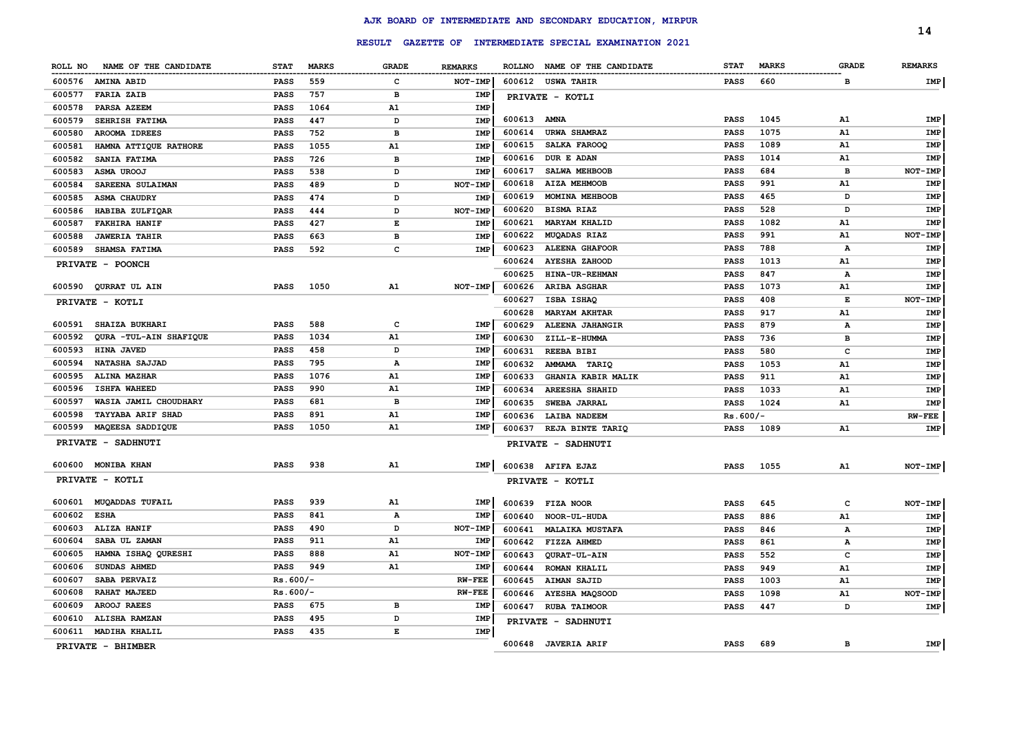# AJK BOARD OF INTERMEDIATE AND SECONDARY EDUCATION, MIRPUR

## RESULT GAZETTE OF INTERMEDIATE SPECIAL EXAMINATION 2021

| ROLL NO | NAME OF THE CANDIDATE | STAT | MARKS | GRADE | REMARKS |
|---|---|---|---|---|---|
| 600576 | AMINA ABID | PASS | 559 | C | NOT-IMP |
| 600577 | FARIA ZAIB | PASS | 757 | B | IMP |
| 600578 | PARSA AZEEM | PASS | 1064 | A1 | IMP |
| 600579 | SEHRISH FATIMA | PASS | 447 | D | IMP |
| 600580 | AROOMA IDREES | PASS | 752 | B | IMP |
| 600581 | HAMNA ATTIQUE RATHORE | PASS | 1055 | A1 | IMP |
| 600582 | SANIA FATIMA | PASS | 726 | B | IMP |
| 600583 | ASMA UROOJ | PASS | 538 | D | IMP |
| 600584 | SAREENA SULAIMAN | PASS | 489 | D | NOT-IMP |
| 600585 | ASMA CHAUDRY | PASS | 474 | D | IMP |
| 600586 | HABIBA ZULFIQAR | PASS | 444 | D | NOT-IMP |
| 600587 | FAKHIRA HANIF | PASS | 427 | E | IMP |
| 600588 | JAWERIA TAHIR | PASS | 663 | B | IMP |
| 600589 | SHAMSA FATIMA | PASS | 592 | C | IMP |
| | **PRIVATE - POONCH** | | | | |
| 600590 | QURRAT UL AIN | PASS | 1050 | A1 | NOT-IMP |
| | **PRIVATE - KOTLI** | | | | |
| 600591 | SHAIZA BUKHARI | PASS | 588 | C | IMP |
| 600592 | QURA -TUL-AIN SHAFIQUE | PASS | 1034 | A1 | IMP |
| 600593 | HINA JAVED | PASS | 458 | D | IMP |
| 600594 | NATASHA SAJJAD | PASS | 795 | A | IMP |
| 600595 | ALINA MAZHAR | PASS | 1076 | A1 | IMP |
| 600596 | ISHFA WAHEED | PASS | 990 | A1 | IMP |
| 600597 | WASIA JAMIL CHOUDHARY | PASS | 681 | B | IMP |
| 600598 | TAYYABA ARIF SHAD | PASS | 891 | A1 | IMP |
| 600599 | MAQEESA SADDIQUE | PASS | 1050 | A1 | IMP |
| | **PRIVATE - SADHNUTI** | | | | |
| 600600 | MONIBA KHAN | PASS | 938 | A1 | IMP |
| | **PRIVATE - KOTLI** | | | | |
| 600601 | MUQADDAS TUFAIL | PASS | 939 | A1 | IMP |
| 600602 | ESHA | PASS | 841 | A | IMP |
| 600603 | ALIZA HANIF | PASS | 490 | D | NOT-IMP |
| 600604 | SABA UL ZAMAN | PASS | 911 | A1 | IMP |
| 600605 | HAMNA ISHAQ QURESHI | PASS | 888 | A1 | NOT-IMP |
| 600606 | SUNDAS AHMED | PASS | 949 | A1 | IMP |
| 600607 | SABA PERVAIZ | Rs.600/- | | | RW-FEE |
| 600608 | RAHAT MAJEED | Rs.600/- | | | RW-FEE |
| 600609 | AROOJ RAEES | PASS | 675 | B | IMP |
| 600610 | ALISHA RAMZAN | PASS | 495 | D | IMP |
| 600611 | MADIHA KHALIL | PASS | 435 | E | IMP |
| | **PRIVATE - BHIMBER** | | | | |
| 600612 | USWA TAHIR | PASS | 660 | B | IMP |
| | **PRIVATE - KOTLI** | | | | |
| 600613 | AMNA | PASS | 1045 | A1 | IMP |
| 600614 | URWA SHAMRAZ | PASS | 1075 | A1 | IMP |
| 600615 | SALKA FAROOQ | PASS | 1089 | A1 | IMP |
| 600616 | DUR E ADAN | PASS | 1014 | A1 | IMP |
| 600617 | SALWA MEHBOOB | PASS | 684 | B | NOT-IMP |
| 600618 | AIZA MEHMOOB | PASS | 991 | A1 | IMP |
| 600619 | MOMINA MEHBOOB | PASS | 465 | D | IMP |
| 600620 | BISMA RIAZ | PASS | 528 | D | IMP |
| 600621 | MARYAM KHALID | PASS | 1082 | A1 | IMP |
| 600622 | MUQADAS RIAZ | PASS | 991 | A1 | NOT-IMP |
| 600623 | ALEENA GHAFOOR | PASS | 788 | A | IMP |
| 600624 | AYESHA ZAHOOD | PASS | 1013 | A1 | IMP |
| 600625 | HINA-UR-REHMAN | PASS | 847 | A | IMP |
| 600626 | ARIBA ASGHAR | PASS | 1073 | A1 | IMP |
| 600627 | ISBA ISHAQ | PASS | 408 | E | NOT-IMP |
| 600628 | MARYAM AKHTAR | PASS | 917 | A1 | IMP |
| 600629 | ALEENA JAHANGIR | PASS | 879 | A | IMP |
| 600630 | ZILL-E-HUMMA | PASS | 736 | B | IMP |
| 600631 | REEBA BIBI | PASS | 580 | C | IMP |
| 600632 | AMMAMA TARIQ | PASS | 1053 | A1 | IMP |
| 600633 | GHANIA KABIR MALIK | PASS | 911 | A1 | IMP |
| 600634 | AREESHA SHAHID | PASS | 1033 | A1 | IMP |
| 600635 | SWEBA JARRAL | PASS | 1024 | A1 | IMP |
| 600636 | LAIBA NADEEM | Rs.600/- | | | RW-FEE |
| 600637 | REJA BINTE TARIQ | PASS | 1089 | A1 | IMP |
| | **PRIVATE - SADHNUTI** | | | | |
| 600638 | AFIFA EJAZ | PASS | 1055 | A1 | NOT-IMP |
| | **PRIVATE - KOTLI** | | | | |
| 600639 | FIZA NOOR | PASS | 645 | C | NOT-IMP |
| 600640 | NOOR-UL-HUDA | PASS | 886 | A1 | IMP |
| 600641 | MALAIKA MUSTAFA | PASS | 846 | A | IMP |
| 600642 | FIZZA AHMED | PASS | 861 | A | IMP |
| 600643 | QURAT-UL-AIN | PASS | 552 | C | IMP |
| 600644 | ROMAN KHALIL | PASS | 949 | A1 | IMP |
| 600645 | AIMAN SAJID | PASS | 1003 | A1 | IMP |
| 600646 | AYESHA MAQSOOD | PASS | 1098 | A1 | NOT-IMP |
| 600647 | RUBA TAIMOOR | PASS | 447 | D | IMP |
| | **PRIVATE - SADHNUTI** | | | | |
| 600648 | JAVERIA ARIF | PASS | 689 | B | IMP |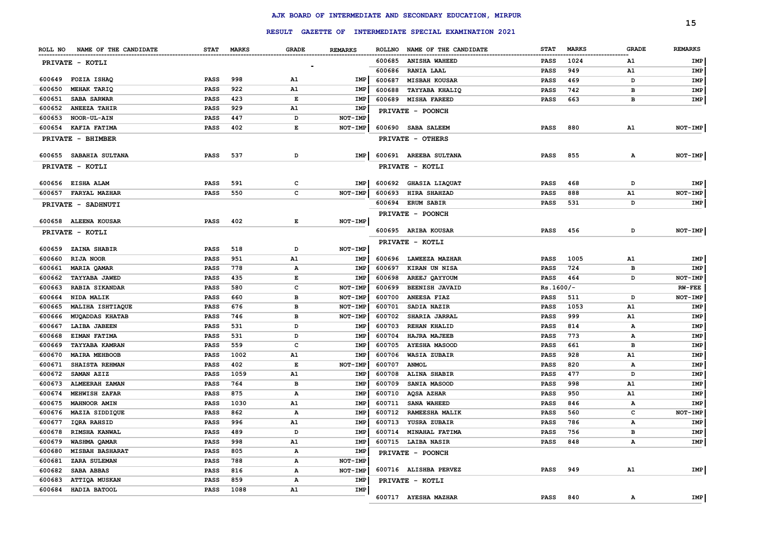# AJK BOARD OF INTERMEDIATE AND SECONDARY EDUCATION, MIRPUR

## RESULT GAZETTE OF INTERMEDIATE SPECIAL EXAMINATION 2021

| ROLL NO | NAME OF THE CANDIDATE | STAT | MARKS | GRADE | REMARKS |
|---|---|---|---|---|---|
| **PRIVATE - KOTLI** | | | | | |
| 600649 | FOZIA ISHAQ | PASS | 998 | A1 | IMP |
| 600650 | MEHAK TARIQ | PASS | 922 | A1 | IMP |
| 600651 | SABA SARWAR | PASS | 423 | E | IMP |
| 600652 | ANEEZA TAHIR | PASS | 929 | A1 | IMP |
| 600653 | NOOR-UL-AIN | PASS | 447 | D | NOT-IMP |
| 600654 | KAFIA FATIMA | PASS | 402 | E | NOT-IMP |
| **PRIVATE - BHIMBER** | | | | | |
| 600655 | SABAHIA SULTANA | PASS | 537 | D | IMP |
| **PRIVATE - KOTLI** | | | | | |
| 600656 | EISHA ALAM | PASS | 591 | C | IMP |
| 600657 | FARYAL MAZHAR | PASS | 550 | C | NOT-IMP |
| **PRIVATE - SADHNUTI** | | | | | |
| 600658 | ALEENA KOUSAR | PASS | 402 | E | NOT-IMP |
| **PRIVATE - KOTLI** | | | | | |
| 600659 | ZAINA SHABIR | PASS | 518 | D | NOT-IMP |
| 600660 | RIJA NOOR | PASS | 951 | A1 | IMP |
| 600661 | MARIA QAMAR | PASS | 778 | A | IMP |
| 600662 | TAYYABA JAWED | PASS | 435 | E | IMP |
| 600663 | RABIA SIKANDAR | PASS | 580 | C | NOT-IMP |
| 600664 | NIDA MALIK | PASS | 660 | B | NOT-IMP |
| 600665 | MALIHA ISHTIAQUE | PASS | 676 | B | NOT-IMP |
| 600666 | MUQADDAS KHATAB | PASS | 746 | B | NOT-IMP |
| 600667 | LAIBA JABEEN | PASS | 531 | D | IMP |
| 600668 | EIMAN FATIMA | PASS | 531 | D | IMP |
| 600669 | TAYYABA KAMRAN | PASS | 559 | C | IMP |
| 600670 | MAIRA MEHBOOB | PASS | 1002 | A1 | IMP |
| 600671 | SHAISTA REHMAN | PASS | 402 | E | NOT-IMP |
| 600672 | SAMAN AZIZ | PASS | 1059 | A1 | IMP |
| 600673 | ALMEERAH ZAMAN | PASS | 764 | B | IMP |
| 600674 | MEHWISH ZAFAR | PASS | 875 | A | IMP |
| 600675 | MAHNOOR AMIN | PASS | 1030 | A1 | IMP |
| 600676 | MAZIA SIDDIQUE | PASS | 862 | A | IMP |
| 600677 | IQRA RAHSID | PASS | 996 | A1 | IMP |
| 600678 | RIMSHA KANWAL | PASS | 489 | D | IMP |
| 600679 | WASHMA QAMAR | PASS | 998 | A1 | IMP |
| 600680 | MISBAH BASHARAT | PASS | 805 | A | IMP |
| 600681 | ZARA SULEMAN | PASS | 788 | A | NOT-IMP |
| 600682 | SABA ABBAS | PASS | 816 | A | NOT-IMP |
| 600683 | ATTIQA MUSKAN | PASS | 859 | A | IMP |
| 600684 | HADIA BATOOL | PASS | 1088 | A1 | IMP |
| 600685 | ANISHA WAHEED | PASS | 1024 | A1 | IMP |
| 600686 | RANIA LAAL | PASS | 949 | A1 | IMP |
| 600687 | MISBAH KOUSAR | PASS | 469 | D | IMP |
| 600688 | TAYYABA KHALIQ | PASS | 742 | B | IMP |
| 600689 | MISHA FAREED | PASS | 663 | B | IMP |
| **PRIVATE - POONCH** | | | | | |
| 600690 | SABA SALEEM | PASS | 880 | A1 | NOT-IMP |
| **PRIVATE - OTHERS** | | | | | |
| 600691 | AREEBA SULTANA | PASS | 855 | A | NOT-IMP |
| **PRIVATE - KOTLI** | | | | | |
| 600692 | GHASIA LIAQUAT | PASS | 468 | D | IMP |
| 600693 | HIRA SHAHZAD | PASS | 888 | A1 | NOT-IMP |
| 600694 | ERUM SABIR | PASS | 531 | D | IMP |
| **PRIVATE - POONCH** | | | | | |
| 600695 | ARIBA KOUSAR | PASS | 456 | D | NOT-IMP |
| **PRIVATE - KOTLI** | | | | | |
| 600696 | LAWEEZA MAZHAR | PASS | 1005 | A1 | IMP |
| 600697 | KIRAN UN NISA | PASS | 724 | B | IMP |
| 600698 | AREEJ QAYYOUM | PASS | 464 | D | NOT-IMP |
| 600699 | BEENISH JAVAID | Rs.1600/- | | | RW-FEE |
| 600700 | ANEESA FIAZ | PASS | 511 | D | NOT-IMP |
| 600701 | SADIA NAZIR | PASS | 1053 | A1 | IMP |
| 600702 | SHARIA JARRAL | PASS | 999 | A1 | IMP |
| 600703 | REHAN KHALID | PASS | 814 | A | IMP |
| 600704 | HAJRA MAJEEB | PASS | 773 | A | IMP |
| 600705 | AYESHA MASOOD | PASS | 661 | B | IMP |
| 600706 | WASIA ZUBAIR | PASS | 928 | A1 | IMP |
| 600707 | ANMOL | PASS | 820 | A | IMP |
| 600708 | ALINA SHABIR | PASS | 477 | D | IMP |
| 600709 | SANIA MASOOD | PASS | 998 | A1 | IMP |
| 600710 | AQSA AZHAR | PASS | 950 | A1 | IMP |
| 600711 | SANA WAHEED | PASS | 846 | A | IMP |
| 600712 | RAMEESHA MALIK | PASS | 560 | C | NOT-IMP |
| 600713 | YUSRA ZUBAIR | PASS | 786 | A | IMP |
| 600714 | MINAHAL FATIMA | PASS | 756 | B | IMP |
| 600715 | LAIBA NASIR | PASS | 848 | A | IMP |
| **PRIVATE - POONCH** | | | | | |
| 600716 | ALISHBA PERVEZ | PASS | 949 | A1 | IMP |
| **PRIVATE - KOTLI** | | | | | |
| 600717 | AYESHA MAZHAR | PASS | 840 | A | IMP |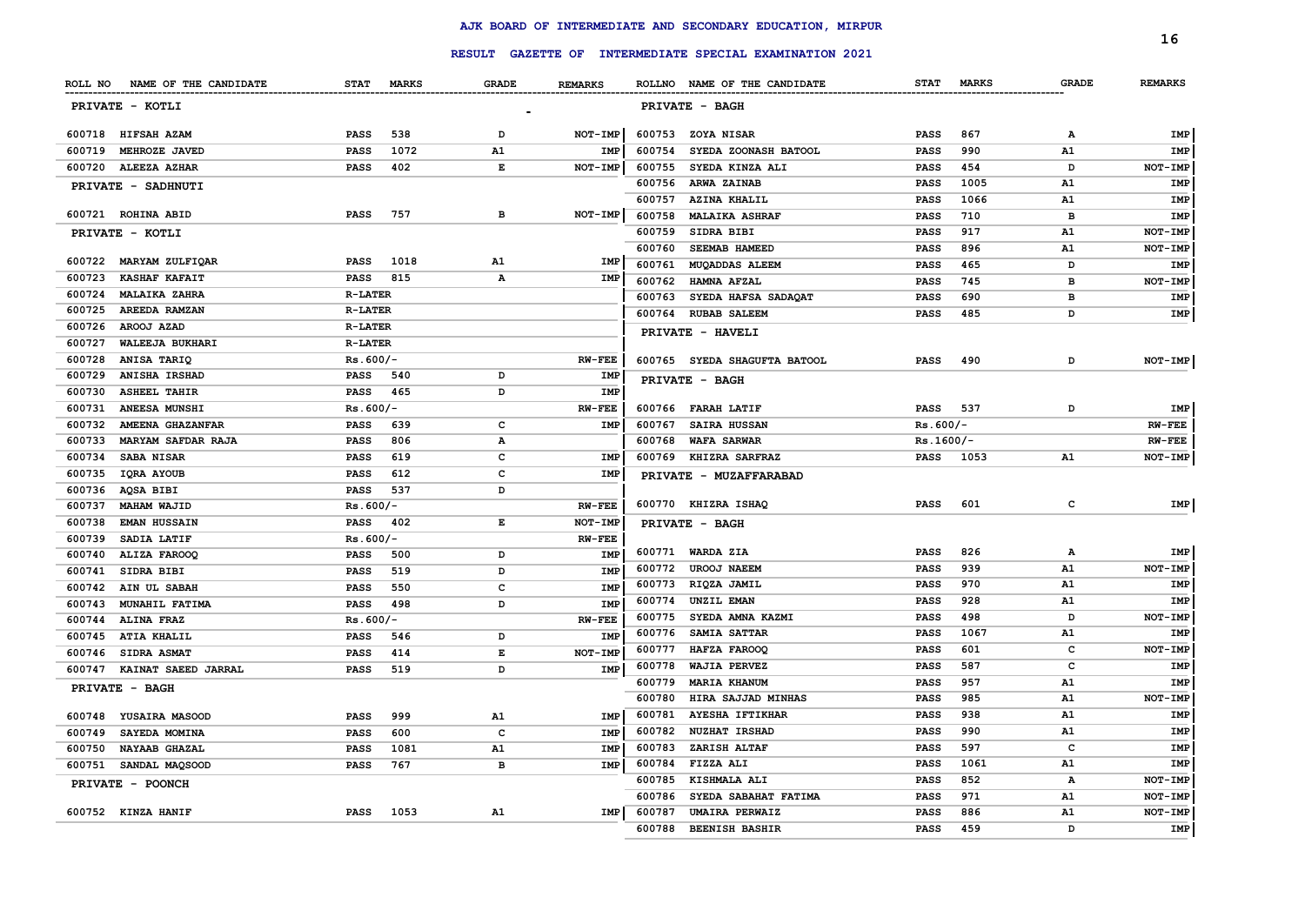# AJK BOARD OF INTERMEDIATE AND SECONDARY EDUCATION, MIRPUR

## RESULT GAZETTE OF INTERMEDIATE SPECIAL EXAMINATION 2021

| ROLL NO | NAME OF THE CANDIDATE | STAT | MARKS | GRADE | REMARKS |
|---|---|---|---|---|---|
| **PRIVATE - KOTLI** | | | | | |
| 600718 | HIFSAH AZAM | PASS | 538 | D | NOT-IMP |
| 600719 | MEHROZE JAVED | PASS | 1072 | A1 | IMP |
| 600720 | ALEEZA AZHAR | PASS | 402 | E | NOT-IMP |
| **PRIVATE - SADHNUTI** | | | | | |
| 600721 | ROHINA ABID | PASS | 757 | B | NOT-IMP |
| **PRIVATE - KOTLI** | | | | | |
| 600722 | MARYAM ZULFIQAR | PASS | 1018 | A1 | IMP |
| 600723 | KASHAF KAFAIT | PASS | 815 | A | IMP |
| 600724 | MALAIKA ZAHRA | R-LATER | | | |
| 600725 | AREEDA RAMZAN | R-LATER | | | |
| 600726 | AROOJ AZAD | R-LATER | | | |
| 600727 | WALEEJA BUKHARI | R-LATER | | | |
| 600728 | ANISA TARIQ | Rs.600/- | | | RW-FEE |
| 600729 | ANISHA IRSHAD | PASS | 540 | D | IMP |
| 600730 | ASHEEL TAHIR | PASS | 465 | D | IMP |
| 600731 | ANEESA MUNSHI | Rs.600/- | | | RW-FEE |
| 600732 | AMEENA GHAZANFAR | PASS | 639 | C | IMP |
| 600733 | MARYAM SAFDAR RAJA | PASS | 806 | A | |
| 600734 | SABA NISAR | PASS | 619 | C | IMP |
| 600735 | IQRA AYOUB | PASS | 612 | C | IMP |
| 600736 | AQSA BIBI | PASS | 537 | D | |
| 600737 | MAHAM WAJID | Rs.600/- | | | RW-FEE |
| 600738 | EMAN HUSSAIN | PASS | 402 | E | NOT-IMP |
| 600739 | SADIA LATIF | Rs.600/- | | | RW-FEE |
| 600740 | ALIZA FAROOQ | PASS | 500 | D | IMP |
| 600741 | SIDRA BIBI | PASS | 519 | D | IMP |
| 600742 | AIN UL SABAH | PASS | 550 | C | IMP |
| 600743 | MUNAHIL FATIMA | PASS | 498 | D | IMP |
| 600744 | ALINA FRAZ | Rs.600/- | | | RW-FEE |
| 600745 | ATIA KHALIL | PASS | 546 | D | IMP |
| 600746 | SIDRA ASMAT | PASS | 414 | E | NOT-IMP |
| 600747 | KAINAT SAEED JARRAL | PASS | 519 | D | IMP |
| **PRIVATE - BAGH** | | | | | |
| 600748 | YUSAIRA MASOOD | PASS | 999 | A1 | IMP |
| 600749 | SAYEDA MOMINA | PASS | 600 | C | IMP |
| 600750 | NAYAAB GHAZAL | PASS | 1081 | A1 | IMP |
| 600751 | SANDAL MAQSOOD | PASS | 767 | B | IMP |
| **PRIVATE - POONCH** | | | | | |
| 600752 | KINZA HANIF | PASS | 1053 | A1 | IMP |
| **PRIVATE - BAGH** | | | | | |
| 600753 | ZOYA NISAR | PASS | 867 | A | IMP |
| 600754 | SYEDA ZOONASH BATOOL | PASS | 990 | A1 | IMP |
| 600755 | SYEDA KINZA ALI | PASS | 454 | D | NOT-IMP |
| 600756 | ARWA ZAINAB | PASS | 1005 | A1 | IMP |
| 600757 | AZINA KHALIL | PASS | 1066 | A1 | IMP |
| 600758 | MALAIKA ASHRAF | PASS | 710 | B | IMP |
| 600759 | SIDRA BIBI | PASS | 917 | A1 | NOT-IMP |
| 600760 | SEEMAB HAMEED | PASS | 896 | A1 | NOT-IMP |
| 600761 | MUQADDAS ALEEM | PASS | 465 | D | IMP |
| 600762 | HAMNA AFZAL | PASS | 745 | B | NOT-IMP |
| 600763 | SYEDA HAFSA SADAQAT | PASS | 690 | B | IMP |
| 600764 | RUBAB SALEEM | PASS | 485 | D | IMP |
| **PRIVATE - HAVELI** | | | | | |
| 600765 | SYEDA SHAGUFTA BATOOL | PASS | 490 | D | NOT-IMP |
| **PRIVATE - BAGH** | | | | | |
| 600766 | FARAH LATIF | PASS | 537 | D | IMP |
| 600767 | SAIRA HUSSAN | Rs.600/- | | | RW-FEE |
| 600768 | WAFA SARWAR | Rs.1600/- | | | RW-FEE |
| 600769 | KHIZRA SARFRAZ | PASS | 1053 | A1 | NOT-IMP |
| **PRIVATE - MUZAFFARABAD** | | | | | |
| 600770 | KHIZRA ISHAQ | PASS | 601 | C | IMP |
| **PRIVATE - BAGH** | | | | | |
| 600771 | WARDA ZIA | PASS | 826 | A | IMP |
| 600772 | UROOJ NAEEM | PASS | 939 | A1 | NOT-IMP |
| 600773 | RIQZA JAMIL | PASS | 970 | A1 | IMP |
| 600774 | UNZIL EMAN | PASS | 928 | A1 | IMP |
| 600775 | SYEDA AMNA KAZMI | PASS | 498 | D | NOT-IMP |
| 600776 | SAMIA SATTAR | PASS | 1067 | A1 | IMP |
| 600777 | HAFZA FAROOQ | PASS | 601 | C | NOT-IMP |
| 600778 | WAJIA PERVEZ | PASS | 587 | C | IMP |
| 600779 | MARIA KHANUM | PASS | 957 | A1 | IMP |
| 600780 | HIRA SAJJAD MINHAS | PASS | 985 | A1 | NOT-IMP |
| 600781 | AYESHA IFTIKHAR | PASS | 938 | A1 | IMP |
| 600782 | NUZHAT IRSHAD | PASS | 990 | A1 | IMP |
| 600783 | ZARISH ALTAF | PASS | 597 | C | IMP |
| 600784 | FIZZA ALI | PASS | 1061 | A1 | IMP |
| 600785 | KISHMALA ALI | PASS | 852 | A | NOT-IMP |
| 600786 | SYEDA SABAHAT FATIMA | PASS | 971 | A1 | NOT-IMP |
| 600787 | UMAIRA PERWAIZ | PASS | 886 | A1 | NOT-IMP |
| 600788 | BEENISH BASHIR | PASS | 459 | D | IMP |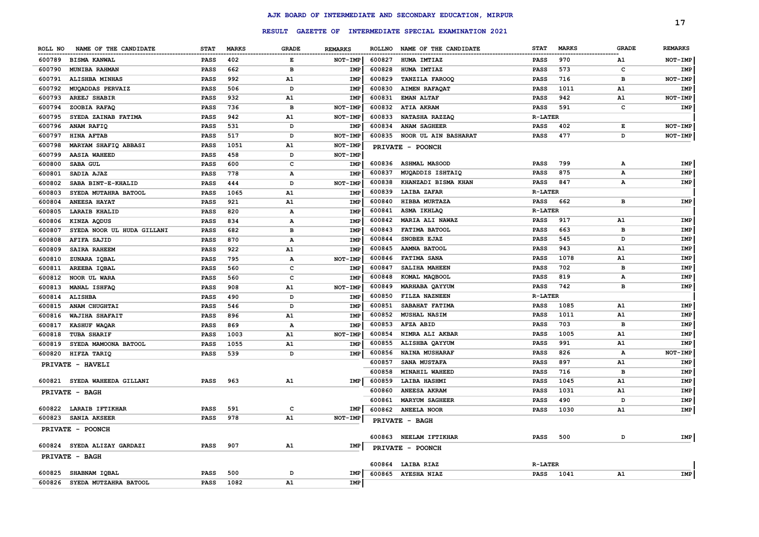# AJK BOARD OF INTERMEDIATE AND SECONDARY EDUCATION, MIRPUR

## RESULT GAZETTE OF INTERMEDIATE SPECIAL EXAMINATION 2021

| ROLL NO | NAME OF THE CANDIDATE | STAT | MARKS | GRADE | REMARKS |
|---|---|---|---|---|---|
| 600789 | BISMA KANWAL | PASS | 402 | E | NOT-IMP |
| 600790 | MUNIBA RAHMAN | PASS | 662 | B | IMP |
| 600791 | ALISHBA MINHAS | PASS | 992 | A1 | IMP |
| 600792 | MUQADDAS PERVAIZ | PASS | 506 | D | IMP |
| 600793 | AREEJ SHABIR | PASS | 932 | A1 | IMP |
| 600794 | ZOOBIA RAFAQ | PASS | 736 | B | NOT-IMP |
| 600795 | SYEDA ZAINAB FATIMA | PASS | 942 | A1 | NOT-IMP |
| 600796 | ANAM RAFIQ | PASS | 531 | D | IMP |
| 600797 | HINA AFTAB | PASS | 517 | D | NOT-IMP |
| 600798 | MARYAM SHAFIQ ABBASI | PASS | 1051 | A1 | NOT-IMP |
| 600799 | AASIA WAHEED | PASS | 458 | D | NOT-IMP |
| 600800 | SABA GUL | PASS | 600 | C | IMP |
| 600801 | SADIA AJAZ | PASS | 778 | A | IMP |
| 600802 | SABA BINT-E-KHALID | PASS | 444 | D | NOT-IMP |
| 600803 | SYEDA MUTAHRA BATOOL | PASS | 1065 | A1 | IMP |
| 600804 | ANEESA HAYAT | PASS | 921 | A1 | IMP |
| 600805 | LARAIB KHALID | PASS | 820 | A | IMP |
| 600806 | KINZA AQDUS | PASS | 834 | A | IMP |
| 600807 | SYEDA NOOR UL HUDA GILLANI | PASS | 682 | B | IMP |
| 600808 | AFIFA SAJID | PASS | 870 | A | IMP |
| 600809 | SAIRA RAHEEM | PASS | 922 | A1 | IMP |
| 600810 | ZUNARA IQBAL | PASS | 795 | A | NOT-IMP |
| 600811 | AREEBA IQBAL | PASS | 560 | C | IMP |
| 600812 | NOOR UL WARA | PASS | 560 | C | IMP |
| 600813 | MANAL ISHFAQ | PASS | 908 | A1 | NOT-IMP |
| 600814 | ALISHBA | PASS | 490 | D | IMP |
| 600815 | ANAM CHUGHTAI | PASS | 546 | D | IMP |
| 600816 | WAJIHA SHAFAIT | PASS | 896 | A1 | IMP |
| 600817 | KASHUF WAQAR | PASS | 869 | A | IMP |
| 600818 | TUBA SHARIF | PASS | 1003 | A1 | NOT-IMP |
| 600819 | SYEDA MAMOONA BATOOL | PASS | 1055 | A1 | IMP |
| 600820 | HIFZA TARIQ | PASS | 539 | D | IMP |
| | **PRIVATE - HAVELI** | | | | |
| 600821 | SYEDA WAHEEDA GILLANI | PASS | 963 | A1 | IMP |
| | **PRIVATE - BAGH** | | | | |
| 600822 | LARAIB IFTIKHAR | PASS | 591 | C | IMP |
| 600823 | SANIA AKSEER | PASS | 978 | A1 | NOT-IMP |
| | **PRIVATE - POONCH** | | | | |
| 600824 | SYEDA ALIZAY GARDAZI | PASS | 907 | A1 | IMP |
| | **PRIVATE - BAGH** | | | | |
| 600825 | SHABNAM IQBAL | PASS | 500 | D | IMP |
| 600826 | SYEDA MUTZAHRA BATOOL | PASS | 1082 | A1 | IMP |
| 600827 | HUMA IMTIAZ | PASS | 970 | A1 | NOT-IMP |
| 600828 | HUMA IMTIAZ | PASS | 573 | C | IMP |
| 600829 | TANZILA FAROOQ | PASS | 716 | B | NOT-IMP |
| 600830 | AIMEN RAFAQAT | PASS | 1011 | A1 | IMP |
| 600831 | EMAN ALTAF | PASS | 942 | A1 | NOT-IMP |
| 600832 | ATIA AKRAM | PASS | 591 | C | IMP |
| 600833 | NATASHA RAZZAQ | R-LATER | | | |
| 600834 | ANAM SAGHEER | PASS | 402 | E | NOT-IMP |
| 600835 | NOOR UL AIN BASHARAT | PASS | 477 | D | NOT-IMP |
| | **PRIVATE - POONCH** | | | | |
| 600836 | ASHMAL MASOOD | PASS | 799 | A | IMP |
| 600837 | MUQADDIS ISHTAIQ | PASS | 875 | A | IMP |
| 600838 | KHANZADI BISMA KHAN | PASS | 847 | A | IMP |
| 600839 | LAIBA ZAFAR | R-LATER | | | |
| 600840 | HIBBA MURTAZA | PASS | 662 | B | IMP |
| 600841 | ASMA IKHLAQ | R-LATER | | | |
| 600842 | MARIA ALI NAWAZ | PASS | 917 | A1 | IMP |
| 600843 | FATIMA BATOOL | PASS | 663 | B | IMP |
| 600844 | SNOBER EJAZ | PASS | 545 | D | IMP |
| 600845 | AAMNA BATOOL | PASS | 943 | A1 | IMP |
| 600846 | FATIMA SANA | PASS | 1078 | A1 | IMP |
| 600847 | SALIHA MAHEEN | PASS | 702 | B | IMP |
| 600848 | KOMAL MAQBOOL | PASS | 819 | A | IMP |
| 600849 | MARHABA QAYYUM | PASS | 742 | B | IMP |
| 600850 | FILZA NAZNEEN | R-LATER | | | |
| 600851 | SABAHAT FATIMA | PASS | 1085 | A1 | IMP |
| 600852 | MUSHAL NASIM | PASS | 1011 | A1 | IMP |
| 600853 | AFZA ABID | PASS | 703 | B | IMP |
| 600854 | NIMRA ALI AKBAR | PASS | 1005 | A1 | IMP |
| 600855 | ALISHBA QAYYUM | PASS | 991 | A1 | IMP |
| 600856 | NAINA MUSHARAF | PASS | 826 | A | NOT-IMP |
| 600857 | SANA MUSTAFA | PASS | 897 | A1 | IMP |
| 600858 | MINAHIL WAHEED | PASS | 716 | B | IMP |
| 600859 | LAIBA HASHMI | PASS | 1045 | A1 | IMP |
| 600860 | ANEESA AKRAM | PASS | 1031 | A1 | IMP |
| 600861 | MARYUM SAGHEER | PASS | 490 | D | IMP |
| 600862 | ANEELA NOOR | PASS | 1030 | A1 | IMP |
| | **PRIVATE - BAGH** | | | | |
| 600863 | NEELAM IFTIKHAR | PASS | 500 | D | IMP |
| | **PRIVATE - POONCH** | | | | |
| 600864 | LAIBA RIAZ | R-LATER | | | |
| 600865 | AYESHA NIAZ | PASS | 1041 | A1 | IMP |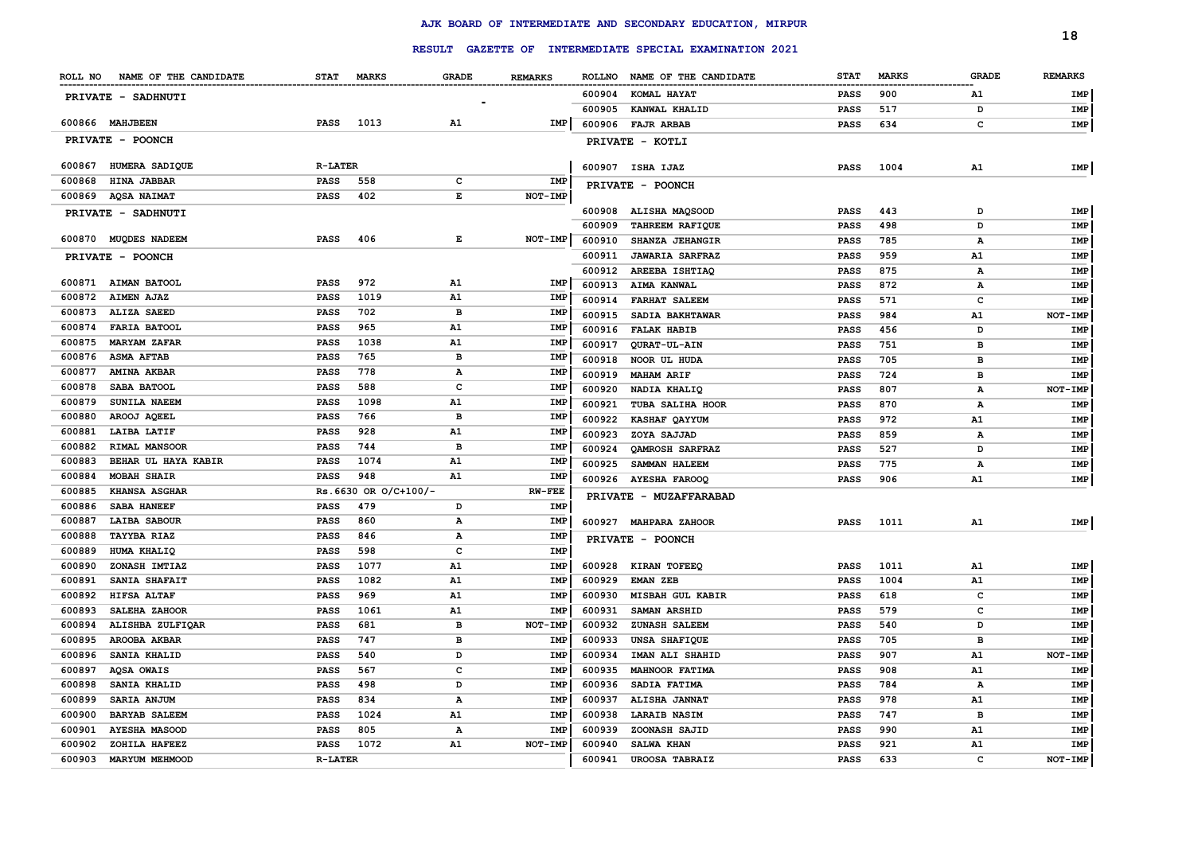# AJK BOARD OF INTERMEDIATE AND SECONDARY EDUCATION, MIRPUR

## RESULT GAZETTE OF INTERMEDIATE SPECIAL EXAMINATION 2021

| ROLL NO | NAME OF THE CANDIDATE | STAT | MARKS | GRADE | REMARKS |
|---|---|---|---|---|---|
| **PRIVATE - SADHNUTI** | | | | | |
| 600866 | MAHJBEEN | PASS | 1013 | A1 | IMP |
| **PRIVATE - POONCH** | | | | | |
| 600867 | HUMERA SADIQUE | R-LATER | | | |
| 600868 | HINA JABBAR | PASS | 558 | C | IMP |
| 600869 | AQSA NAIMAT | PASS | 402 | E | NOT-IMP |
| **PRIVATE - SADHNUTI** | | | | | |
| 600870 | MUQDES NADEEM | PASS | 406 | E | NOT-IMP |
| **PRIVATE - POONCH** | | | | | |
| 600871 | AIMAN BATOOL | PASS | 972 | A1 | IMP |
| 600872 | AIMEN AJAZ | PASS | 1019 | A1 | IMP |
| 600873 | ALIZA SAEED | PASS | 702 | B | IMP |
| 600874 | FARIA BATOOL | PASS | 965 | A1 | IMP |
| 600875 | MARYAM ZAFAR | PASS | 1038 | A1 | IMP |
| 600876 | ASMA AFTAB | PASS | 765 | B | IMP |
| 600877 | AMINA AKBAR | PASS | 778 | A | IMP |
| 600878 | SABA BATOOL | PASS | 588 | C | IMP |
| 600879 | SUNILA NAEEM | PASS | 1098 | A1 | IMP |
| 600880 | AROOJ AQEEL | PASS | 766 | B | IMP |
| 600881 | LAIBA LATIF | PASS | 928 | A1 | IMP |
| 600882 | RIMAL MANSOOR | PASS | 744 | B | IMP |
| 600883 | BEHAR UL HAYA KABIR | PASS | 1074 | A1 | IMP |
| 600884 | MOBAH SHAIR | PASS | 948 | A1 | IMP |
| 600885 | KHANSA ASGHAR | Rs.6630 OR O/C+100/- | | | RW-FEE |
| 600886 | SABA HANEEF | PASS | 479 | D | IMP |
| 600887 | LAIBA SABOUR | PASS | 860 | A | IMP |
| 600888 | TAYYBA RIAZ | PASS | 846 | A | IMP |
| 600889 | HUMA KHALIQ | PASS | 598 | C | IMP |
| 600890 | ZONASH IMTIAZ | PASS | 1077 | A1 | IMP |
| 600891 | SANIA SHAFAIT | PASS | 1082 | A1 | IMP |
| 600892 | HIFSA ALTAF | PASS | 969 | A1 | IMP |
| 600893 | SALEHA ZAHOOR | PASS | 1061 | A1 | IMP |
| 600894 | ALISHBA ZULFIQAR | PASS | 681 | B | NOT-IMP |
| 600895 | AROOBA AKBAR | PASS | 747 | B | IMP |
| 600896 | SANIA KHALID | PASS | 540 | D | IMP |
| 600897 | AQSA OWAIS | PASS | 567 | C | IMP |
| 600898 | SANIA KHALID | PASS | 498 | D | IMP |
| 600899 | SARIA ANJUM | PASS | 834 | A | IMP |
| 600900 | BARYAB SALEEM | PASS | 1024 | A1 | IMP |
| 600901 | AYESHA MASOOD | PASS | 805 | A | IMP |
| 600902 | ZOHILA HAFEEZ | PASS | 1072 | A1 | NOT-IMP |
| 600903 | MARYUM MEHMOOD | R-LATER | | | |
| 600904 | KOMAL HAYAT | PASS | 900 | A1 | IMP |
| 600905 | KANWAL KHALID | PASS | 517 | D | IMP |
| 600906 | FAJR ARBAB | PASS | 634 | C | IMP |
| **PRIVATE - KOTLI** | | | | | |
| 600907 | ISHA IJAZ | PASS | 1004 | A1 | IMP |
| **PRIVATE - POONCH** | | | | | |
| 600908 | ALISHA MAQSOOD | PASS | 443 | D | IMP |
| 600909 | TAHREEM RAFIQUE | PASS | 498 | D | IMP |
| 600910 | SHANZA JEHANGIR | PASS | 785 | A | IMP |
| 600911 | JAWARIA SARFRAZ | PASS | 959 | A1 | IMP |
| 600912 | AREEBA ISHTIAQ | PASS | 875 | A | IMP |
| 600913 | AIMA KANWAL | PASS | 872 | A | IMP |
| 600914 | FARHAT SALEEM | PASS | 571 | C | IMP |
| 600915 | SADIA BAKHTAWAR | PASS | 984 | A1 | NOT-IMP |
| 600916 | FALAK HABIB | PASS | 456 | D | IMP |
| 600917 | QURAT-UL-AIN | PASS | 751 | B | IMP |
| 600918 | NOOR UL HUDA | PASS | 705 | B | IMP |
| 600919 | MAHAM ARIF | PASS | 724 | B | IMP |
| 600920 | NADIA KHALIQ | PASS | 807 | A | NOT-IMP |
| 600921 | TUBA SALIHA HOOR | PASS | 870 | A | IMP |
| 600922 | KASHAF QAYYUM | PASS | 972 | A1 | IMP |
| 600923 | ZOYA SAJJAD | PASS | 859 | A | IMP |
| 600924 | QAMROSH SARFRAZ | PASS | 527 | D | IMP |
| 600925 | SAMMAN HALEEM | PASS | 775 | A | IMP |
| 600926 | AYESHA FAROOQ | PASS | 906 | A1 | IMP |
| **PRIVATE - MUZAFFARABAD** | | | | | |
| 600927 | MAHPARA ZAHOOR | PASS | 1011 | A1 | IMP |
| **PRIVATE - POONCH** | | | | | |
| 600928 | KIRAN TOFEEQ | PASS | 1011 | A1 | IMP |
| 600929 | EMAN ZEB | PASS | 1004 | A1 | IMP |
| 600930 | MISBAH GUL KABIR | PASS | 618 | C | IMP |
| 600931 | SAMAN ARSHID | PASS | 579 | C | IMP |
| 600932 | ZUNASH SALEEM | PASS | 540 | D | IMP |
| 600933 | UNSA SHAFIQUE | PASS | 705 | B | IMP |
| 600934 | IMAN ALI SHAHID | PASS | 907 | A1 | NOT-IMP |
| 600935 | MAHNOOR FATIMA | PASS | 908 | A1 | IMP |
| 600936 | SADIA FATIMA | PASS | 784 | A | IMP |
| 600937 | ALISHA JANNAT | PASS | 978 | A1 | IMP |
| 600938 | LARAIB NASIM | PASS | 747 | B | IMP |
| 600939 | ZOONASH SAJID | PASS | 990 | A1 | IMP |
| 600940 | SALWA KHAN | PASS | 921 | A1 | IMP |
| 600941 | UROOSA TABRAIZ | PASS | 633 | C | NOT-IMP |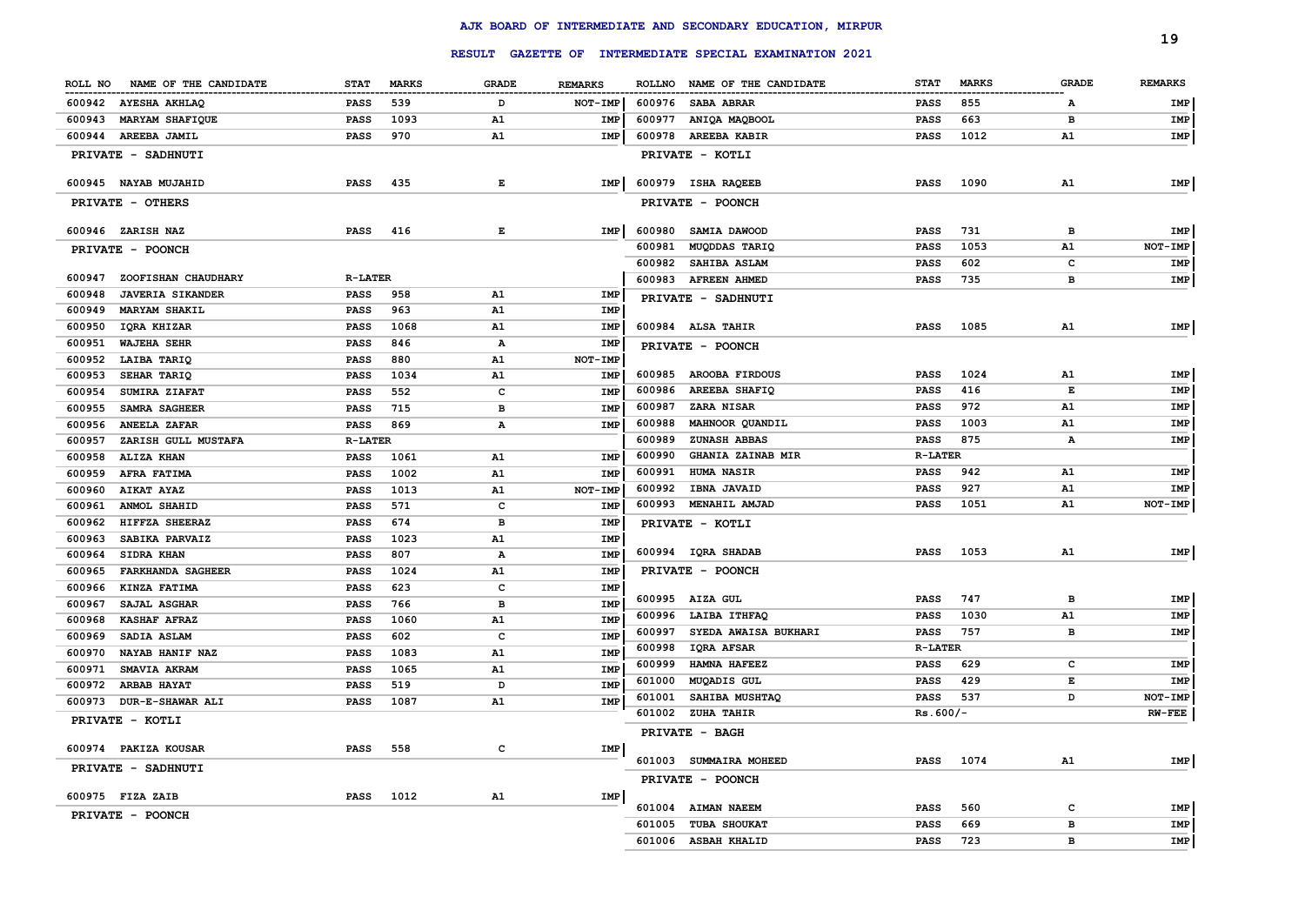# AJK BOARD OF INTERMEDIATE AND SECONDARY EDUCATION, MIRPUR

## RESULT GAZETTE OF INTERMEDIATE SPECIAL EXAMINATION 2021

| ROLL NO | NAME OF THE CANDIDATE | STAT | MARKS | GRADE | REMARKS |
|---|---|---|---|---|---|
| 600942 | AYESHA AKHLAQ | PASS | 539 | D | NOT-IMP |
| 600943 | MARYAM SHAFIQUE | PASS | 1093 | A1 | IMP |
| 600944 | AREEBA JAMIL | PASS | 970 | A1 | IMP |
| | **PRIVATE - SADHNUTI** | | | | |
| 600945 | NAYAB MUJAHID | PASS | 435 | E | IMP |
| | **PRIVATE - OTHERS** | | | | |
| 600946 | ZARISH NAZ | PASS | 416 | E | IMP |
| | **PRIVATE - POONCH** | | | | |
| 600947 | ZOOFISHAN CHAUDHARY | R-LATER | | | |
| 600948 | JAVERIA SIKANDER | PASS | 958 | A1 | IMP |
| 600949 | MARYAM SHAKIL | PASS | 963 | A1 | IMP |
| 600950 | IQRA KHIZAR | PASS | 1068 | A1 | IMP |
| 600951 | WAJEHA SEHR | PASS | 846 | A | IMP |
| 600952 | LAIBA TARIQ | PASS | 880 | A1 | NOT-IMP |
| 600953 | SEHAR TARIQ | PASS | 1034 | A1 | IMP |
| 600954 | SUMIRA ZIAFAT | PASS | 552 | C | IMP |
| 600955 | SAMRA SAGHEER | PASS | 715 | B | IMP |
| 600956 | ANEELA ZAFAR | PASS | 869 | A | IMP |
| 600957 | ZARISH GULL MUSTAFA | R-LATER | | | |
| 600958 | ALIZA KHAN | PASS | 1061 | A1 | IMP |
| 600959 | AFRA FATIMA | PASS | 1002 | A1 | IMP |
| 600960 | AIKAT AYAZ | PASS | 1013 | A1 | NOT-IMP |
| 600961 | ANMOL SHAHID | PASS | 571 | C | IMP |
| 600962 | HIFFZA SHEERAZ | PASS | 674 | B | IMP |
| 600963 | SABIKA PARVAIZ | PASS | 1023 | A1 | IMP |
| 600964 | SIDRA KHAN | PASS | 807 | A | IMP |
| 600965 | FARKHANDA SAGHEER | PASS | 1024 | A1 | IMP |
| 600966 | KINZA FATIMA | PASS | 623 | C | IMP |
| 600967 | SAJAL ASGHAR | PASS | 766 | B | IMP |
| 600968 | KASHAF AFRAZ | PASS | 1060 | A1 | IMP |
| 600969 | SADIA ASLAM | PASS | 602 | C | IMP |
| 600970 | NAYAB HANIF NAZ | PASS | 1083 | A1 | IMP |
| 600971 | SMAVIA AKRAM | PASS | 1065 | A1 | IMP |
| 600972 | ARBAB HAYAT | PASS | 519 | D | IMP |
| 600973 | DUR-E-SHAWAR ALI | PASS | 1087 | A1 | IMP |
| | **PRIVATE - KOTLI** | | | | |
| 600974 | PAKIZA KOUSAR | PASS | 558 | C | IMP |
| | **PRIVATE - SADHNUTI** | | | | |
| 600975 | FIZA ZAIB | PASS | 1012 | A1 | IMP |
| | **PRIVATE - POONCH** | | | | |
| 600976 | SABA ABRAR | PASS | 855 | A | IMP |
| 600977 | ANIQA MAQBOOL | PASS | 663 | B | IMP |
| 600978 | AREEBA KABIR | PASS | 1012 | A1 | IMP |
| | **PRIVATE - KOTLI** | | | | |
| 600979 | ISHA RAQEEB | PASS | 1090 | A1 | IMP |
| | **PRIVATE - POONCH** | | | | |
| 600980 | SAMIA DAWOOD | PASS | 731 | B | IMP |
| 600981 | MUQDDAS TARIQ | PASS | 1053 | A1 | NOT-IMP |
| 600982 | SAHIBA ASLAM | PASS | 602 | C | IMP |
| 600983 | AFREEN AHMED | PASS | 735 | B | IMP |
| | **PRIVATE - SADHNUTI** | | | | |
| 600984 | ALSA TAHIR | PASS | 1085 | A1 | IMP |
| | **PRIVATE - POONCH** | | | | |
| 600985 | AROOBA FIRDOUS | PASS | 1024 | A1 | IMP |
| 600986 | AREEBA SHAFIQ | PASS | 416 | E | IMP |
| 600987 | ZARA NISAR | PASS | 972 | A1 | IMP |
| 600988 | MAHNOOR QUANDIL | PASS | 1003 | A1 | IMP |
| 600989 | ZUNASH ABBAS | PASS | 875 | A | IMP |
| 600990 | GHANIA ZAINAB MIR | R-LATER | | | |
| 600991 | HUMA NASIR | PASS | 942 | A1 | IMP |
| 600992 | IBNA JAVAID | PASS | 927 | A1 | IMP |
| 600993 | MENAHIL AMJAD | PASS | 1051 | A1 | NOT-IMP |
| | **PRIVATE - KOTLI** | | | | |
| 600994 | IQRA SHADAB | PASS | 1053 | A1 | IMP |
| | **PRIVATE - POONCH** | | | | |
| 600995 | AIZA GUL | PASS | 747 | B | IMP |
| 600996 | LAIBA ITHFAQ | PASS | 1030 | A1 | IMP |
| 600997 | SYEDA AWAISA BUKHARI | PASS | 757 | B | IMP |
| 600998 | IQRA AFSAR | R-LATER | | | |
| 600999 | HAMNA HAFEEZ | PASS | 629 | C | IMP |
| 601000 | MUQADIS GUL | PASS | 429 | E | IMP |
| 601001 | SAHIBA MUSHTAQ | PASS | 537 | D | NOT-IMP |
| 601002 | ZUHA TAHIR | Rs.600/- | | | RW-FEE |
| | **PRIVATE - BAGH** | | | | |
| 601003 | SUMMAIRA MOHEED | PASS | 1074 | A1 | IMP |
| | **PRIVATE - POONCH** | | | | |
| 601004 | AIMAN NAEEM | PASS | 560 | C | IMP |
| 601005 | TUBA SHOUKAT | PASS | 669 | B | IMP |
| 601006 | ASBAH KHALID | PASS | 723 | B | IMP |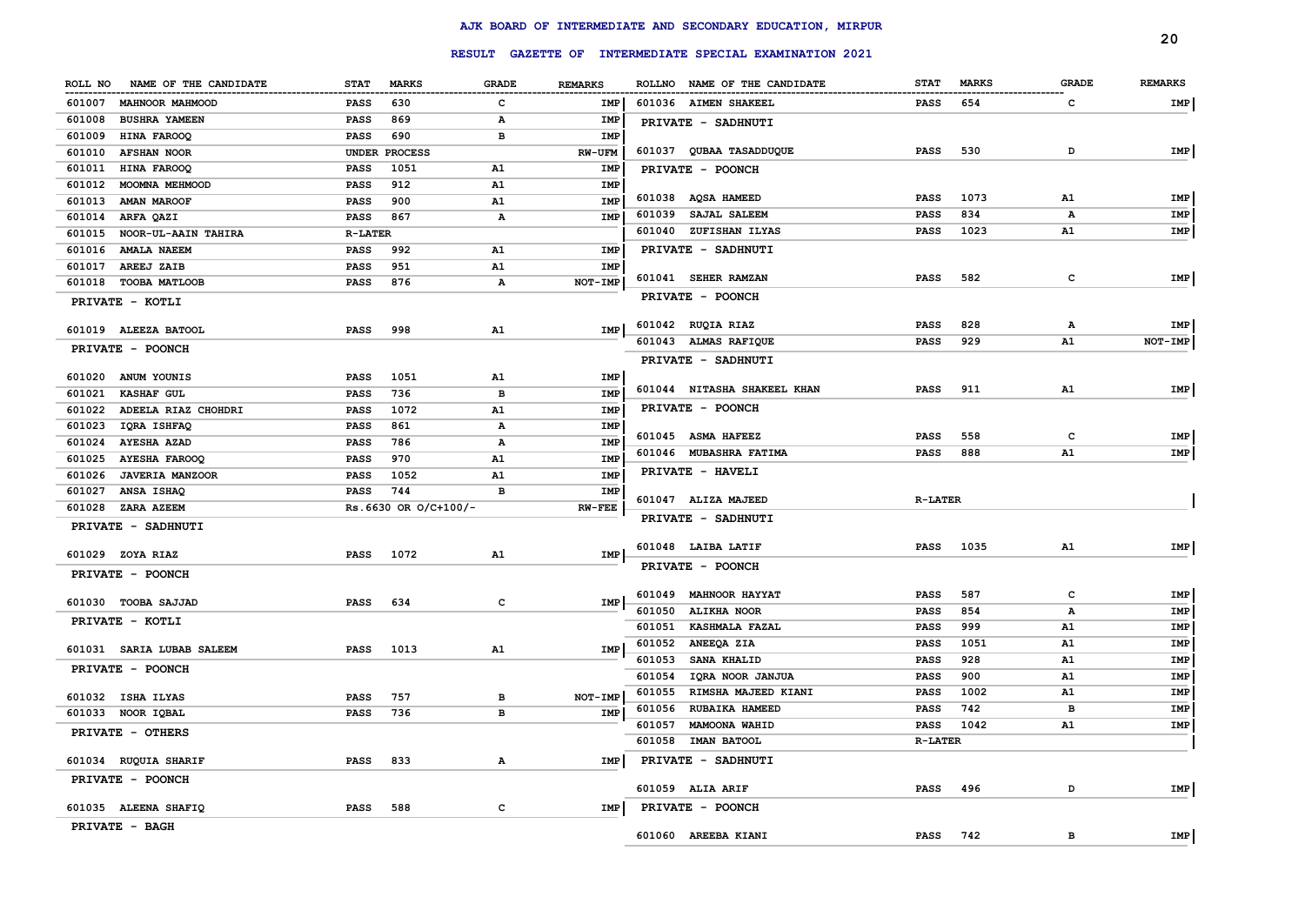# AJK BOARD OF INTERMEDIATE AND SECONDARY EDUCATION, MIRPUR

## RESULT GAZETTE OF INTERMEDIATE SPECIAL EXAMINATION 2021

| ROLL NO | NAME OF THE CANDIDATE | STAT | MARKS | GRADE | REMARKS |
|---|---|---|---|---|---|
| 601007 | MAHNOOR MAHMOOD | PASS | 630 | C | IMP |
| 601008 | BUSHRA YAMEEN | PASS | 869 | A | IMP |
| 601009 | HINA FAROOQ | PASS | 690 | B | IMP |
| 601010 | AFSHAN NOOR | UNDER PROCESS | | | RW-UFM |
| 601011 | HINA FAROOQ | PASS | 1051 | A1 | IMP |
| 601012 | MOOMNA MEHMOOD | PASS | 912 | A1 | IMP |
| 601013 | AMAN MAROOF | PASS | 900 | A1 | IMP |
| 601014 | ARFA QAZI | PASS | 867 | A | IMP |
| 601015 | NOOR-UL-AAIN TAHIRA | R-LATER | | | |
| 601016 | AMALA NAEEM | PASS | 992 | A1 | IMP |
| 601017 | AREEJ ZAIB | PASS | 951 | A1 | IMP |
| 601018 | TOOBA MATLOOB | PASS | 876 | A | NOT-IMP |
| | PRIVATE - KOTLI | | | | |
| 601019 | ALEEZA BATOOL | PASS | 998 | A1 | IMP |
| | PRIVATE - POONCH | | | | |
| 601020 | ANUM YOUNIS | PASS | 1051 | A1 | IMP |
| 601021 | KASHAF GUL | PASS | 736 | B | IMP |
| 601022 | ADEELA RIAZ CHOHDRI | PASS | 1072 | A1 | IMP |
| 601023 | IQRA ISHFAQ | PASS | 861 | A | IMP |
| 601024 | AYESHA AZAD | PASS | 786 | A | IMP |
| 601025 | AYESHA FAROOQ | PASS | 970 | A1 | IMP |
| 601026 | JAVERIA MANZOOR | PASS | 1052 | A1 | IMP |
| 601027 | ANSA ISHAQ | PASS | 744 | B | IMP |
| 601028 | ZARA AZEEM | Rs.6630 OR O/C+100/- | | | RW-FEE |
| | PRIVATE - SADHNUTI | | | | |
| 601029 | ZOYA RIAZ | PASS | 1072 | A1 | IMP |
| | PRIVATE - POONCH | | | | |
| 601030 | TOOBA SAJJAD | PASS | 634 | C | IMP |
| | PRIVATE - KOTLI | | | | |
| 601031 | SARIA LUBAB SALEEM | PASS | 1013 | A1 | IMP |
| | PRIVATE - POONCH | | | | |
| 601032 | ISHA ILYAS | PASS | 757 | B | NOT-IMP |
| 601033 | NOOR IQBAL | PASS | 736 | B | IMP |
| | PRIVATE - OTHERS | | | | |
| 601034 | RUQUIA SHARIF | PASS | 833 | A | IMP |
| | PRIVATE - POONCH | | | | |
| 601035 | ALEENA SHAFIQ | PASS | 588 | C | IMP |
| | PRIVATE - BAGH | | | | |
| 601036 | AIMEN SHAKEEL | PASS | 654 | C | IMP |
| | PRIVATE - SADHNUTI | | | | |
| 601037 | QUBAA TASADDUQUE | PASS | 530 | D | IMP |
| | PRIVATE - POONCH | | | | |
| 601038 | AQSA HAMEED | PASS | 1073 | A1 | IMP |
| 601039 | SAJAL SALEEM | PASS | 834 | A | IMP |
| 601040 | ZUFISHAN ILYAS | PASS | 1023 | A1 | IMP |
| | PRIVATE - SADHNUTI | | | | |
| 601041 | SEHER RAMZAN | PASS | 582 | C | IMP |
| | PRIVATE - POONCH | | | | |
| 601042 | RUQIA RIAZ | PASS | 828 | A | IMP |
| 601043 | ALMAS RAFIQUE | PASS | 929 | A1 | NOT-IMP |
| | PRIVATE - SADHNUTI | | | | |
| 601044 | NITASHA SHAKEEL KHAN | PASS | 911 | A1 | IMP |
| | PRIVATE - POONCH | | | | |
| 601045 | ASMA HAFEEZ | PASS | 558 | C | IMP |
| 601046 | MUBASHRA FATIMA | PASS | 888 | A1 | IMP |
| | PRIVATE - HAVELI | | | | |
| 601047 | ALIZA MAJEED | R-LATER | | | |
| | PRIVATE - SADHNUTI | | | | |
| 601048 | LAIBA LATIF | PASS | 1035 | A1 | IMP |
| | PRIVATE - POONCH | | | | |
| 601049 | MAHNOOR HAYYAT | PASS | 587 | C | IMP |
| 601050 | ALIKHA NOOR | PASS | 854 | A | IMP |
| 601051 | KASHMALA FAZAL | PASS | 999 | A1 | IMP |
| 601052 | ANEEQA ZIA | PASS | 1051 | A1 | IMP |
| 601053 | SANA KHALID | PASS | 928 | A1 | IMP |
| 601054 | IQRA NOOR JANJUA | PASS | 900 | A1 | IMP |
| 601055 | RIMSHA MAJEED KIANI | PASS | 1002 | A1 | IMP |
| 601056 | RUBAIKA HAMEED | PASS | 742 | B | IMP |
| 601057 | MAMOONA WAHID | PASS | 1042 | A1 | IMP |
| 601058 | IMAN BATOOL | R-LATER | | | |
| | PRIVATE - SADHNUTI | | | | |
| 601059 | ALIA ARIF | PASS | 496 | D | IMP |
| | PRIVATE - POONCH | | | | |
| 601060 | AREEBA KIANI | PASS | 742 | B | IMP |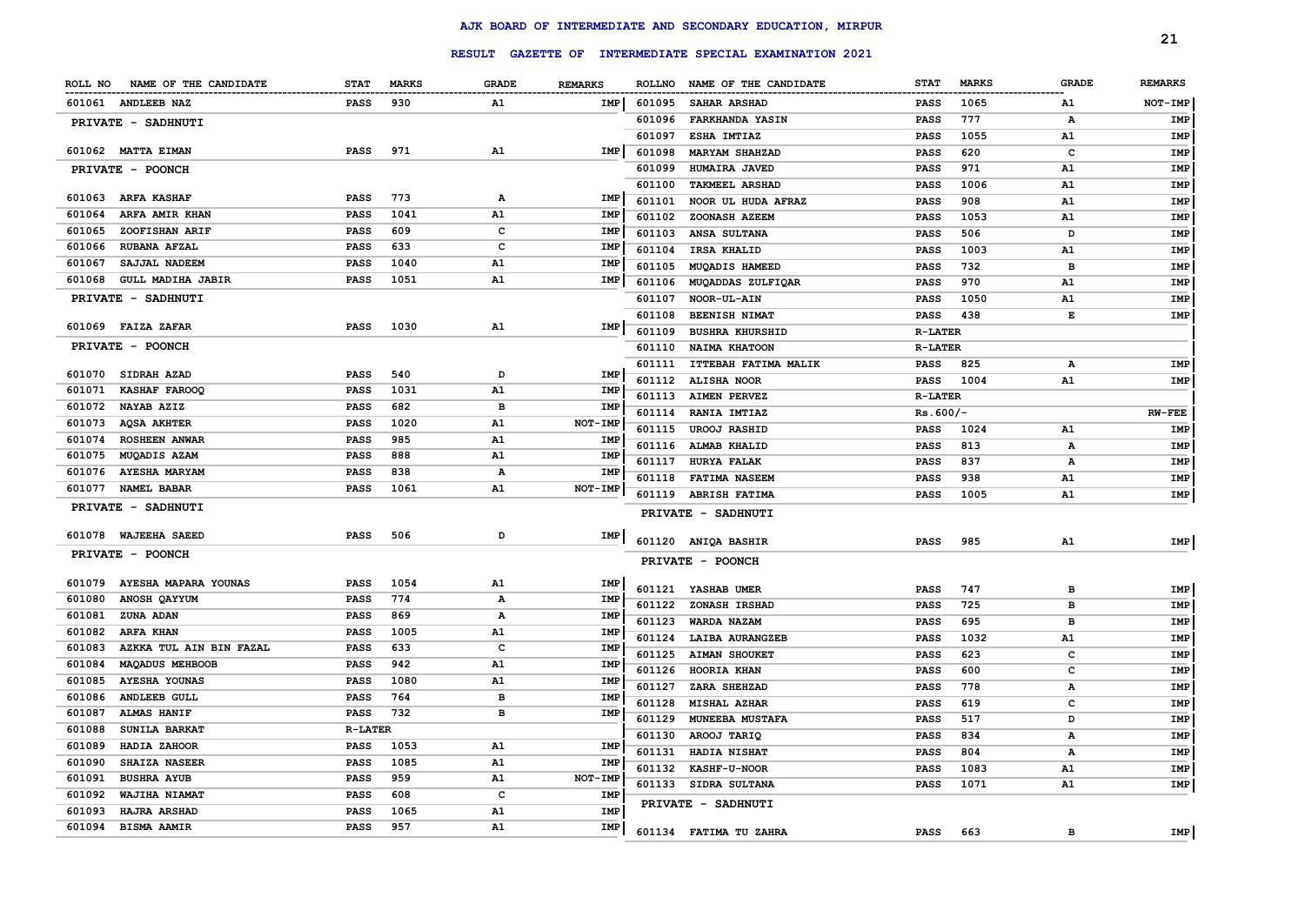# AJK BOARD OF INTERMEDIATE AND SECONDARY EDUCATION, MIRPUR

## RESULT GAZETTE OF INTERMEDIATE SPECIAL EXAMINATION 2021

| ROLL NO | NAME OF THE CANDIDATE | STAT | MARKS | GRADE | REMARKS |
|---|---|---|---|---|---|
| 601061 | ANDLEEB NAZ | PASS | 930 | A1 | IMP |
| **PRIVATE - SADHNUTI** | | | | | |
| 601062 | MATTA EIMAN | PASS | 971 | A1 | IMP |
| **PRIVATE - POONCH** | | | | | |
| 601063 | ARFA KASHAF | PASS | 773 | A | IMP |
| 601064 | ARFA AMIR KHAN | PASS | 1041 | A1 | IMP |
| 601065 | ZOOFISHAN ARIF | PASS | 609 | C | IMP |
| 601066 | RUBANA AFZAL | PASS | 633 | C | IMP |
| 601067 | SAJJAL NADEEM | PASS | 1040 | A1 | IMP |
| 601068 | GULL MADIHA JABIR | PASS | 1051 | A1 | IMP |
| **PRIVATE - SADHNUTI** | | | | | |
| 601069 | FAIZA ZAFAR | PASS | 1030 | A1 | IMP |
| **PRIVATE - POONCH** | | | | | |
| 601070 | SIDRAH AZAD | PASS | 540 | D | IMP |
| 601071 | KASHAF FAROOQ | PASS | 1031 | A1 | IMP |
| 601072 | NAYAB AZIZ | PASS | 682 | B | IMP |
| 601073 | AQSA AKHTER | PASS | 1020 | A1 | NOT-IMP |
| 601074 | ROSHEEN ANWAR | PASS | 985 | A1 | IMP |
| 601075 | MUQADIS AZAM | PASS | 888 | A1 | IMP |
| 601076 | AYESHA MARYAM | PASS | 838 | A | IMP |
| 601077 | NAMEL BABAR | PASS | 1061 | A1 | NOT-IMP |
| **PRIVATE - SADHNUTI** | | | | | |
| 601078 | WAJEEHA SAEED | PASS | 506 | D | IMP |
| **PRIVATE - POONCH** | | | | | |
| 601079 | AYESHA MAPARA YOUNAS | PASS | 1054 | A1 | IMP |
| 601080 | ANOSH QAYYUM | PASS | 774 | A | IMP |
| 601081 | ZUNA ADAN | PASS | 869 | A | IMP |
| 601082 | ARFA KHAN | PASS | 1005 | A1 | IMP |
| 601083 | AZKKA TUL AIN BIN FAZAL | PASS | 633 | C | IMP |
| 601084 | MAQADUS MEHBOOB | PASS | 942 | A1 | IMP |
| 601085 | AYESHA YOUNAS | PASS | 1080 | A1 | IMP |
| 601086 | ANDLEEB GULL | PASS | 764 | B | IMP |
| 601087 | ALMAS HANIF | PASS | 732 | B | IMP |
| 601088 | SUNILA BARKAT | R-LATER | | | |
| 601089 | HADIA ZAHOOR | PASS | 1053 | A1 | IMP |
| 601090 | SHAIZA NASEER | PASS | 1085 | A1 | IMP |
| 601091 | BUSHRA AYUB | PASS | 959 | A1 | NOT-IMP |
| 601092 | WAJIHA NIAMAT | PASS | 608 | C | IMP |
| 601093 | HAJRA ARSHAD | PASS | 1065 | A1 | IMP |
| 601094 | BISMA AAMIR | PASS | 957 | A1 | IMP |
| 601095 | SAHAR ARSHAD | PASS | 1065 | A1 | NOT-IMP |
| 601096 | FARKHANDA YASIN | PASS | 777 | A | IMP |
| 601097 | ESHA IMTIAZ | PASS | 1055 | A1 | IMP |
| 601098 | MARYAM SHAHZAD | PASS | 620 | C | IMP |
| 601099 | HUMAIRA JAVED | PASS | 971 | A1 | IMP |
| 601100 | TAKMEEL ARSHAD | PASS | 1006 | A1 | IMP |
| 601101 | NOOR UL HUDA AFRAZ | PASS | 908 | A1 | IMP |
| 601102 | ZOONASH AZEEM | PASS | 1053 | A1 | IMP |
| 601103 | ANSA SULTANA | PASS | 506 | D | IMP |
| 601104 | IRSA KHALID | PASS | 1003 | A1 | IMP |
| 601105 | MUQADIS HAMEED | PASS | 732 | B | IMP |
| 601106 | MUQADDAS ZULFIQAR | PASS | 970 | A1 | IMP |
| 601107 | NOOR-UL-AIN | PASS | 1050 | A1 | IMP |
| 601108 | BEENISH NIMAT | PASS | 438 | E | IMP |
| 601109 | BUSHRA KHURSHID | R-LATER | | | |
| 601110 | NAIMA KHATOON | R-LATER | | | |
| 601111 | ITTEBAH FATIMA MALIK | PASS | 825 | A | IMP |
| 601112 | ALISHA NOOR | PASS | 1004 | A1 | IMP |
| 601113 | AIMEN PERVEZ | R-LATER | | | |
| 601114 | RANIA IMTIAZ | Rs.600/- | | | RW-FEE |
| 601115 | UROOJ RASHID | PASS | 1024 | A1 | IMP |
| 601116 | ALMAB KHALID | PASS | 813 | A | IMP |
| 601117 | HURYA FALAK | PASS | 837 | A | IMP |
| 601118 | FATIMA NASEEM | PASS | 938 | A1 | IMP |
| 601119 | ABRISH FATIMA | PASS | 1005 | A1 | IMP |
| **PRIVATE - SADHNUTI** | | | | | |
| 601120 | ANIQA BASHIR | PASS | 985 | A1 | IMP |
| **PRIVATE - POONCH** | | | | | |
| 601121 | YASHAB UMER | PASS | 747 | B | IMP |
| 601122 | ZONASH IRSHAD | PASS | 725 | B | IMP |
| 601123 | WARDA NAZAM | PASS | 695 | B | IMP |
| 601124 | LAIBA AURANGZEB | PASS | 1032 | A1 | IMP |
| 601125 | AIMAN SHOUKET | PASS | 623 | C | IMP |
| 601126 | HOORIA KHAN | PASS | 600 | C | IMP |
| 601127 | ZARA SHEHZAD | PASS | 778 | A | IMP |
| 601128 | MISHAL AZHAR | PASS | 619 | C | IMP |
| 601129 | MUNEEBA MUSTAFA | PASS | 517 | D | IMP |
| 601130 | AROOJ TARIQ | PASS | 834 | A | IMP |
| 601131 | HADIA NISHAT | PASS | 804 | A | IMP |
| 601132 | KASHF-U-NOOR | PASS | 1083 | A1 | IMP |
| 601133 | SIDRA SULTANA | PASS | 1071 | A1 | IMP |
| **PRIVATE - SADHNUTI** | | | | | |
| 601134 | FATIMA TU ZAHRA | PASS | 663 | B | IMP |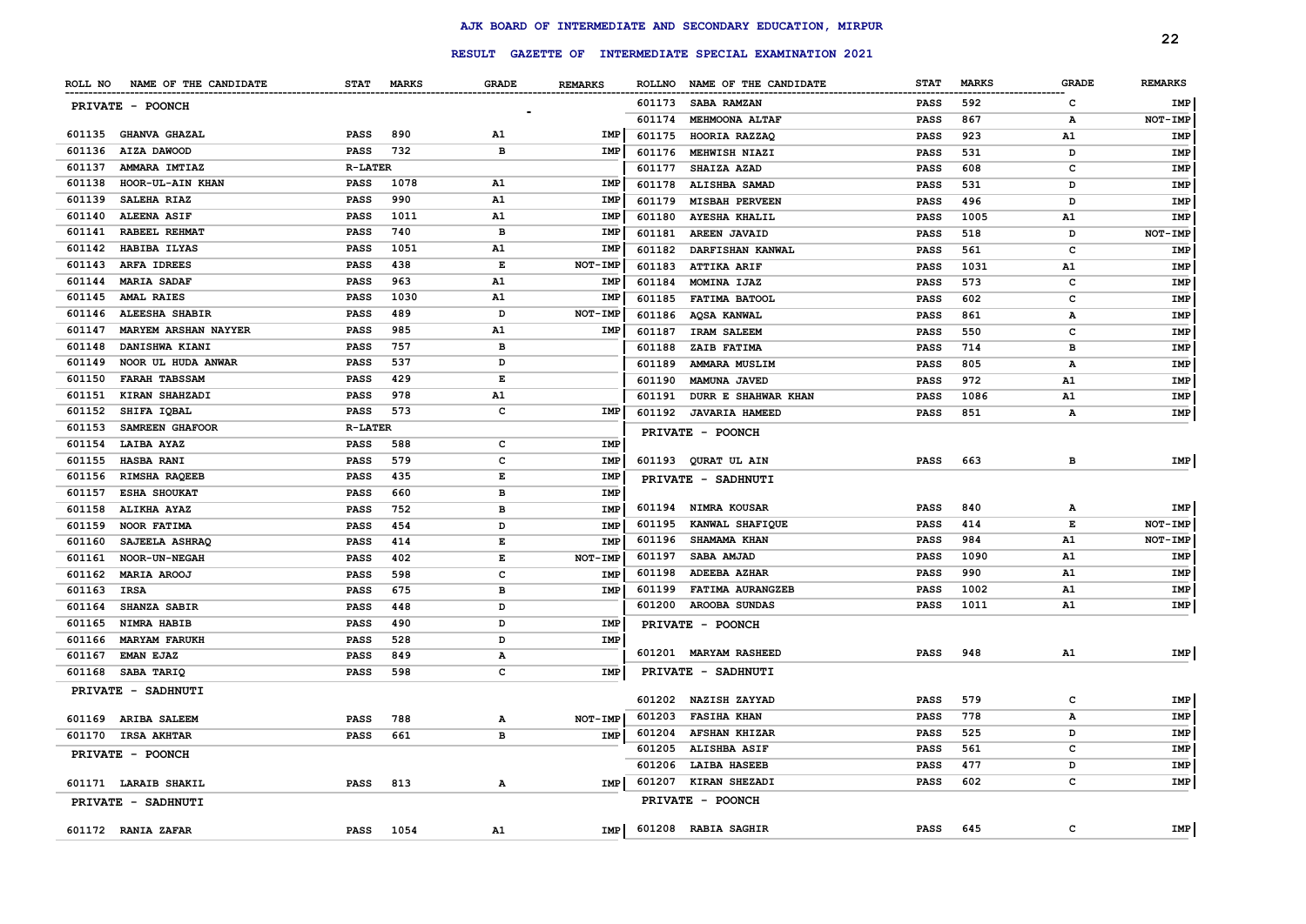# AJK BOARD OF INTERMEDIATE AND SECONDARY EDUCATION, MIRPUR

## RESULT GAZETTE OF INTERMEDIATE SPECIAL EXAMINATION 2021

| ROLL NO | NAME OF THE CANDIDATE | STAT | MARKS | GRADE | REMARKS |
|---|---|---|---|---|---|
| | **PRIVATE - POONCH** | | | | |
| 601135 | GHANVA GHAZAL | PASS | 890 | A1 | IMP |
| 601136 | AIZA DAWOOD | PASS | 732 | B | IMP |
| 601137 | AMMARA IMTIAZ | R-LATER | | | |
| 601138 | HOOR-UL-AIN KHAN | PASS | 1078 | A1 | IMP |
| 601139 | SALEHA RIAZ | PASS | 990 | A1 | IMP |
| 601140 | ALEENA ASIF | PASS | 1011 | A1 | IMP |
| 601141 | RABEEL REHMAT | PASS | 740 | B | IMP |
| 601142 | HABIBA ILYAS | PASS | 1051 | A1 | IMP |
| 601143 | ARFA IDREES | PASS | 438 | E | NOT-IMP |
| 601144 | MARIA SADAF | PASS | 963 | A1 | IMP |
| 601145 | AMAL RAIES | PASS | 1030 | A1 | IMP |
| 601146 | ALEESHA SHABIR | PASS | 489 | D | NOT-IMP |
| 601147 | MARYEM ARSHAN NAYYER | PASS | 985 | A1 | IMP |
| 601148 | DANISHWA KIANI | PASS | 757 | B | |
| 601149 | NOOR UL HUDA ANWAR | PASS | 537 | D | |
| 601150 | FARAH TABSSAM | PASS | 429 | E | |
| 601151 | KIRAN SHAHZADI | PASS | 978 | A1 | |
| 601152 | SHIFA IQBAL | PASS | 573 | C | IMP |
| 601153 | SAMREEN GHAFOOR | R-LATER | | | |
| 601154 | LAIBA AYAZ | PASS | 588 | C | IMP |
| 601155 | HASBA RANI | PASS | 579 | C | IMP |
| 601156 | RIMSHA RAQEEB | PASS | 435 | E | IMP |
| 601157 | ESHA SHOUKAT | PASS | 660 | B | IMP |
| 601158 | ALIKHA AYAZ | PASS | 752 | B | IMP |
| 601159 | NOOR FATIMA | PASS | 454 | D | IMP |
| 601160 | SAJEELA ASHRAQ | PASS | 414 | E | IMP |
| 601161 | NOOR-UN-NEGAH | PASS | 402 | E | NOT-IMP |
| 601162 | MARIA AROOJ | PASS | 598 | C | IMP |
| 601163 | IRSA | PASS | 675 | B | IMP |
| 601164 | SHANZA SABIR | PASS | 448 | D | |
| 601165 | NIMRA HABIB | PASS | 490 | D | IMP |
| 601166 | MARYAM FARUKH | PASS | 528 | D | IMP |
| 601167 | EMAN EJAZ | PASS | 849 | A | |
| 601168 | SABA TARIQ | PASS | 598 | C | IMP |
| | **PRIVATE - SADHNUTI** | | | | |
| 601169 | ARIBA SALEEM | PASS | 788 | A | NOT-IMP |
| 601170 | IRSA AKHTAR | PASS | 661 | B | IMP |
| | **PRIVATE - POONCH** | | | | |
| 601171 | LARAIB SHAKIL | PASS | 813 | A | IMP |
| | **PRIVATE - SADHNUTI** | | | | |
| 601172 | RANIA ZAFAR | PASS | 1054 | A1 | IMP |
| 601173 | SABA RAMZAN | PASS | 592 | C | IMP |
| 601174 | MEHMOONA ALTAF | PASS | 867 | A | NOT-IMP |
| 601175 | HOORIA RAZZAQ | PASS | 923 | A1 | IMP |
| 601176 | MEHWISH NIAZI | PASS | 531 | D | IMP |
| 601177 | SHAIZA AZAD | PASS | 608 | C | IMP |
| 601178 | ALISHBA SAMAD | PASS | 531 | D | IMP |
| 601179 | MISBAH PERVEEN | PASS | 496 | D | IMP |
| 601180 | AYESHA KHALIL | PASS | 1005 | A1 | IMP |
| 601181 | AREEN JAVAID | PASS | 518 | D | NOT-IMP |
| 601182 | DARFISHAN KANWAL | PASS | 561 | C | IMP |
| 601183 | ATTIKA ARIF | PASS | 1031 | A1 | IMP |
| 601184 | MOMINA IJAZ | PASS | 573 | C | IMP |
| 601185 | FATIMA BATOOL | PASS | 602 | C | IMP |
| 601186 | AQSA KANWAL | PASS | 861 | A | IMP |
| 601187 | IRAM SALEEM | PASS | 550 | C | IMP |
| 601188 | ZAIB FATIMA | PASS | 714 | B | IMP |
| 601189 | AMMARA MUSLIM | PASS | 805 | A | IMP |
| 601190 | MAMUNA JAVED | PASS | 972 | A1 | IMP |
| 601191 | DURR E SHAHWAR KHAN | PASS | 1086 | A1 | IMP |
| 601192 | JAVARIA HAMEED | PASS | 851 | A | IMP |
| | **PRIVATE - POONCH** | | | | |
| 601193 | QURAT UL AIN | PASS | 663 | B | IMP |
| | **PRIVATE - SADHNUTI** | | | | |
| 601194 | NIMRA KOUSAR | PASS | 840 | A | IMP |
| 601195 | KANWAL SHAFIQUE | PASS | 414 | E | NOT-IMP |
| 601196 | SHAMAMA KHAN | PASS | 984 | A1 | NOT-IMP |
| 601197 | SABA AMJAD | PASS | 1090 | A1 | IMP |
| 601198 | ADEEBA AZHAR | PASS | 990 | A1 | IMP |
| 601199 | FATIMA AURANGZEB | PASS | 1002 | A1 | IMP |
| 601200 | AROOBA SUNDAS | PASS | 1011 | A1 | IMP |
| | **PRIVATE - POONCH** | | | | |
| 601201 | MARYAM RASHEED | PASS | 948 | A1 | IMP |
| | **PRIVATE - SADHNUTI** | | | | |
| 601202 | NAZISH ZAYYAD | PASS | 579 | C | IMP |
| 601203 | FASIHA KHAN | PASS | 778 | A | IMP |
| 601204 | AFSHAN KHIZAR | PASS | 525 | D | IMP |
| 601205 | ALISHBA ASIF | PASS | 561 | C | IMP |
| 601206 | LAIBA HASEEB | PASS | 477 | D | IMP |
| 601207 | KIRAN SHEZADI | PASS | 602 | C | IMP |
| | **PRIVATE - POONCH** | | | | |
| 601208 | RABIA SAGHIR | PASS | 645 | C | IMP |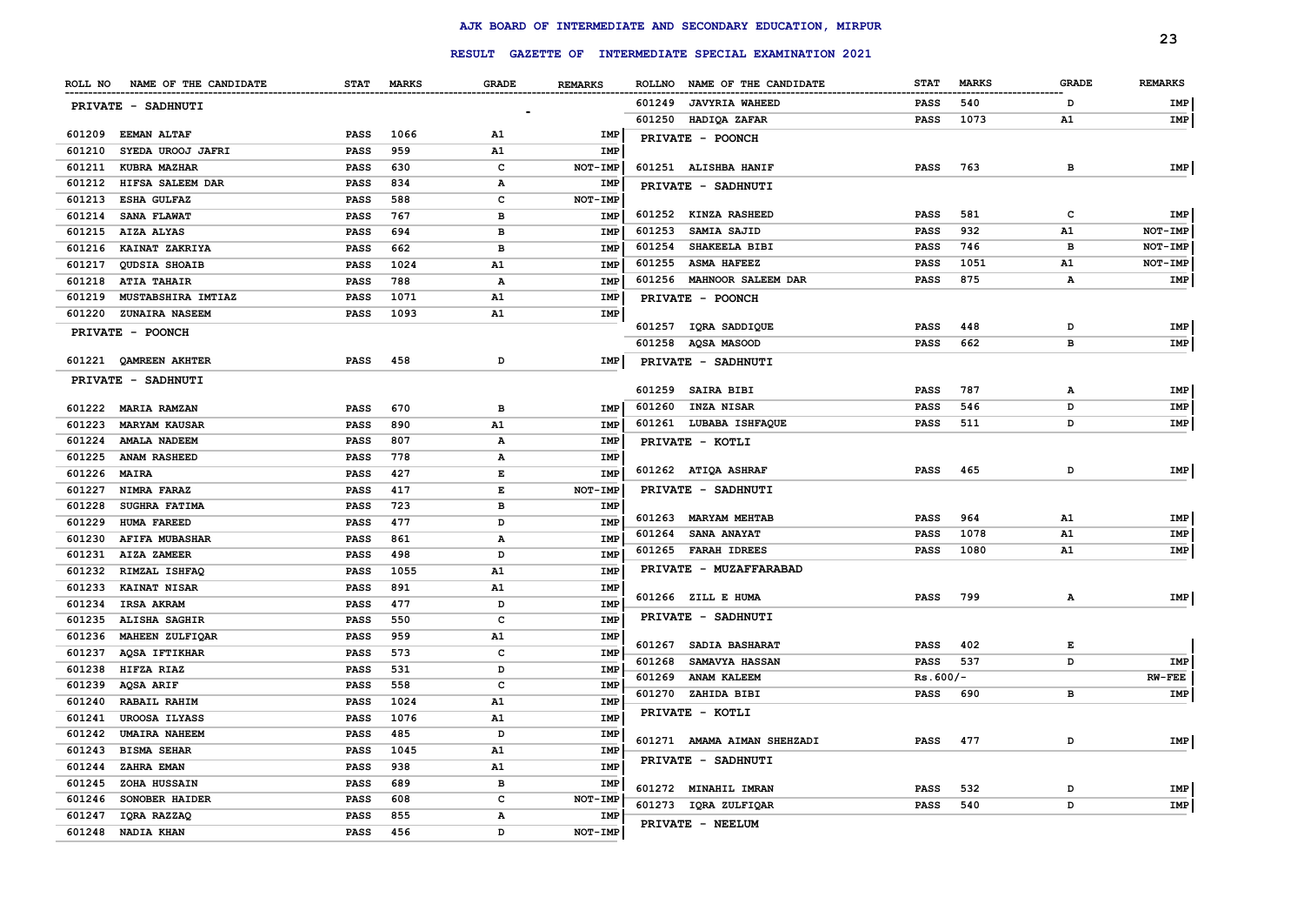# AJK BOARD OF INTERMEDIATE AND SECONDARY EDUCATION, MIRPUR

## RESULT GAZETTE OF INTERMEDIATE SPECIAL EXAMINATION 2021

| ROLL NO | NAME OF THE CANDIDATE | STAT | MARKS | GRADE | REMARKS |
|---|---|---|---|---|---|
| **PRIVATE - SADHNUTI** | | | | | |
| 601209 | EEMAN ALTAF | PASS | 1066 | A1 | IMP |
| 601210 | SYEDA UROOJ JAFRI | PASS | 959 | A1 | IMP |
| 601211 | KUBRA MAZHAR | PASS | 630 | C | NOT-IMP |
| 601212 | HIFSA SALEEM DAR | PASS | 834 | A | IMP |
| 601213 | ESHA GULFAZ | PASS | 588 | C | NOT-IMP |
| 601214 | SANA FLAWAT | PASS | 767 | B | IMP |
| 601215 | AIZA ALYAS | PASS | 694 | B | IMP |
| 601216 | KAINAT ZAKRIYA | PASS | 662 | B | IMP |
| 601217 | QUDSIA SHOAIB | PASS | 1024 | A1 | IMP |
| 601218 | ATIA TAHAIR | PASS | 788 | A | IMP |
| 601219 | MUSTABSHIRA IMTIAZ | PASS | 1071 | A1 | IMP |
| 601220 | ZUNAIRA NASEEM | PASS | 1093 | A1 | IMP |
| **PRIVATE - POONCH** | | | | | |
| 601221 | QAMREEN AKHTER | PASS | 458 | D | IMP |
| **PRIVATE - SADHNUTI** | | | | | |
| 601222 | MARIA RAMZAN | PASS | 670 | B | IMP |
| 601223 | MARYAM KAUSAR | PASS | 890 | A1 | IMP |
| 601224 | AMALA NADEEM | PASS | 807 | A | IMP |
| 601225 | ANAM RASHEED | PASS | 778 | A | IMP |
| 601226 | MAIRA | PASS | 427 | E | IMP |
| 601227 | NIMRA FARAZ | PASS | 417 | E | NOT-IMP |
| 601228 | SUGHRA FATIMA | PASS | 723 | B | IMP |
| 601229 | HUMA FAREED | PASS | 477 | D | IMP |
| 601230 | AFIFA MUBASHAR | PASS | 861 | A | IMP |
| 601231 | AIZA ZAMEER | PASS | 498 | D | IMP |
| 601232 | RIMZAL ISHFAQ | PASS | 1055 | A1 | IMP |
| 601233 | KAINAT NISAR | PASS | 891 | A1 | IMP |
| 601234 | IRSA AKRAM | PASS | 477 | D | IMP |
| 601235 | ALISHA SAGHIR | PASS | 550 | C | IMP |
| 601236 | MAHEEN ZULFIQAR | PASS | 959 | A1 | IMP |
| 601237 | AQSA IFTIKHAR | PASS | 573 | C | IMP |
| 601238 | HIFZA RIAZ | PASS | 531 | D | IMP |
| 601239 | AQSA ARIF | PASS | 558 | C | IMP |
| 601240 | RABAIL RAHIM | PASS | 1024 | A1 | IMP |
| 601241 | UROOSA ILYASS | PASS | 1076 | A1 | IMP |
| 601242 | UMAIRA NAHEEM | PASS | 485 | D | IMP |
| 601243 | BISMA SEHAR | PASS | 1045 | A1 | IMP |
| 601244 | ZAHRA EMAN | PASS | 938 | A1 | IMP |
| 601245 | ZOHA HUSSAIN | PASS | 689 | B | IMP |
| 601246 | SONOBER HAIDER | PASS | 608 | C | NOT-IMP |
| 601247 | IQRA RAZZAQ | PASS | 855 | A | IMP |
| 601248 | NADIA KHAN | PASS | 456 | D | NOT-IMP |
| 601249 | JAVYRIA WAHEED | PASS | 540 | D | IMP |
| 601250 | HADIQA ZAFAR | PASS | 1073 | A1 | IMP |
| **PRIVATE - POONCH** | | | | | |
| 601251 | ALISHBA HANIF | PASS | 763 | B | IMP |
| **PRIVATE - SADHNUTI** | | | | | |
| 601252 | KINZA RASHEED | PASS | 581 | C | IMP |
| 601253 | SAMIA SAJID | PASS | 932 | A1 | NOT-IMP |
| 601254 | SHAKEELA BIBI | PASS | 746 | B | NOT-IMP |
| 601255 | ASMA HAFEEZ | PASS | 1051 | A1 | NOT-IMP |
| 601256 | MAHNOOR SALEEM DAR | PASS | 875 | A | IMP |
| **PRIVATE - POONCH** | | | | | |
| 601257 | IQRA SADDIQUE | PASS | 448 | D | IMP |
| 601258 | AQSA MASOOD | PASS | 662 | B | IMP |
| **PRIVATE - SADHNUTI** | | | | | |
| 601259 | SAIRA BIBI | PASS | 787 | A | IMP |
| 601260 | INZA NISAR | PASS | 546 | D | IMP |
| 601261 | LUBABA ISHFAQUE | PASS | 511 | D | IMP |
| **PRIVATE - KOTLI** | | | | | |
| 601262 | ATIQA ASHRAF | PASS | 465 | D | IMP |
| **PRIVATE - SADHNUTI** | | | | | |
| 601263 | MARYAM MEHTAB | PASS | 964 | A1 | IMP |
| 601264 | SANA ANAYAT | PASS | 1078 | A1 | IMP |
| 601265 | FARAH IDREES | PASS | 1080 | A1 | IMP |
| **PRIVATE - MUZAFFARABAD** | | | | | |
| 601266 | ZILL E HUMA | PASS | 799 | A | IMP |
| **PRIVATE - SADHNUTI** | | | | | |
| 601267 | SADIA BASHARAT | PASS | 402 | E | |
| 601268 | SAMAVYA HASSAN | PASS | 537 | D | IMP |
| 601269 | ANAM KALEEM | Rs.600/- | | | RW-FEE |
| 601270 | ZAHIDA BIBI | PASS | 690 | B | IMP |
| **PRIVATE - KOTLI** | | | | | |
| 601271 | AMAMA AIMAN SHEHZADI | PASS | 477 | D | IMP |
| **PRIVATE - SADHNUTI** | | | | | |
| 601272 | MINAHIL IMRAN | PASS | 532 | D | IMP |
| 601273 | IQRA ZULFIQAR | PASS | 540 | D | IMP |
| **PRIVATE - NEELUM** | | | | | |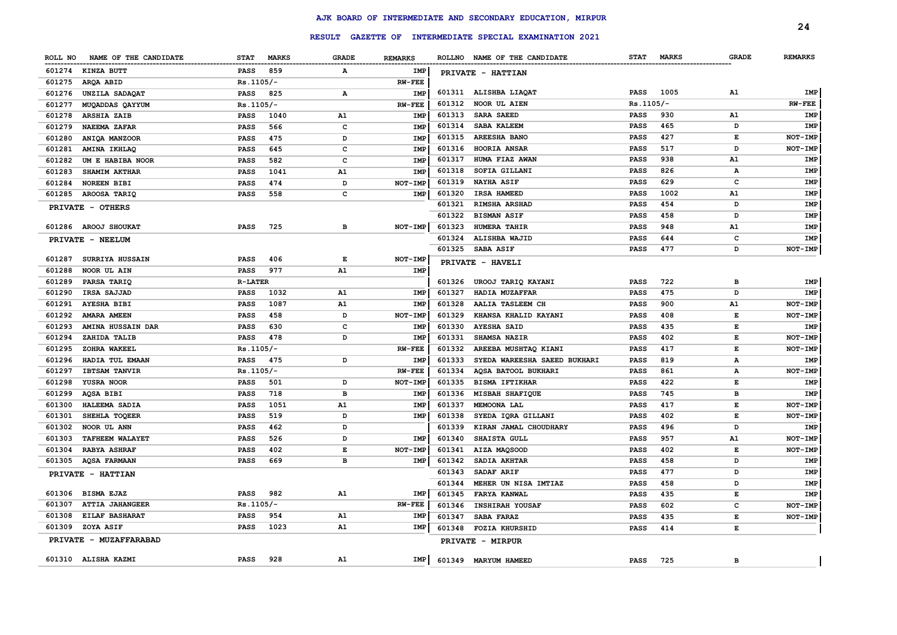# AJK BOARD OF INTERMEDIATE AND SECONDARY EDUCATION, MIRPUR

## RESULT GAZETTE OF INTERMEDIATE SPECIAL EXAMINATION 2021

| ROLL NO | NAME OF THE CANDIDATE | STAT | MARKS | GRADE | REMARKS |
|---|---|---|---|---|---|
| 601274 | KINZA BUTT | PASS | 859 | A | IMP |
| 601275 | ARQA ABID | Rs.1105/- | | | RW-FEE |
| 601276 | UNZILA SADAQAT | PASS | 825 | A | IMP |
| 601277 | MUQADDAS QAYYUM | Rs.1105/- | | | RW-FEE |
| 601278 | ARSHIA ZAIB | PASS | 1040 | A1 | IMP |
| 601279 | NAEEMA ZAFAR | PASS | 566 | C | IMP |
| 601280 | ANIQA MANZOOR | PASS | 475 | D | IMP |
| 601281 | AMINA IKHLAQ | PASS | 645 | C | IMP |
| 601282 | UM E HABIBA NOOR | PASS | 582 | C | IMP |
| 601283 | SHAMIM AKHTAR | PASS | 1041 | A1 | IMP |
| 601284 | NOREEN BIBI | PASS | 474 | D | NOT-IMP |
| 601285 | AROOSA TARIQ | PASS | 558 | C | IMP |

**PRIVATE - OTHERS**

| ROLL NO | NAME OF THE CANDIDATE | STAT | MARKS | GRADE | REMARKS |
|---|---|---|---|---|---|
| 601286 | AROOJ SHOUKAT | PASS | 725 | B | NOT-IMP |

**PRIVATE - NEELUM**

| ROLL NO | NAME OF THE CANDIDATE | STAT | MARKS | GRADE | REMARKS |
|---|---|---|---|---|---|
| 601287 | SURRIYA HUSSAIN | PASS | 406 | E | NOT-IMP |
| 601288 | NOOR UL AIN | PASS | 977 | A1 | IMP |
| 601289 | PARSA TARIQ | R-LATER | | | |
| 601290 | IRSA SAJJAD | PASS | 1032 | A1 | IMP |
| 601291 | AYESHA BIBI | PASS | 1087 | A1 | IMP |
| 601292 | AMARA AMEEN | PASS | 458 | D | NOT-IMP |
| 601293 | AMINA HUSSAIN DAR | PASS | 630 | C | IMP |
| 601294 | ZAHIDA TALIB | PASS | 478 | D | IMP |
| 601295 | ZOHRA WAKEEL | Rs.1105/- | | | RW-FEE |
| 601296 | HADIA TUL EMAAN | PASS | 475 | D | IMP |
| 601297 | IBTSAM TANVIR | Rs.1105/- | | | RW-FEE |
| 601298 | YUSRA NOOR | PASS | 501 | D | NOT-IMP |
| 601299 | AQSA BIBI | PASS | 718 | B | IMP |
| 601300 | HALEEMA SADIA | PASS | 1051 | A1 | IMP |
| 601301 | SHEHLA TOQEER | PASS | 519 | D | IMP |
| 601302 | NOOR UL ANN | PASS | 462 | D | |
| 601303 | TAFHEEM WALAYET | PASS | 526 | D | IMP |
| 601304 | RABYA ASHRAF | PASS | 402 | E | NOT-IMP |
| 601305 | AQSA FARMAAN | PASS | 669 | B | IMP |

**PRIVATE - HATTIAN**

| ROLL NO | NAME OF THE CANDIDATE | STAT | MARKS | GRADE | REMARKS |
|---|---|---|---|---|---|
| 601306 | BISMA EJAZ | PASS | 982 | A1 | IMP |
| 601307 | ATTIA JAHANGEER | Rs.1105/- | | | RW-FEE |
| 601308 | EILAF BASHARAT | PASS | 954 | A1 | IMP |
| 601309 | ZOYA ASIF | PASS | 1023 | A1 | IMP |

**PRIVATE - MUZAFFARABAD**

| ROLL NO | NAME OF THE CANDIDATE | STAT | MARKS | GRADE | REMARKS |
|---|---|---|---|---|---|
| 601310 | ALISHA KAZMI | PASS | 928 | A1 | IMP |

**PRIVATE - HATTIAN**

| ROLL NO | NAME OF THE CANDIDATE | STAT | MARKS | GRADE | REMARKS |
|---|---|---|---|---|---|
| 601311 | ALISHBA LIAQAT | PASS | 1005 | A1 | IMP |
| 601312 | NOOR UL AIEN | Rs.1105/- | | | RW-FEE |
| 601313 | SARA SAEED | PASS | 930 | A1 | IMP |
| 601314 | SABA KALEEM | PASS | 465 | D | IMP |
| 601315 | AREESHA BANO | PASS | 427 | E | NOT-IMP |
| 601316 | HOORIA ANSAR | PASS | 517 | D | NOT-IMP |
| 601317 | HUMA FIAZ AWAN | PASS | 938 | A1 | IMP |
| 601318 | SOFIA GILLANI | PASS | 826 | A | IMP |
| 601319 | NAYHA ASIF | PASS | 629 | C | IMP |
| 601320 | IRSA HAMEED | PASS | 1002 | A1 | IMP |
| 601321 | RIMSHA ARSHAD | PASS | 454 | D | IMP |
| 601322 | BISMAN ASIF | PASS | 458 | D | IMP |
| 601323 | HUMERA TAHIR | PASS | 948 | A1 | IMP |
| 601324 | ALISHBA WAJID | PASS | 644 | C | IMP |
| 601325 | SABA ASIF | PASS | 477 | D | NOT-IMP |

**PRIVATE - HAVELI**

| ROLL NO | NAME OF THE CANDIDATE | STAT | MARKS | GRADE | REMARKS |
|---|---|---|---|---|---|
| 601326 | UROOJ TARIQ KAYANI | PASS | 722 | B | IMP |
| 601327 | HADIA MUZAFFAR | PASS | 475 | D | IMP |
| 601328 | AALIA TASLEEM CH | PASS | 900 | A1 | NOT-IMP |
| 601329 | KHANSA KHALID KAYANI | PASS | 408 | E | NOT-IMP |
| 601330 | AYESHA SAID | PASS | 435 | E | IMP |
| 601331 | SHAMSA NAZIR | PASS | 402 | E | NOT-IMP |
| 601332 | AREEBA MUSHTAQ KIANI | PASS | 417 | E | NOT-IMP |
| 601333 | SYEDA WAREESHA SAEED BUKHARI | PASS | 819 | A | IMP |
| 601334 | AQSA BATOOL BUKHARI | PASS | 861 | A | NOT-IMP |
| 601335 | BISMA IFTIKHAR | PASS | 422 | E | IMP |
| 601336 | MISBAH SHAFIQUE | PASS | 745 | B | IMP |
| 601337 | MEMOONA LAL | PASS | 417 | E | NOT-IMP |
| 601338 | SYEDA IQRA GILLANI | PASS | 402 | E | NOT-IMP |
| 601339 | KIRAN JAMAL CHOUDHARY | PASS | 496 | D | IMP |
| 601340 | SHAISTA GULL | PASS | 957 | A1 | NOT-IMP |
| 601341 | AIZA MAQSOOD | PASS | 402 | E | NOT-IMP |
| 601342 | SADIA AKHTAR | PASS | 458 | D | IMP |
| 601343 | SADAF ARIF | PASS | 477 | D | IMP |
| 601344 | MEHER UN NISA IMTIAZ | PASS | 458 | D | IMP |
| 601345 | FARYA KANWAL | PASS | 435 | E | IMP |
| 601346 | INSHIRAH YOUSAF | PASS | 602 | C | NOT-IMP |
| 601347 | SABA FARAZ | PASS | 435 | E | NOT-IMP |
| 601348 | FOZIA KHURSHID | PASS | 414 | E | |

**PRIVATE - MIRPUR**

| ROLL NO | NAME OF THE CANDIDATE | STAT | MARKS | GRADE | REMARKS |
|---|---|---|---|---|---|
| 601349 | MARYUM HAMEED | PASS | 725 | B | |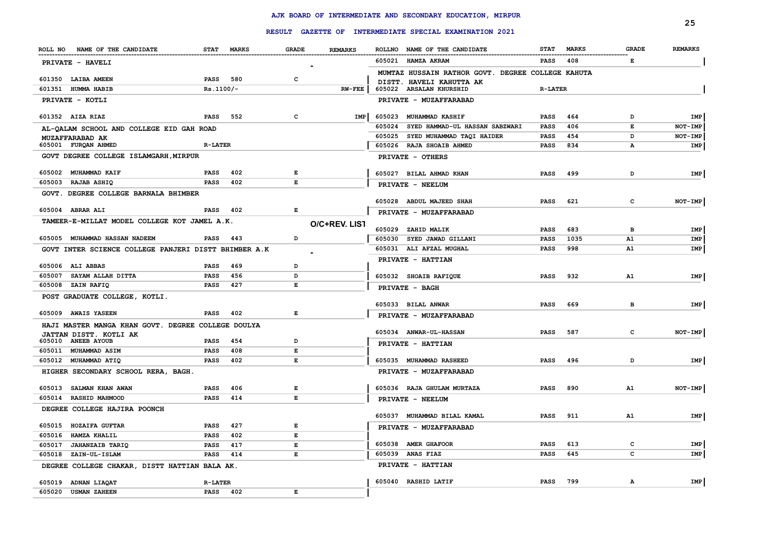# AJK BOARD OF INTERMEDIATE AND SECONDARY EDUCATION, MIRPUR

## RESULT GAZETTE OF INTERMEDIATE SPECIAL EXAMINATION 2021

| ROLL NO | NAME OF THE CANDIDATE | STAT | MARKS | GRADE | REMARKS |
|---|---|---|---|---|---|
| **PRIVATE - HAVELI** | | | | | |
| 601350 | LAIBA AMEEN | PASS | 580 | C | |
| 601351 | HUMMA HABIB | Rs.1100/- | | | RW-FEE |
| **PRIVATE - KOTLI** | | | | | |
| 601352 | AIZA RIAZ | PASS | 552 | C | IMP |
| **AL-QALAM SCHOOL AND COLLEGE EID GAH ROAD MUZAFFARABAD AK** | | | | | |
| 605001 | FURQAN AHMED | R-LATER | | | |
| **GOVT DEGREE COLLEGE ISLAMGARH,MIRPUR** | | | | | |
| 605002 | MUHAMMAD KAIF | PASS | 402 | E | |
| 605003 | RAJAB ASHIQ | PASS | 402 | E | |
| **GOVT. DEGREE COLLEGE BARNALA BHIMBER** | | | | | |
| 605004 | ABRAR ALI | PASS | 402 | E | |
| **TAMEER-E-MILLAT MODEL COLLEGE KOT JAMEL A.K.** | | | | | O/C+REV. LIST |
| 605005 | MUHAMMAD HASSAN NADEEM | PASS | 443 | D | |
| **GOVT INTER SCIENCE COLLEGE PANJERI DISTT BHIMBER A.K** | | | | | |
| 605006 | ALI ABBAS | PASS | 469 | D | |
| 605007 | SAYAM ALLAH DITTA | PASS | 456 | D | |
| 605008 | ZAIN RAFIQ | PASS | 427 | E | |
| **POST GRADUATE COLLEGE, KOTLI.** | | | | | |
| 605009 | AWAIS YASEEN | PASS | 402 | E | |
| **HAJI MASTER MANGA KHAN GOVT. DEGREE COLLEGE DOULYA JATTAN DISTT. KOTLI AK** | | | | | |
| 605010 | ANEEB AYOUB | PASS | 454 | D | |
| 605011 | MUHAMMAD ASIM | PASS | 408 | E | |
| 605012 | MUHAMMAD ATIQ | PASS | 402 | E | |
| **HIGHER SECONDARY SCHOOL RERA, BAGH.** | | | | | |
| 605013 | SALMAN KHAN AWAN | PASS | 406 | E | |
| 605014 | RASHID MAHMOOD | PASS | 414 | E | |
| **DEGREE COLLEGE HAJIRA POONCH** | | | | | |
| 605015 | HOZAIFA GUFTAR | PASS | 427 | E | |
| 605016 | HAMZA KHALIL | PASS | 402 | E | |
| 605017 | JAHANZAIB TARIQ | PASS | 417 | E | |
| 605018 | ZAIN-UL-ISLAM | PASS | 414 | E | |
| **DEGREE COLLEGE CHAKAR, DISTT HATTIAN BALA AK.** | | | | | |
| 605019 | ADNAN LIAQAT | R-LATER | | | |
| 605020 | USMAN ZAHEEN | PASS | 402 | E | |
| 605021 | HAMZA AKRAM | PASS | 408 | E | |
| **MUMTAZ HUSSAIN RATHOR GOVT. DEGREE COLLEGE KAHUTA DISTT. HAVELI KAHUTTA AK** | | | | | |
| 605022 | ARSALAN KHURSHID | R-LATER | | | |
| **PRIVATE - MUZAFFARABAD** | | | | | |
| 605023 | MUHAMMAD KASHIF | PASS | 464 | D | IMP |
| 605024 | SYED HAMMAD-UL HASSAN SABZWARI | PASS | 406 | E | NOT-IMP |
| 605025 | SYED MUHAMMAD TAQI HAIDER | PASS | 454 | D | NOT-IMP |
| 605026 | RAJA SHOAIB AHMED | PASS | 834 | A | IMP |
| **PRIVATE - OTHERS** | | | | | |
| 605027 | BILAL AHMAD KHAN | PASS | 499 | D | IMP |
| **PRIVATE - NEELUM** | | | | | |
| 605028 | ABDUL MAJEED SHAH | PASS | 621 | C | NOT-IMP |
| **PRIVATE - MUZAFFARABAD** | | | | | |
| 605029 | ZAHID MALIK | PASS | 683 | B | IMP |
| 605030 | SYED JAWAD GILLANI | PASS | 1035 | A1 | IMP |
| 605031 | ALI AFZAL MUGHAL | PASS | 998 | A1 | IMP |
| **PRIVATE - HATTIAN** | | | | | |
| 605032 | SHOAIB RAFIQUE | PASS | 932 | A1 | IMP |
| **PRIVATE - BAGH** | | | | | |
| 605033 | BILAL ANWAR | PASS | 669 | B | IMP |
| **PRIVATE - MUZAFFARABAD** | | | | | |
| 605034 | ANWAR-UL-HASSAN | PASS | 587 | C | NOT-IMP |
| **PRIVATE - HATTIAN** | | | | | |
| 605035 | MUHAMMAD RASHEED | PASS | 496 | D | IMP |
| **PRIVATE - MUZAFFARABAD** | | | | | |
| 605036 | RAJA GHULAM MURTAZA | PASS | 890 | A1 | NOT-IMP |
| **PRIVATE - NEELUM** | | | | | |
| 605037 | MUHAMMAD BILAL KAMAL | PASS | 911 | A1 | IMP |
| **PRIVATE - MUZAFFARABAD** | | | | | |
| 605038 | AMER GHAFOOR | PASS | 613 | C | IMP |
| 605039 | ANAS FIAZ | PASS | 645 | C | IMP |
| **PRIVATE - HATTIAN** | | | | | |
| 605040 | RASHID LATIF | PASS | 799 | A | IMP |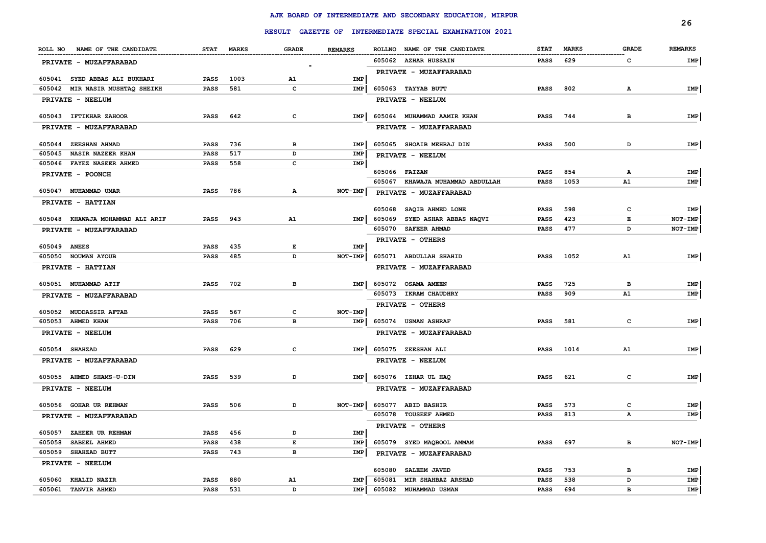# AJK BOARD OF INTERMEDIATE AND SECONDARY EDUCATION, MIRPUR

## RESULT GAZETTE OF INTERMEDIATE SPECIAL EXAMINATION 2021

| ROLL NO | NAME OF THE CANDIDATE | STAT | MARKS | GRADE | REMARKS |
|---|---|---|---|---|---|
| | **PRIVATE - MUZAFFARABAD** | | | | |
| 605041 | SYED ABBAS ALI BUKHARI | PASS | 1003 | A1 | IMP |
| 605042 | MIR NASIR MUSHTAQ SHEIKH | PASS | 581 | C | IMP |
| | **PRIVATE - NEELUM** | | | | |
| 605043 | IFTIKHAR ZAHOOR | PASS | 642 | C | IMP |
| | **PRIVATE - MUZAFFARABAD** | | | | |
| 605044 | ZEESHAN AHMAD | PASS | 736 | B | IMP |
| 605045 | NASIR NAZEER KHAN | PASS | 517 | D | IMP |
| 605046 | FAYEZ NASEER AHMED | PASS | 558 | C | IMP |
| | **PRIVATE - POONCH** | | | | |
| 605047 | MUHAMMAD UMAR | PASS | 786 | A | NOT-IMP |
| | **PRIVATE - HATTIAN** | | | | |
| 605048 | KHAWAJA MOHAMMAD ALI ARIF | PASS | 943 | A1 | IMP |
| | **PRIVATE - MUZAFFARABAD** | | | | |
| 605049 | ANEES | PASS | 435 | E | IMP |
| 605050 | NOUMAN AYOUB | PASS | 485 | D | NOT-IMP |
| | **PRIVATE - HATTIAN** | | | | |
| 605051 | MUHAMMAD ATIF | PASS | 702 | B | IMP |
| | **PRIVATE - MUZAFFARABAD** | | | | |
| 605052 | MUDDASSIR AFTAB | PASS | 567 | C | NOT-IMP |
| 605053 | AHMED KHAN | PASS | 706 | B | IMP |
| | **PRIVATE - NEELUM** | | | | |
| 605054 | SHAHZAD | PASS | 629 | C | IMP |
| | **PRIVATE - MUZAFFARABAD** | | | | |
| 605055 | AHMED SHAMS-U-DIN | PASS | 539 | D | IMP |
| | **PRIVATE - NEELUM** | | | | |
| 605056 | GOHAR UR REHMAN | PASS | 506 | D | NOT-IMP |
| | **PRIVATE - MUZAFFARABAD** | | | | |
| 605057 | ZAHEER UR REHMAN | PASS | 456 | D | IMP |
| 605058 | SABEEL AHMED | PASS | 438 | E | IMP |
| 605059 | SHAHZAD BUTT | PASS | 743 | B | IMP |
| | **PRIVATE - NEELUM** | | | | |
| 605060 | KHALID NAZIR | PASS | 880 | A1 | IMP |
| 605061 | TANVIR AHMED | PASS | 531 | D | IMP |
| 605062 | AZHAR HUSSAIN | PASS | 629 | C | IMP |
| | **PRIVATE - MUZAFFARABAD** | | | | |
| 605063 | TAYYAB BUTT | PASS | 802 | A | IMP |
| | **PRIVATE - NEELUM** | | | | |
| 605064 | MUHAMMAD AAMIR KHAN | PASS | 744 | B | IMP |
| | **PRIVATE - MUZAFFARABAD** | | | | |
| 605065 | SHOAIB MEHRAJ DIN | PASS | 500 | D | IMP |
| | **PRIVATE - NEELUM** | | | | |
| 605066 | FAIZAN | PASS | 854 | A | IMP |
| 605067 | KHAWAJA MUHAMMAD ABDULLAH | PASS | 1053 | A1 | IMP |
| | **PRIVATE - MUZAFFARABAD** | | | | |
| 605068 | SAQIB AHMED LONE | PASS | 598 | C | IMP |
| 605069 | SYED ASHAR ABBAS NAQVI | PASS | 423 | E | NOT-IMP |
| 605070 | SAFEER AHMAD | PASS | 477 | D | NOT-IMP |
| | **PRIVATE - OTHERS** | | | | |
| 605071 | ABDULLAH SHAHID | PASS | 1052 | A1 | IMP |
| | **PRIVATE - MUZAFFARABAD** | | | | |
| 605072 | OSAMA AMEEN | PASS | 725 | B | IMP |
| 605073 | IKRAM CHAUDHRY | PASS | 909 | A1 | IMP |
| | **PRIVATE - OTHERS** | | | | |
| 605074 | USMAN ASHRAF | PASS | 581 | C | IMP |
| | **PRIVATE - MUZAFFARABAD** | | | | |
| 605075 | ZEESHAN ALI | PASS | 1014 | A1 | IMP |
| | **PRIVATE - NEELUM** | | | | |
| 605076 | IZHAR UL HAQ | PASS | 621 | C | IMP |
| | **PRIVATE - MUZAFFARABAD** | | | | |
| 605077 | ABID BASHIR | PASS | 573 | C | IMP |
| 605078 | TOUSEEF AHMED | PASS | 813 | A | IMP |
| | **PRIVATE - OTHERS** | | | | |
| 605079 | SYED MAQBOOL AMMAM | PASS | 697 | B | NOT-IMP |
| | **PRIVATE - MUZAFFARABAD** | | | | |
| 605080 | SALEEM JAVED | PASS | 753 | B | IMP |
| 605081 | MIR SHAHBAZ ARSHAD | PASS | 538 | D | IMP |
| 605082 | MUHAMMAD USMAN | PASS | 694 | B | IMP |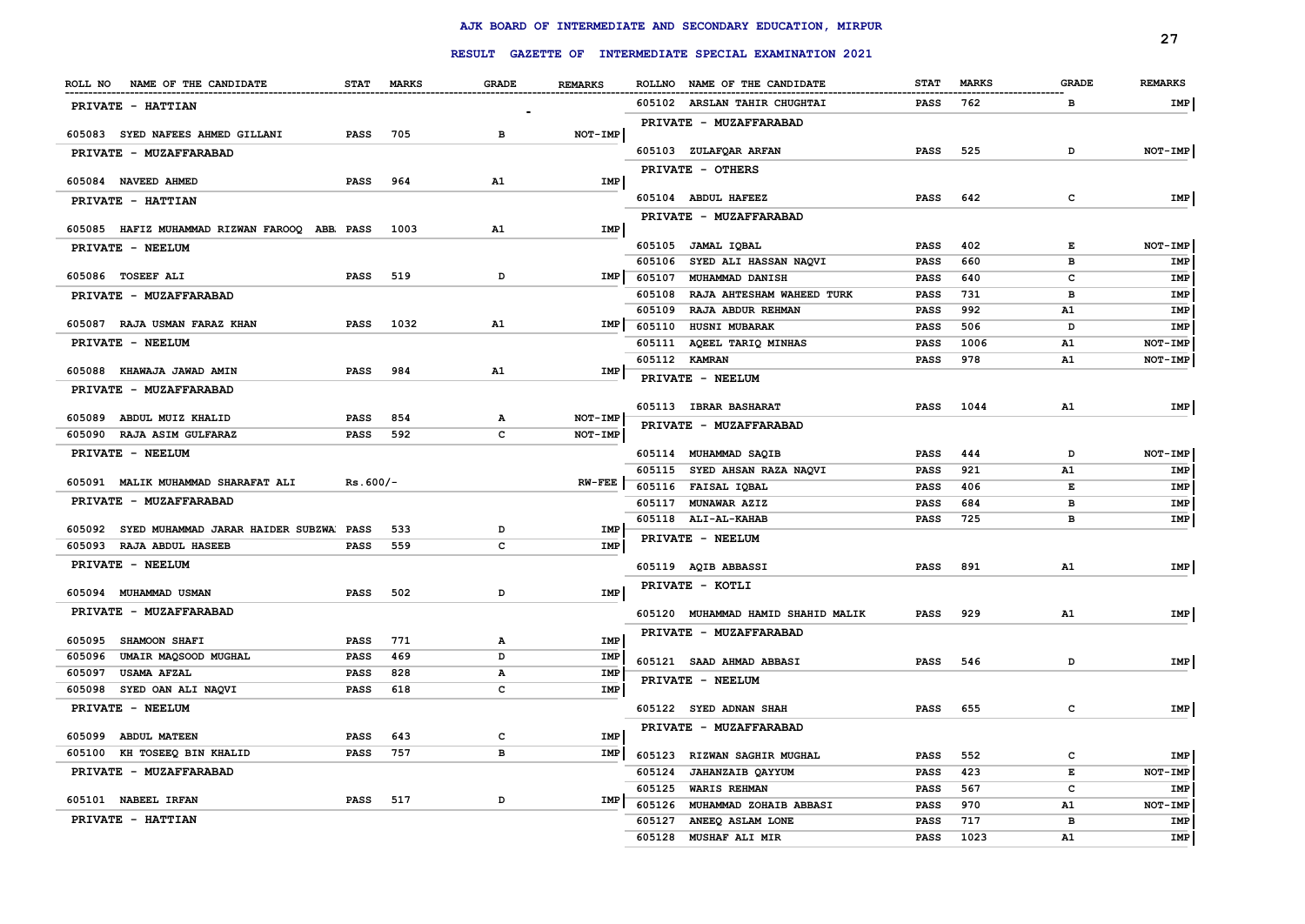# AJK BOARD OF INTERMEDIATE AND SECONDARY EDUCATION, MIRPUR

## RESULT GAZETTE OF INTERMEDIATE SPECIAL EXAMINATION 2021

| ROLL NO | NAME OF THE CANDIDATE | STAT | MARKS | GRADE | REMARKS |
|---|---|---|---|---|---|
| | **PRIVATE - HATTIAN** | | | | |
| 605083 | SYED NAFEES AHMED GILLANI | PASS | 705 | B | NOT-IMP |
| | **PRIVATE - MUZAFFARABAD** | | | | |
| 605084 | NAVEED AHMED | PASS | 964 | A1 | IMP |
| | **PRIVATE - HATTIAN** | | | | |
| 605085 | HAFIZ MUHAMMAD RIZWAN FAROOQ ABB. | PASS | 1003 | A1 | IMP |
| | **PRIVATE - NEELUM** | | | | |
| 605086 | TOSEEF ALI | PASS | 519 | D | IMP |
| | **PRIVATE - MUZAFFARABAD** | | | | |
| 605087 | RAJA USMAN FARAZ KHAN | PASS | 1032 | A1 | IMP |
| | **PRIVATE - NEELUM** | | | | |
| 605088 | KHAWAJA JAWAD AMIN | PASS | 984 | A1 | IMP |
| | **PRIVATE - MUZAFFARABAD** | | | | |
| 605089 | ABDUL MUIZ KHALID | PASS | 854 | A | NOT-IMP |
| 605090 | RAJA ASIM GULFARAZ | PASS | 592 | C | NOT-IMP |
| | **PRIVATE - NEELUM** | | | | |
| 605091 | MALIK MUHAMMAD SHARAFAT ALI | Rs.600/- | | | RW-FEE |
| | **PRIVATE - MUZAFFARABAD** | | | | |
| 605092 | SYED MUHAMMAD JARAR HAIDER SUBZWA | PASS | 533 | D | IMP |
| 605093 | RAJA ABDUL HASEEB | PASS | 559 | C | IMP |
| | **PRIVATE - NEELUM** | | | | |
| 605094 | MUHAMMAD USMAN | PASS | 502 | D | IMP |
| | **PRIVATE - MUZAFFARABAD** | | | | |
| 605095 | SHAMOON SHAFI | PASS | 771 | A | IMP |
| 605096 | UMAIR MAQSOOD MUGHAL | PASS | 469 | D | IMP |
| 605097 | USAMA AFZAL | PASS | 828 | A | IMP |
| 605098 | SYED OAN ALI NAQVI | PASS | 618 | C | IMP |
| | **PRIVATE - NEELUM** | | | | |
| 605099 | ABDUL MATEEN | PASS | 643 | C | IMP |
| 605100 | KH TOSEEQ BIN KHALID | PASS | 757 | B | IMP |
| | **PRIVATE - MUZAFFARABAD** | | | | |
| 605101 | NABEEL IRFAN | PASS | 517 | D | IMP |
| | **PRIVATE - HATTIAN** | | | | |
| 605102 | ARSLAN TAHIR CHUGHTAI | PASS | 762 | B | IMP |
| | **PRIVATE - MUZAFFARABAD** | | | | |
| 605103 | ZULAFQAR ARFAN | PASS | 525 | D | NOT-IMP |
| | **PRIVATE - OTHERS** | | | | |
| 605104 | ABDUL HAFEEZ | PASS | 642 | C | IMP |
| | **PRIVATE - MUZAFFARABAD** | | | | |
| 605105 | JAMAL IQBAL | PASS | 402 | E | NOT-IMP |
| 605106 | SYED ALI HASSAN NAQVI | PASS | 660 | B | IMP |
| 605107 | MUHAMMAD DANISH | PASS | 640 | C | IMP |
| 605108 | RAJA AHTESHAM WAHEED TURK | PASS | 731 | B | IMP |
| 605109 | RAJA ABDUR REHMAN | PASS | 992 | A1 | IMP |
| 605110 | HUSNI MUBARAK | PASS | 506 | D | IMP |
| 605111 | AQEEL TARIQ MINHAS | PASS | 1006 | A1 | NOT-IMP |
| 605112 | KAMRAN | PASS | 978 | A1 | NOT-IMP |
| | **PRIVATE - NEELUM** | | | | |
| 605113 | IBRAR BASHARAT | PASS | 1044 | A1 | IMP |
| | **PRIVATE - MUZAFFARABAD** | | | | |
| 605114 | MUHAMMAD SAQIB | PASS | 444 | D | NOT-IMP |
| 605115 | SYED AHSAN RAZA NAQVI | PASS | 921 | A1 | IMP |
| 605116 | FAISAL IQBAL | PASS | 406 | E | IMP |
| 605117 | MUNAWAR AZIZ | PASS | 684 | B | IMP |
| 605118 | ALI-AL-KAHAB | PASS | 725 | B | IMP |
| | **PRIVATE - NEELUM** | | | | |
| 605119 | AQIB ABBASSI | PASS | 891 | A1 | IMP |
| | **PRIVATE - KOTLI** | | | | |
| 605120 | MUHAMMAD HAMID SHAHID MALIK | PASS | 929 | A1 | IMP |
| | **PRIVATE - MUZAFFARABAD** | | | | |
| 605121 | SAAD AHMAD ABBASI | PASS | 546 | D | IMP |
| | **PRIVATE - NEELUM** | | | | |
| 605122 | SYED ADNAN SHAH | PASS | 655 | C | IMP |
| | **PRIVATE - MUZAFFARABAD** | | | | |
| 605123 | RIZWAN SAGHIR MUGHAL | PASS | 552 | C | IMP |
| 605124 | JAHANZAIB QAYYUM | PASS | 423 | E | NOT-IMP |
| 605125 | WARIS REHMAN | PASS | 567 | C | IMP |
| 605126 | MUHAMMAD ZOHAIB ABBASI | PASS | 970 | A1 | NOT-IMP |
| 605127 | ANEEQ ASLAM LONE | PASS | 717 | B | IMP |
| 605128 | MUSHAF ALI MIR | PASS | 1023 | A1 | IMP |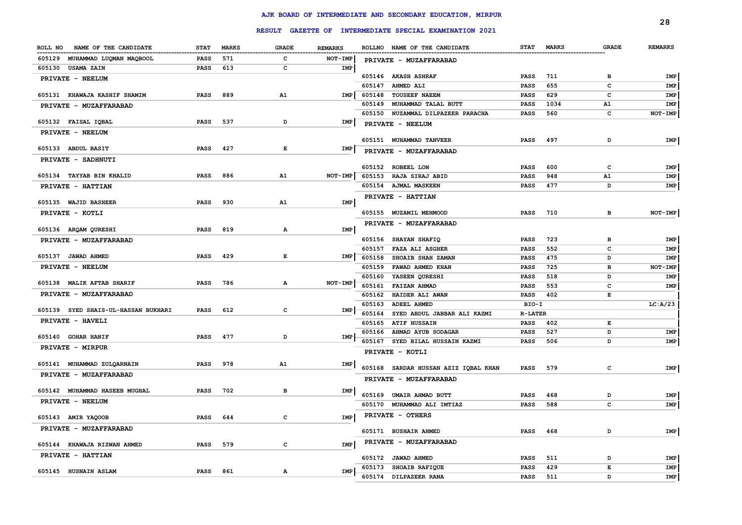# AJK BOARD OF INTERMEDIATE AND SECONDARY EDUCATION, MIRPUR

## RESULT GAZETTE OF INTERMEDIATE SPECIAL EXAMINATION 2021

| ROLL NO | NAME OF THE CANDIDATE | STAT | MARKS | GRADE | REMARKS |
|---|---|---|---|---|---|
| 605129 | MUHAMMAD LUQMAN MAQBOOL | PASS | 571 | C | NOT-IMP |
| 605130 | USAMA ZAIN | PASS | 613 | C | IMP |
| | **PRIVATE - NEELUM** | | | | |
| 605131 | KHAWAJA KASHIF SHAMIM | PASS | 889 | A1 | IMP |
| | **PRIVATE - MUZAFFARABAD** | | | | |
| 605132 | FAISAL IQBAL | PASS | 537 | D | IMP |
| | **PRIVATE - NEELUM** | | | | |
| 605133 | ABDUL BASIT | PASS | 427 | E | IMP |
| | **PRIVATE - SADHNUTI** | | | | |
| 605134 | TAYYAB BIN KHALID | PASS | 886 | A1 | NOT-IMP |
| | **PRIVATE - HATTIAN** | | | | |
| 605135 | WAJID BASHEER | PASS | 930 | A1 | IMP |
| | **PRIVATE - KOTLI** | | | | |
| 605136 | ARQAM QURESHI | PASS | 819 | A | IMP |
| | **PRIVATE - MUZAFFARABAD** | | | | |
| 605137 | JAWAD AHMED | PASS | 429 | E | IMP |
| | **PRIVATE - NEELUM** | | | | |
| 605138 | MALIK AFTAB SHARIF | PASS | 786 | A | NOT-IMP |
| | **PRIVATE - MUZAFFARABAD** | | | | |
| 605139 | SYED SHAIS-UL-HASSAN BUKHARI | PASS | 612 | C | IMP |
| | **PRIVATE - HAVELI** | | | | |
| 605140 | GOHAR HANIF | PASS | 477 | D | IMP |
| | **PRIVATE - MIRPUR** | | | | |
| 605141 | MUHAMMAD ZULQARNAIN | PASS | 978 | A1 | IMP |
| | **PRIVATE - MUZAFFARABAD** | | | | |
| 605142 | MUHAMMAD HASEEB MUGHAL | PASS | 702 | B | IMP |
| | **PRIVATE - NEELUM** | | | | |
| 605143 | AMIR YAQOOB | PASS | 644 | C | IMP |
| | **PRIVATE - MUZAFFARABAD** | | | | |
| 605144 | KHAWAJA RIZWAN AHMED | PASS | 579 | C | IMP |
| | **PRIVATE - HATTIAN** | | | | |
| 605145 | HUSNAIN ASLAM | PASS | 861 | A | IMP |
| | **PRIVATE - MUZAFFARABAD** | | | | |
| 605146 | AKASH ASHRAF | PASS | 711 | B | IMP |
| 605147 | AHMED ALI | PASS | 655 | C | IMP |
| 605148 | TOUSEEF NAEEM | PASS | 629 | C | IMP |
| 605149 | MUHAMMAD TALAL BUTT | PASS | 1034 | A1 | IMP |
| 605150 | NUZAMMAL DILPAZEER PARACHA | PASS | 560 | C | NOT-IMP |
| | **PRIVATE - NEELUM** | | | | |
| 605151 | MUHAMMAD TANVEER | PASS | 497 | D | IMP |
| | **PRIVATE - MUZAFFARABAD** | | | | |
| 605152 | ROBEEL LON | PASS | 600 | C | IMP |
| 605153 | RAJA SIRAJ ABID | PASS | 948 | A1 | IMP |
| 605154 | AJMAL MASKEEN | PASS | 477 | D | IMP |
| | **PRIVATE - HATTIAN** | | | | |
| 605155 | MUZAMIL MEHMOOD | PASS | 710 | B | NOT-IMP |
| | **PRIVATE - MUZAFFARABAD** | | | | |
| 605156 | SHAYAN SHAFIQ | PASS | 723 | B | IMP |
| 605157 | FAZA ALI ASGHER | PASS | 552 | C | IMP |
| 605158 | SHOAIB SHAH ZAMAN | PASS | 475 | D | IMP |
| 605159 | FAWAD AHMED KHAN | PASS | 725 | B | NOT-IMP |
| 605160 | YASEEN QURESHI | PASS | 518 | D | IMP |
| 605161 | FAIZAN AHMAD | PASS | 553 | C | IMP |
| 605162 | HAIDER ALI AWAN | PASS | 402 | E | |
| 605163 | ADEEL AHMED | BIO-I | | | LC:A/23 |
| 605164 | SYED ABDUL JABBAR ALI KAZMI | R-LATER | | | |
| 605165 | ATIF HUSSAIN | PASS | 402 | E | |
| 605166 | AHMAD AYUB SODAGAR | PASS | 527 | D | IMP |
| 605167 | SYED BILAL HUSSAIN KAZMI | PASS | 506 | D | IMP |
| | **PRIVATE - KOTLI** | | | | |
| 605168 | SARDAR HUSSAN AZIZ IQBAL KHAN | PASS | 579 | C | IMP |
| | **PRIVATE - MUZAFFARABAD** | | | | |
| 605169 | UMAIR AHMAD BUTT | PASS | 468 | D | IMP |
| 605170 | MUHAMMAD ALI IMTIAZ | PASS | 588 | C | IMP |
| | **PRIVATE - OTHERS** | | | | |
| 605171 | BUSHAIR AHMED | PASS | 468 | D | IMP |
| | **PRIVATE - MUZAFFARABAD** | | | | |
| 605172 | JAWAD AHMED | PASS | 511 | D | IMP |
| 605173 | SHOAIB RAFIQUE | PASS | 429 | E | IMP |
| 605174 | DILPAZEER RANA | PASS | 511 | D | IMP |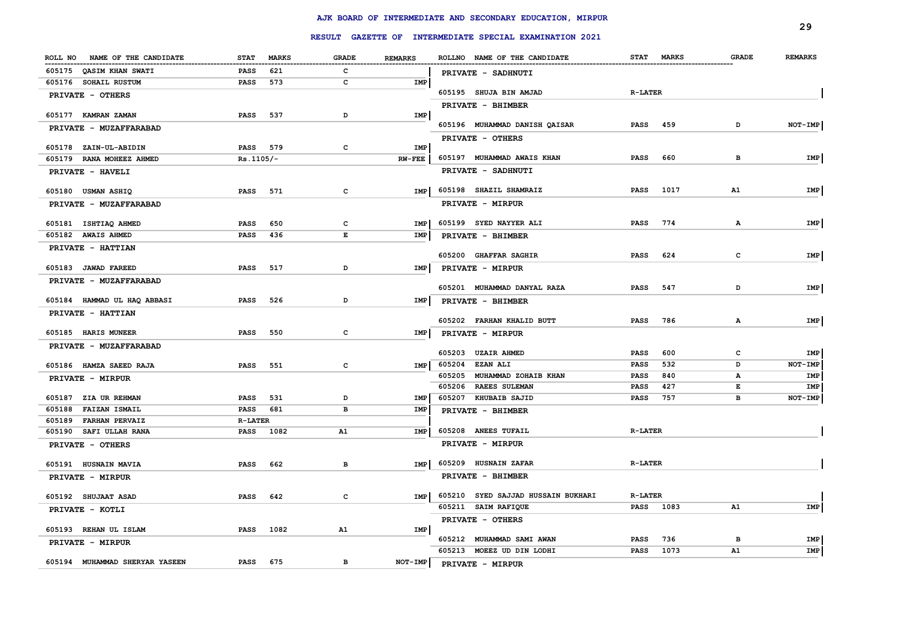# AJK BOARD OF INTERMEDIATE AND SECONDARY EDUCATION, MIRPUR

## RESULT GAZETTE OF INTERMEDIATE SPECIAL EXAMINATION 2021

| ROLL NO | NAME OF THE CANDIDATE | STAT | MARKS | GRADE | REMARKS |
|---|---|---|---|---|---|
| 605175 | QASIM KHAN SWATI | PASS | 621 | C | |
| 605176 | SOHAIL RUSTUM | PASS | 573 | C | IMP |
| | **PRIVATE - OTHERS** | | | | |
| 605177 | KAMRAN ZAMAN | PASS | 537 | D | IMP |
| | **PRIVATE - MUZAFFARABAD** | | | | |
| 605178 | ZAIN-UL-ABIDIN | PASS | 579 | C | IMP |
| 605179 | RANA MOHEEZ AHMED | Rs.1105/- | | | RW-FEE |
| | **PRIVATE - HAVELI** | | | | |
| 605180 | USMAN ASHIQ | PASS | 571 | C | IMP |
| | **PRIVATE - MUZAFFARABAD** | | | | |
| 605181 | ISHTIAQ AHMED | PASS | 650 | C | IMP |
| 605182 | AWAIS AHMED | PASS | 436 | E | IMP |
| | **PRIVATE - HATTIAN** | | | | |
| 605183 | JAWAD FAREED | PASS | 517 | D | IMP |
| | **PRIVATE - MUZAFFARABAD** | | | | |
| 605184 | HAMMAD UL HAQ ABBASI | PASS | 526 | D | IMP |
| | **PRIVATE - HATTIAN** | | | | |
| 605185 | HARIS MUNEER | PASS | 550 | C | IMP |
| | **PRIVATE - MUZAFFARABAD** | | | | |
| 605186 | HAMZA SAEED RAJA | PASS | 551 | C | IMP |
| | **PRIVATE - MIRPUR** | | | | |
| 605187 | ZIA UR REHMAN | PASS | 531 | D | IMP |
| 605188 | FAIZAN ISMAIL | PASS | 681 | B | IMP |
| 605189 | FARHAN PERVAIZ | R-LATER | | | |
| 605190 | SAFI ULLAH RANA | PASS | 1082 | A1 | IMP |
| | **PRIVATE - OTHERS** | | | | |
| 605191 | HUSNAIN MAVIA | PASS | 662 | B | IMP |
| | **PRIVATE - MIRPUR** | | | | |
| 605192 | SHUJAAT ASAD | PASS | 642 | C | IMP |
| | **PRIVATE - KOTLI** | | | | |
| 605193 | REHAN UL ISLAM | PASS | 1082 | A1 | IMP |
| | **PRIVATE - MIRPUR** | | | | |
| 605194 | MUHAMMAD SHERYAR YASEEN | PASS | 675 | B | NOT-IMP |
| | **PRIVATE - SADHNUTI** | | | | |
| 605195 | SHUJA BIN AMJAD | R-LATER | | | |
| | **PRIVATE - BHIMBER** | | | | |
| 605196 | MUHAMMAD DANISH QAISAR | PASS | 459 | D | NOT-IMP |
| | **PRIVATE - OTHERS** | | | | |
| 605197 | MUHAMMAD AWAIS KHAN | PASS | 660 | B | IMP |
| | **PRIVATE - SADHNUTI** | | | | |
| 605198 | SHAZIL SHAMRAIZ | PASS | 1017 | A1 | IMP |
| | **PRIVATE - MIRPUR** | | | | |
| 605199 | SYED NAYYER ALI | PASS | 774 | A | IMP |
| | **PRIVATE - BHIMBER** | | | | |
| 605200 | GHAFFAR SAGHIR | PASS | 624 | C | IMP |
| | **PRIVATE - MIRPUR** | | | | |
| 605201 | MUHAMMAD DANYAL RAZA | PASS | 547 | D | IMP |
| | **PRIVATE - BHIMBER** | | | | |
| 605202 | FARHAN KHALID BUTT | PASS | 786 | A | IMP |
| | **PRIVATE - MIRPUR** | | | | |
| 605203 | UZAIR AHMED | PASS | 600 | C | IMP |
| 605204 | EZAN ALI | PASS | 532 | D | NOT-IMP |
| 605205 | MUHAMMAD ZOHAIB KHAN | PASS | 840 | A | IMP |
| 605206 | RAEES SULEMAN | PASS | 427 | E | IMP |
| 605207 | KHUBAIB SAJID | PASS | 757 | B | NOT-IMP |
| | **PRIVATE - BHIMBER** | | | | |
| 605208 | ANEES TUFAIL | R-LATER | | | |
| | **PRIVATE - MIRPUR** | | | | |
| 605209 | HUSNAIN ZAFAR | R-LATER | | | |
| | **PRIVATE - BHIMBER** | | | | |
| 605210 | SYED SAJJAD HUSSAIN BUKHARI | R-LATER | | | |
| 605211 | SAIM RAFIQUE | PASS | 1083 | A1 | IMP |
| | **PRIVATE - OTHERS** | | | | |
| 605212 | MUHAMMAD SAMI AWAN | PASS | 736 | B | IMP |
| 605213 | MOEEZ UD DIN LODHI | PASS | 1073 | A1 | IMP |
| | **PRIVATE - MIRPUR** | | | | |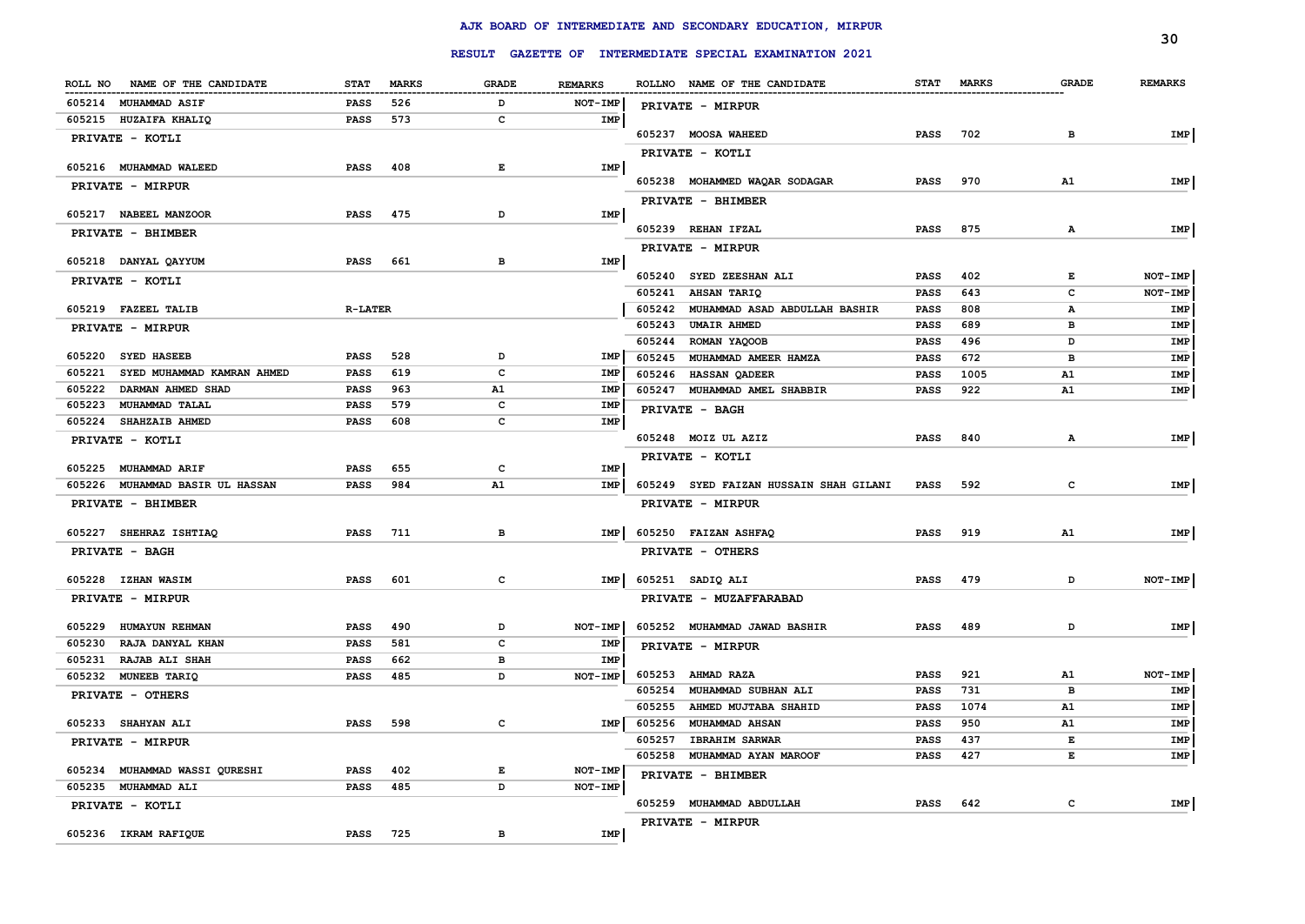# AJK BOARD OF INTERMEDIATE AND SECONDARY EDUCATION, MIRPUR

## RESULT GAZETTE OF INTERMEDIATE SPECIAL EXAMINATION 2021

| ROLL NO | NAME OF THE CANDIDATE | STAT | MARKS | GRADE | REMARKS |
|---|---|---|---|---|---|
| 605214 | MUHAMMAD ASIF | PASS | 526 | D | NOT-IMP |
| 605215 | HUZAIFA KHALIQ | PASS | 573 | C | IMP |
| **PRIVATE - KOTLI** | | | | | |
| 605216 | MUHAMMAD WALEED | PASS | 408 | E | IMP |
| **PRIVATE - MIRPUR** | | | | | |
| 605217 | NABEEL MANZOOR | PASS | 475 | D | IMP |
| **PRIVATE - BHIMBER** | | | | | |
| 605218 | DANYAL QAYYUM | PASS | 661 | B | IMP |
| **PRIVATE - KOTLI** | | | | | |
| 605219 | FAZEEL TALIB | R-LATER | | | |
| **PRIVATE - MIRPUR** | | | | | |
| 605220 | SYED HASEEB | PASS | 528 | D | IMP |
| 605221 | SYED MUHAMMAD KAMRAN AHMED | PASS | 619 | C | IMP |
| 605222 | DARMAN AHMED SHAD | PASS | 963 | A1 | IMP |
| 605223 | MUHAMMAD TALAL | PASS | 579 | C | IMP |
| 605224 | SHAHZAIB AHMED | PASS | 608 | C | IMP |
| **PRIVATE - KOTLI** | | | | | |
| 605225 | MUHAMMAD ARIF | PASS | 655 | C | IMP |
| 605226 | MUHAMMAD BASIR UL HASSAN | PASS | 984 | A1 | IMP |
| **PRIVATE - BHIMBER** | | | | | |
| 605227 | SHEHRAZ ISHTIAQ | PASS | 711 | B | IMP |
| **PRIVATE - BAGH** | | | | | |
| 605228 | IZHAN WASIM | PASS | 601 | C | IMP |
| **PRIVATE - MIRPUR** | | | | | |
| 605229 | HUMAYUN REHMAN | PASS | 490 | D | NOT-IMP |
| 605230 | RAJA DANYAL KHAN | PASS | 581 | C | IMP |
| 605231 | RAJAB ALI SHAH | PASS | 662 | B | IMP |
| 605232 | MUNEEB TARIQ | PASS | 485 | D | NOT-IMP |
| **PRIVATE - OTHERS** | | | | | |
| 605233 | SHAHYAN ALI | PASS | 598 | C | IMP |
| **PRIVATE - MIRPUR** | | | | | |
| 605234 | MUHAMMAD WASSI QURESHI | PASS | 402 | E | NOT-IMP |
| 605235 | MUHAMMAD ALI | PASS | 485 | D | NOT-IMP |
| **PRIVATE - KOTLI** | | | | | |
| 605236 | IKRAM RAFIQUE | PASS | 725 | B | IMP |
| **PRIVATE - MIRPUR** | | | | | |
| 605237 | MOOSA WAHEED | PASS | 702 | B | IMP |
| **PRIVATE - KOTLI** | | | | | |
| 605238 | MOHAMMED WAQAR SODAGAR | PASS | 970 | A1 | IMP |
| **PRIVATE - BHIMBER** | | | | | |
| 605239 | REHAN IFZAL | PASS | 875 | A | IMP |
| **PRIVATE - MIRPUR** | | | | | |
| 605240 | SYED ZEESHAN ALI | PASS | 402 | E | NOT-IMP |
| 605241 | AHSAN TARIQ | PASS | 643 | C | NOT-IMP |
| 605242 | MUHAMMAD ASAD ABDULLAH BASHIR | PASS | 808 | A | IMP |
| 605243 | UMAIR AHMED | PASS | 689 | B | IMP |
| 605244 | ROMAN YAQOOB | PASS | 496 | D | IMP |
| 605245 | MUHAMMAD AMEER HAMZA | PASS | 672 | B | IMP |
| 605246 | HASSAN QADEER | PASS | 1005 | A1 | IMP |
| 605247 | MUHAMMAD AMEL SHABBIR | PASS | 922 | A1 | IMP |
| **PRIVATE - BAGH** | | | | | |
| 605248 | MOIZ UL AZIZ | PASS | 840 | A | IMP |
| **PRIVATE - KOTLI** | | | | | |
| 605249 | SYED FAIZAN HUSSAIN SHAH GILANI | PASS | 592 | C | IMP |
| **PRIVATE - MIRPUR** | | | | | |
| 605250 | FAIZAN ASHFAQ | PASS | 919 | A1 | IMP |
| **PRIVATE - OTHERS** | | | | | |
| 605251 | SADIQ ALI | PASS | 479 | D | NOT-IMP |
| **PRIVATE - MUZAFFARABAD** | | | | | |
| 605252 | MUHAMMAD JAWAD BASHIR | PASS | 489 | D | IMP |
| **PRIVATE - MIRPUR** | | | | | |
| 605253 | AHMAD RAZA | PASS | 921 | A1 | NOT-IMP |
| 605254 | MUHAMMAD SUBHAN ALI | PASS | 731 | B | IMP |
| 605255 | AHMED MUJTABA SHAHID | PASS | 1074 | A1 | IMP |
| 605256 | MUHAMMAD AHSAN | PASS | 950 | A1 | IMP |
| 605257 | IBRAHIM SARWAR | PASS | 437 | E | IMP |
| 605258 | MUHAMMAD AYAN MAROOF | PASS | 427 | E | IMP |
| **PRIVATE - BHIMBER** | | | | | |
| 605259 | MUHAMMAD ABDULLAH | PASS | 642 | C | IMP |
| **PRIVATE - MIRPUR** | | | | | |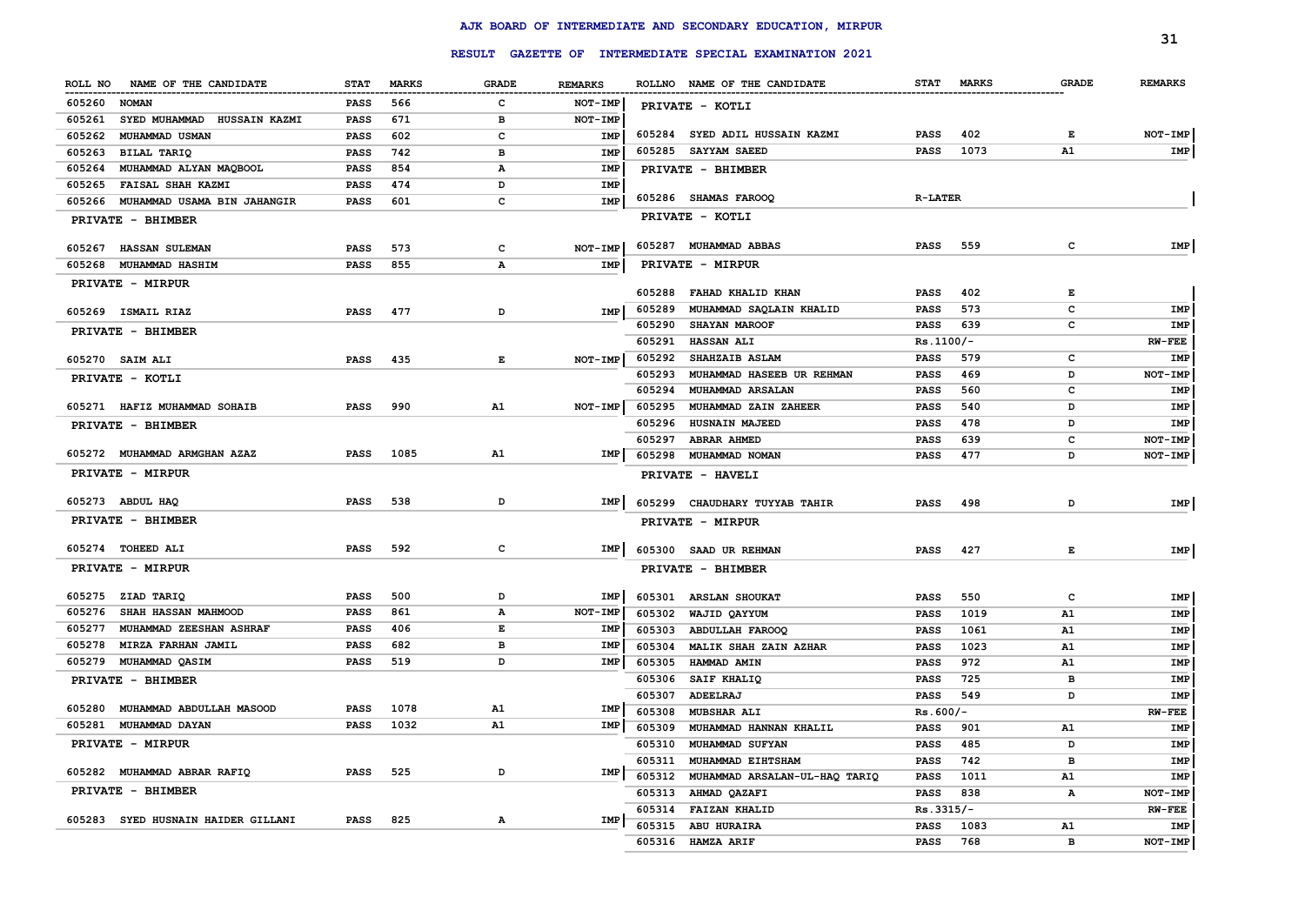# AJK BOARD OF INTERMEDIATE AND SECONDARY EDUCATION, MIRPUR

## RESULT GAZETTE OF INTERMEDIATE SPECIAL EXAMINATION 2021

| ROLL NO | NAME OF THE CANDIDATE | STAT | MARKS | GRADE | REMARKS |
|---|---|---|---|---|---|
| 605260 | NOMAN | PASS | 566 | C | NOT-IMP |
| 605261 | SYED MUHAMMAD HUSSAIN KAZMI | PASS | 671 | B | NOT-IMP |
| 605262 | MUHAMMAD USMAN | PASS | 602 | C | IMP |
| 605263 | BILAL TARIQ | PASS | 742 | B | IMP |
| 605264 | MUHAMMAD ALYAN MAQBOOL | PASS | 854 | A | IMP |
| 605265 | FAISAL SHAH KAZMI | PASS | 474 | D | IMP |
| 605266 | MUHAMMAD USAMA BIN JAHANGIR | PASS | 601 | C | IMP |
| | **PRIVATE - BHIMBER** | | | | |
| 605267 | HASSAN SULEMAN | PASS | 573 | C | NOT-IMP |
| 605268 | MUHAMMAD HASHIM | PASS | 855 | A | IMP |
| | **PRIVATE - MIRPUR** | | | | |
| 605269 | ISMAIL RIAZ | PASS | 477 | D | IMP |
| | **PRIVATE - BHIMBER** | | | | |
| 605270 | SAIM ALI | PASS | 435 | E | NOT-IMP |
| | **PRIVATE - KOTLI** | | | | |
| 605271 | HAFIZ MUHAMMAD SOHAIB | PASS | 990 | A1 | NOT-IMP |
| | **PRIVATE - BHIMBER** | | | | |
| 605272 | MUHAMMAD ARMGHAN AZAZ | PASS | 1085 | A1 | IMP |
| | **PRIVATE - MIRPUR** | | | | |
| 605273 | ABDUL HAQ | PASS | 538 | D | IMP |
| | **PRIVATE - BHIMBER** | | | | |
| 605274 | TOHEED ALI | PASS | 592 | C | IMP |
| | **PRIVATE - MIRPUR** | | | | |
| 605275 | ZIAD TARIQ | PASS | 500 | D | IMP |
| 605276 | SHAH HASSAN MAHMOOD | PASS | 861 | A | NOT-IMP |
| 605277 | MUHAMMAD ZEESHAN ASHRAF | PASS | 406 | E | IMP |
| 605278 | MIRZA FARHAN JAMIL | PASS | 682 | B | IMP |
| 605279 | MUHAMMAD QASIM | PASS | 519 | D | IMP |
| | **PRIVATE - BHIMBER** | | | | |
| 605280 | MUHAMMAD ABDULLAH MASOOD | PASS | 1078 | A1 | IMP |
| 605281 | MUHAMMAD DAYAN | PASS | 1032 | A1 | IMP |
| | **PRIVATE - MIRPUR** | | | | |
| 605282 | MUHAMMAD ABRAR RAFIQ | PASS | 525 | D | IMP |
| | **PRIVATE - BHIMBER** | | | | |
| 605283 | SYED HUSNAIN HAIDER GILLANI | PASS | 825 | A | IMP |
| | **PRIVATE - KOTLI** | | | | |
| 605284 | SYED ADIL HUSSAIN KAZMI | PASS | 402 | E | NOT-IMP |
| 605285 | SAYYAM SAEED | PASS | 1073 | A1 | IMP |
| | **PRIVATE - BHIMBER** | | | | |
| 605286 | SHAMAS FAROOQ | R-LATER | | | |
| | **PRIVATE - KOTLI** | | | | |
| 605287 | MUHAMMAD ABBAS | PASS | 559 | C | IMP |
| | **PRIVATE - MIRPUR** | | | | |
| 605288 | FAHAD KHALID KHAN | PASS | 402 | E | |
| 605289 | MUHAMMAD SAQLAIN KHALID | PASS | 573 | C | IMP |
| 605290 | SHAYAN MAROOF | PASS | 639 | C | IMP |
| 605291 | HASSAN ALI | Rs.1100/- | | | RW-FEE |
| 605292 | SHAHZAIB ASLAM | PASS | 579 | C | IMP |
| 605293 | MUHAMMAD HASEEB UR REHMAN | PASS | 469 | D | NOT-IMP |
| 605294 | MUHAMMAD ARSALAN | PASS | 560 | C | IMP |
| 605295 | MUHAMMAD ZAIN ZAHEER | PASS | 540 | D | IMP |
| 605296 | HUSNAIN MAJEED | PASS | 478 | D | IMP |
| 605297 | ABRAR AHMED | PASS | 639 | C | NOT-IMP |
| 605298 | MUHAMMAD NOMAN | PASS | 477 | D | NOT-IMP |
| | **PRIVATE - HAVELI** | | | | |
| 605299 | CHAUDHARY TUYYAB TAHIR | PASS | 498 | D | IMP |
| | **PRIVATE - MIRPUR** | | | | |
| 605300 | SAAD UR REHMAN | PASS | 427 | E | IMP |
| | **PRIVATE - BHIMBER** | | | | |
| 605301 | ARSLAN SHOUKAT | PASS | 550 | C | IMP |
| 605302 | WAJID QAYYUM | PASS | 1019 | A1 | IMP |
| 605303 | ABDULLAH FAROOQ | PASS | 1061 | A1 | IMP |
| 605304 | MALIK SHAH ZAIN AZHAR | PASS | 1023 | A1 | IMP |
| 605305 | HAMMAD AMIN | PASS | 972 | A1 | IMP |
| 605306 | SAIF KHALIQ | PASS | 725 | B | IMP |
| 605307 | ADEELRAJ | PASS | 549 | D | IMP |
| 605308 | MUBSHAR ALI | Rs.600/- | | | RW-FEE |
| 605309 | MUHAMMAD HANNAN KHALIL | PASS | 901 | A1 | IMP |
| 605310 | MUHAMMAD SUFYAN | PASS | 485 | D | IMP |
| 605311 | MUHAMMAD EIHTSHAM | PASS | 742 | B | IMP |
| 605312 | MUHAMMAD ARSALAN-UL-HAQ TARIQ | PASS | 1011 | A1 | IMP |
| 605313 | AHMAD QAZAFI | PASS | 838 | A | NOT-IMP |
| 605314 | FAIZAN KHALID | Rs.3315/- | | | RW-FEE |
| 605315 | ABU HURAIRA | PASS | 1083 | A1 | IMP |
| 605316 | HAMZA ARIF | PASS | 768 | B | NOT-IMP |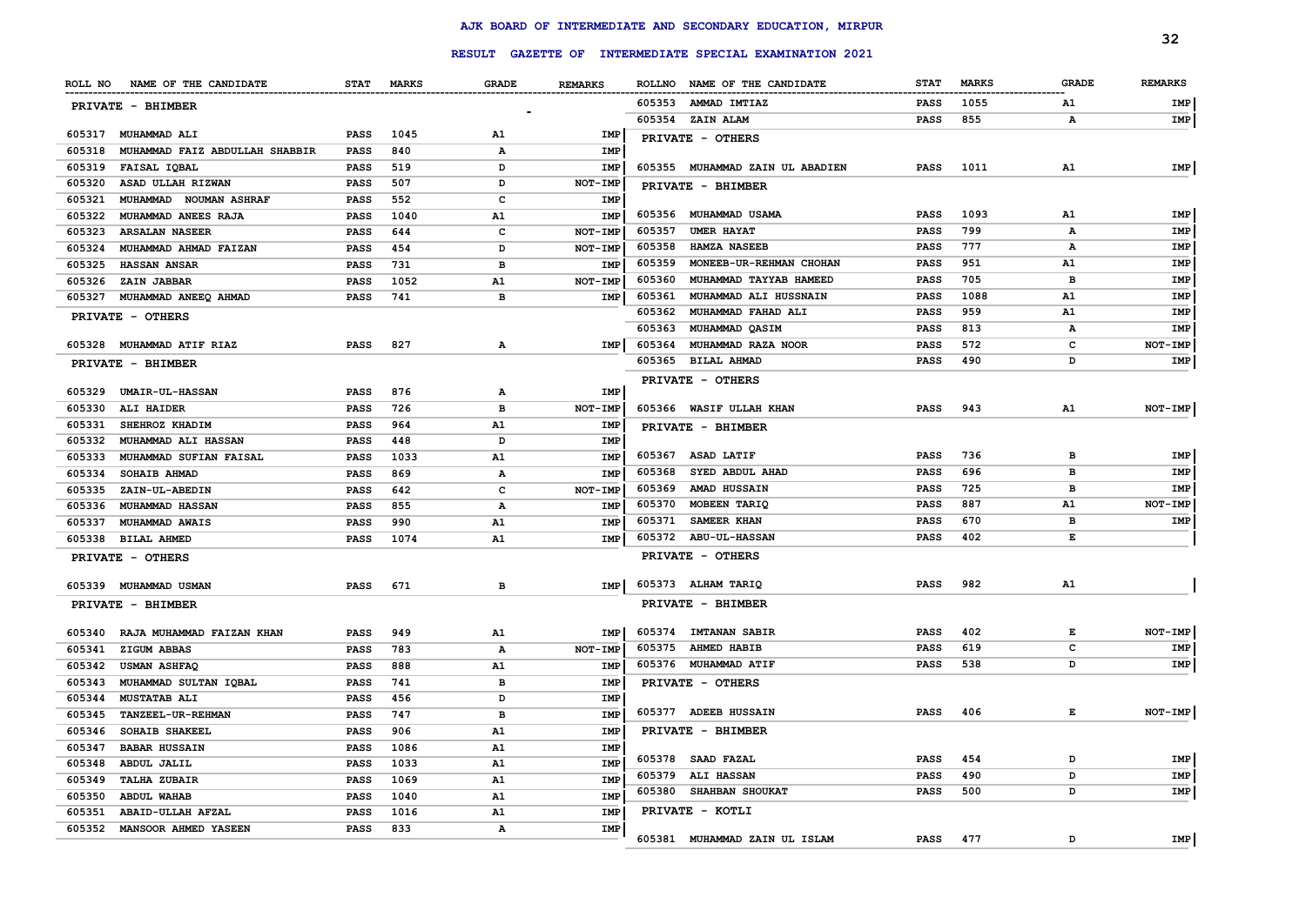# AJK BOARD OF INTERMEDIATE AND SECONDARY EDUCATION, MIRPUR

## RESULT GAZETTE OF INTERMEDIATE SPECIAL EXAMINATION 2021

| ROLL NO | NAME OF THE CANDIDATE | STAT | MARKS | GRADE | REMARKS |
|---|---|---|---|---|---|
| | **PRIVATE - BHIMBER** | | | | |
| 605317 | MUHAMMAD ALI | PASS | 1045 | A1 | IMP |
| 605318 | MUHAMMAD FAIZ ABDULLAH SHABBIR | PASS | 840 | A | IMP |
| 605319 | FAISAL IQBAL | PASS | 519 | D | IMP |
| 605320 | ASAD ULLAH RIZWAN | PASS | 507 | D | NOT-IMP |
| 605321 | MUHAMMAD NOUMAN ASHRAF | PASS | 552 | C | IMP |
| 605322 | MUHAMMAD ANEES RAJA | PASS | 1040 | A1 | IMP |
| 605323 | ARSALAN NASEER | PASS | 644 | C | NOT-IMP |
| 605324 | MUHAMMAD AHMAD FAIZAN | PASS | 454 | D | NOT-IMP |
| 605325 | HASSAN ANSAR | PASS | 731 | B | IMP |
| 605326 | ZAIN JABBAR | PASS | 1052 | A1 | NOT-IMP |
| 605327 | MUHAMMAD ANEEQ AHMAD | PASS | 741 | B | IMP |
| | **PRIVATE - OTHERS** | | | | |
| 605328 | MUHAMMAD ATIF RIAZ | PASS | 827 | A | IMP |
| | **PRIVATE - BHIMBER** | | | | |
| 605329 | UMAIR-UL-HASSAN | PASS | 876 | A | IMP |
| 605330 | ALI HAIDER | PASS | 726 | B | NOT-IMP |
| 605331 | SHEHROZ KHADIM | PASS | 964 | A1 | IMP |
| 605332 | MUHAMMAD ALI HASSAN | PASS | 448 | D | IMP |
| 605333 | MUHAMMAD SUFIAN FAISAL | PASS | 1033 | A1 | IMP |
| 605334 | SOHAIB AHMAD | PASS | 869 | A | IMP |
| 605335 | ZAIN-UL-ABEDIN | PASS | 642 | C | NOT-IMP |
| 605336 | MUHAMMAD HASSAN | PASS | 855 | A | IMP |
| 605337 | MUHAMMAD AWAIS | PASS | 990 | A1 | IMP |
| 605338 | BILAL AHMED | PASS | 1074 | A1 | IMP |
| | **PRIVATE - OTHERS** | | | | |
| 605339 | MUHAMMAD USMAN | PASS | 671 | B | IMP |
| | **PRIVATE - BHIMBER** | | | | |
| 605340 | RAJA MUHAMMAD FAIZAN KHAN | PASS | 949 | A1 | IMP |
| 605341 | ZIGUM ABBAS | PASS | 783 | A | NOT-IMP |
| 605342 | USMAN ASHFAQ | PASS | 888 | A1 | IMP |
| 605343 | MUHAMMAD SULTAN IQBAL | PASS | 741 | B | IMP |
| 605344 | MUSTATAB ALI | PASS | 456 | D | IMP |
| 605345 | TANZEEL-UR-REHMAN | PASS | 747 | B | IMP |
| 605346 | SOHAIB SHAKEEL | PASS | 906 | A1 | IMP |
| 605347 | BABAR HUSSAIN | PASS | 1086 | A1 | IMP |
| 605348 | ABDUL JALIL | PASS | 1033 | A1 | IMP |
| 605349 | TALHA ZUBAIR | PASS | 1069 | A1 | IMP |
| 605350 | ABDUL WAHAB | PASS | 1040 | A1 | IMP |
| 605351 | ABAID-ULLAH AFZAL | PASS | 1016 | A1 | IMP |
| 605352 | MANSOOR AHMED YASEEN | PASS | 833 | A | IMP |
| 605353 | AMMAD IMTIAZ | PASS | 1055 | A1 | IMP |
| 605354 | ZAIN ALAM | PASS | 855 | A | IMP |
| | **PRIVATE - OTHERS** | | | | |
| 605355 | MUHAMMAD ZAIN UL ABADIEN | PASS | 1011 | A1 | IMP |
| | **PRIVATE - BHIMBER** | | | | |
| 605356 | MUHAMMAD USAMA | PASS | 1093 | A1 | IMP |
| 605357 | UMER HAYAT | PASS | 799 | A | IMP |
| 605358 | HAMZA NASEEB | PASS | 777 | A | IMP |
| 605359 | MONEEB-UR-REHMAN CHOHAN | PASS | 951 | A1 | IMP |
| 605360 | MUHAMMAD TAYYAB HAMEED | PASS | 705 | B | IMP |
| 605361 | MUHAMMAD ALI HUSSNAIN | PASS | 1088 | A1 | IMP |
| 605362 | MUHAMMAD FAHAD ALI | PASS | 959 | A1 | IMP |
| 605363 | MUHAMMAD QASIM | PASS | 813 | A | IMP |
| 605364 | MUHAMMAD RAZA NOOR | PASS | 572 | C | NOT-IMP |
| 605365 | BILAL AHMAD | PASS | 490 | D | IMP |
| | **PRIVATE - OTHERS** | | | | |
| 605366 | WASIF ULLAH KHAN | PASS | 943 | A1 | NOT-IMP |
| | **PRIVATE - BHIMBER** | | | | |
| 605367 | ASAD LATIF | PASS | 736 | B | IMP |
| 605368 | SYED ABDUL AHAD | PASS | 696 | B | IMP |
| 605369 | AMAD HUSSAIN | PASS | 725 | B | IMP |
| 605370 | MOBEEN TARIQ | PASS | 887 | A1 | NOT-IMP |
| 605371 | SAMEER KHAN | PASS | 670 | B | IMP |
| 605372 | ABU-UL-HASSAN | PASS | 402 | E | |
| | **PRIVATE - OTHERS** | | | | |
| 605373 | ALHAM TARIQ | PASS | 982 | A1 | |
| | **PRIVATE - BHIMBER** | | | | |
| 605374 | IMTANAN SABIR | PASS | 402 | E | NOT-IMP |
| 605375 | AHMED HABIB | PASS | 619 | C | IMP |
| 605376 | MUHAMMAD ATIF | PASS | 538 | D | IMP |
| | **PRIVATE - OTHERS** | | | | |
| 605377 | ADEEB HUSSAIN | PASS | 406 | E | NOT-IMP |
| | **PRIVATE - BHIMBER** | | | | |
| 605378 | SAAD FAZAL | PASS | 454 | D | IMP |
| 605379 | ALI HASSAN | PASS | 490 | D | IMP |
| 605380 | SHAHBAN SHOUKAT | PASS | 500 | D | IMP |
| | **PRIVATE - KOTLI** | | | | |
| 605381 | MUHAMMAD ZAIN UL ISLAM | PASS | 477 | D | IMP |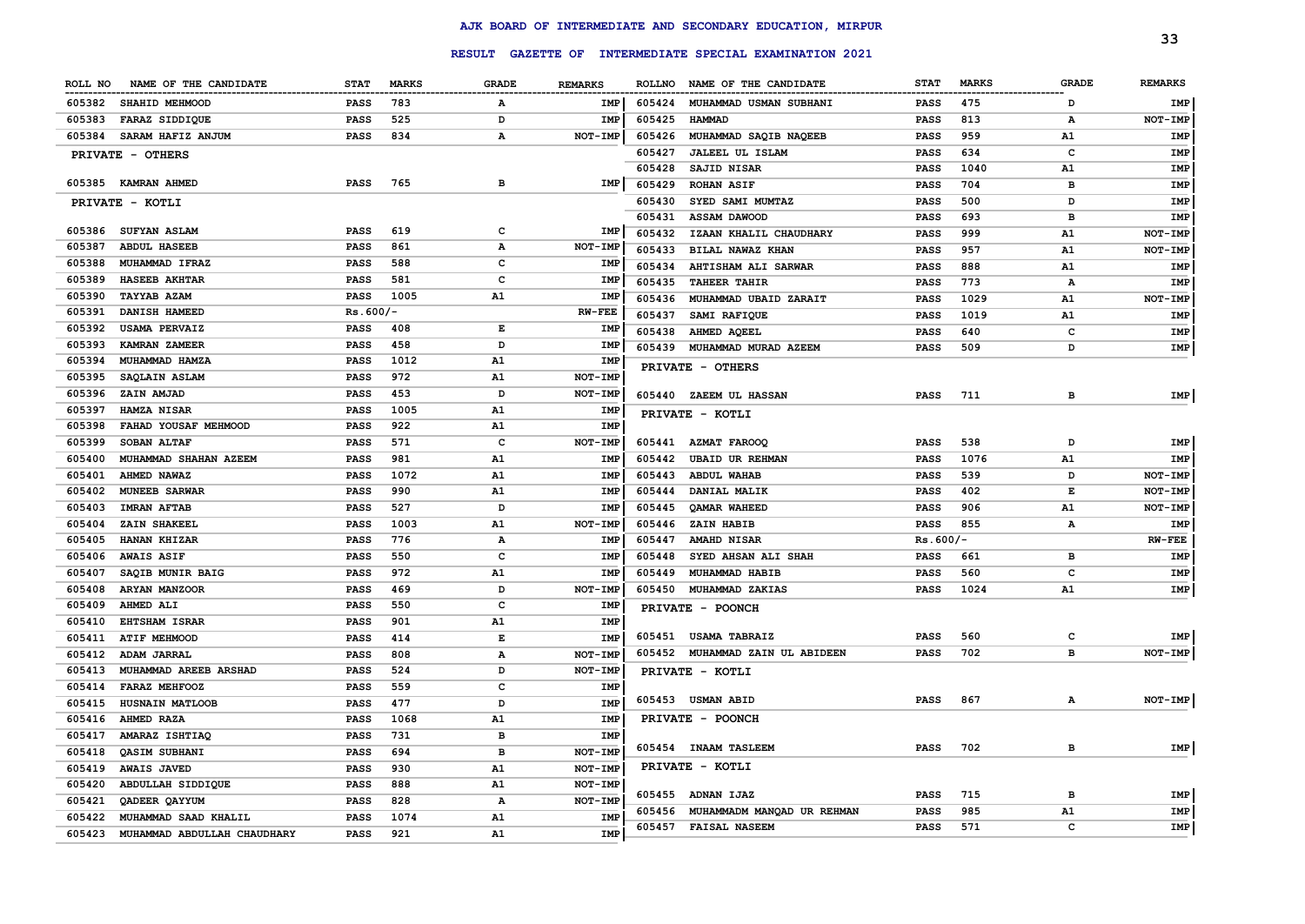# AJK BOARD OF INTERMEDIATE AND SECONDARY EDUCATION, MIRPUR

## RESULT GAZETTE OF INTERMEDIATE SPECIAL EXAMINATION 2021

| ROLL NO | NAME OF THE CANDIDATE | STAT | MARKS | GRADE | REMARKS |
|---|---|---|---|---|---|
| 605382 | SHAHID MEHMOOD | PASS | 783 | A | IMP |
| 605383 | FARAZ SIDDIQUE | PASS | 525 | D | IMP |
| 605384 | SARAM HAFIZ ANJUM | PASS | 834 | A | NOT-IMP |

**PRIVATE - OTHERS**

| ROLL NO | NAME OF THE CANDIDATE | STAT | MARKS | GRADE | REMARKS |
|---|---|---|---|---|---|
| 605385 | KAMRAN AHMED | PASS | 765 | B | IMP |

**PRIVATE - KOTLI**

| ROLL NO | NAME OF THE CANDIDATE | STAT | MARKS | GRADE | REMARKS |
|---|---|---|---|---|---|
| 605386 | SUFYAN ASLAM | PASS | 619 | C | IMP |
| 605387 | ABDUL HASEEB | PASS | 861 | A | NOT-IMP |
| 605388 | MUHAMMAD IFRAZ | PASS | 588 | C | IMP |
| 605389 | HASEEB AKHTAR | PASS | 581 | C | IMP |
| 605390 | TAYYAB AZAM | PASS | 1005 | A1 | IMP |
| 605391 | DANISH HAMEED | Rs.600/- | | | RW-FEE |
| 605392 | USAMA PERVAIZ | PASS | 408 | E | IMP |
| 605393 | KAMRAN ZAMEER | PASS | 458 | D | IMP |
| 605394 | MUHAMMAD HAMZA | PASS | 1012 | A1 | IMP |
| 605395 | SAQLAIN ASLAM | PASS | 972 | A1 | NOT-IMP |
| 605396 | ZAIN AMJAD | PASS | 453 | D | NOT-IMP |
| 605397 | HAMZA NISAR | PASS | 1005 | A1 | IMP |
| 605398 | FAHAD YOUSAF MEHMOOD | PASS | 922 | A1 | IMP |
| 605399 | SOBAN ALTAF | PASS | 571 | C | NOT-IMP |
| 605400 | MUHAMMAD SHAHAN AZEEM | PASS | 981 | A1 | IMP |
| 605401 | AHMED NAWAZ | PASS | 1072 | A1 | IMP |
| 605402 | MUNEEB SARWAR | PASS | 990 | A1 | IMP |
| 605403 | IMRAN AFTAB | PASS | 527 | D | IMP |
| 605404 | ZAIN SHAKEEL | PASS | 1003 | A1 | NOT-IMP |
| 605405 | HANAN KHIZAR | PASS | 776 | A | IMP |
| 605406 | AWAIS ASIF | PASS | 550 | C | IMP |
| 605407 | SAQIB MUNIR BAIG | PASS | 972 | A1 | IMP |
| 605408 | ARYAN MANZOOR | PASS | 469 | D | NOT-IMP |
| 605409 | AHMED ALI | PASS | 550 | C | IMP |
| 605410 | EHTSHAM ISRAR | PASS | 901 | A1 | IMP |
| 605411 | ATIF MEHMOOD | PASS | 414 | E | IMP |
| 605412 | ADAM JARRAL | PASS | 808 | A | NOT-IMP |
| 605413 | MUHAMMAD AREEB ARSHAD | PASS | 524 | D | NOT-IMP |
| 605414 | FARAZ MEHFOOZ | PASS | 559 | C | IMP |
| 605415 | HUSNAIN MATLOOB | PASS | 477 | D | IMP |
| 605416 | AHMED RAZA | PASS | 1068 | A1 | IMP |
| 605417 | AMARAZ ISHTIAQ | PASS | 731 | B | IMP |
| 605418 | QASIM SUBHANI | PASS | 694 | B | NOT-IMP |
| 605419 | AWAIS JAVED | PASS | 930 | A1 | NOT-IMP |
| 605420 | ABDULLAH SIDDIQUE | PASS | 888 | A1 | NOT-IMP |
| 605421 | QADEER QAYYUM | PASS | 828 | A | NOT-IMP |
| 605422 | MUHAMMAD SAAD KHALIL | PASS | 1074 | A1 | IMP |
| 605423 | MUHAMMAD ABDULLAH CHAUDHARY | PASS | 921 | A1 | IMP |
| 605424 | MUHAMMAD USMAN SUBHANI | PASS | 475 | D | IMP |
| 605425 | HAMMAD | PASS | 813 | A | NOT-IMP |
| 605426 | MUHAMMAD SAQIB NAQEEB | PASS | 959 | A1 | IMP |
| 605427 | JALEEL UL ISLAM | PASS | 634 | C | IMP |
| 605428 | SAJID NISAR | PASS | 1040 | A1 | IMP |
| 605429 | ROHAN ASIF | PASS | 704 | B | IMP |
| 605430 | SYED SAMI MUMTAZ | PASS | 500 | D | IMP |
| 605431 | ASSAM DAWOOD | PASS | 693 | B | IMP |
| 605432 | IZAAN KHALIL CHAUDHARY | PASS | 999 | A1 | NOT-IMP |
| 605433 | BILAL NAWAZ KHAN | PASS | 957 | A1 | NOT-IMP |
| 605434 | AHTISHAM ALI SARWAR | PASS | 888 | A1 | IMP |
| 605435 | TAHEER TAHIR | PASS | 773 | A | IMP |
| 605436 | MUHAMMAD UBAID ZARAIT | PASS | 1029 | A1 | NOT-IMP |
| 605437 | SAMI RAFIQUE | PASS | 1019 | A1 | IMP |
| 605438 | AHMED AQEEL | PASS | 640 | C | IMP |
| 605439 | MUHAMMAD MURAD AZEEM | PASS | 509 | D | IMP |

**PRIVATE - OTHERS**

| ROLL NO | NAME OF THE CANDIDATE | STAT | MARKS | GRADE | REMARKS |
|---|---|---|---|---|---|
| 605440 | ZAEEM UL HASSAN | PASS | 711 | B | IMP |

**PRIVATE - KOTLI**

| ROLL NO | NAME OF THE CANDIDATE | STAT | MARKS | GRADE | REMARKS |
|---|---|---|---|---|---|
| 605441 | AZMAT FAROOQ | PASS | 538 | D | IMP |
| 605442 | UBAID UR REHMAN | PASS | 1076 | A1 | IMP |
| 605443 | ABDUL WAHAB | PASS | 539 | D | NOT-IMP |
| 605444 | DANIAL MALIK | PASS | 402 | E | NOT-IMP |
| 605445 | QAMAR WAHEED | PASS | 906 | A1 | NOT-IMP |
| 605446 | ZAIN HABIB | PASS | 855 | A | IMP |
| 605447 | AMAHD NISAR | Rs.600/- | | | RW-FEE |
| 605448 | SYED AHSAN ALI SHAH | PASS | 661 | B | IMP |
| 605449 | MUHAMMAD HABIB | PASS | 560 | C | IMP |
| 605450 | MUHAMMAD ZAKIAS | PASS | 1024 | A1 | IMP |

**PRIVATE - POONCH**

| ROLL NO | NAME OF THE CANDIDATE | STAT | MARKS | GRADE | REMARKS |
|---|---|---|---|---|---|
| 605451 | USAMA TABRAIZ | PASS | 560 | C | IMP |
| 605452 | MUHAMMAD ZAIN UL ABIDEEN | PASS | 702 | B | NOT-IMP |

**PRIVATE - KOTLI**

| ROLL NO | NAME OF THE CANDIDATE | STAT | MARKS | GRADE | REMARKS |
|---|---|---|---|---|---|
| 605453 | USMAN ABID | PASS | 867 | A | NOT-IMP |

**PRIVATE - POONCH**

| ROLL NO | NAME OF THE CANDIDATE | STAT | MARKS | GRADE | REMARKS |
|---|---|---|---|---|---|
| 605454 | INAAM TASLEEM | PASS | 702 | B | IMP |

**PRIVATE - KOTLI**

| ROLL NO | NAME OF THE CANDIDATE | STAT | MARKS | GRADE | REMARKS |
|---|---|---|---|---|---|
| 605455 | ADNAN IJAZ | PASS | 715 | B | IMP |
| 605456 | MUHAMMADM MANQAD UR REHMAN | PASS | 985 | A1 | IMP |
| 605457 | FAISAL NASEEM | PASS | 571 | C | IMP |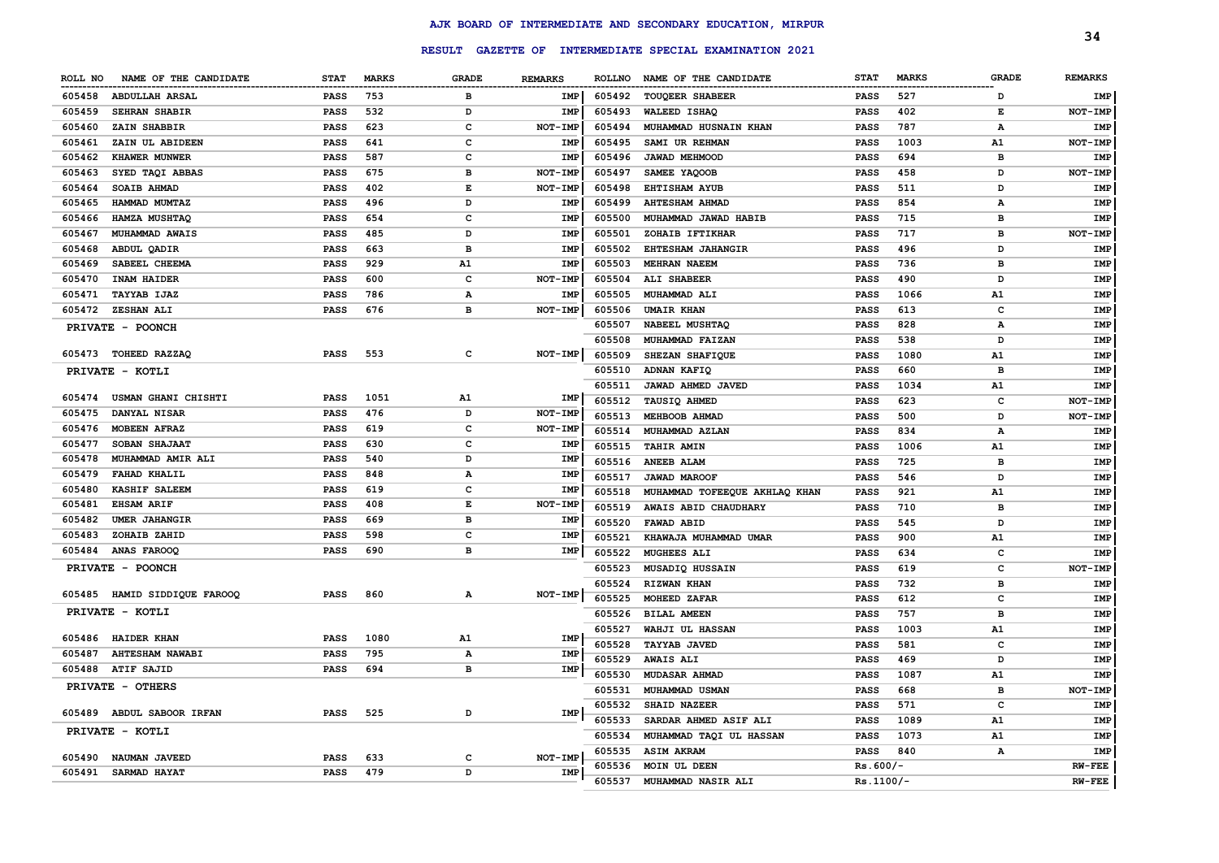# AJK BOARD OF INTERMEDIATE AND SECONDARY EDUCATION, MIRPUR

## RESULT GAZETTE OF INTERMEDIATE SPECIAL EXAMINATION 2021

| ROLL NO | NAME OF THE CANDIDATE | STAT | MARKS | GRADE | REMARKS |
|---|---|---|---|---|---|
| 605458 | ABDULLAH ARSAL | PASS | 753 | B | IMP |
| 605459 | SEHRAN SHABIR | PASS | 532 | D | IMP |
| 605460 | ZAIN SHABBIR | PASS | 623 | C | NOT-IMP |
| 605461 | ZAIN UL ABIDEEN | PASS | 641 | C | IMP |
| 605462 | KHAWER MUNWER | PASS | 587 | C | IMP |
| 605463 | SYED TAQI ABBAS | PASS | 675 | B | NOT-IMP |
| 605464 | SOAIB AHMAD | PASS | 402 | E | NOT-IMP |
| 605465 | HAMMAD MUMTAZ | PASS | 496 | D | IMP |
| 605466 | HAMZA MUSHTAQ | PASS | 654 | C | IMP |
| 605467 | MUHAMMAD AWAIS | PASS | 485 | D | IMP |
| 605468 | ABDUL QADIR | PASS | 663 | B | IMP |
| 605469 | SABEEL CHEEMA | PASS | 929 | A1 | IMP |
| 605470 | INAM HAIDER | PASS | 600 | C | NOT-IMP |
| 605471 | TAYYAB IJAZ | PASS | 786 | A | IMP |
| 605472 | ZESHAN ALI | PASS | 676 | B | NOT-IMP |

PRIVATE - POONCH

| ROLL NO | NAME OF THE CANDIDATE | STAT | MARKS | GRADE | REMARKS |
|---|---|---|---|---|---|
| 605473 | TOHEED RAZZAQ | PASS | 553 | C | NOT-IMP |

PRIVATE - KOTLI

| ROLL NO | NAME OF THE CANDIDATE | STAT | MARKS | GRADE | REMARKS |
|---|---|---|---|---|---|
| 605474 | USMAN GHANI CHISHTI | PASS | 1051 | A1 | IMP |
| 605475 | DANYAL NISAR | PASS | 476 | D | NOT-IMP |
| 605476 | MOBEEN AFRAZ | PASS | 619 | C | NOT-IMP |
| 605477 | SOBAN SHAJAAT | PASS | 630 | C | IMP |
| 605478 | MUHAMMAD AMIR ALI | PASS | 540 | D | IMP |
| 605479 | FAHAD KHALIL | PASS | 848 | A | IMP |
| 605480 | KASHIF SALEEM | PASS | 619 | C | IMP |
| 605481 | EHSAM ARIF | PASS | 408 | E | NOT-IMP |
| 605482 | UMER JAHANGIR | PASS | 669 | B | IMP |
| 605483 | ZOHAIB ZAHID | PASS | 598 | C | IMP |
| 605484 | ANAS FAROOQ | PASS | 690 | B | IMP |

PRIVATE - POONCH

| ROLL NO | NAME OF THE CANDIDATE | STAT | MARKS | GRADE | REMARKS |
|---|---|---|---|---|---|
| 605485 | HAMID SIDDIQUE FAROOQ | PASS | 860 | A | NOT-IMP |

PRIVATE - KOTLI

| ROLL NO | NAME OF THE CANDIDATE | STAT | MARKS | GRADE | REMARKS |
|---|---|---|---|---|---|
| 605486 | HAIDER KHAN | PASS | 1080 | A1 | IMP |
| 605487 | AHTESHAM NAWABI | PASS | 795 | A | IMP |
| 605488 | ATIF SAJID | PASS | 694 | B | IMP |

PRIVATE - OTHERS

| ROLL NO | NAME OF THE CANDIDATE | STAT | MARKS | GRADE | REMARKS |
|---|---|---|---|---|---|
| 605489 | ABDUL SABOOR IRFAN | PASS | 525 | D | IMP |

PRIVATE - KOTLI

| ROLL NO | NAME OF THE CANDIDATE | STAT | MARKS | GRADE | REMARKS |
|---|---|---|---|---|---|
| 605490 | NAUMAN JAVEED | PASS | 633 | C | NOT-IMP |
| 605491 | SARMAD HAYAT | PASS | 479 | D | IMP |
| 605492 | TOUQEER SHABEER | PASS | 527 | D | IMP |
| 605493 | WALEED ISHAQ | PASS | 402 | E | NOT-IMP |
| 605494 | MUHAMMAD HUSNAIN KHAN | PASS | 787 | A | IMP |
| 605495 | SAMI UR REHMAN | PASS | 1003 | A1 | NOT-IMP |
| 605496 | JAWAD MEHMOOD | PASS | 694 | B | IMP |
| 605497 | SAMEE YAQOOB | PASS | 458 | D | NOT-IMP |
| 605498 | EHTISHAM AYUB | PASS | 511 | D | IMP |
| 605499 | AHTESHAM AHMAD | PASS | 854 | A | IMP |
| 605500 | MUHAMMAD JAWAD HABIB | PASS | 715 | B | IMP |
| 605501 | ZOHAIB IFTIKHAR | PASS | 717 | B | NOT-IMP |
| 605502 | EHTESHAM JAHANGIR | PASS | 496 | D | IMP |
| 605503 | MEHRAN NAEEM | PASS | 736 | B | IMP |
| 605504 | ALI SHABEER | PASS | 490 | D | IMP |
| 605505 | MUHAMMAD ALI | PASS | 1066 | A1 | IMP |
| 605506 | UMAIR KHAN | PASS | 613 | C | IMP |
| 605507 | NABEEL MUSHTAQ | PASS | 828 | A | IMP |
| 605508 | MUHAMMAD FAIZAN | PASS | 538 | D | IMP |
| 605509 | SHEZAN SHAFIQUE | PASS | 1080 | A1 | IMP |
| 605510 | ADNAN KAFIQ | PASS | 660 | B | IMP |
| 605511 | JAWAD AHMED JAVED | PASS | 1034 | A1 | IMP |
| 605512 | TAUSIQ AHMED | PASS | 623 | C | NOT-IMP |
| 605513 | MEHBOOB AHMAD | PASS | 500 | D | NOT-IMP |
| 605514 | MUHAMMAD AZLAN | PASS | 834 | A | IMP |
| 605515 | TAHIR AMIN | PASS | 1006 | A1 | IMP |
| 605516 | ANEEB ALAM | PASS | 725 | B | IMP |
| 605517 | JAWAD MAROOF | PASS | 546 | D | IMP |
| 605518 | MUHAMMAD TOFEEQUE AKHLAQ KHAN | PASS | 921 | A1 | IMP |
| 605519 | AWAIS ABID CHAUDHARY | PASS | 710 | B | IMP |
| 605520 | FAWAD ABID | PASS | 545 | D | IMP |
| 605521 | KHAWAJA MUHAMMAD UMAR | PASS | 900 | A1 | IMP |
| 605522 | MUGHEES ALI | PASS | 634 | C | IMP |
| 605523 | MUSADIQ HUSSAIN | PASS | 619 | C | NOT-IMP |
| 605524 | RIZWAN KHAN | PASS | 732 | B | IMP |
| 605525 | MOHEED ZAFAR | PASS | 612 | C | IMP |
| 605526 | BILAL AMEEN | PASS | 757 | B | IMP |
| 605527 | WAHJI UL HASSAN | PASS | 1003 | A1 | IMP |
| 605528 | TAYYAB JAVED | PASS | 581 | C | IMP |
| 605529 | AWAIS ALI | PASS | 469 | D | IMP |
| 605530 | MUDASAR AHMAD | PASS | 1087 | A1 | IMP |
| 605531 | MUHAMMAD USMAN | PASS | 668 | B | NOT-IMP |
| 605532 | SHAID NAZEER | PASS | 571 | C | IMP |
| 605533 | SARDAR AHMED ASIF ALI | PASS | 1089 | A1 | IMP |
| 605534 | MUHAMMAD TAQI UL HASSAN | PASS | 1073 | A1 | IMP |
| 605535 | ASIM AKRAM | PASS | 840 | A | IMP |
| 605536 | MOIN UL DEEN | Rs.600/- | | | RW-FEE |
| 605537 | MUHAMMAD NASIR ALI | Rs.1100/- | | | RW-FEE |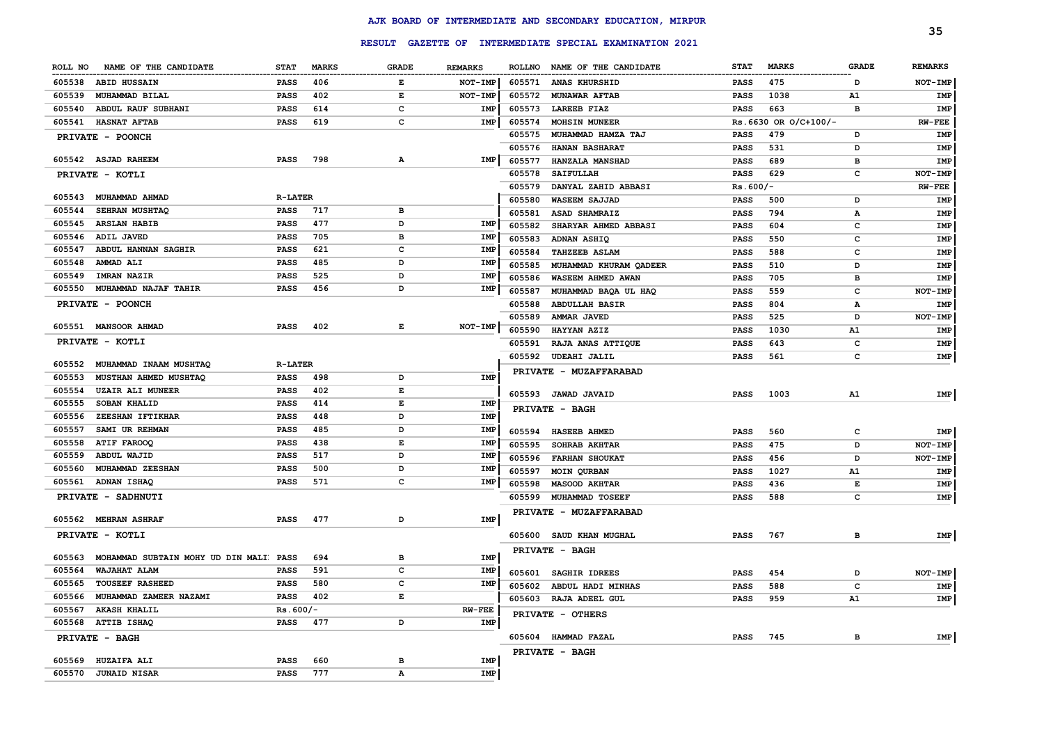# AJK BOARD OF INTERMEDIATE AND SECONDARY EDUCATION, MIRPUR

## RESULT GAZETTE OF INTERMEDIATE SPECIAL EXAMINATION 2021

| ROLL NO | NAME OF THE CANDIDATE | STAT | MARKS | GRADE | REMARKS |
|---|---|---|---|---|---|
| 605538 | ABID HUSSAIN | PASS | 406 | E | NOT-IMP |
| 605539 | MUHAMMAD BILAL | PASS | 402 | E | NOT-IMP |
| 605540 | ABDUL RAUF SUBHANI | PASS | 614 | C | IMP |
| 605541 | HASNAT AFTAB | PASS | 619 | C | IMP |
| | **PRIVATE - POONCH** | | | | |
| 605542 | ASJAD RAHEEM | PASS | 798 | A | IMP |
| | **PRIVATE - KOTLI** | | | | |
| 605543 | MUHAMMAD AHMAD | R-LATER | | | |
| 605544 | SEHRAN MUSHTAQ | PASS | 717 | B | |
| 605545 | ARSLAN HABIB | PASS | 477 | D | IMP |
| 605546 | ADIL JAVED | PASS | 705 | B | IMP |
| 605547 | ABDUL HANNAN SAGHIR | PASS | 621 | C | IMP |
| 605548 | AMMAD ALI | PASS | 485 | D | IMP |
| 605549 | IMRAN NAZIR | PASS | 525 | D | IMP |
| 605550 | MUHAMMAD NAJAF TAHIR | PASS | 456 | D | IMP |
| | **PRIVATE - POONCH** | | | | |
| 605551 | MANSOOR AHMAD | PASS | 402 | E | NOT-IMP |
| | **PRIVATE - KOTLI** | | | | |
| 605552 | MUHAMMAD INAAM MUSHTAQ | R-LATER | | | |
| 605553 | MUSTHAN AHMED MUSHTAQ | PASS | 498 | D | IMP |
| 605554 | UZAIR ALI MUNEER | PASS | 402 | E | |
| 605555 | SOBAN KHALID | PASS | 414 | E | IMP |
| 605556 | ZEESHAN IFTIKHAR | PASS | 448 | D | IMP |
| 605557 | SAMI UR REHMAN | PASS | 485 | D | IMP |
| 605558 | ATIF FAROOQ | PASS | 438 | E | IMP |
| 605559 | ABDUL WAJID | PASS | 517 | D | IMP |
| 605560 | MUHAMMAD ZEESHAN | PASS | 500 | D | IMP |
| 605561 | ADNAN ISHAQ | PASS | 571 | C | IMP |
| | **PRIVATE - SADHNUTI** | | | | |
| 605562 | MEHRAN ASHRAF | PASS | 477 | D | IMP |
| | **PRIVATE - KOTLI** | | | | |
| 605563 | MOHAMMAD SUBTAIN MOHY UD DIN MALI | PASS | 694 | B | IMP |
| 605564 | WAJAHAT ALAM | PASS | 591 | C | IMP |
| 605565 | TOUSEEF RASHEED | PASS | 580 | C | IMP |
| 605566 | MUHAMMAD ZAMEER NAZAMI | PASS | 402 | E | |
| 605567 | AKASH KHALIL | Rs.600/- | | | RW-FEE |
| 605568 | ATTIB ISHAQ | PASS | 477 | D | IMP |
| | **PRIVATE - BAGH** | | | | |
| 605569 | HUZAIFA ALI | PASS | 660 | B | IMP |
| 605570 | JUNAID NISAR | PASS | 777 | A | IMP |
| 605571 | ANAS KHURSHID | PASS | 475 | D | NOT-IMP |
| 605572 | MUNAWAR AFTAB | PASS | 1038 | A1 | IMP |
| 605573 | LAREEB FIAZ | PASS | 663 | B | IMP |
| 605574 | MOHSIN MUNEER | Rs.6630 OR O/C+100/- | | | RW-FEE |
| 605575 | MUHAMMAD HAMZA TAJ | PASS | 479 | D | IMP |
| 605576 | HANAN BASHARAT | PASS | 531 | D | IMP |
| 605577 | HANZALA MANSHAD | PASS | 689 | B | IMP |
| 605578 | SAIFULLAH | PASS | 629 | C | NOT-IMP |
| 605579 | DANYAL ZAHID ABBASI | Rs.600/- | | | RW-FEE |
| 605580 | WASEEM SAJJAD | PASS | 500 | D | IMP |
| 605581 | ASAD SHAMRAIZ | PASS | 794 | A | IMP |
| 605582 | SHARYAR AHMED ABBASI | PASS | 604 | C | IMP |
| 605583 | ADNAN ASHIQ | PASS | 550 | C | IMP |
| 605584 | TAHZEEB ASLAM | PASS | 588 | C | IMP |
| 605585 | MUHAMMAD KHURAM QADEER | PASS | 510 | D | IMP |
| 605586 | WASEEM AHMED AWAN | PASS | 705 | B | IMP |
| 605587 | MUHAMMAD BAQA UL HAQ | PASS | 559 | C | NOT-IMP |
| 605588 | ABDULLAH BASIR | PASS | 804 | A | IMP |
| 605589 | AMMAR JAVED | PASS | 525 | D | NOT-IMP |
| 605590 | HAYYAN AZIZ | PASS | 1030 | A1 | IMP |
| 605591 | RAJA ANAS ATTIQUE | PASS | 643 | C | IMP |
| 605592 | UDEAHI JALIL | PASS | 561 | C | IMP |
| | **PRIVATE - MUZAFFARABAD** | | | | |
| 605593 | JAWAD JAVAID | PASS | 1003 | A1 | IMP |
| | **PRIVATE - BAGH** | | | | |
| 605594 | HASEEB AHMED | PASS | 560 | C | IMP |
| 605595 | SOHRAB AKHTAR | PASS | 475 | D | NOT-IMP |
| 605596 | FARHAN SHOUKAT | PASS | 456 | D | NOT-IMP |
| 605597 | MOIN QURBAN | PASS | 1027 | A1 | IMP |
| 605598 | MASOOD AKHTAR | PASS | 436 | E | IMP |
| 605599 | MUHAMMAD TOSEEF | PASS | 588 | C | IMP |
| | **PRIVATE - MUZAFFARABAD** | | | | |
| 605600 | SAUD KHAN MUGHAL | PASS | 767 | B | IMP |
| | **PRIVATE - BAGH** | | | | |
| 605601 | SAGHIR IDREES | PASS | 454 | D | NOT-IMP |
| 605602 | ABDUL HADI MINHAS | PASS | 588 | C | IMP |
| 605603 | RAJA ADEEL GUL | PASS | 959 | A1 | IMP |
| | **PRIVATE - OTHERS** | | | | |
| 605604 | HAMMAD FAZAL | PASS | 745 | B | IMP |
| | **PRIVATE - BAGH** | | | | |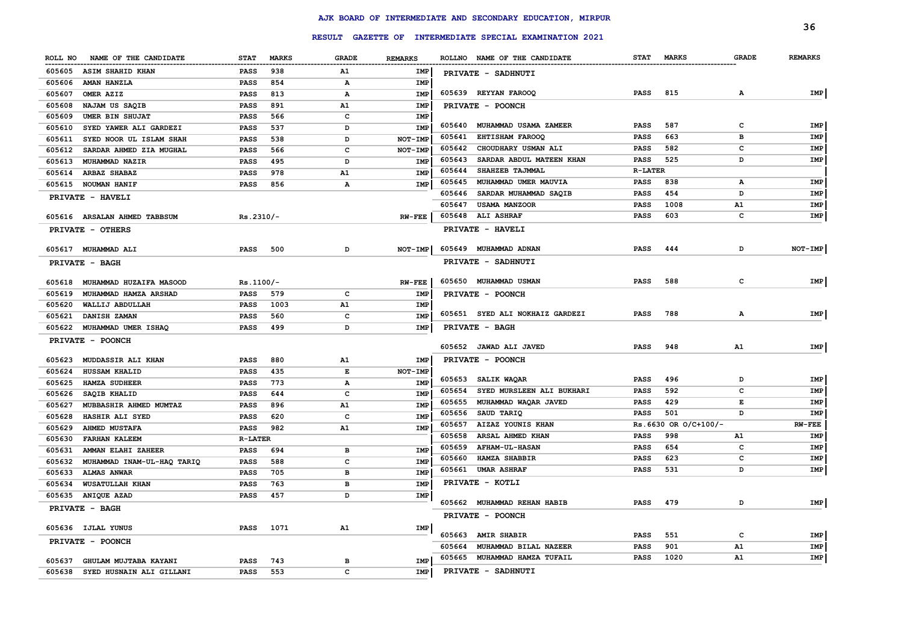# AJK BOARD OF INTERMEDIATE AND SECONDARY EDUCATION, MIRPUR

## RESULT GAZETTE OF INTERMEDIATE SPECIAL EXAMINATION 2021

| ROLL NO | NAME OF THE CANDIDATE | STAT | MARKS | GRADE | REMARKS |
|---|---|---|---|---|---|
| 605605 | ASIM SHAHID KHAN | PASS | 938 | A1 | IMP |
| 605606 | AMAN HANZLA | PASS | 854 | A | IMP |
| 605607 | OMER AZIZ | PASS | 813 | A | IMP |
| 605608 | NAJAM US SAQIB | PASS | 891 | A1 | IMP |
| 605609 | UMER BIN SHUJAT | PASS | 566 | C | IMP |
| 605610 | SYED YAWER ALI GARDEZI | PASS | 537 | D | IMP |
| 605611 | SYED NOOR UL ISLAM SHAH | PASS | 538 | D | NOT-IMP |
| 605612 | SARDAR AHMED ZIA MUGHAL | PASS | 566 | C | NOT-IMP |
| 605613 | MUHAMMAD NAZIR | PASS | 495 | D | IMP |
| 605614 | ARBAZ SHABAZ | PASS | 978 | A1 | IMP |
| 605615 | NOUMAN HANIF | PASS | 856 | A | IMP |
| | **PRIVATE - HAVELI** | | | | |
| 605616 | ARSALAN AHMED TABBSUM | Rs.2310/- | | | RW-FEE |
| | **PRIVATE - OTHERS** | | | | |
| 605617 | MUHAMMAD ALI | PASS | 500 | D | NOT-IMP |
| | **PRIVATE - BAGH** | | | | |
| 605618 | MUHAMMAD HUZAIFA MASOOD | Rs.1100/- | | | RW-FEE |
| 605619 | MUHAMMAD HAMZA ARSHAD | PASS | 579 | C | IMP |
| 605620 | WALLIJ ABDULLAH | PASS | 1003 | A1 | IMP |
| 605621 | DANISH ZAMAN | PASS | 560 | C | IMP |
| 605622 | MUHAMMAD UMER ISHAQ | PASS | 499 | D | IMP |
| | **PRIVATE - POONCH** | | | | |
| 605623 | MUDDASSIR ALI KHAN | PASS | 880 | A1 | IMP |
| 605624 | HUSSAM KHALID | PASS | 435 | E | NOT-IMP |
| 605625 | HAMZA SUDHEER | PASS | 773 | A | IMP |
| 605626 | SAQIB KHALID | PASS | 644 | C | IMP |
| 605627 | MUBBASHIR AHMED MUMTAZ | PASS | 896 | A1 | IMP |
| 605628 | HASHIR ALI SYED | PASS | 620 | C | IMP |
| 605629 | AHMED MUSTAFA | PASS | 982 | A1 | IMP |
| 605630 | FARHAN KALEEM | R-LATER | | | |
| 605631 | AMMAN ELAHI ZAHEER | PASS | 694 | B | IMP |
| 605632 | MUHAMMAD INAM-UL-HAQ TARIQ | PASS | 588 | C | IMP |
| 605633 | ALMAS ANWAR | PASS | 705 | B | IMP |
| 605634 | WUSATULLAH KHAN | PASS | 763 | B | IMP |
| 605635 | ANIQUE AZAD | PASS | 457 | D | IMP |
| | **PRIVATE - BAGH** | | | | |
| 605636 | IJLAL YUNUS | PASS | 1071 | A1 | IMP |
| | **PRIVATE - POONCH** | | | | |
| 605637 | GHULAM MUJTABA KAYANI | PASS | 743 | B | IMP |
| 605638 | SYED HUSNAIN ALI GILLANI | PASS | 553 | C | IMP |
| | **PRIVATE - SADHNUTI** | | | | |
| 605639 | REYYAN FAROOQ | PASS | 815 | A | IMP |
| | **PRIVATE - POONCH** | | | | |
| 605640 | MUHAMMAD USAMA ZAMEER | PASS | 587 | C | IMP |
| 605641 | EHTISHAM FAROOQ | PASS | 663 | B | IMP |
| 605642 | CHOUDHARY USMAN ALI | PASS | 582 | C | IMP |
| 605643 | SARDAR ABDUL MATEEN KHAN | PASS | 525 | D | IMP |
| 605644 | SHAHZEB TAJMMAL | R-LATER | | | |
| 605645 | MUHAMMAD UMER MAUVIA | PASS | 838 | A | IMP |
| 605646 | SARDAR MUHAMMAD SAQIB | PASS | 454 | D | IMP |
| 605647 | USAMA MANZOOR | PASS | 1008 | A1 | IMP |
| 605648 | ALI ASHRAF | PASS | 603 | C | IMP |
| | **PRIVATE - HAVELI** | | | | |
| 605649 | MUHAMMAD ADNAN | PASS | 444 | D | NOT-IMP |
| | **PRIVATE - SADHNUTI** | | | | |
| 605650 | MUHAMMAD USMAN | PASS | 588 | C | IMP |
| | **PRIVATE - POONCH** | | | | |
| 605651 | SYED ALI NOKHAIZ GARDEZI | PASS | 788 | A | IMP |
| | **PRIVATE - BAGH** | | | | |
| 605652 | JAWAD ALI JAVED | PASS | 948 | A1 | IMP |
| | **PRIVATE - POONCH** | | | | |
| 605653 | SALIK WAQAR | PASS | 496 | D | IMP |
| 605654 | SYED MURSLEEN ALI BUKHARI | PASS | 592 | C | IMP |
| 605655 | MUHAMMAD WAQAR JAVED | PASS | 429 | E | IMP |
| 605656 | SAUD TARIQ | PASS | 501 | D | IMP |
| 605657 | AIZAZ YOUNIS KHAN | Rs.6630 OR O/C+100/- | | | RW-FEE |
| 605658 | ARSAL AHMED KHAN | PASS | 998 | A1 | IMP |
| 605659 | AFHAM-UL-HASAN | PASS | 654 | C | IMP |
| 605660 | HAMZA SHABBIR | PASS | 623 | C | IMP |
| 605661 | UMAR ASHRAF | PASS | 531 | D | IMP |
| | **PRIVATE - KOTLI** | | | | |
| 605662 | MUHAMMAD REHAN HABIB | PASS | 479 | D | IMP |
| | **PRIVATE - POONCH** | | | | |
| 605663 | AMIR SHABIR | PASS | 551 | C | IMP |
| 605664 | MUHAMMAD BILAL NAZEER | PASS | 901 | A1 | IMP |
| 605665 | MUHAMMAD HAMZA TUFAIL | PASS | 1020 | A1 | IMP |
| | **PRIVATE - SADHNUTI** | | | | |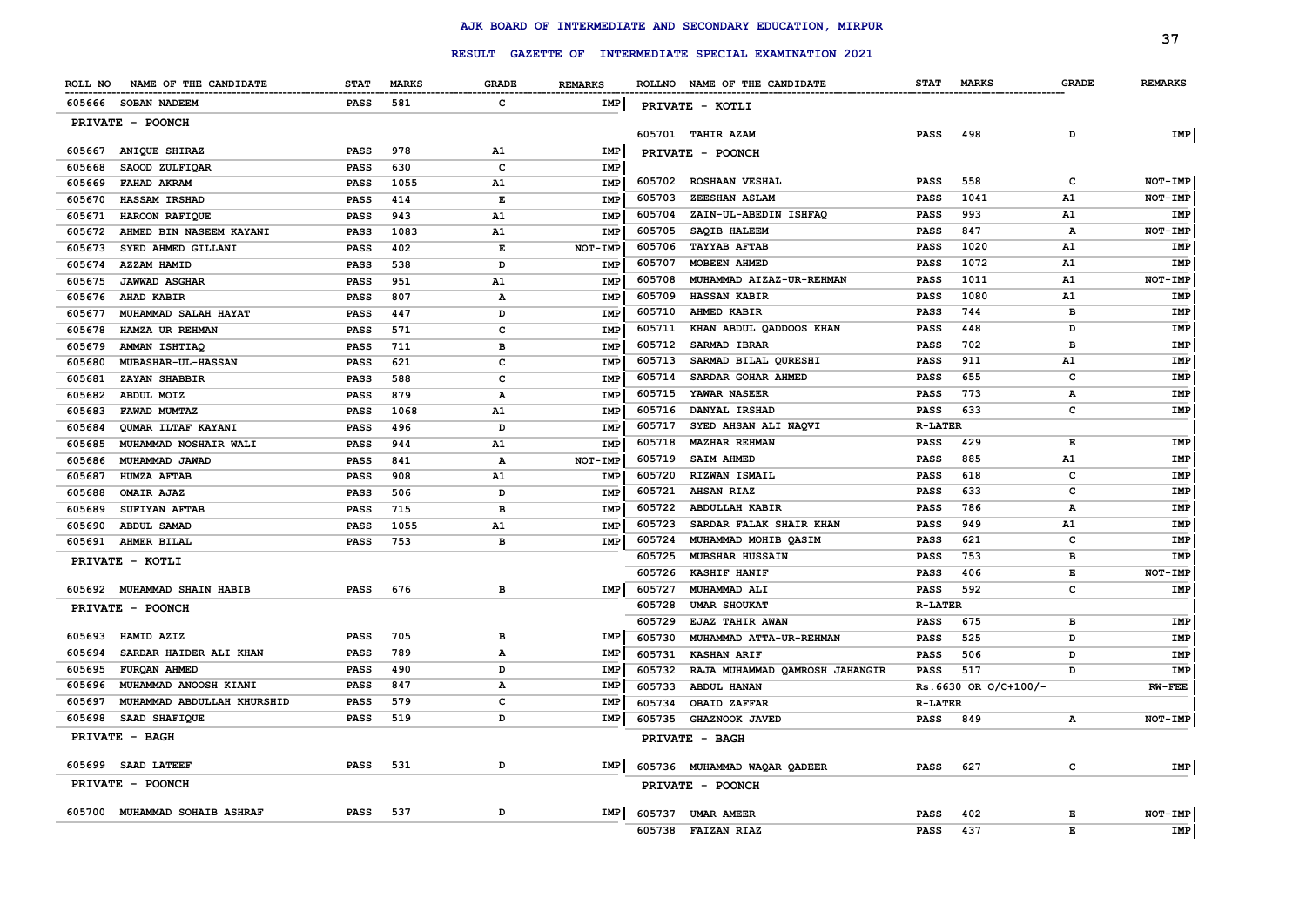# AJK BOARD OF INTERMEDIATE AND SECONDARY EDUCATION, MIRPUR

## RESULT GAZETTE OF INTERMEDIATE SPECIAL EXAMINATION 2021

| ROLL NO | NAME OF THE CANDIDATE | STAT | MARKS | GRADE | REMARKS |
|---|---|---|---|---|---|
| 605666 | SOBAN NADEEM | PASS | 581 | C | IMP |
| | **PRIVATE - POONCH** | | | | |
| 605667 | ANIQUE SHIRAZ | PASS | 978 | A1 | IMP |
| 605668 | SAOOD ZULFIQAR | PASS | 630 | C | IMP |
| 605669 | FAHAD AKRAM | PASS | 1055 | A1 | IMP |
| 605670 | HASSAM IRSHAD | PASS | 414 | E | IMP |
| 605671 | HAROON RAFIQUE | PASS | 943 | A1 | IMP |
| 605672 | AHMED BIN NASEEM KAYANI | PASS | 1083 | A1 | IMP |
| 605673 | SYED AHMED GILLANI | PASS | 402 | E | NOT-IMP |
| 605674 | AZZAM HAMID | PASS | 538 | D | IMP |
| 605675 | JAWWAD ASGHAR | PASS | 951 | A1 | IMP |
| 605676 | AHAD KABIR | PASS | 807 | A | IMP |
| 605677 | MUHAMMAD SALAH HAYAT | PASS | 447 | D | IMP |
| 605678 | HAMZA UR REHMAN | PASS | 571 | C | IMP |
| 605679 | AMMAN ISHTIAQ | PASS | 711 | B | IMP |
| 605680 | MUBASHAR-UL-HASSAN | PASS | 621 | C | IMP |
| 605681 | ZAYAN SHABBIR | PASS | 588 | C | IMP |
| 605682 | ABDUL MOIZ | PASS | 879 | A | IMP |
| 605683 | FAWAD MUMTAZ | PASS | 1068 | A1 | IMP |
| 605684 | QUMAR ILTAF KAYANI | PASS | 496 | D | IMP |
| 605685 | MUHAMMAD NOSHAIR WALI | PASS | 944 | A1 | IMP |
| 605686 | MUHAMMAD JAWAD | PASS | 841 | A | NOT-IMP |
| 605687 | HUMZA AFTAB | PASS | 908 | A1 | IMP |
| 605688 | OMAIR AJAZ | PASS | 506 | D | IMP |
| 605689 | SUFIYAN AFTAB | PASS | 715 | B | IMP |
| 605690 | ABDUL SAMAD | PASS | 1055 | A1 | IMP |
| 605691 | AHMER BILAL | PASS | 753 | B | IMP |
| | **PRIVATE - KOTLI** | | | | |
| 605692 | MUHAMMAD SHAIN HABIB | PASS | 676 | B | IMP |
| | **PRIVATE - POONCH** | | | | |
| 605693 | HAMID AZIZ | PASS | 705 | B | IMP |
| 605694 | SARDAR HAIDER ALI KHAN | PASS | 789 | A | IMP |
| 605695 | FURQAN AHMED | PASS | 490 | D | IMP |
| 605696 | MUHAMMAD ANOOSH KIANI | PASS | 847 | A | IMP |
| 605697 | MUHAMMAD ABDULLAH KHURSHID | PASS | 579 | C | IMP |
| 605698 | SAAD SHAFIQUE | PASS | 519 | D | IMP |
| | **PRIVATE - BAGH** | | | | |
| 605699 | SAAD LATEEF | PASS | 531 | D | IMP |
| | **PRIVATE - POONCH** | | | | |
| 605700 | MUHAMMAD SOHAIB ASHRAF | PASS | 537 | D | IMP |
| | **PRIVATE - KOTLI** | | | | |
| 605701 | TAHIR AZAM | PASS | 498 | D | IMP |
| | **PRIVATE - POONCH** | | | | |
| 605702 | ROSHAAN VESHAL | PASS | 558 | C | NOT-IMP |
| 605703 | ZEESHAN ASLAM | PASS | 1041 | A1 | NOT-IMP |
| 605704 | ZAIN-UL-ABEDIN ISHFAQ | PASS | 993 | A1 | IMP |
| 605705 | SAQIB HALEEM | PASS | 847 | A | NOT-IMP |
| 605706 | TAYYAB AFTAB | PASS | 1020 | A1 | IMP |
| 605707 | MOBEEN AHMED | PASS | 1072 | A1 | IMP |
| 605708 | MUHAMMAD AIZAZ-UR-REHMAN | PASS | 1011 | A1 | NOT-IMP |
| 605709 | HASSAN KABIR | PASS | 1080 | A1 | IMP |
| 605710 | AHMED KABIR | PASS | 744 | B | IMP |
| 605711 | KHAN ABDUL QADDOOS KHAN | PASS | 448 | D | IMP |
| 605712 | SARMAD IBRAR | PASS | 702 | B | IMP |
| 605713 | SARMAD BILAL QURESHI | PASS | 911 | A1 | IMP |
| 605714 | SARDAR GOHAR AHMED | PASS | 655 | C | IMP |
| 605715 | YAWAR NASEER | PASS | 773 | A | IMP |
| 605716 | DANYAL IRSHAD | PASS | 633 | C | IMP |
| 605717 | SYED AHSAN ALI NAQVI | R-LATER | | | |
| 605718 | MAZHAR REHMAN | PASS | 429 | E | IMP |
| 605719 | SAIM AHMED | PASS | 885 | A1 | IMP |
| 605720 | RIZWAN ISMAIL | PASS | 618 | C | IMP |
| 605721 | AHSAN RIAZ | PASS | 633 | C | IMP |
| 605722 | ABDULLAH KABIR | PASS | 786 | A | IMP |
| 605723 | SARDAR FALAK SHAIR KHAN | PASS | 949 | A1 | IMP |
| 605724 | MUHAMMAD MOHIB QASIM | PASS | 621 | C | IMP |
| 605725 | MUBSHAR HUSSAIN | PASS | 753 | B | IMP |
| 605726 | KASHIF HANIF | PASS | 406 | E | NOT-IMP |
| 605727 | MUHAMMAD ALI | PASS | 592 | C | IMP |
| 605728 | UMAR SHOUKAT | R-LATER | | | |
| 605729 | EJAZ TAHIR AWAN | PASS | 675 | B | IMP |
| 605730 | MUHAMMAD ATTA-UR-REHMAN | PASS | 525 | D | IMP |
| 605731 | KASHAN ARIF | PASS | 506 | D | IMP |
| 605732 | RAJA MUHAMMAD QAMROSH JAHANGIR | PASS | 517 | D | IMP |
| 605733 | ABDUL HANAN | Rs.6630 OR O/C+100/- | | | RW-FEE |
| 605734 | OBAID ZAFFAR | R-LATER | | | |
| 605735 | GHAZNOOK JAVED | PASS | 849 | A | NOT-IMP |
| | **PRIVATE - BAGH** | | | | |
| 605736 | MUHAMMAD WAQAR QADEER | PASS | 627 | C | IMP |
| | **PRIVATE - POONCH** | | | | |
| 605737 | UMAR AMEER | PASS | 402 | E | NOT-IMP |
| 605738 | FAIZAN RIAZ | PASS | 437 | E | IMP |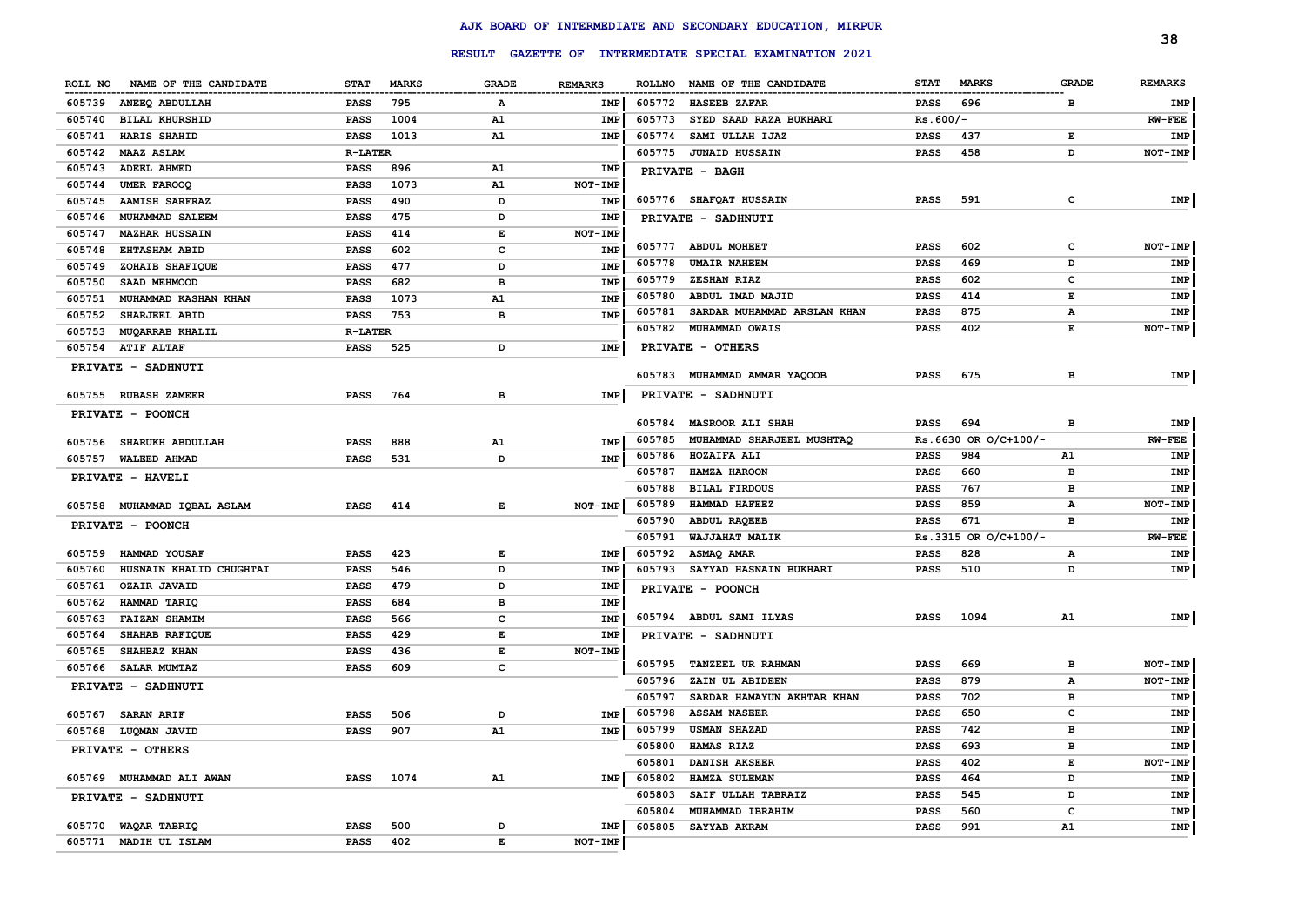# AJK BOARD OF INTERMEDIATE AND SECONDARY EDUCATION, MIRPUR

## RESULT GAZETTE OF INTERMEDIATE SPECIAL EXAMINATION 2021

| ROLL NO | NAME OF THE CANDIDATE | STAT | MARKS | GRADE | REMARKS |
|---|---|---|---|---|---|
| 605739 | ANEEQ ABDULLAH | PASS | 795 | A | IMP |
| 605740 | BILAL KHURSHID | PASS | 1004 | A1 | IMP |
| 605741 | HARIS SHAHID | PASS | 1013 | A1 | IMP |
| 605742 | MAAZ ASLAM | R-LATER | | | |
| 605743 | ADEEL AHMED | PASS | 896 | A1 | IMP |
| 605744 | UMER FAROOQ | PASS | 1073 | A1 | NOT-IMP |
| 605745 | AAMISH SARFRAZ | PASS | 490 | D | IMP |
| 605746 | MUHAMMAD SALEEM | PASS | 475 | D | IMP |
| 605747 | MAZHAR HUSSAIN | PASS | 414 | E | NOT-IMP |
| 605748 | EHTASHAM ABID | PASS | 602 | C | IMP |
| 605749 | ZOHAIB SHAFIQUE | PASS | 477 | D | IMP |
| 605750 | SAAD MEHMOOD | PASS | 682 | B | IMP |
| 605751 | MUHAMMAD KASHAN KHAN | PASS | 1073 | A1 | IMP |
| 605752 | SHARJEEL ABID | PASS | 753 | B | IMP |
| 605753 | MUQARRAB KHALIL | R-LATER | | | |
| 605754 | ATIF ALTAF | PASS | 525 | D | IMP |
| | **PRIVATE - SADHNUTI** | | | | |
| 605755 | RUBASH ZAMEER | PASS | 764 | B | IMP |
| | **PRIVATE - POONCH** | | | | |
| 605756 | SHARUKH ABDULLAH | PASS | 888 | A1 | IMP |
| 605757 | WALEED AHMAD | PASS | 531 | D | IMP |
| | **PRIVATE - HAVELI** | | | | |
| 605758 | MUHAMMAD IQBAL ASLAM | PASS | 414 | E | NOT-IMP |
| | **PRIVATE - POONCH** | | | | |
| 605759 | HAMMAD YOUSAF | PASS | 423 | E | IMP |
| 605760 | HUSNAIN KHALID CHUGHTAI | PASS | 546 | D | IMP |
| 605761 | OZAIR JAVAID | PASS | 479 | D | IMP |
| 605762 | HAMMAD TARIQ | PASS | 684 | B | IMP |
| 605763 | FAIZAN SHAMIM | PASS | 566 | C | IMP |
| 605764 | SHAHAB RAFIQUE | PASS | 429 | E | IMP |
| 605765 | SHAHBAZ KHAN | PASS | 436 | E | NOT-IMP |
| 605766 | SALAR MUMTAZ | PASS | 609 | C | |
| | **PRIVATE - SADHNUTI** | | | | |
| 605767 | SARAN ARIF | PASS | 506 | D | IMP |
| 605768 | LUQMAN JAVID | PASS | 907 | A1 | IMP |
| | **PRIVATE - OTHERS** | | | | |
| 605769 | MUHAMMAD ALI AWAN | PASS | 1074 | A1 | IMP |
| | **PRIVATE - SADHNUTI** | | | | |
| 605770 | WAQAR TABRIQ | PASS | 500 | D | IMP |
| 605771 | MADIH UL ISLAM | PASS | 402 | E | NOT-IMP |
| 605772 | HASEEB ZAFAR | PASS | 696 | B | IMP |
| 605773 | SYED SAAD RAZA BUKHARI | Rs.600/- | | | RW-FEE |
| 605774 | SAMI ULLAH IJAZ | PASS | 437 | E | IMP |
| 605775 | JUNAID HUSSAIN | PASS | 458 | D | NOT-IMP |
| | **PRIVATE - BAGH** | | | | |
| 605776 | SHAFQAT HUSSAIN | PASS | 591 | C | IMP |
| | **PRIVATE - SADHNUTI** | | | | |
| 605777 | ABDUL MOHEET | PASS | 602 | C | NOT-IMP |
| 605778 | UMAIR NAHEEM | PASS | 469 | D | IMP |
| 605779 | ZESHAN RIAZ | PASS | 602 | C | IMP |
| 605780 | ABDUL IMAD MAJID | PASS | 414 | E | IMP |
| 605781 | SARDAR MUHAMMAD ARSLAN KHAN | PASS | 875 | A | IMP |
| 605782 | MUHAMMAD OWAIS | PASS | 402 | E | NOT-IMP |
| | **PRIVATE - OTHERS** | | | | |
| 605783 | MUHAMMAD AMMAR YAQOOB | PASS | 675 | B | IMP |
| | **PRIVATE - SADHNUTI** | | | | |
| 605784 | MASROOR ALI SHAH | PASS | 694 | B | IMP |
| 605785 | MUHAMMAD SHARJEEL MUSHTAQ | Rs.6630 OR O/C+100/- | | | RW-FEE |
| 605786 | HOZAIFA ALI | PASS | 984 | A1 | IMP |
| 605787 | HAMZA HAROON | PASS | 660 | B | IMP |
| 605788 | BILAL FIRDOUS | PASS | 767 | B | IMP |
| 605789 | HAMMAD HAFEEZ | PASS | 859 | A | NOT-IMP |
| 605790 | ABDUL RAQEEB | PASS | 671 | B | IMP |
| 605791 | WAJJAHAT MALIK | Rs.3315 OR O/C+100/- | | | RW-FEE |
| 605792 | ASMAQ AMAR | PASS | 828 | A | IMP |
| 605793 | SAYYAD HASNAIN BUKHARI | PASS | 510 | D | IMP |
| | **PRIVATE - POONCH** | | | | |
| 605794 | ABDUL SAMI ILYAS | PASS | 1094 | A1 | IMP |
| | **PRIVATE - SADHNUTI** | | | | |
| 605795 | TANZEEL UR RAHMAN | PASS | 669 | B | NOT-IMP |
| 605796 | ZAIN UL ABIDEEN | PASS | 879 | A | NOT-IMP |
| 605797 | SARDAR HAMAYUN AKHTAR KHAN | PASS | 702 | B | IMP |
| 605798 | ASSAM NASEER | PASS | 650 | C | IMP |
| 605799 | USMAN SHAZAD | PASS | 742 | B | IMP |
| 605800 | HAMAS RIAZ | PASS | 693 | B | IMP |
| 605801 | DANISH AKSEER | PASS | 402 | E | NOT-IMP |
| 605802 | HAMZA SULEMAN | PASS | 464 | D | IMP |
| 605803 | SAIF ULLAH TABRAIZ | PASS | 545 | D | IMP |
| 605804 | MUHAMMAD IBRAHIM | PASS | 560 | C | IMP |
| 605805 | SAYYAB AKRAM | PASS | 991 | A1 | IMP |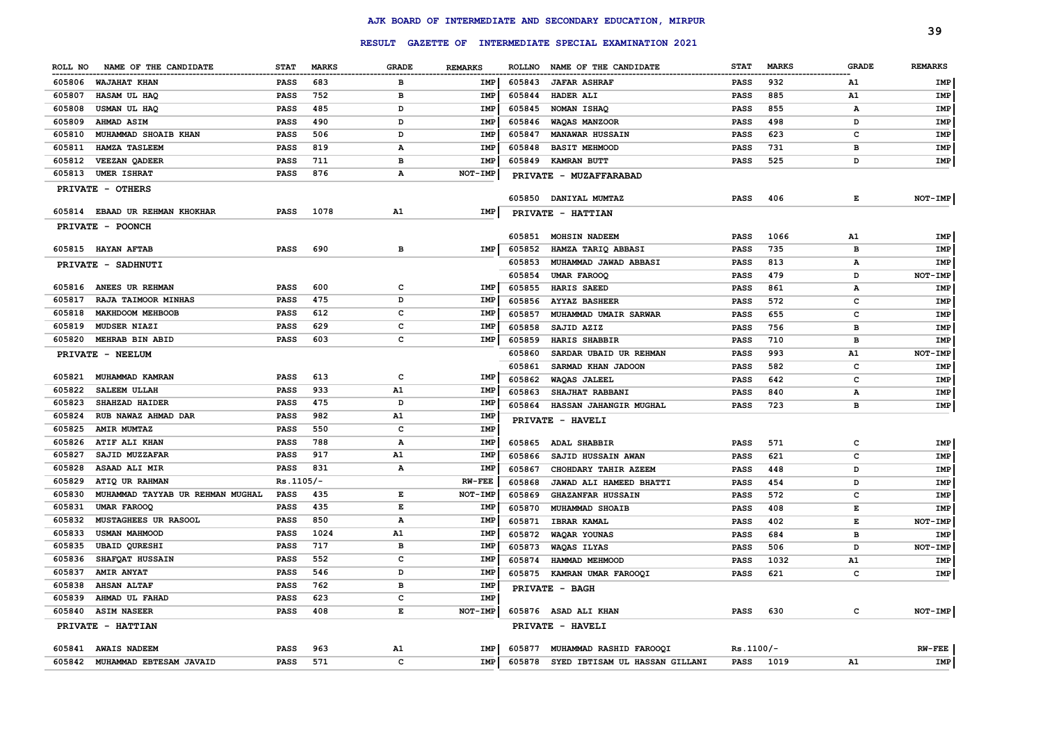# AJK BOARD OF INTERMEDIATE AND SECONDARY EDUCATION, MIRPUR

## RESULT GAZETTE OF INTERMEDIATE SPECIAL EXAMINATION 2021

| ROLL NO | NAME OF THE CANDIDATE | STAT | MARKS | GRADE | REMARKS |
|---|---|---|---|---|---|
| 605806 | WAJAHAT KHAN | PASS | 683 | B | IMP |
| 605807 | HASAM UL HAQ | PASS | 752 | B | IMP |
| 605808 | USMAN UL HAQ | PASS | 485 | D | IMP |
| 605809 | AHMAD ASIM | PASS | 490 | D | IMP |
| 605810 | MUHAMMAD SHOAIB KHAN | PASS | 506 | D | IMP |
| 605811 | HAMZA TASLEEM | PASS | 819 | A | IMP |
| 605812 | VEEZAN QADEER | PASS | 711 | B | IMP |
| 605813 | UMER ISHRAT | PASS | 876 | A | NOT-IMP |

**PRIVATE - OTHERS**

| ROLL NO | NAME OF THE CANDIDATE | STAT | MARKS | GRADE | REMARKS |
|---|---|---|---|---|---|
| 605814 | EBAAD UR REHMAN KHOKHAR | PASS | 1078 | A1 | IMP |

**PRIVATE - POONCH**

| ROLL NO | NAME OF THE CANDIDATE | STAT | MARKS | GRADE | REMARKS |
|---|---|---|---|---|---|
| 605815 | HAYAN AFTAB | PASS | 690 | B | IMP |

**PRIVATE - SADHNUTI**

| ROLL NO | NAME OF THE CANDIDATE | STAT | MARKS | GRADE | REMARKS |
|---|---|---|---|---|---|
| 605816 | ANEES UR REHMAN | PASS | 600 | C | IMP |
| 605817 | RAJA TAIMOOR MINHAS | PASS | 475 | D | IMP |
| 605818 | MAKHDOOM MEHBOOB | PASS | 612 | C | IMP |
| 605819 | MUDSER NIAZI | PASS | 629 | C | IMP |
| 605820 | MEHRAB BIN ABID | PASS | 603 | C | IMP |

**PRIVATE - NEELUM**

| ROLL NO | NAME OF THE CANDIDATE | STAT | MARKS | GRADE | REMARKS |
|---|---|---|---|---|---|
| 605821 | MUHAMMAD KAMRAN | PASS | 613 | C | IMP |
| 605822 | SALEEM ULLAH | PASS | 933 | A1 | IMP |
| 605823 | SHAHZAD HAIDER | PASS | 475 | D | IMP |
| 605824 | RUB NAWAZ AHMAD DAR | PASS | 982 | A1 | IMP |
| 605825 | AMIR MUMTAZ | PASS | 550 | C | IMP |
| 605826 | ATIF ALI KHAN | PASS | 788 | A | IMP |
| 605827 | SAJID MUZZAFAR | PASS | 917 | A1 | IMP |
| 605828 | ASAAD ALI MIR | PASS | 831 | A | IMP |
| 605829 | ATIQ UR RAHMAN | Rs.1105/- | | | RW-FEE |
| 605830 | MUHAMMAD TAYYAB UR REHMAN MUGHAL | PASS | 435 | E | NOT-IMP |
| 605831 | UMAR FAROOQ | PASS | 435 | E | IMP |
| 605832 | MUSTAGHEES UR RASOOL | PASS | 850 | A | IMP |
| 605833 | USMAN MAHMOOD | PASS | 1024 | A1 | IMP |
| 605835 | UBAID QURESHI | PASS | 717 | B | IMP |
| 605836 | SHAFQAT HUSSAIN | PASS | 552 | C | IMP |
| 605837 | AMIR ANYAT | PASS | 546 | D | IMP |
| 605838 | AHSAN ALTAF | PASS | 762 | B | IMP |
| 605839 | AHMAD UL FAHAD | PASS | 623 | C | IMP |
| 605840 | ASIM NASEER | PASS | 408 | E | NOT-IMP |

**PRIVATE - HATTIAN**

| ROLL NO | NAME OF THE CANDIDATE | STAT | MARKS | GRADE | REMARKS |
|---|---|---|---|---|---|
| 605841 | AWAIS NADEEM | PASS | 963 | A1 | IMP |
| 605842 | MUHAMMAD EBTESAM JAVAID | PASS | 571 | C | IMP |
| 605843 | JAFAR ASHRAF | PASS | 932 | A1 | IMP |
| 605844 | HADER ALI | PASS | 885 | A1 | IMP |
| 605845 | NOMAN ISHAQ | PASS | 855 | A | IMP |
| 605846 | WAQAS MANZOOR | PASS | 498 | D | IMP |
| 605847 | MANAWAR HUSSAIN | PASS | 623 | C | IMP |
| 605848 | BASIT MEHMOOD | PASS | 731 | B | IMP |
| 605849 | KAMRAN BUTT | PASS | 525 | D | IMP |

**PRIVATE - MUZAFFARABAD**

| ROLL NO | NAME OF THE CANDIDATE | STAT | MARKS | GRADE | REMARKS |
|---|---|---|---|---|---|
| 605850 | DANIYAL MUMTAZ | PASS | 406 | E | NOT-IMP |

**PRIVATE - HATTIAN**

| ROLL NO | NAME OF THE CANDIDATE | STAT | MARKS | GRADE | REMARKS |
|---|---|---|---|---|---|
| 605851 | MOHSIN NADEEM | PASS | 1066 | A1 | IMP |
| 605852 | HAMZA TARIQ ABBASI | PASS | 735 | B | IMP |
| 605853 | MUHAMMAD JAWAD ABBASI | PASS | 813 | A | IMP |
| 605854 | UMAR FAROOQ | PASS | 479 | D | NOT-IMP |
| 605855 | HARIS SAEED | PASS | 861 | A | IMP |
| 605856 | AYYAZ BASHEER | PASS | 572 | C | IMP |
| 605857 | MUHAMMAD UMAIR SARWAR | PASS | 655 | C | IMP |
| 605858 | SAJID AZIZ | PASS | 756 | B | IMP |
| 605859 | HARIS SHABBIR | PASS | 710 | B | IMP |
| 605860 | SARDAR UBAID UR REHMAN | PASS | 993 | A1 | NOT-IMP |
| 605861 | SARMAD KHAN JADOON | PASS | 582 | C | IMP |
| 605862 | WAQAS JALEEL | PASS | 642 | C | IMP |
| 605863 | SHAJHAT RABBANI | PASS | 840 | A | IMP |
| 605864 | HASSAN JAHANGIR MUGHAL | PASS | 723 | B | IMP |

**PRIVATE - HAVELI**

| ROLL NO | NAME OF THE CANDIDATE | STAT | MARKS | GRADE | REMARKS |
|---|---|---|---|---|---|
| 605865 | ADAL SHABBIR | PASS | 571 | C | IMP |
| 605866 | SAJID HUSSAIN AWAN | PASS | 621 | C | IMP |
| 605867 | CHOHDARY TAHIR AZEEM | PASS | 448 | D | IMP |
| 605868 | JAWAD ALI HAMEED BHATTI | PASS | 454 | D | IMP |
| 605869 | GHAZANFAR HUSSAIN | PASS | 572 | C | IMP |
| 605870 | MUHAMMAD SHOAIB | PASS | 408 | E | IMP |
| 605871 | IBRAR KAMAL | PASS | 402 | E | NOT-IMP |
| 605872 | WAQAR YOUNAS | PASS | 684 | B | IMP |
| 605873 | WAQAS ILYAS | PASS | 506 | D | NOT-IMP |
| 605874 | HAMMAD MEHMOOD | PASS | 1032 | A1 | IMP |
| 605875 | KAMRAN UMAR FAROOQI | PASS | 621 | C | IMP |

**PRIVATE - BAGH**

| ROLL NO | NAME OF THE CANDIDATE | STAT | MARKS | GRADE | REMARKS |
|---|---|---|---|---|---|
| 605876 | ASAD ALI KHAN | PASS | 630 | C | NOT-IMP |

**PRIVATE - HAVELI**

| ROLL NO | NAME OF THE CANDIDATE | STAT | MARKS | GRADE | REMARKS |
|---|---|---|---|---|---|
| 605877 | MUHAMMAD RASHID FAROOQI | Rs.1100/- | | | RW-FEE |
| 605878 | SYED IBTISAM UL HASSAN GILLANI | PASS | 1019 | A1 | IMP |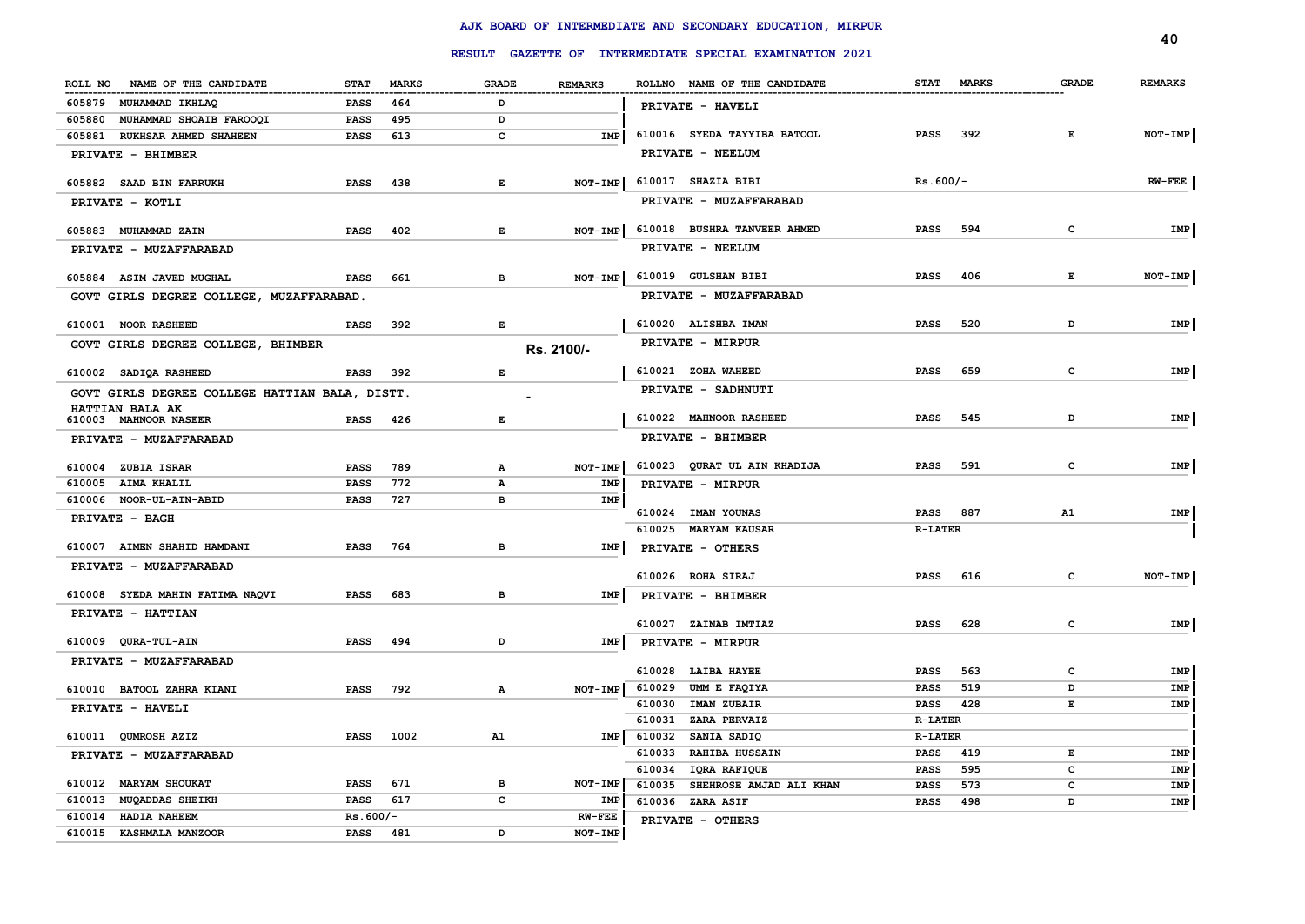# AJK BOARD OF INTERMEDIATE AND SECONDARY EDUCATION, MIRPUR

## RESULT GAZETTE OF INTERMEDIATE SPECIAL EXAMINATION 2021

| ROLL NO | NAME OF THE CANDIDATE | STAT | MARKS | GRADE | REMARKS |
|---|---|---|---|---|---|
| 605879 | MUHAMMAD IKHLAQ | PASS | 464 | D | |
| 605880 | MUHAMMAD SHOAIB FAROOQI | PASS | 495 | D | |
| 605881 | RUKHSAR AHMED SHAHEEN | PASS | 613 | C | IMP |
| | **PRIVATE - BHIMBER** | | | | |
| 605882 | SAAD BIN FARRUKH | PASS | 438 | E | NOT-IMP |
| | **PRIVATE - KOTLI** | | | | |
| 605883 | MUHAMMAD ZAIN | PASS | 402 | E | NOT-IMP |
| | **PRIVATE - MUZAFFARABAD** | | | | |
| 605884 | ASIM JAVED MUGHAL | PASS | 661 | B | NOT-IMP |
| | **GOVT GIRLS DEGREE COLLEGE, MUZAFFARABAD.** | | | | |
| 610001 | NOOR RASHEED | PASS | 392 | E | |
| | **GOVT GIRLS DEGREE COLLEGE, BHIMBER** | | | | Rs. 2100/- |
| 610002 | SADIQA RASHEED | PASS | 392 | E | |
| | **GOVT GIRLS DEGREE COLLEGE HATTIAN BALA, DISTT. HATTIAN BALA AK** | | | | - |
| 610003 | MAHNOOR NASEER | PASS | 426 | E | |
| | **PRIVATE - MUZAFFARABAD** | | | | |
| 610004 | ZUBIA ISRAR | PASS | 789 | A | NOT-IMP |
| 610005 | AIMA KHALIL | PASS | 772 | A | IMP |
| 610006 | NOOR-UL-AIN-ABID | PASS | 727 | B | IMP |
| | **PRIVATE - BAGH** | | | | |
| 610007 | AIMEN SHAHID HAMDANI | PASS | 764 | B | IMP |
| | **PRIVATE - MUZAFFARABAD** | | | | |
| 610008 | SYEDA MAHIN FATIMA NAQVI | PASS | 683 | B | IMP |
| | **PRIVATE - HATTIAN** | | | | |
| 610009 | QURA-TUL-AIN | PASS | 494 | D | IMP |
| | **PRIVATE - MUZAFFARABAD** | | | | |
| 610010 | BATOOL ZAHRA KIANI | PASS | 792 | A | NOT-IMP |
| | **PRIVATE - HAVELI** | | | | |
| 610011 | QUMROSH AZIZ | PASS | 1002 | A1 | IMP |
| | **PRIVATE - MUZAFFARABAD** | | | | |
| 610012 | MARYAM SHOUKAT | PASS | 671 | B | NOT-IMP |
| 610013 | MUQADDAS SHEIKH | PASS | 617 | C | IMP |
| 610014 | HADIA NAHEEM | Rs.600/- | | | RW-FEE |
| 610015 | KASHMALA MANZOOR | PASS | 481 | D | NOT-IMP |
| | **PRIVATE - HAVELI** | | | | |
| 610016 | SYEDA TAYYIBA BATOOL | PASS | 392 | E | NOT-IMP |
| | **PRIVATE - NEELUM** | | | | |
| 610017 | SHAZIA BIBI | Rs.600/- | | | RW-FEE |
| | **PRIVATE - MUZAFFARABAD** | | | | |
| 610018 | BUSHRA TANVEER AHMED | PASS | 594 | C | IMP |
| | **PRIVATE - NEELUM** | | | | |
| 610019 | GULSHAN BIBI | PASS | 406 | E | NOT-IMP |
| | **PRIVATE - MUZAFFARABAD** | | | | |
| 610020 | ALISHBA IMAN | PASS | 520 | D | IMP |
| | **PRIVATE - MIRPUR** | | | | |
| 610021 | ZOHA WAHEED | PASS | 659 | C | IMP |
| | **PRIVATE - SADHNUTI** | | | | |
| 610022 | MAHNOOR RASHEED | PASS | 545 | D | IMP |
| | **PRIVATE - BHIMBER** | | | | |
| 610023 | QURAT UL AIN KHADIJA | PASS | 591 | C | IMP |
| | **PRIVATE - MIRPUR** | | | | |
| 610024 | IMAN YOUNAS | PASS | 887 | A1 | IMP |
| 610025 | MARYAM KAUSAR | R-LATER | | | |
| | **PRIVATE - OTHERS** | | | | |
| 610026 | ROHA SIRAJ | PASS | 616 | C | NOT-IMP |
| | **PRIVATE - BHIMBER** | | | | |
| 610027 | ZAINAB IMTIAZ | PASS | 628 | C | IMP |
| | **PRIVATE - MIRPUR** | | | | |
| 610028 | LAIBA HAYEE | PASS | 563 | C | IMP |
| 610029 | UMM E FAQIYA | PASS | 519 | D | IMP |
| 610030 | IMAN ZUBAIR | PASS | 428 | E | IMP |
| 610031 | ZARA PERVAIZ | R-LATER | | | |
| 610032 | SANIA SADIQ | R-LATER | | | |
| 610033 | RAHIBA HUSSAIN | PASS | 419 | E | IMP |
| 610034 | IQRA RAFIQUE | PASS | 595 | C | IMP |
| 610035 | SHEHROSE AMJAD ALI KHAN | PASS | 573 | C | IMP |
| 610036 | ZARA ASIF | PASS | 498 | D | IMP |
| | **PRIVATE - OTHERS** | | | | |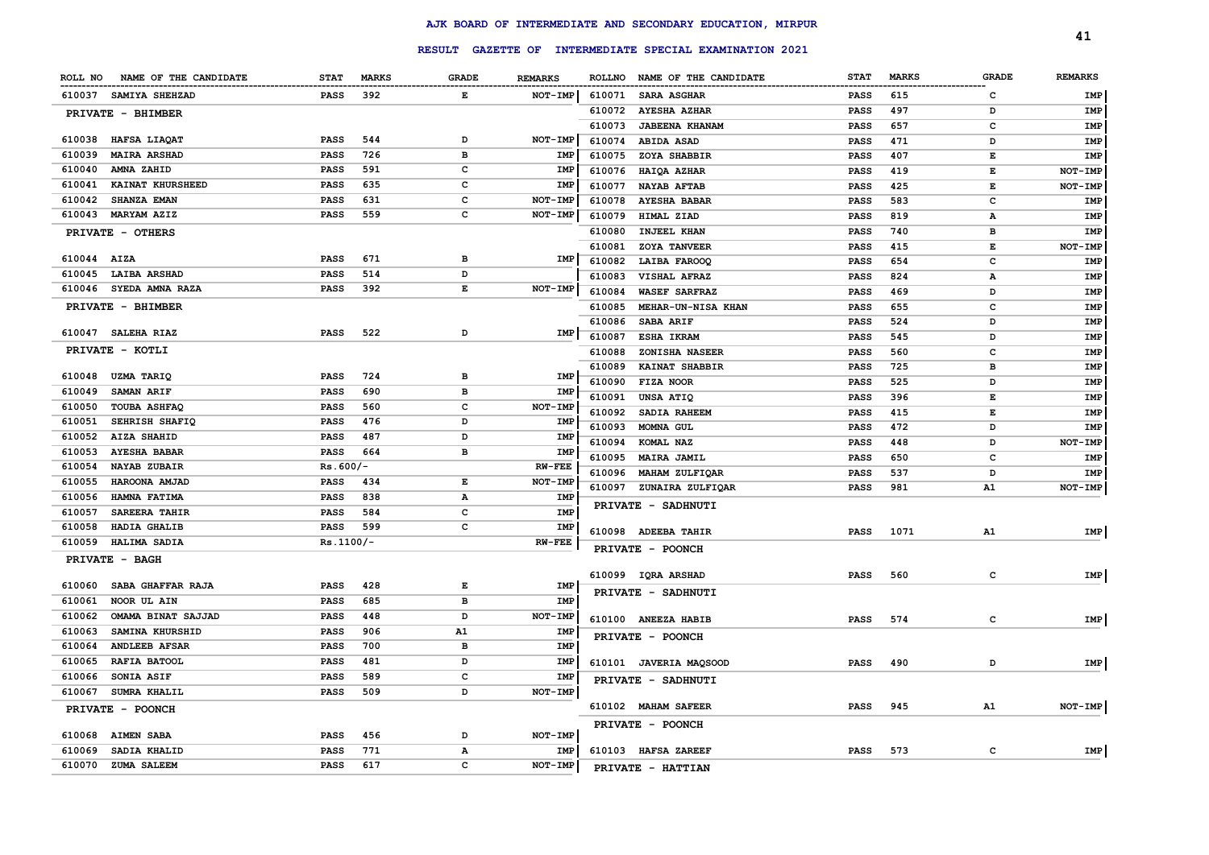# AJK BOARD OF INTERMEDIATE AND SECONDARY EDUCATION, MIRPUR

## RESULT GAZETTE OF INTERMEDIATE SPECIAL EXAMINATION 2021

| ROLL NO | NAME OF THE CANDIDATE | STAT | MARKS | GRADE | REMARKS |
|---|---|---|---|---|---|
| 610037 | SAMIYA SHEHZAD | PASS | 392 | E | NOT-IMP |
| | **PRIVATE - BHIMBER** | | | | |
| 610038 | HAFSA LIAQAT | PASS | 544 | D | NOT-IMP |
| 610039 | MAIRA ARSHAD | PASS | 726 | B | IMP |
| 610040 | AMNA ZAHID | PASS | 591 | C | IMP |
| 610041 | KAINAT KHURSHEED | PASS | 635 | C | IMP |
| 610042 | SHANZA EMAN | PASS | 631 | C | NOT-IMP |
| 610043 | MARYAM AZIZ | PASS | 559 | C | NOT-IMP |
| | **PRIVATE - OTHERS** | | | | |
| 610044 | AIZA | PASS | 671 | B | IMP |
| 610045 | LAIBA ARSHAD | PASS | 514 | D | |
| 610046 | SYEDA AMNA RAZA | PASS | 392 | E | NOT-IMP |
| | **PRIVATE - BHIMBER** | | | | |
| 610047 | SALEHA RIAZ | PASS | 522 | D | IMP |
| | **PRIVATE - KOTLI** | | | | |
| 610048 | UZMA TARIQ | PASS | 724 | B | IMP |
| 610049 | SAMAN ARIF | PASS | 690 | B | IMP |
| 610050 | TOUBA ASHFAQ | PASS | 560 | C | NOT-IMP |
| 610051 | SEHRISH SHAFIQ | PASS | 476 | D | IMP |
| 610052 | AIZA SHAHID | PASS | 487 | D | IMP |
| 610053 | AYESHA BABAR | PASS | 664 | B | IMP |
| 610054 | NAYAB ZUBAIR | Rs.600/- | | | RW-FEE |
| 610055 | HAROONA AMJAD | PASS | 434 | E | NOT-IMP |
| 610056 | HAMNA FATIMA | PASS | 838 | A | IMP |
| 610057 | SAREERA TAHIR | PASS | 584 | C | IMP |
| 610058 | HADIA GHALIB | PASS | 599 | C | IMP |
| 610059 | HALIMA SADIA | Rs.1100/- | | | RW-FEE |
| | **PRIVATE - BAGH** | | | | |
| 610060 | SABA GHAFFAR RAJA | PASS | 428 | E | IMP |
| 610061 | NOOR UL AIN | PASS | 685 | B | IMP |
| 610062 | OMAMA BINAT SAJJAD | PASS | 448 | D | NOT-IMP |
| 610063 | SAMINA KHURSHID | PASS | 906 | A1 | IMP |
| 610064 | ANDLEEB AFSAR | PASS | 700 | B | IMP |
| 610065 | RAFIA BATOOL | PASS | 481 | D | IMP |
| 610066 | SONIA ASIF | PASS | 589 | C | IMP |
| 610067 | SUMRA KHALIL | PASS | 509 | D | NOT-IMP |
| | **PRIVATE - POONCH** | | | | |
| 610068 | AIMEN SABA | PASS | 456 | D | NOT-IMP |
| 610069 | SADIA KHALID | PASS | 771 | A | IMP |
| 610070 | ZUMA SALEEM | PASS | 617 | C | NOT-IMP |
| 610071 | SARA ASGHAR | PASS | 615 | C | IMP |
| 610072 | AYESHA AZHAR | PASS | 497 | D | IMP |
| 610073 | JABEENA KHANAM | PASS | 657 | C | IMP |
| 610074 | ABIDA ASAD | PASS | 471 | D | IMP |
| 610075 | ZOYA SHABBIR | PASS | 407 | E | IMP |
| 610076 | HAIQA AZHAR | PASS | 419 | E | NOT-IMP |
| 610077 | NAYAB AFTAB | PASS | 425 | E | NOT-IMP |
| 610078 | AYESHA BABAR | PASS | 583 | C | IMP |
| 610079 | HIMAL ZIAD | PASS | 819 | A | IMP |
| 610080 | INJEEL KHAN | PASS | 740 | B | IMP |
| 610081 | ZOYA TANVEER | PASS | 415 | E | NOT-IMP |
| 610082 | LAIBA FAROOQ | PASS | 654 | C | IMP |
| 610083 | VISHAL AFRAZ | PASS | 824 | A | IMP |
| 610084 | WASEF SARFRAZ | PASS | 469 | D | IMP |
| 610085 | MEHAR-UN-NISA KHAN | PASS | 655 | C | IMP |
| 610086 | SABA ARIF | PASS | 524 | D | IMP |
| 610087 | ESHA IKRAM | PASS | 545 | D | IMP |
| 610088 | ZONISHA NASEER | PASS | 560 | C | IMP |
| 610089 | KAINAT SHABBIR | PASS | 725 | B | IMP |
| 610090 | FIZA NOOR | PASS | 525 | D | IMP |
| 610091 | UNSA ATIQ | PASS | 396 | E | IMP |
| 610092 | SADIA RAHEEM | PASS | 415 | E | IMP |
| 610093 | MOMNA GUL | PASS | 472 | D | IMP |
| 610094 | KOMAL NAZ | PASS | 448 | D | NOT-IMP |
| 610095 | MAIRA JAMIL | PASS | 650 | C | IMP |
| 610096 | MAHAM ZULFIQAR | PASS | 537 | D | IMP |
| 610097 | ZUNAIRA ZULFIQAR | PASS | 981 | A1 | NOT-IMP |
| | **PRIVATE - SADHNUTI** | | | | |
| 610098 | ADEEBA TAHIR | PASS | 1071 | A1 | IMP |
| | **PRIVATE - POONCH** | | | | |
| 610099 | IQRA ARSHAD | PASS | 560 | C | IMP |
| | **PRIVATE - SADHNUTI** | | | | |
| 610100 | ANEEZA HABIB | PASS | 574 | C | IMP |
| | **PRIVATE - POONCH** | | | | |
| 610101 | JAVERIA MAQSOOD | PASS | 490 | D | IMP |
| | **PRIVATE - SADHNUTI** | | | | |
| 610102 | MAHAM SAFEER | PASS | 945 | A1 | NOT-IMP |
| | **PRIVATE - POONCH** | | | | |
| 610103 | HAFSA ZAREEF | PASS | 573 | C | IMP |
| | **PRIVATE - HATTIAN** | | | | |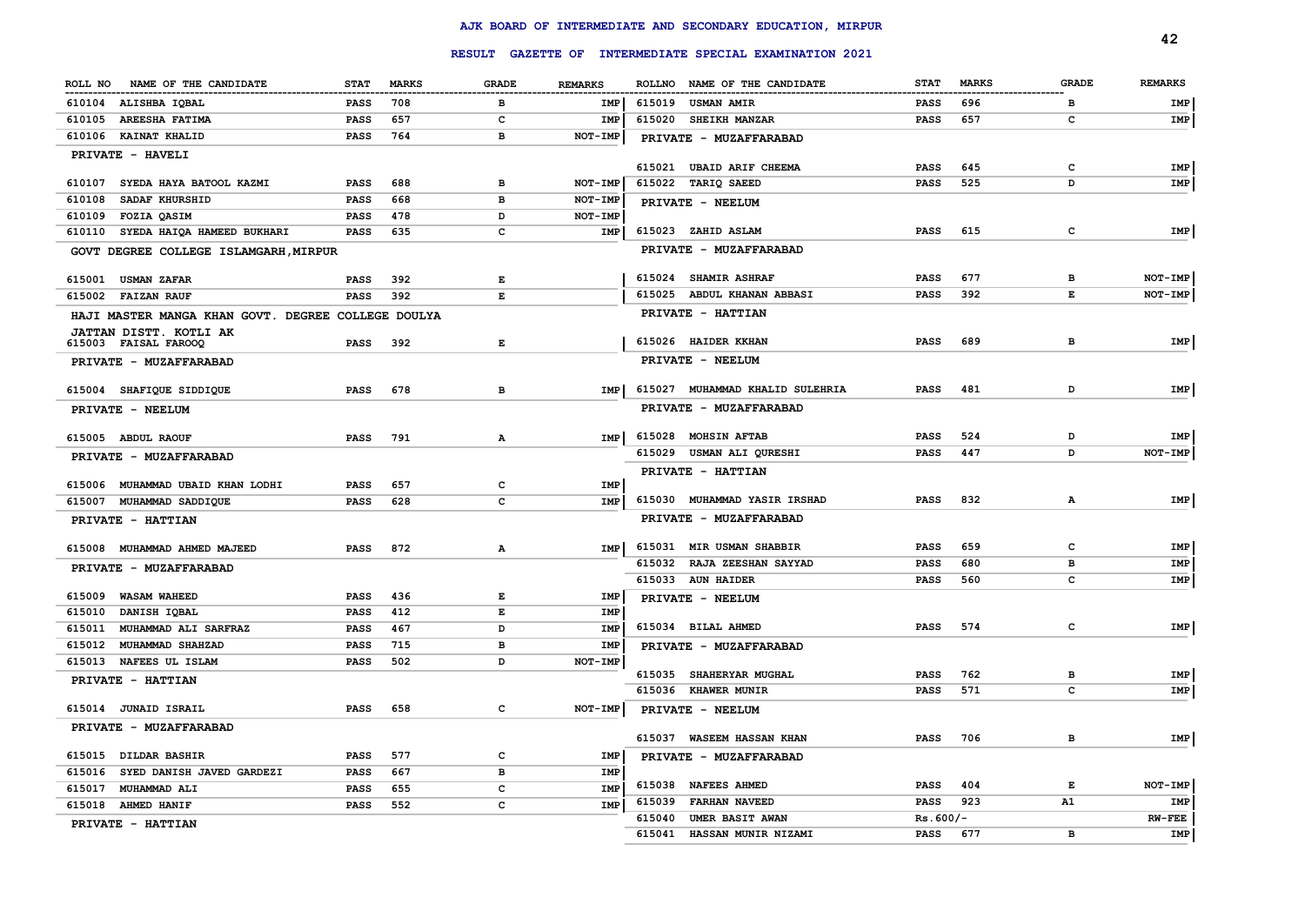# AJK BOARD OF INTERMEDIATE AND SECONDARY EDUCATION, MIRPUR

## RESULT GAZETTE OF INTERMEDIATE SPECIAL EXAMINATION 2021

| ROLL NO | NAME OF THE CANDIDATE | STAT | MARKS | GRADE | REMARKS |
|---|---|---|---|---|---|
| 610104 | ALISHBA IQBAL | PASS | 708 | B | IMP |
| 610105 | AREESHA FATIMA | PASS | 657 | C | IMP |
| 610106 | KAINAT KHALID | PASS | 764 | B | NOT-IMP |
| **PRIVATE - HAVELI** | | | | | |
| 610107 | SYEDA HAYA BATOOL KAZMI | PASS | 688 | B | NOT-IMP |
| 610108 | SADAF KHURSHID | PASS | 668 | B | NOT-IMP |
| 610109 | FOZIA QASIM | PASS | 478 | D | NOT-IMP |
| 610110 | SYEDA HAIQA HAMEED BUKHARI | PASS | 635 | C | IMP |
| **GOVT DEGREE COLLEGE ISLAMGARH,MIRPUR** | | | | | |
| 615001 | USMAN ZAFAR | PASS | 392 | E | |
| 615002 | FAIZAN RAUF | PASS | 392 | E | |
| **HAJI MASTER MANGA KHAN GOVT. DEGREE COLLEGE DOULYA JATTAN DISTT. KOTLI AK** | | | | | |
| 615003 | FAISAL FAROOQ | PASS | 392 | E | |
| **PRIVATE - MUZAFFARABAD** | | | | | |
| 615004 | SHAFIQUE SIDDIQUE | PASS | 678 | B | IMP |
| **PRIVATE - NEELUM** | | | | | |
| 615005 | ABDUL RAOUF | PASS | 791 | A | IMP |
| **PRIVATE - MUZAFFARABAD** | | | | | |
| 615006 | MUHAMMAD UBAID KHAN LODHI | PASS | 657 | C | IMP |
| 615007 | MUHAMMAD SADDIQUE | PASS | 628 | C | IMP |
| **PRIVATE - HATTIAN** | | | | | |
| 615008 | MUHAMMAD AHMED MAJEED | PASS | 872 | A | IMP |
| **PRIVATE - MUZAFFARABAD** | | | | | |
| 615009 | WASAM WAHEED | PASS | 436 | E | IMP |
| 615010 | DANISH IQBAL | PASS | 412 | E | IMP |
| 615011 | MUHAMMAD ALI SARFRAZ | PASS | 467 | D | IMP |
| 615012 | MUHAMMAD SHAHZAD | PASS | 715 | B | IMP |
| 615013 | NAFEES UL ISLAM | PASS | 502 | D | NOT-IMP |
| **PRIVATE - HATTIAN** | | | | | |
| 615014 | JUNAID ISRAIL | PASS | 658 | C | NOT-IMP |
| **PRIVATE - MUZAFFARABAD** | | | | | |
| 615015 | DILDAR BASHIR | PASS | 577 | C | IMP |
| 615016 | SYED DANISH JAVED GARDEZI | PASS | 667 | B | IMP |
| 615017 | MUHAMMAD ALI | PASS | 655 | C | IMP |
| 615018 | AHMED HANIF | PASS | 552 | C | IMP |
| **PRIVATE - HATTIAN** | | | | | |
| 615019 | USMAN AMIR | PASS | 696 | B | IMP |
| 615020 | SHEIKH MANZAR | PASS | 657 | C | IMP |
| **PRIVATE - MUZAFFARABAD** | | | | | |
| 615021 | UBAID ARIF CHEEMA | PASS | 645 | C | IMP |
| 615022 | TARIQ SAEED | PASS | 525 | D | IMP |
| **PRIVATE - NEELUM** | | | | | |
| 615023 | ZAHID ASLAM | PASS | 615 | C | IMP |
| **PRIVATE - MUZAFFARABAD** | | | | | |
| 615024 | SHAMIR ASHRAF | PASS | 677 | B | NOT-IMP |
| 615025 | ABDUL KHANAN ABBASI | PASS | 392 | E | NOT-IMP |
| **PRIVATE - HATTIAN** | | | | | |
| 615026 | HAIDER KKHAN | PASS | 689 | B | IMP |
| **PRIVATE - NEELUM** | | | | | |
| 615027 | MUHAMMAD KHALID SULEHRIA | PASS | 481 | D | IMP |
| **PRIVATE - MUZAFFARABAD** | | | | | |
| 615028 | MOHSIN AFTAB | PASS | 524 | D | IMP |
| 615029 | USMAN ALI QURESHI | PASS | 447 | D | NOT-IMP |
| **PRIVATE - HATTIAN** | | | | | |
| 615030 | MUHAMMAD YASIR IRSHAD | PASS | 832 | A | IMP |
| **PRIVATE - MUZAFFARABAD** | | | | | |
| 615031 | MIR USMAN SHABBIR | PASS | 659 | C | IMP |
| 615032 | RAJA ZEESHAN SAYYAD | PASS | 680 | B | IMP |
| 615033 | AUN HAIDER | PASS | 560 | C | IMP |
| **PRIVATE - NEELUM** | | | | | |
| 615034 | BILAL AHMED | PASS | 574 | C | IMP |
| **PRIVATE - MUZAFFARABAD** | | | | | |
| 615035 | SHAHERYAR MUGHAL | PASS | 762 | B | IMP |
| 615036 | KHAWER MUNIR | PASS | 571 | C | IMP |
| **PRIVATE - NEELUM** | | | | | |
| 615037 | WASEEM HASSAN KHAN | PASS | 706 | B | IMP |
| **PRIVATE - MUZAFFARABAD** | | | | | |
| 615038 | NAFEES AHMED | PASS | 404 | E | NOT-IMP |
| 615039 | FARHAN NAVEED | PASS | 923 | A1 | IMP |
| 615040 | UMER BASIT AWAN | Rs.600/- | | | RW-FEE |
| 615041 | HASSAN MUNIR NIZAMI | PASS | 677 | B | IMP |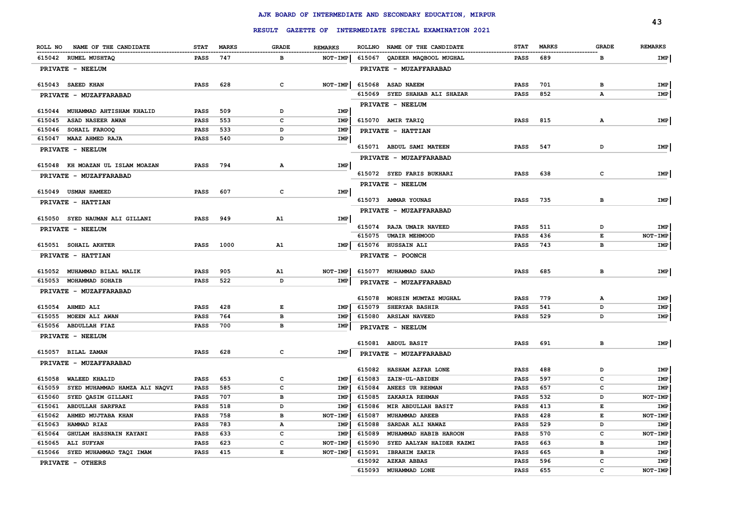# AJK BOARD OF INTERMEDIATE AND SECONDARY EDUCATION, MIRPUR

## RESULT GAZETTE OF INTERMEDIATE SPECIAL EXAMINATION 2021

| ROLL NO | NAME OF THE CANDIDATE | STAT | MARKS | GRADE | REMARKS |
|---|---|---|---|---|---|
| 615042 | RUMEL MUSHTAQ | PASS | 747 | B | NOT-IMP |
| | PRIVATE - NEELUM | | | | |
| 615043 | SAEED KHAN | PASS | 628 | C | NOT-IMP |
| | PRIVATE - MUZAFFARABAD | | | | |
| 615044 | MUHAMMAD AHTISHAM KHALID | PASS | 509 | D | IMP |
| 615045 | ASAD NASEER AWAN | PASS | 553 | C | IMP |
| 615046 | SOHAIL FAROOQ | PASS | 533 | D | IMP |
| 615047 | MAAZ AHMED RAJA | PASS | 540 | D | IMP |
| | PRIVATE - NEELUM | | | | |
| 615048 | KH MOAZAN UL ISLAM MOAZAN | PASS | 794 | A | IMP |
| | PRIVATE - MUZAFFARABAD | | | | |
| 615049 | USMAN HAMEED | PASS | 607 | C | IMP |
| | PRIVATE - HATTIAN | | | | |
| 615050 | SYED NAUMAN ALI GILLANI | PASS | 949 | A1 | IMP |
| | PRIVATE - NEELUM | | | | |
| 615051 | SOHAIL AKHTER | PASS | 1000 | A1 | IMP |
| | PRIVATE - HATTIAN | | | | |
| 615052 | MUHAMMAD BILAL MALIK | PASS | 905 | A1 | NOT-IMP |
| 615053 | MOHAMMAD SOHAIB | PASS | 522 | D | IMP |
| | PRIVATE - MUZAFFARABAD | | | | |
| 615054 | AHMED ALI | PASS | 428 | E | IMP |
| 615055 | MOEEN ALI AWAN | PASS | 764 | B | IMP |
| 615056 | ABDULLAH FIAZ | PASS | 700 | B | IMP |
| | PRIVATE - NEELUM | | | | |
| 615057 | BILAL ZAMAN | PASS | 628 | C | IMP |
| | PRIVATE - MUZAFFARABAD | | | | |
| 615058 | WALEED KHALID | PASS | 653 | C | IMP |
| 615059 | SYED MUHAMMAD HAMZA ALI NAQVI | PASS | 585 | C | IMP |
| 615060 | SYED QASIM GILLANI | PASS | 707 | B | IMP |
| 615061 | ABDULLAH SARFRAZ | PASS | 518 | D | IMP |
| 615062 | AHMED MUJTABA KHAN | PASS | 758 | B | NOT-IMP |
| 615063 | HAMMAD RIAZ | PASS | 783 | A | IMP |
| 615064 | GHULAM HASSNAIN KAYANI | PASS | 633 | C | IMP |
| 615065 | ALI SUFYAN | PASS | 623 | C | NOT-IMP |
| 615066 | SYED MUHAMMAD TAQI IMAM | PASS | 415 | E | NOT-IMP |
| | PRIVATE - OTHERS | | | | |
| 615067 | QADEER MAQBOOL MUGHAL | PASS | 689 | B | IMP |
| | PRIVATE - MUZAFFARABAD | | | | |
| 615068 | ASAD NAEEM | PASS | 701 | B | IMP |
| 615069 | SYED SHAHAB ALI SHAZAR | PASS | 852 | A | IMP |
| | PRIVATE - NEELUM | | | | |
| 615070 | AMIR TARIQ | PASS | 815 | A | IMP |
| | PRIVATE - HATTIAN | | | | |
| 615071 | ABDUL SAMI MATEEN | PASS | 547 | D | IMP |
| | PRIVATE - MUZAFFARABAD | | | | |
| 615072 | SYED FARIS BUKHARI | PASS | 638 | C | IMP |
| | PRIVATE - NEELUM | | | | |
| 615073 | AMMAR YOUNAS | PASS | 735 | B | IMP |
| | PRIVATE - MUZAFFARABAD | | | | |
| 615074 | RAJA UMAIR NAVEED | PASS | 511 | D | IMP |
| 615075 | UMAIR MEHMOOD | PASS | 436 | E | NOT-IMP |
| 615076 | HUSSAIN ALI | PASS | 743 | B | IMP |
| | PRIVATE - POONCH | | | | |
| 615077 | MUHAMMAD SAAD | PASS | 685 | B | IMP |
| | PRIVATE - MUZAFFARABAD | | | | |
| 615078 | MOHSIN MUMTAZ MUGHAL | PASS | 779 | A | IMP |
| 615079 | SHERYAR BASHIR | PASS | 541 | D | IMP |
| 615080 | ARSLAN NAVEED | PASS | 529 | D | IMP |
| | PRIVATE - NEELUM | | | | |
| 615081 | ABDUL BASIT | PASS | 691 | B | IMP |
| | PRIVATE - MUZAFFARABAD | | | | |
| 615082 | HASHAM AZFAR LONE | PASS | 488 | D | IMP |
| 615083 | ZAIN-UL-ABIDEN | PASS | 597 | C | IMP |
| 615084 | ANEES UR REHMAN | PASS | 657 | C | IMP |
| 615085 | ZAKARIA REHMAN | PASS | 532 | D | NOT-IMP |
| 615086 | MIR ABDULLAH BASIT | PASS | 413 | E | IMP |
| 615087 | MUHAMMAD AREEB | PASS | 428 | E | NOT-IMP |
| 615088 | SARDAR ALI NAWAZ | PASS | 529 | D | IMP |
| 615089 | MUHAMMAD HABIB HAROON | PASS | 570 | C | NOT-IMP |
| 615090 | SYED AALYAN HAIDER KAZMI | PASS | 663 | B | IMP |
| 615091 | IBRAHIM ZAKIR | PASS | 665 | B | IMP |
| 615092 | AZKAR ABBAS | PASS | 596 | C | IMP |
| 615093 | MUHAMMAD LONE | PASS | 655 | C | NOT-IMP |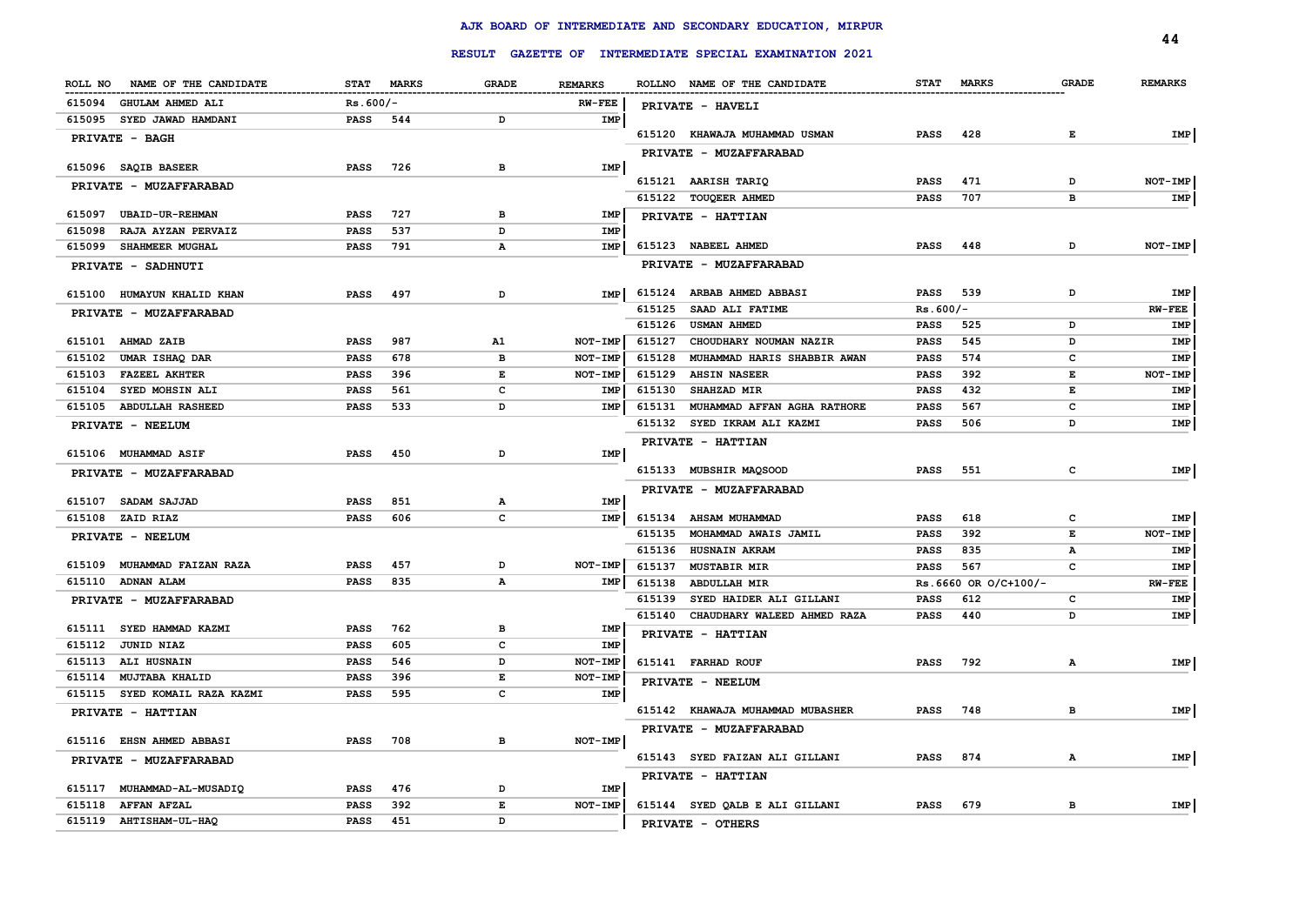# AJK BOARD OF INTERMEDIATE AND SECONDARY EDUCATION, MIRPUR

## RESULT GAZETTE OF INTERMEDIATE SPECIAL EXAMINATION 2021

| ROLL NO | NAME OF THE CANDIDATE | STAT | MARKS | GRADE | REMARKS |
|---|---|---|---|---|---|
| 615094 | GHULAM AHMED ALI | Rs.600/- | | | RW-FEE |
| 615095 | SYED JAWAD HAMDANI | PASS | 544 | D | IMP |
| **PRIVATE - BAGH** | | | | | |
| 615096 | SAQIB BASEER | PASS | 726 | B | IMP |
| **PRIVATE - MUZAFFARABAD** | | | | | |
| 615097 | UBAID-UR-REHMAN | PASS | 727 | B | IMP |
| 615098 | RAJA AYZAN PERVAIZ | PASS | 537 | D | IMP |
| 615099 | SHAHMEER MUGHAL | PASS | 791 | A | IMP |
| **PRIVATE - SADHNUTI** | | | | | |
| 615100 | HUMAYUN KHALID KHAN | PASS | 497 | D | IMP |
| **PRIVATE - MUZAFFARABAD** | | | | | |
| 615101 | AHMAD ZAIB | PASS | 987 | A1 | NOT-IMP |
| 615102 | UMAR ISHAQ DAR | PASS | 678 | B | NOT-IMP |
| 615103 | FAZEEL AKHTER | PASS | 396 | E | NOT-IMP |
| 615104 | SYED MOHSIN ALI | PASS | 561 | C | IMP |
| 615105 | ABDULLAH RASHEED | PASS | 533 | D | IMP |
| **PRIVATE - NEELUM** | | | | | |
| 615106 | MUHAMMAD ASIF | PASS | 450 | D | IMP |
| **PRIVATE - MUZAFFARABAD** | | | | | |
| 615107 | SADAM SAJJAD | PASS | 851 | A | IMP |
| 615108 | ZAID RIAZ | PASS | 606 | C | IMP |
| **PRIVATE - NEELUM** | | | | | |
| 615109 | MUHAMMAD FAIZAN RAZA | PASS | 457 | D | NOT-IMP |
| 615110 | ADNAN ALAM | PASS | 835 | A | IMP |
| **PRIVATE - MUZAFFARABAD** | | | | | |
| 615111 | SYED HAMMAD KAZMI | PASS | 762 | B | IMP |
| 615112 | JUNID NIAZ | PASS | 605 | C | IMP |
| 615113 | ALI HUSNAIN | PASS | 546 | D | NOT-IMP |
| 615114 | MUJTABA KHALID | PASS | 396 | E | NOT-IMP |
| 615115 | SYED KOMAIL RAZA KAZMI | PASS | 595 | C | IMP |
| **PRIVATE - HATTIAN** | | | | | |
| 615116 | EHSN AHMED ABBASI | PASS | 708 | B | NOT-IMP |
| **PRIVATE - MUZAFFARABAD** | | | | | |
| 615117 | MUHAMMAD-AL-MUSADIQ | PASS | 476 | D | IMP |
| 615118 | AFFAN AFZAL | PASS | 392 | E | NOT-IMP |
| 615119 | AHTISHAM-UL-HAQ | PASS | 451 | D | |
| **PRIVATE - HAVELI** | | | | | |
| 615120 | KHAWAJA MUHAMMAD USMAN | PASS | 428 | E | IMP |
| **PRIVATE - MUZAFFARABAD** | | | | | |
| 615121 | AARISH TARIQ | PASS | 471 | D | NOT-IMP |
| 615122 | TOUQEER AHMED | PASS | 707 | B | IMP |
| **PRIVATE - HATTIAN** | | | | | |
| 615123 | NABEEL AHMED | PASS | 448 | D | NOT-IMP |
| **PRIVATE - MUZAFFARABAD** | | | | | |
| 615124 | ARBAB AHMED ABBASI | PASS | 539 | D | IMP |
| 615125 | SAAD ALI FATIME | Rs.600/- | | | RW-FEE |
| 615126 | USMAN AHMED | PASS | 525 | D | IMP |
| 615127 | CHOUDHARY NOUMAN NAZIR | PASS | 545 | D | IMP |
| 615128 | MUHAMMAD HARIS SHABBIR AWAN | PASS | 574 | C | IMP |
| 615129 | AHSIN NASEER | PASS | 392 | E | NOT-IMP |
| 615130 | SHAHZAD MIR | PASS | 432 | E | IMP |
| 615131 | MUHAMMAD AFFAN AGHA RATHORE | PASS | 567 | C | IMP |
| 615132 | SYED IKRAM ALI KAZMI | PASS | 506 | D | IMP |
| **PRIVATE - HATTIAN** | | | | | |
| 615133 | MUBSHIR MAQSOOD | PASS | 551 | C | IMP |
| **PRIVATE - MUZAFFARABAD** | | | | | |
| 615134 | AHSAM MUHAMMAD | PASS | 618 | C | IMP |
| 615135 | MOHAMMAD AWAIS JAMIL | PASS | 392 | E | NOT-IMP |
| 615136 | HUSNAIN AKRAM | PASS | 835 | A | IMP |
| 615137 | MUSTABIR MIR | PASS | 567 | C | IMP |
| 615138 | ABDULLAH MIR | Rs.6660 OR O/C+100/- | | | RW-FEE |
| 615139 | SYED HAIDER ALI GILLANI | PASS | 612 | C | IMP |
| 615140 | CHAUDHARY WALEED AHMED RAZA | PASS | 440 | D | IMP |
| **PRIVATE - HATTIAN** | | | | | |
| 615141 | FARHAD ROUF | PASS | 792 | A | IMP |
| **PRIVATE - NEELUM** | | | | | |
| 615142 | KHAWAJA MUHAMMAD MUBASHER | PASS | 748 | B | IMP |
| **PRIVATE - MUZAFFARABAD** | | | | | |
| 615143 | SYED FAIZAN ALI GILLANI | PASS | 874 | A | IMP |
| **PRIVATE - HATTIAN** | | | | | |
| 615144 | SYED QALB E ALI GILLANI | PASS | 679 | B | IMP |
| **PRIVATE - OTHERS** | | | | | |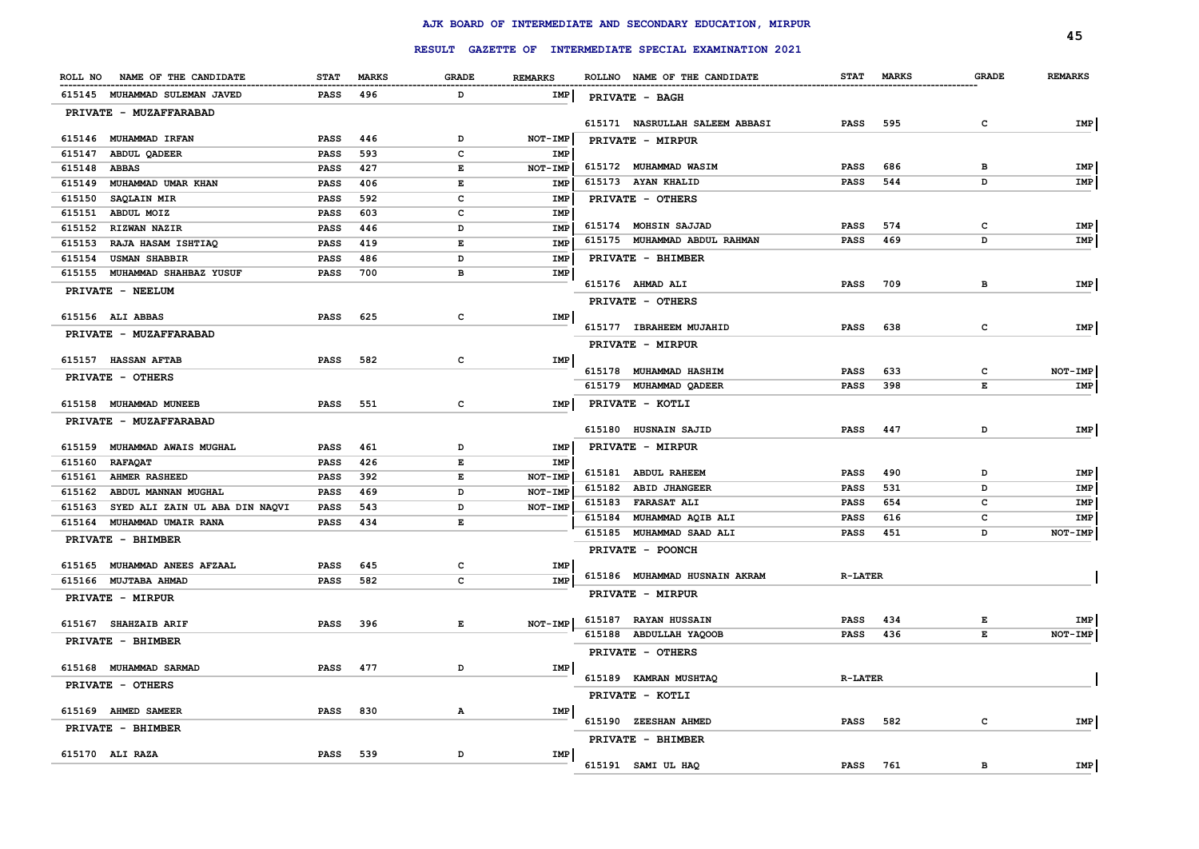# AJK BOARD OF INTERMEDIATE AND SECONDARY EDUCATION, MIRPUR

## RESULT GAZETTE OF INTERMEDIATE SPECIAL EXAMINATION 2021

| ROLL NO | NAME OF THE CANDIDATE | STAT | MARKS | GRADE | REMARKS |
|---|---|---|---|---|---|
| 615145 | MUHAMMAD SULEMAN JAVED | PASS | 496 | D | IMP |
| | **PRIVATE - MUZAFFARABAD** | | | | |
| 615146 | MUHAMMAD IRFAN | PASS | 446 | D | NOT-IMP |
| 615147 | ABDUL QADEER | PASS | 593 | C | IMP |
| 615148 | ABBAS | PASS | 427 | E | NOT-IMP |
| 615149 | MUHAMMAD UMAR KHAN | PASS | 406 | E | IMP |
| 615150 | SAQLAIN MIR | PASS | 592 | C | IMP |
| 615151 | ABDUL MOIZ | PASS | 603 | C | IMP |
| 615152 | RIZWAN NAZIR | PASS | 446 | D | IMP |
| 615153 | RAJA HASAM ISHTIAQ | PASS | 419 | E | IMP |
| 615154 | USMAN SHABBIR | PASS | 486 | D | IMP |
| 615155 | MUHAMMAD SHAHBAZ YUSUF | PASS | 700 | B | IMP |
| | **PRIVATE - NEELUM** | | | | |
| 615156 | ALI ABBAS | PASS | 625 | C | IMP |
| | **PRIVATE - MUZAFFARABAD** | | | | |
| 615157 | HASSAN AFTAB | PASS | 582 | C | IMP |
| | **PRIVATE - OTHERS** | | | | |
| 615158 | MUHAMMAD MUNEEB | PASS | 551 | C | IMP |
| | **PRIVATE - MUZAFFARABAD** | | | | |
| 615159 | MUHAMMAD AWAIS MUGHAL | PASS | 461 | D | IMP |
| 615160 | RAFAQAT | PASS | 426 | E | IMP |
| 615161 | AHMER RASHEED | PASS | 392 | E | NOT-IMP |
| 615162 | ABDUL MANNAN MUGHAL | PASS | 469 | D | NOT-IMP |
| 615163 | SYED ALI ZAIN UL ABA DIN NAQVI | PASS | 543 | D | NOT-IMP |
| 615164 | MUHAMMAD UMAIR RANA | PASS | 434 | E | |
| | **PRIVATE - BHIMBER** | | | | |
| 615165 | MUHAMMAD ANEES AFZAAL | PASS | 645 | C | IMP |
| 615166 | MUJTABA AHMAD | PASS | 582 | C | IMP |
| | **PRIVATE - MIRPUR** | | | | |
| 615167 | SHAHZAIB ARIF | PASS | 396 | E | NOT-IMP |
| | **PRIVATE - BHIMBER** | | | | |
| 615168 | MUHAMMAD SARMAD | PASS | 477 | D | IMP |
| | **PRIVATE - OTHERS** | | | | |
| 615169 | AHMED SAMEER | PASS | 830 | A | IMP |
| | **PRIVATE - BHIMBER** | | | | |
| 615170 | ALI RAZA | PASS | 539 | D | IMP |
| | **PRIVATE - BAGH** | | | | |
| 615171 | NASRULLAH SALEEM ABBASI | PASS | 595 | C | IMP |
| | **PRIVATE - MIRPUR** | | | | |
| 615172 | MUHAMMAD WASIM | PASS | 686 | B | IMP |
| 615173 | AYAN KHALID | PASS | 544 | D | IMP |
| | **PRIVATE - OTHERS** | | | | |
| 615174 | MOHSIN SAJJAD | PASS | 574 | C | IMP |
| 615175 | MUHAMMAD ABDUL RAHMAN | PASS | 469 | D | IMP |
| | **PRIVATE - BHIMBER** | | | | |
| 615176 | AHMAD ALI | PASS | 709 | B | IMP |
| | **PRIVATE - OTHERS** | | | | |
| 615177 | IBRAHEEM MUJAHID | PASS | 638 | C | IMP |
| | **PRIVATE - MIRPUR** | | | | |
| 615178 | MUHAMMAD HASHIM | PASS | 633 | C | NOT-IMP |
| 615179 | MUHAMMAD QADEER | PASS | 398 | E | IMP |
| | **PRIVATE - KOTLI** | | | | |
| 615180 | HUSNAIN SAJID | PASS | 447 | D | IMP |
| | **PRIVATE - MIRPUR** | | | | |
| 615181 | ABDUL RAHEEM | PASS | 490 | D | IMP |
| 615182 | ABID JHANGEER | PASS | 531 | D | IMP |
| 615183 | FARASAT ALI | PASS | 654 | C | IMP |
| 615184 | MUHAMMAD AQIB ALI | PASS | 616 | C | IMP |
| 615185 | MUHAMMAD SAAD ALI | PASS | 451 | D | NOT-IMP |
| | **PRIVATE - POONCH** | | | | |
| 615186 | MUHAMMAD HUSNAIN AKRAM | R-LATER | | | |
| | **PRIVATE - MIRPUR** | | | | |
| 615187 | RAYAN HUSSAIN | PASS | 434 | E | IMP |
| 615188 | ABDULLAH YAQOOB | PASS | 436 | E | NOT-IMP |
| | **PRIVATE - OTHERS** | | | | |
| 615189 | KAMRAN MUSHTAQ | R-LATER | | | |
| | **PRIVATE - KOTLI** | | | | |
| 615190 | ZEESHAN AHMED | PASS | 582 | C | IMP |
| | **PRIVATE - BHIMBER** | | | | |
| 615191 | SAMI UL HAQ | PASS | 761 | B | IMP |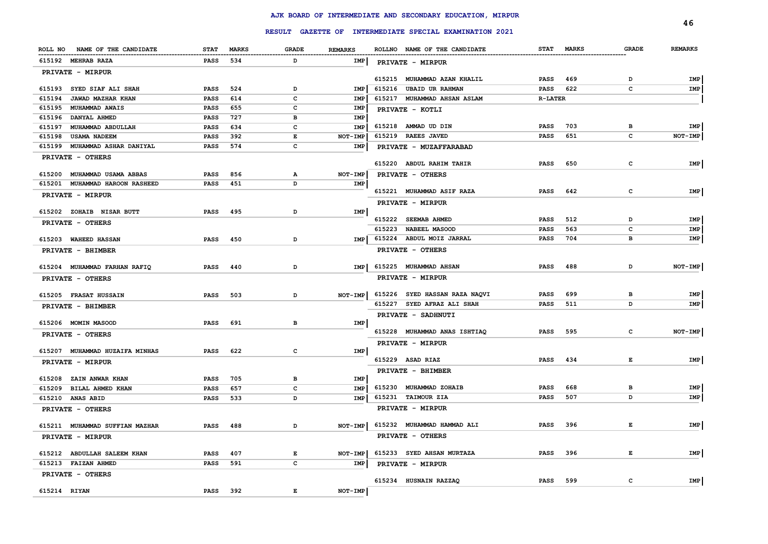# AJK BOARD OF INTERMEDIATE AND SECONDARY EDUCATION, MIRPUR

## RESULT GAZETTE OF INTERMEDIATE SPECIAL EXAMINATION 2021

| ROLL NO | NAME OF THE CANDIDATE | STAT | MARKS | GRADE | REMARKS |
|---|---|---|---|---|---|
| 615192 | MEHRAB RAZA | PASS | 534 | D | IMP |
| | **PRIVATE - MIRPUR** | | | | |
| 615193 | SYED SIAF ALI SHAH | PASS | 524 | D | IMP |
| 615194 | JAWAD MAZHAR KHAN | PASS | 614 | C | IMP |
| 615195 | MUHAMMAD AWAIS | PASS | 655 | C | IMP |
| 615196 | DANYAL AHMED | PASS | 727 | B | IMP |
| 615197 | MUHAMMAD ABDULLAH | PASS | 634 | C | IMP |
| 615198 | USAMA NADEEM | PASS | 392 | E | NOT-IMP |
| 615199 | MUHAMMAD ASHAR DANIYAL | PASS | 574 | C | IMP |
| | **PRIVATE - OTHERS** | | | | |
| 615200 | MUHAMMAD USAMA ABBAS | PASS | 856 | A | NOT-IMP |
| 615201 | MUHAMMAD HAROON RASHEED | PASS | 451 | D | IMP |
| | **PRIVATE - MIRPUR** | | | | |
| 615202 | ZOHAIB NISAR BUTT | PASS | 495 | D | IMP |
| | **PRIVATE - OTHERS** | | | | |
| 615203 | WAHEED HASSAN | PASS | 450 | D | IMP |
| | **PRIVATE - BHIMBER** | | | | |
| 615204 | MUHAMMAD FARHAN RAFIQ | PASS | 440 | D | IMP |
| | **PRIVATE - OTHERS** | | | | |
| 615205 | FRASAT HUSSAIN | PASS | 503 | D | NOT-IMP |
| | **PRIVATE - BHIMBER** | | | | |
| 615206 | MOMIN MASOOD | PASS | 691 | B | IMP |
| | **PRIVATE - OTHERS** | | | | |
| 615207 | MUHAMMAD HUZAIFA MINHAS | PASS | 622 | C | IMP |
| | **PRIVATE - MIRPUR** | | | | |
| 615208 | ZAIN ANWAR KHAN | PASS | 705 | B | IMP |
| 615209 | BILAL AHMED KHAN | PASS | 657 | C | IMP |
| 615210 | ANAS ABID | PASS | 533 | D | IMP |
| | **PRIVATE - OTHERS** | | | | |
| 615211 | MUHAMMAD SUFFIAN MAZHAR | PASS | 488 | D | NOT-IMP |
| | **PRIVATE - MIRPUR** | | | | |
| 615212 | ABDULLAH SALEEM KHAN | PASS | 407 | E | NOT-IMP |
| 615213 | FAIZAN AHMED | PASS | 591 | C | IMP |
| | **PRIVATE - OTHERS** | | | | |
| 615214 | RIYAN | PASS | 392 | E | NOT-IMP |
| | **PRIVATE - MIRPUR** | | | | |
| 615215 | MUHAMMAD AZAN KHALIL | PASS | 469 | D | IMP |
| 615216 | UBAID UR RAHMAN | PASS | 622 | C | IMP |
| 615217 | MUHAMMAD AHSAN ASLAM | R-LATER | | | |
| | **PRIVATE - KOTLI** | | | | |
| 615218 | AMMAD UD DIN | PASS | 703 | B | IMP |
| 615219 | RAEES JAVED | PASS | 651 | C | NOT-IMP |
| | **PRIVATE - MUZAFFARABAD** | | | | |
| 615220 | ABDUL RAHIM TAHIR | PASS | 650 | C | IMP |
| | **PRIVATE - OTHERS** | | | | |
| 615221 | MUHAMMAD ASIF RAZA | PASS | 642 | C | IMP |
| | **PRIVATE - MIRPUR** | | | | |
| 615222 | SEEMAB AHMED | PASS | 512 | D | IMP |
| 615223 | NABEEL MASOOD | PASS | 563 | C | IMP |
| 615224 | ABDUL MOIZ JARRAL | PASS | 704 | B | IMP |
| | **PRIVATE - OTHERS** | | | | |
| 615225 | MUHAMMAD AHSAN | PASS | 488 | D | NOT-IMP |
| | **PRIVATE - MIRPUR** | | | | |
| 615226 | SYED HASSAN RAZA NAQVI | PASS | 699 | B | IMP |
| 615227 | SYED AFRAZ ALI SHAH | PASS | 511 | D | IMP |
| | **PRIVATE - SADHNUTI** | | | | |
| 615228 | MUHAMMAD ANAS ISHTIAQ | PASS | 595 | C | NOT-IMP |
| | **PRIVATE - MIRPUR** | | | | |
| 615229 | ASAD RIAZ | PASS | 434 | E | IMP |
| | **PRIVATE - BHIMBER** | | | | |
| 615230 | MUHAMMAD ZOHAIB | PASS | 668 | B | IMP |
| 615231 | TAIMOUR ZIA | PASS | 507 | D | IMP |
| | **PRIVATE - MIRPUR** | | | | |
| 615232 | MUHAMMAD HAMMAD ALI | PASS | 396 | E | IMP |
| | **PRIVATE - OTHERS** | | | | |
| 615233 | SYED AHSAN MURTAZA | PASS | 396 | E | IMP |
| | **PRIVATE - MIRPUR** | | | | |
| 615234 | HUSNAIN RAZZAQ | PASS | 599 | C | IMP |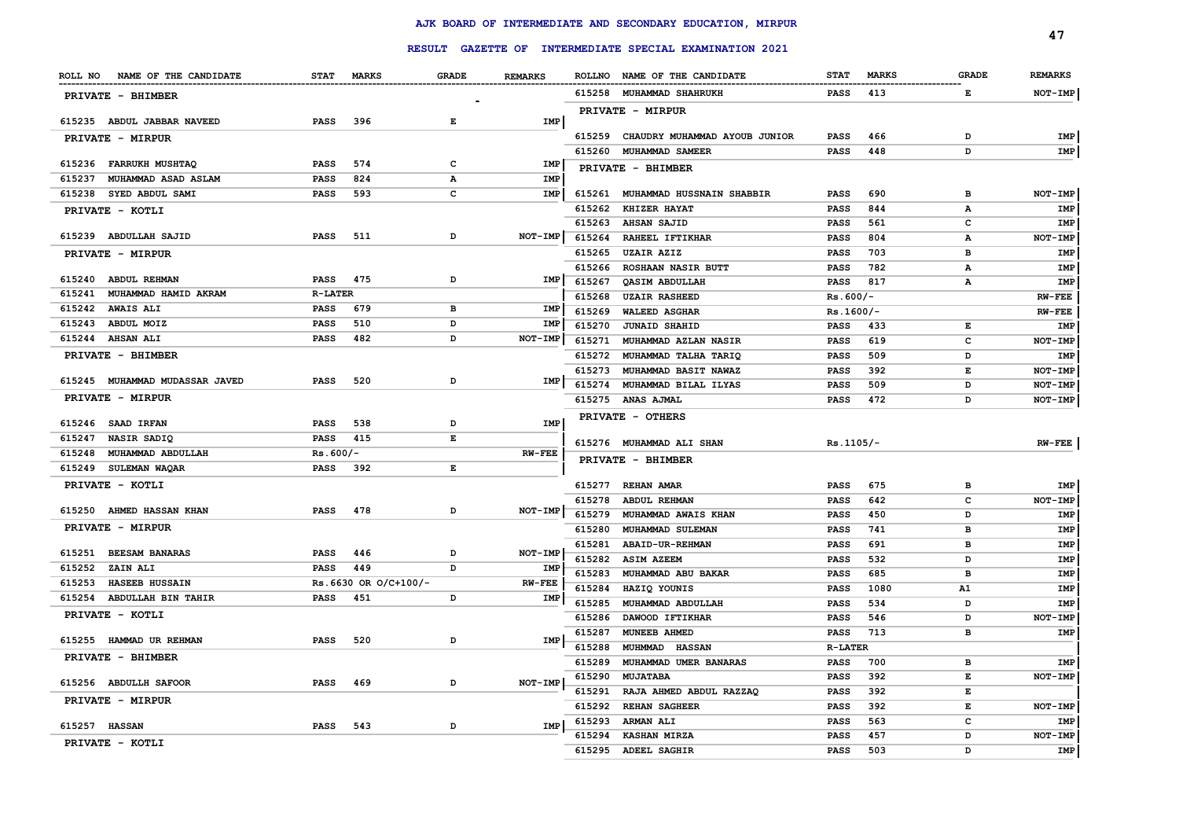# AJK BOARD OF INTERMEDIATE AND SECONDARY EDUCATION, MIRPUR

## RESULT GAZETTE OF INTERMEDIATE SPECIAL EXAMINATION 2021

| ROLL NO | NAME OF THE CANDIDATE | STAT | MARKS | GRADE | REMARKS |
|---|---|---|---|---|---|
| **PRIVATE - BHIMBER** | | | | | |
| 615235 | ABDUL JABBAR NAVEED | PASS | 396 | E | IMP |
| **PRIVATE - MIRPUR** | | | | | |
| 615236 | FARRUKH MUSHTAQ | PASS | 574 | C | IMP |
| 615237 | MUHAMMAD ASAD ASLAM | PASS | 824 | A | IMP |
| 615238 | SYED ABDUL SAMI | PASS | 593 | C | IMP |
| **PRIVATE - KOTLI** | | | | | |
| 615239 | ABDULLAH SAJID | PASS | 511 | D | NOT-IMP |
| **PRIVATE - MIRPUR** | | | | | |
| 615240 | ABDUL REHMAN | PASS | 475 | D | IMP |
| 615241 | MUHAMMAD HAMID AKRAM | R-LATER | | | |
| 615242 | AWAIS ALI | PASS | 679 | B | IMP |
| 615243 | ABDUL MOIZ | PASS | 510 | D | IMP |
| 615244 | AHSAN ALI | PASS | 482 | D | NOT-IMP |
| **PRIVATE - BHIMBER** | | | | | |
| 615245 | MUHAMMAD MUDASSAR JAVED | PASS | 520 | D | IMP |
| **PRIVATE - MIRPUR** | | | | | |
| 615246 | SAAD IRFAN | PASS | 538 | D | IMP |
| 615247 | NASIR SADIQ | PASS | 415 | E | |
| 615248 | MUHAMMAD ABDULLAH | Rs.600/- | | | RW-FEE |
| 615249 | SULEMAN WAQAR | PASS | 392 | E | |
| **PRIVATE - KOTLI** | | | | | |
| 615250 | AHMED HASSAN KHAN | PASS | 478 | D | NOT-IMP |
| **PRIVATE - MIRPUR** | | | | | |
| 615251 | BEESAM BANARAS | PASS | 446 | D | NOT-IMP |
| 615252 | ZAIN ALI | PASS | 449 | D | IMP |
| 615253 | HASEEB HUSSAIN | Rs.6630 OR O/C+100/- | | | RW-FEE |
| 615254 | ABDULLAH BIN TAHIR | PASS | 451 | D | IMP |
| **PRIVATE - KOTLI** | | | | | |
| 615255 | HAMMAD UR REHMAN | PASS | 520 | D | IMP |
| **PRIVATE - BHIMBER** | | | | | |
| 615256 | ABDULLH SAFOOR | PASS | 469 | D | NOT-IMP |
| **PRIVATE - MIRPUR** | | | | | |
| 615257 | HASSAN | PASS | 543 | D | IMP |
| **PRIVATE - KOTLI** | | | | | |
| 615258 | MUHAMMAD SHAHRUKH | PASS | 413 | E | NOT-IMP |
| **PRIVATE - MIRPUR** | | | | | |
| 615259 | CHAUDRY MUHAMMAD AYOUB JUNIOR | PASS | 466 | D | IMP |
| 615260 | MUHAMMAD SAMEER | PASS | 448 | D | IMP |
| **PRIVATE - BHIMBER** | | | | | |
| 615261 | MUHAMMAD HUSSNAIN SHABBIR | PASS | 690 | B | NOT-IMP |
| 615262 | KHIZER HAYAT | PASS | 844 | A | IMP |
| 615263 | AHSAN SAJID | PASS | 561 | C | IMP |
| 615264 | RAHEEL IFTIKHAR | PASS | 804 | A | NOT-IMP |
| 615265 | UZAIR AZIZ | PASS | 703 | B | IMP |
| 615266 | ROSHAAN NASIR BUTT | PASS | 782 | A | IMP |
| 615267 | QASIM ABDULLAH | PASS | 817 | A | IMP |
| 615268 | UZAIR RASHEED | Rs.600/- | | | RW-FEE |
| 615269 | WALEED ASGHAR | Rs.1600/- | | | RW-FEE |
| 615270 | JUNAID SHAHID | PASS | 433 | E | IMP |
| 615271 | MUHAMMAD AZLAN NASIR | PASS | 619 | C | NOT-IMP |
| 615272 | MUHAMMAD TALHA TARIQ | PASS | 509 | D | IMP |
| 615273 | MUHAMMAD BASIT NAWAZ | PASS | 392 | E | NOT-IMP |
| 615274 | MUHAMMAD BILAL ILYAS | PASS | 509 | D | NOT-IMP |
| 615275 | ANAS AJMAL | PASS | 472 | D | NOT-IMP |
| **PRIVATE - OTHERS** | | | | | |
| 615276 | MUHAMMAD ALI SHAN | Rs.1105/- | | | RW-FEE |
| **PRIVATE - BHIMBER** | | | | | |
| 615277 | REHAN AMAR | PASS | 675 | B | IMP |
| 615278 | ABDUL REHMAN | PASS | 642 | C | NOT-IMP |
| 615279 | MUHAMMAD AWAIS KHAN | PASS | 450 | D | IMP |
| 615280 | MUHAMMAD SULEMAN | PASS | 741 | B | IMP |
| 615281 | ABAID-UR-REHMAN | PASS | 691 | B | IMP |
| 615282 | ASIM AZEEM | PASS | 532 | D | IMP |
| 615283 | MUHAMMAD ABU BAKAR | PASS | 685 | B | IMP |
| 615284 | HAZIQ YOUNIS | PASS | 1080 | A1 | IMP |
| 615285 | MUHAMMAD ABDULLAH | PASS | 534 | D | IMP |
| 615286 | DAWOOD IFTIKHAR | PASS | 546 | D | NOT-IMP |
| 615287 | MUNEEB AHMED | PASS | 713 | B | IMP |
| 615288 | MUHMMAD HASSAN | R-LATER | | | |
| 615289 | MUHAMMAD UMER BANARAS | PASS | 700 | B | IMP |
| 615290 | MUJATABA | PASS | 392 | E | NOT-IMP |
| 615291 | RAJA AHMED ABDUL RAZZAQ | PASS | 392 | E | |
| 615292 | REHAN SAGHEER | PASS | 392 | E | NOT-IMP |
| 615293 | ARMAN ALI | PASS | 563 | C | IMP |
| 615294 | KASHAN MIRZA | PASS | 457 | D | NOT-IMP |
| 615295 | ADEEL SAGHIR | PASS | 503 | D | IMP |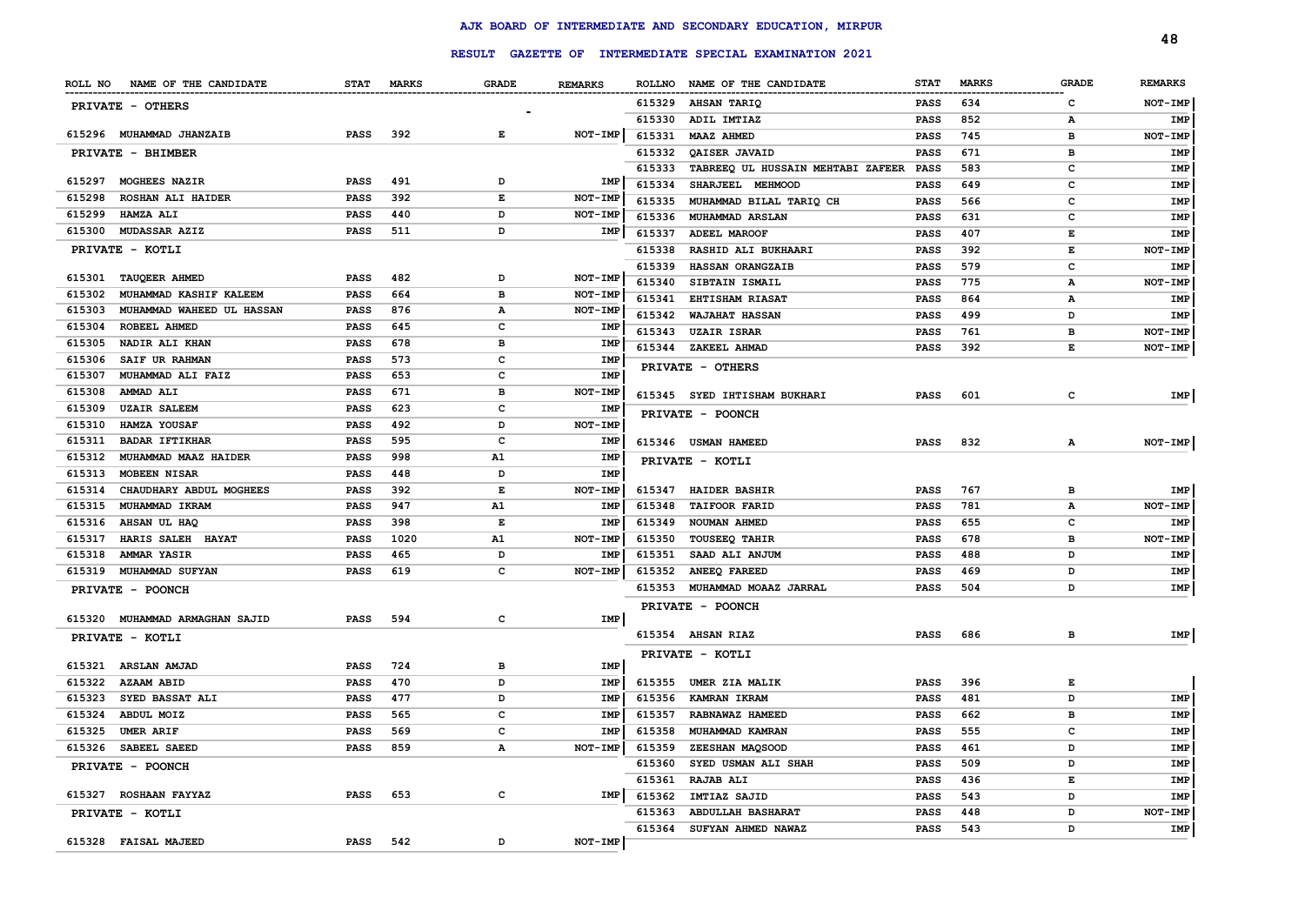# AJK BOARD OF INTERMEDIATE AND SECONDARY EDUCATION, MIRPUR

## RESULT GAZETTE OF INTERMEDIATE SPECIAL EXAMINATION 2021

| ROLL NO | NAME OF THE CANDIDATE | STAT | MARKS | GRADE | REMARKS |
|---|---|---|---|---|---|
| **PRIVATE - OTHERS** | | | | | |
| 615296 | MUHAMMAD JHANZAIB | PASS | 392 | E | NOT-IMP |
| **PRIVATE - BHIMBER** | | | | | |
| 615297 | MOGHEES NAZIR | PASS | 491 | D | IMP |
| 615298 | ROSHAN ALI HAIDER | PASS | 392 | E | NOT-IMP |
| 615299 | HAMZA ALI | PASS | 440 | D | NOT-IMP |
| 615300 | MUDASSAR AZIZ | PASS | 511 | D | IMP |
| **PRIVATE - KOTLI** | | | | | |
| 615301 | TAUQEER AHMED | PASS | 482 | D | NOT-IMP |
| 615302 | MUHAMMAD KASHIF KALEEM | PASS | 664 | B | NOT-IMP |
| 615303 | MUHAMMAD WAHEED UL HASSAN | PASS | 876 | A | NOT-IMP |
| 615304 | ROBEEL AHMED | PASS | 645 | C | IMP |
| 615305 | NADIR ALI KHAN | PASS | 678 | B | IMP |
| 615306 | SAIF UR RAHMAN | PASS | 573 | C | IMP |
| 615307 | MUHAMMAD ALI FAIZ | PASS | 653 | C | IMP |
| 615308 | AMMAD ALI | PASS | 671 | B | NOT-IMP |
| 615309 | UZAIR SALEEM | PASS | 623 | C | IMP |
| 615310 | HAMZA YOUSAF | PASS | 492 | D | NOT-IMP |
| 615311 | BADAR IFTIKHAR | PASS | 595 | C | IMP |
| 615312 | MUHAMMAD MAAZ HAIDER | PASS | 998 | A1 | IMP |
| 615313 | MOBEEN NISAR | PASS | 448 | D | IMP |
| 615314 | CHAUDHARY ABDUL MOGHEES | PASS | 392 | E | NOT-IMP |
| 615315 | MUHAMMAD IKRAM | PASS | 947 | A1 | IMP |
| 615316 | AHSAN UL HAQ | PASS | 398 | E | IMP |
| 615317 | HARIS SALEH HAYAT | PASS | 1020 | A1 | NOT-IMP |
| 615318 | AMMAR YASIR | PASS | 465 | D | IMP |
| 615319 | MUHAMMAD SUFYAN | PASS | 619 | C | NOT-IMP |
| **PRIVATE - POONCH** | | | | | |
| 615320 | MUHAMMAD ARMAGHAN SAJID | PASS | 594 | C | IMP |
| **PRIVATE - KOTLI** | | | | | |
| 615321 | ARSLAN AMJAD | PASS | 724 | B | IMP |
| 615322 | AZAAM ABID | PASS | 470 | D | IMP |
| 615323 | SYED BASSAT ALI | PASS | 477 | D | IMP |
| 615324 | ABDUL MOIZ | PASS | 565 | C | IMP |
| 615325 | UMER ARIF | PASS | 569 | C | IMP |
| 615326 | SABEEL SAEED | PASS | 859 | A | NOT-IMP |
| **PRIVATE - POONCH** | | | | | |
| 615327 | ROSHAAN FAYYAZ | PASS | 653 | C | IMP |
| **PRIVATE - KOTLI** | | | | | |
| 615328 | FAISAL MAJEED | PASS | 542 | D | NOT-IMP |
| 615329 | AHSAN TARIQ | PASS | 634 | C | NOT-IMP |
| 615330 | ADIL IMTIAZ | PASS | 852 | A | IMP |
| 615331 | MAAZ AHMED | PASS | 745 | B | NOT-IMP |
| 615332 | QAISER JAVAID | PASS | 671 | B | IMP |
| 615333 | TABREEQ UL HUSSAIN MEHTABI ZAFEER | PASS | 583 | C | IMP |
| 615334 | SHARJEEL MEHMOOD | PASS | 649 | C | IMP |
| 615335 | MUHAMMAD BILAL TARIQ CH | PASS | 566 | C | IMP |
| 615336 | MUHAMMAD ARSLAN | PASS | 631 | C | IMP |
| 615337 | ADEEL MAROOF | PASS | 407 | E | IMP |
| 615338 | RASHID ALI BUKHAARI | PASS | 392 | E | NOT-IMP |
| 615339 | HASSAN ORANGZAIB | PASS | 579 | C | IMP |
| 615340 | SIBTAIN ISMAIL | PASS | 775 | A | NOT-IMP |
| 615341 | EHTISHAM RIASAT | PASS | 864 | A | IMP |
| 615342 | WAJAHAT HASSAN | PASS | 499 | D | IMP |
| 615343 | UZAIR ISRAR | PASS | 761 | B | NOT-IMP |
| 615344 | ZAKEEL AHMAD | PASS | 392 | E | NOT-IMP |
| **PRIVATE - OTHERS** | | | | | |
| 615345 | SYED IHTISHAM BUKHARI | PASS | 601 | C | IMP |
| **PRIVATE - POONCH** | | | | | |
| 615346 | USMAN HAMEED | PASS | 832 | A | NOT-IMP |
| **PRIVATE - KOTLI** | | | | | |
| 615347 | HAIDER BASHIR | PASS | 767 | B | IMP |
| 615348 | TAIFOOR FARID | PASS | 781 | A | NOT-IMP |
| 615349 | NOUMAN AHMED | PASS | 655 | C | IMP |
| 615350 | TOUSEEQ TAHIR | PASS | 678 | B | NOT-IMP |
| 615351 | SAAD ALI ANJUM | PASS | 488 | D | IMP |
| 615352 | ANEEQ FAREED | PASS | 469 | D | IMP |
| 615353 | MUHAMMAD MOAAZ JARRAL | PASS | 504 | D | IMP |
| **PRIVATE - POONCH** | | | | | |
| 615354 | AHSAN RIAZ | PASS | 686 | B | IMP |
| **PRIVATE - KOTLI** | | | | | |
| 615355 | UMER ZIA MALIK | PASS | 396 | E | |
| 615356 | KAMRAN IKRAM | PASS | 481 | D | IMP |
| 615357 | RABNAWAZ HAMEED | PASS | 662 | B | IMP |
| 615358 | MUHAMMAD KAMRAN | PASS | 555 | C | IMP |
| 615359 | ZEESHAN MAQSOOD | PASS | 461 | D | IMP |
| 615360 | SYED USMAN ALI SHAH | PASS | 509 | D | IMP |
| 615361 | RAJAB ALI | PASS | 436 | E | IMP |
| 615362 | IMTIAZ SAJID | PASS | 543 | D | IMP |
| 615363 | ABDULLAH BASHARAT | PASS | 448 | D | NOT-IMP |
| 615364 | SUFYAN AHMED NAWAZ | PASS | 543 | D | IMP |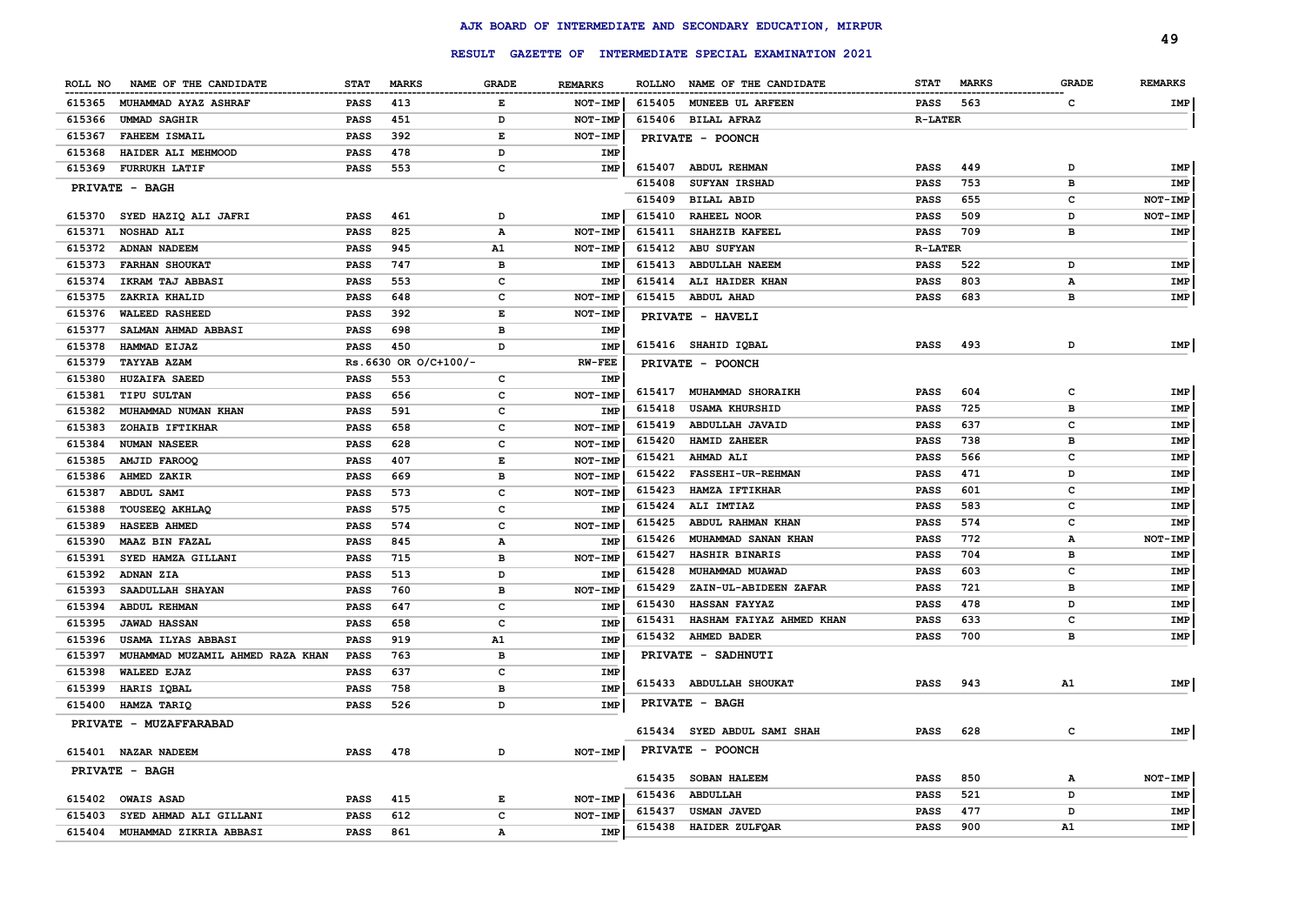## AJK BOARD OF INTERMEDIATE AND SECONDARY EDUCATION, MIRPUR

### RESULT GAZETTE OF INTERMEDIATE SPECIAL EXAMINATION 2021

| ROLL NO | NAME OF THE CANDIDATE | STAT | MARKS | GRADE | REMARKS |
|---|---|---|---|---|---|
| 615365 | MUHAMMAD AYAZ ASHRAF | PASS | 413 | E | NOT-IMP |
| 615366 | UMMAD SAGHIR | PASS | 451 | D | NOT-IMP |
| 615367 | FAHEEM ISMAIL | PASS | 392 | E | NOT-IMP |
| 615368 | HAIDER ALI MEHMOOD | PASS | 478 | D | IMP |
| 615369 | FURRUKH LATIF | PASS | 553 | C | IMP |
| **PRIVATE - BAGH** | | | | | |
| 615370 | SYED HAZIQ ALI JAFRI | PASS | 461 | D | IMP |
| 615371 | NOSHAD ALI | PASS | 825 | A | NOT-IMP |
| 615372 | ADNAN NADEEM | PASS | 945 | A1 | NOT-IMP |
| 615373 | FARHAN SHOUKAT | PASS | 747 | B | IMP |
| 615374 | IKRAM TAJ ABBASI | PASS | 553 | C | IMP |
| 615375 | ZAKRIA KHALID | PASS | 648 | C | NOT-IMP |
| 615376 | WALEED RASHEED | PASS | 392 | E | NOT-IMP |
| 615377 | SALMAN AHMAD ABBASI | PASS | 698 | B | IMP |
| 615378 | HAMMAD EIJAZ | PASS | 450 | D | IMP |
| 615379 | TAYYAB AZAM | Rs.6630 OR O/C+100/- | | | RW-FEE |
| 615380 | HUZAIFA SAEED | PASS | 553 | C | IMP |
| 615381 | TIPU SULTAN | PASS | 656 | C | NOT-IMP |
| 615382 | MUHAMMAD NUMAN KHAN | PASS | 591 | C | IMP |
| 615383 | ZOHAIB IFTIKHAR | PASS | 658 | C | NOT-IMP |
| 615384 | NUMAN NASEER | PASS | 628 | C | NOT-IMP |
| 615385 | AMJID FAROOQ | PASS | 407 | E | NOT-IMP |
| 615386 | AHMED ZAKIR | PASS | 669 | B | NOT-IMP |
| 615387 | ABDUL SAMI | PASS | 573 | C | NOT-IMP |
| 615388 | TOUSEEQ AKHLAQ | PASS | 575 | C | IMP |
| 615389 | HASEEB AHMED | PASS | 574 | C | NOT-IMP |
| 615390 | MAAZ BIN FAZAL | PASS | 845 | A | IMP |
| 615391 | SYED HAMZA GILLANI | PASS | 715 | B | NOT-IMP |
| 615392 | ADNAN ZIA | PASS | 513 | D | IMP |
| 615393 | SAADULLAH SHAYAN | PASS | 760 | B | NOT-IMP |
| 615394 | ABDUL REHMAN | PASS | 647 | C | IMP |
| 615395 | JAWAD HASSAN | PASS | 658 | C | IMP |
| 615396 | USAMA ILYAS ABBASI | PASS | 919 | A1 | IMP |
| 615397 | MUHAMMAD MUZAMIL AHMED RAZA KHAN | PASS | 763 | B | IMP |
| 615398 | WALEED EJAZ | PASS | 637 | C | IMP |
| 615399 | HARIS IQBAL | PASS | 758 | B | IMP |
| 615400 | HAMZA TARIQ | PASS | 526 | D | IMP |
| **PRIVATE - MUZAFFARABAD** | | | | | |
| 615401 | NAZAR NADEEM | PASS | 478 | D | NOT-IMP |
| **PRIVATE - BAGH** | | | | | |
| 615402 | OWAIS ASAD | PASS | 415 | E | NOT-IMP |
| 615403 | SYED AHMAD ALI GILLANI | PASS | 612 | C | NOT-IMP |
| 615404 | MUHAMMAD ZIKRIA ABBASI | PASS | 861 | A | IMP |
| 615405 | MUNEEB UL ARFEEN | PASS | 563 | C | IMP |
| 615406 | BILAL AFRAZ | R-LATER | | | |
| **PRIVATE - POONCH** | | | | | |
| 615407 | ABDUL REHMAN | PASS | 449 | D | IMP |
| 615408 | SUFYAN IRSHAD | PASS | 753 | B | IMP |
| 615409 | BILAL ABID | PASS | 655 | C | NOT-IMP |
| 615410 | RAHEEL NOOR | PASS | 509 | D | NOT-IMP |
| 615411 | SHAHZIB KAFEEL | PASS | 709 | B | IMP |
| 615412 | ABU SUFYAN | R-LATER | | | |
| 615413 | ABDULLAH NAEEM | PASS | 522 | D | IMP |
| 615414 | ALI HAIDER KHAN | PASS | 803 | A | IMP |
| 615415 | ABDUL AHAD | PASS | 683 | B | IMP |
| **PRIVATE - HAVELI** | | | | | |
| 615416 | SHAHID IQBAL | PASS | 493 | D | IMP |
| **PRIVATE - POONCH** | | | | | |
| 615417 | MUHAMMAD SHORAIKH | PASS | 604 | C | IMP |
| 615418 | USAMA KHURSHID | PASS | 725 | B | IMP |
| 615419 | ABDULLAH JAVAID | PASS | 637 | C | IMP |
| 615420 | HAMID ZAHEER | PASS | 738 | B | IMP |
| 615421 | AHMAD ALI | PASS | 566 | C | IMP |
| 615422 | FASSEHI-UR-REHMAN | PASS | 471 | D | IMP |
| 615423 | HAMZA IFTIKHAR | PASS | 601 | C | IMP |
| 615424 | ALI IMTIAZ | PASS | 583 | C | IMP |
| 615425 | ABDUL RAHMAN KHAN | PASS | 574 | C | IMP |
| 615426 | MUHAMMAD SANAN KHAN | PASS | 772 | A | NOT-IMP |
| 615427 | HASHIR BINARIS | PASS | 704 | B | IMP |
| 615428 | MUHAMMAD MUAWAD | PASS | 603 | C | IMP |
| 615429 | ZAIN-UL-ABIDEEN ZAFAR | PASS | 721 | B | IMP |
| 615430 | HASSAN FAYYAZ | PASS | 478 | D | IMP |
| 615431 | HASHAM FAIYAZ AHMED KHAN | PASS | 633 | C | IMP |
| 615432 | AHMED BADER | PASS | 700 | B | IMP |
| **PRIVATE - SADHNUTI** | | | | | |
| 615433 | ABDULLAH SHOUKAT | PASS | 943 | A1 | IMP |
| **PRIVATE - BAGH** | | | | | |
| 615434 | SYED ABDUL SAMI SHAH | PASS | 628 | C | IMP |
| **PRIVATE - POONCH** | | | | | |
| 615435 | SOBAN HALEEM | PASS | 850 | A | NOT-IMP |
| 615436 | ABDULLAH | PASS | 521 | D | IMP |
| 615437 | USMAN JAVED | PASS | 477 | D | IMP |
| 615438 | HAIDER ZULFQAR | PASS | 900 | A1 | IMP |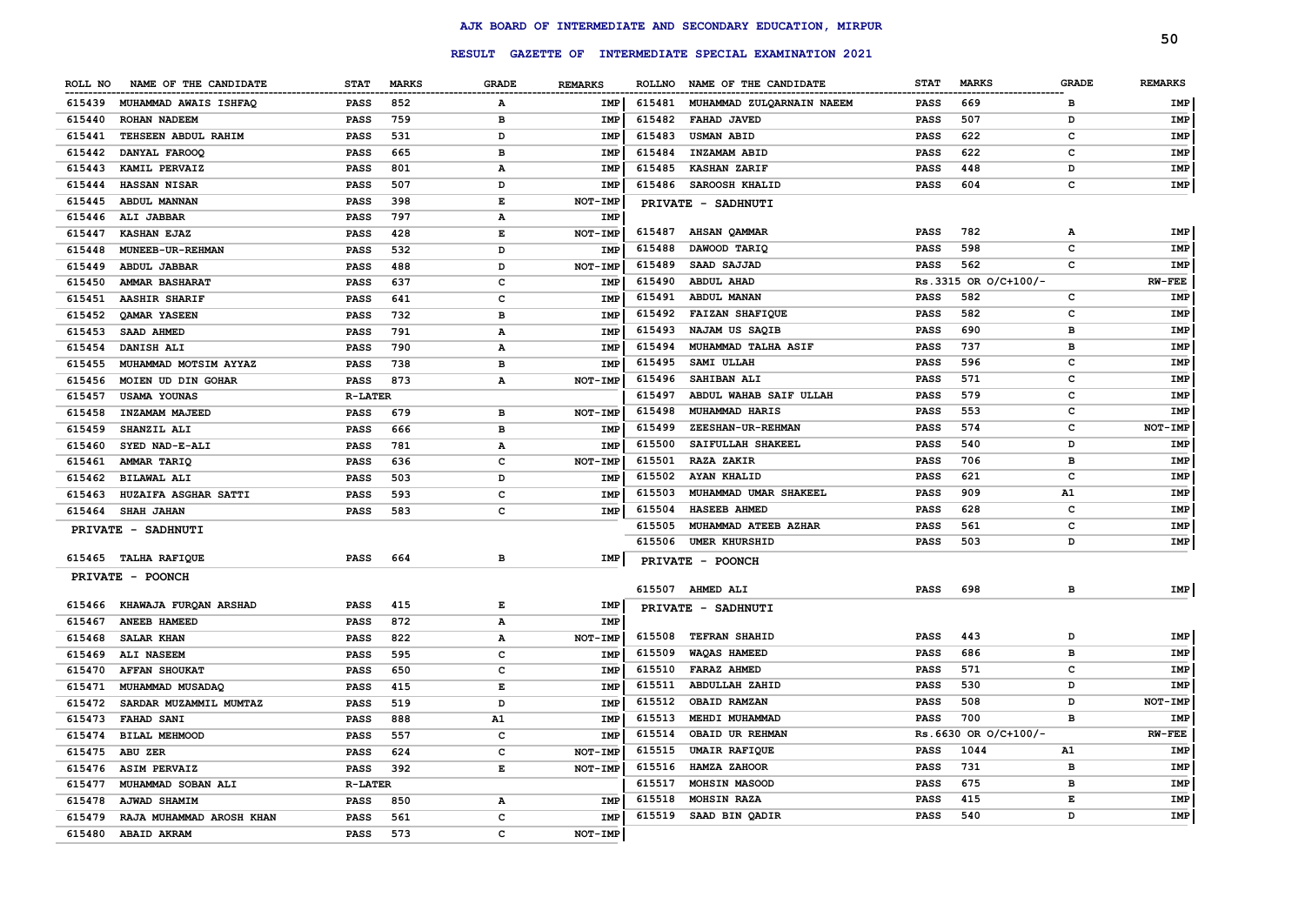# AJK BOARD OF INTERMEDIATE AND SECONDARY EDUCATION, MIRPUR

## RESULT GAZETTE OF INTERMEDIATE SPECIAL EXAMINATION 2021

| ROLL NO | NAME OF THE CANDIDATE | STAT | MARKS | GRADE | REMARKS |
|---|---|---|---|---|---|
| 615439 | MUHAMMAD AWAIS ISHFAQ | PASS | 852 | A | IMP |
| 615440 | ROHAN NADEEM | PASS | 759 | B | IMP |
| 615441 | TEHSEEN ABDUL RAHIM | PASS | 531 | D | IMP |
| 615442 | DANYAL FAROOQ | PASS | 665 | B | IMP |
| 615443 | KAMIL PERVAIZ | PASS | 801 | A | IMP |
| 615444 | HASSAN NISAR | PASS | 507 | D | IMP |
| 615445 | ABDUL MANNAN | PASS | 398 | E | NOT-IMP |
| 615446 | ALI JABBAR | PASS | 797 | A | IMP |
| 615447 | KASHAN EJAZ | PASS | 428 | E | NOT-IMP |
| 615448 | MUNEEB-UR-REHMAN | PASS | 532 | D | IMP |
| 615449 | ABDUL JABBAR | PASS | 488 | D | NOT-IMP |
| 615450 | AMMAR BASHARAT | PASS | 637 | C | IMP |
| 615451 | AASHIR SHARIF | PASS | 641 | C | IMP |
| 615452 | QAMAR YASEEN | PASS | 732 | B | IMP |
| 615453 | SAAD AHMED | PASS | 791 | A | IMP |
| 615454 | DANISH ALI | PASS | 790 | A | IMP |
| 615455 | MUHAMMAD MOTSIM AYYAZ | PASS | 738 | B | IMP |
| 615456 | MOIEN UD DIN GOHAR | PASS | 873 | A | NOT-IMP |
| 615457 | USAMA YOUNAS | R-LATER | | | |
| 615458 | INZAMAM MAJEED | PASS | 679 | B | NOT-IMP |
| 615459 | SHANZIL ALI | PASS | 666 | B | IMP |
| 615460 | SYED NAD-E-ALI | PASS | 781 | A | IMP |
| 615461 | AMMAR TARIQ | PASS | 636 | C | NOT-IMP |
| 615462 | BILAWAL ALI | PASS | 503 | D | IMP |
| 615463 | HUZAIFA ASGHAR SATTI | PASS | 593 | C | IMP |
| 615464 | SHAH JAHAN | PASS | 583 | C | IMP |

**PRIVATE - SADHNUTI**

| ROLL NO | NAME OF THE CANDIDATE | STAT | MARKS | GRADE | REMARKS |
|---|---|---|---|---|---|
| 615465 | TALHA RAFIQUE | PASS | 664 | B | IMP |

**PRIVATE - POONCH**

| ROLL NO | NAME OF THE CANDIDATE | STAT | MARKS | GRADE | REMARKS |
|---|---|---|---|---|---|
| 615466 | KHAWAJA FURQAN ARSHAD | PASS | 415 | E | IMP |
| 615467 | ANEEB HAMEED | PASS | 872 | A | IMP |
| 615468 | SALAR KHAN | PASS | 822 | A | NOT-IMP |
| 615469 | ALI NASEEM | PASS | 595 | C | IMP |
| 615470 | AFFAN SHOUKAT | PASS | 650 | C | IMP |
| 615471 | MUHAMMAD MUSADAQ | PASS | 415 | E | IMP |
| 615472 | SARDAR MUZAMMIL MUMTAZ | PASS | 519 | D | IMP |
| 615473 | FAHAD SANI | PASS | 888 | A1 | IMP |
| 615474 | BILAL MEHMOOD | PASS | 557 | C | IMP |
| 615475 | ABU ZER | PASS | 624 | C | NOT-IMP |
| 615476 | ASIM PERVAIZ | PASS | 392 | E | NOT-IMP |
| 615477 | MUHAMMAD SOBAN ALI | R-LATER | | | |
| 615478 | AJWAD SHAMIM | PASS | 850 | A | IMP |
| 615479 | RAJA MUHAMMAD AROSH KHAN | PASS | 561 | C | IMP |
| 615480 | ABAID AKRAM | PASS | 573 | C | NOT-IMP |
| 615481 | MUHAMMAD ZULQARNAIN NAEEM | PASS | 669 | B | IMP |
| 615482 | FAHAD JAVED | PASS | 507 | D | IMP |
| 615483 | USMAN ABID | PASS | 622 | C | IMP |
| 615484 | INZAMAM ABID | PASS | 622 | C | IMP |
| 615485 | KASHAN ZARIF | PASS | 448 | D | IMP |
| 615486 | SAROOSH KHALID | PASS | 604 | C | IMP |

**PRIVATE - SADHNUTI**

| ROLL NO | NAME OF THE CANDIDATE | STAT | MARKS | GRADE | REMARKS |
|---|---|---|---|---|---|
| 615487 | AHSAN QAMMAR | PASS | 782 | A | IMP |
| 615488 | DAWOOD TARIQ | PASS | 598 | C | IMP |
| 615489 | SAAD SAJJAD | PASS | 562 | C | IMP |
| 615490 | ABDUL AHAD | Rs.3315 OR O/C+100/- | | | RW-FEE |
| 615491 | ABDUL MANAN | PASS | 582 | C | IMP |
| 615492 | FAIZAN SHAFIQUE | PASS | 582 | C | IMP |
| 615493 | NAJAM US SAQIB | PASS | 690 | B | IMP |
| 615494 | MUHAMMAD TALHA ASIF | PASS | 737 | B | IMP |
| 615495 | SAMI ULLAH | PASS | 596 | C | IMP |
| 615496 | SAHIBAN ALI | PASS | 571 | C | IMP |
| 615497 | ABDUL WAHAB SAIF ULLAH | PASS | 579 | C | IMP |
| 615498 | MUHAMMAD HARIS | PASS | 553 | C | IMP |
| 615499 | ZEESHAN-UR-REHMAN | PASS | 574 | C | NOT-IMP |
| 615500 | SAIFULLAH SHAKEEL | PASS | 540 | D | IMP |
| 615501 | RAZA ZAKIR | PASS | 706 | B | IMP |
| 615502 | AYAN KHALID | PASS | 621 | C | IMP |
| 615503 | MUHAMMAD UMAR SHAKEEL | PASS | 909 | A1 | IMP |
| 615504 | HASEEB AHMED | PASS | 628 | C | IMP |
| 615505 | MUHAMMAD ATEEB AZHAR | PASS | 561 | C | IMP |
| 615506 | UMER KHURSHID | PASS | 503 | D | IMP |

**PRIVATE - POONCH**

| ROLL NO | NAME OF THE CANDIDATE | STAT | MARKS | GRADE | REMARKS |
|---|---|---|---|---|---|
| 615507 | AHMED ALI | PASS | 698 | B | IMP |

**PRIVATE - SADHNUTI**

| ROLL NO | NAME OF THE CANDIDATE | STAT | MARKS | GRADE | REMARKS |
|---|---|---|---|---|---|
| 615508 | TEFRAN SHAHID | PASS | 443 | D | IMP |
| 615509 | WAQAS HAMEED | PASS | 686 | B | IMP |
| 615510 | FARAZ AHMED | PASS | 571 | C | IMP |
| 615511 | ABDULLAH ZAHID | PASS | 530 | D | IMP |
| 615512 | OBAID RAMZAN | PASS | 508 | D | NOT-IMP |
| 615513 | MEHDI MUHAMMAD | PASS | 700 | B | IMP |
| 615514 | OBAID UR REHMAN | Rs.6630 OR O/C+100/- | | | RW-FEE |
| 615515 | UMAIR RAFIQUE | PASS | 1044 | A1 | IMP |
| 615516 | HAMZA ZAHOOR | PASS | 731 | B | IMP |
| 615517 | MOHSIN MASOOD | PASS | 675 | B | IMP |
| 615518 | MOHSIN RAZA | PASS | 415 | E | IMP |
| 615519 | SAAD BIN QADIR | PASS | 540 | D | IMP |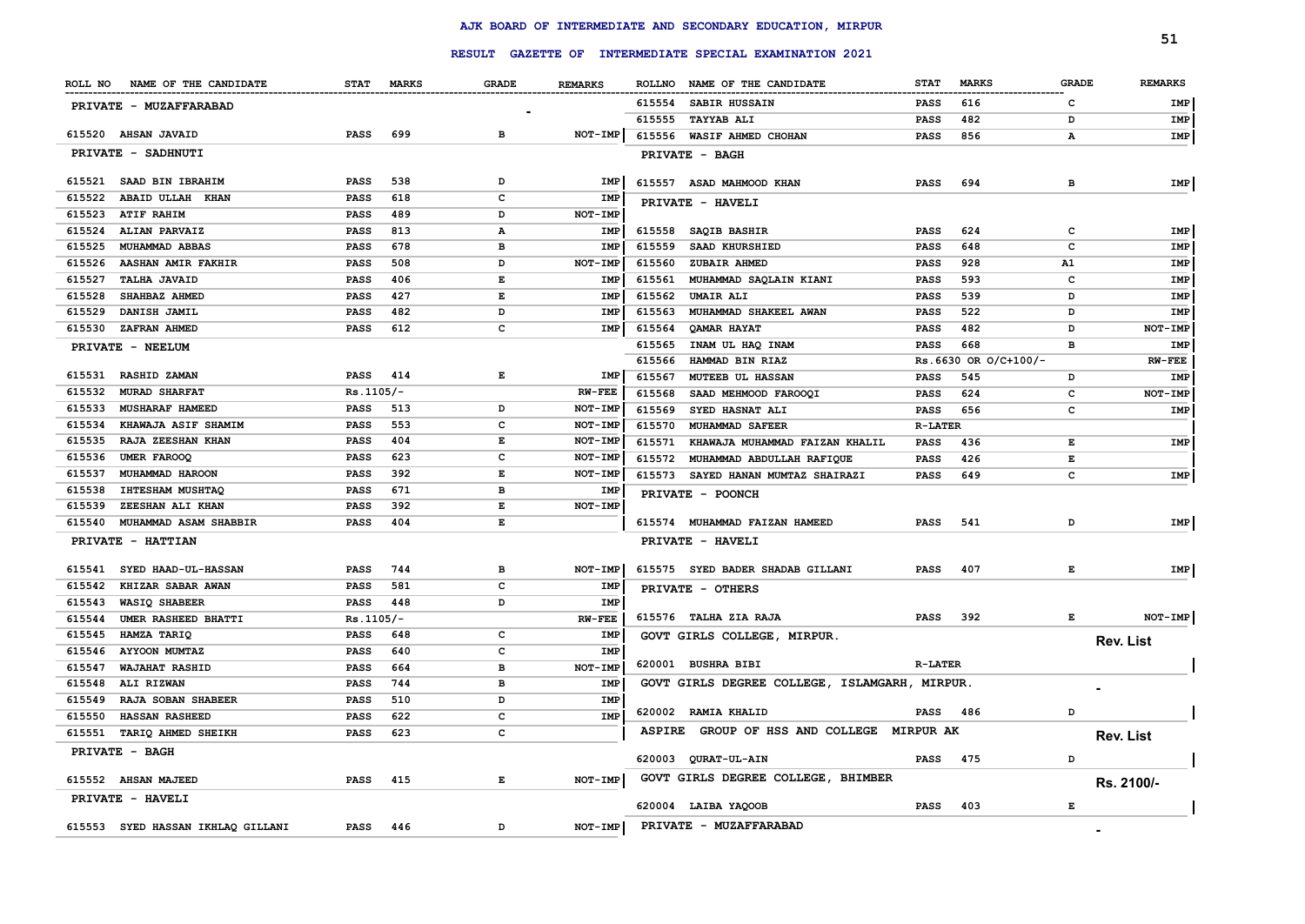# AJK BOARD OF INTERMEDIATE AND SECONDARY EDUCATION, MIRPUR

## RESULT GAZETTE OF INTERMEDIATE SPECIAL EXAMINATION 2021

| ROLL NO | NAME OF THE CANDIDATE | STAT | MARKS | GRADE | REMARKS |
|---|---|---|---|---|---|
| **PRIVATE - MUZAFFARABAD** | | | | | |
| 615520 | AHSAN JAVAID | PASS | 699 | B | NOT-IMP |
| **PRIVATE - SADHNUTI** | | | | | |
| 615521 | SAAD BIN IBRAHIM | PASS | 538 | D | IMP |
| 615522 | ABAID ULLAH KHAN | PASS | 618 | C | IMP |
| 615523 | ATIF RAHIM | PASS | 489 | D | NOT-IMP |
| 615524 | ALIAN PARVAIZ | PASS | 813 | A | IMP |
| 615525 | MUHAMMAD ABBAS | PASS | 678 | B | IMP |
| 615526 | AASHAN AMIR FAKHIR | PASS | 508 | D | NOT-IMP |
| 615527 | TALHA JAVAID | PASS | 406 | E | IMP |
| 615528 | SHAHBAZ AHMED | PASS | 427 | E | IMP |
| 615529 | DANISH JAMIL | PASS | 482 | D | IMP |
| 615530 | ZAFRAN AHMED | PASS | 612 | C | IMP |
| **PRIVATE - NEELUM** | | | | | |
| 615531 | RASHID ZAMAN | PASS | 414 | E | IMP |
| 615532 | MURAD SHARFAT | Rs.1105/- | | | RW-FEE |
| 615533 | MUSHARAF HAMEED | PASS | 513 | D | NOT-IMP |
| 615534 | KHAWAJA ASIF SHAMIM | PASS | 553 | C | NOT-IMP |
| 615535 | RAJA ZEESHAN KHAN | PASS | 404 | E | NOT-IMP |
| 615536 | UMER FAROOQ | PASS | 623 | C | NOT-IMP |
| 615537 | MUHAMMAD HAROON | PASS | 392 | E | NOT-IMP |
| 615538 | IHTESHAM MUSHTAQ | PASS | 671 | B | IMP |
| 615539 | ZEESHAN ALI KHAN | PASS | 392 | E | NOT-IMP |
| 615540 | MUHAMMAD ASAM SHABBIR | PASS | 404 | E | |
| **PRIVATE - HATTIAN** | | | | | |
| 615541 | SYED HAAD-UL-HASSAN | PASS | 744 | B | NOT-IMP |
| 615542 | KHIZAR SABAR AWAN | PASS | 581 | C | IMP |
| 615543 | WASIQ SHABEER | PASS | 448 | D | IMP |
| 615544 | UMER RASHEED BHATTI | Rs.1105/- | | | RW-FEE |
| 615545 | HAMZA TARIQ | PASS | 648 | C | IMP |
| 615546 | AYYOON MUMTAZ | PASS | 640 | C | IMP |
| 615547 | WAJAHAT RASHID | PASS | 664 | B | NOT-IMP |
| 615548 | ALI RIZWAN | PASS | 744 | B | IMP |
| 615549 | RAJA SOBAN SHABEER | PASS | 510 | D | IMP |
| 615550 | HASSAN RASHEED | PASS | 622 | C | IMP |
| 615551 | TARIQ AHMED SHEIKH | PASS | 623 | C | |
| **PRIVATE - BAGH** | | | | | |
| 615552 | AHSAN MAJEED | PASS | 415 | E | NOT-IMP |
| **PRIVATE - HAVELI** | | | | | |
| 615553 | SYED HASSAN IKHLAQ GILLANI | PASS | 446 | D | NOT-IMP |
| 615554 | SABIR HUSSAIN | PASS | 616 | C | IMP |
| 615555 | TAYYAB ALI | PASS | 482 | D | IMP |
| 615556 | WASIF AHMED CHOHAN | PASS | 856 | A | IMP |
| **PRIVATE - BAGH** | | | | | |
| 615557 | ASAD MAHMOOD KHAN | PASS | 694 | B | IMP |
| **PRIVATE - HAVELI** | | | | | |
| 615558 | SAQIB BASHIR | PASS | 624 | C | IMP |
| 615559 | SAAD KHURSHIED | PASS | 648 | C | IMP |
| 615560 | ZUBAIR AHMED | PASS | 928 | A1 | IMP |
| 615561 | MUHAMMAD SAQLAIN KIANI | PASS | 593 | C | IMP |
| 615562 | UMAIR ALI | PASS | 539 | D | IMP |
| 615563 | MUHAMMAD SHAKEEL AWAN | PASS | 522 | D | IMP |
| 615564 | QAMAR HAYAT | PASS | 482 | D | NOT-IMP |
| 615565 | INAM UL HAQ INAM | PASS | 668 | B | IMP |
| 615566 | HAMMAD BIN RIAZ | Rs.6630 OR O/C+100/- | | | RW-FEE |
| 615567 | MUTEEB UL HASSAN | PASS | 545 | D | IMP |
| 615568 | SAAD MEHMOOD FAROOQI | PASS | 624 | C | NOT-IMP |
| 615569 | SYED HASNAT ALI | PASS | 656 | C | IMP |
| 615570 | MUHAMMAD SAFEER | R-LATER | | | |
| 615571 | KHAWAJA MUHAMMAD FAIZAN KHALIL | PASS | 436 | E | IMP |
| 615572 | MUHAMMAD ABDULLAH RAFIQUE | PASS | 426 | E | |
| 615573 | SAYED HANAN MUMTAZ SHAIRAZI | PASS | 649 | C | IMP |
| **PRIVATE - POONCH** | | | | | |
| 615574 | MUHAMMAD FAIZAN HAMEED | PASS | 541 | D | IMP |
| **PRIVATE - HAVELI** | | | | | |
| 615575 | SYED BADER SHADAB GILLANI | PASS | 407 | E | IMP |
| **PRIVATE - OTHERS** | | | | | |
| 615576 | TALHA ZIA RAJA | PASS | 392 | E | NOT-IMP |
| **GOVT GIRLS COLLEGE, MIRPUR.** | | | | | Rev. List |
| 620001 | BUSHRA BIBI | R-LATER | | | |
| **GOVT GIRLS DEGREE COLLEGE, ISLAMGARH, MIRPUR.** | | | | | - |
| 620002 | RAMIA KHALID | PASS | 486 | D | |
| **ASPIRE GROUP OF HSS AND COLLEGE MIRPUR AK** | | | | | Rev. List |
| 620003 | QURAT-UL-AIN | PASS | 475 | D | |
| **GOVT GIRLS DEGREE COLLEGE, BHIMBER** | | | | | Rs. 2100/- |
| 620004 | LAIBA YAQOOB | PASS | 403 | E | |
| **PRIVATE - MUZAFFARABAD** | | | | | - |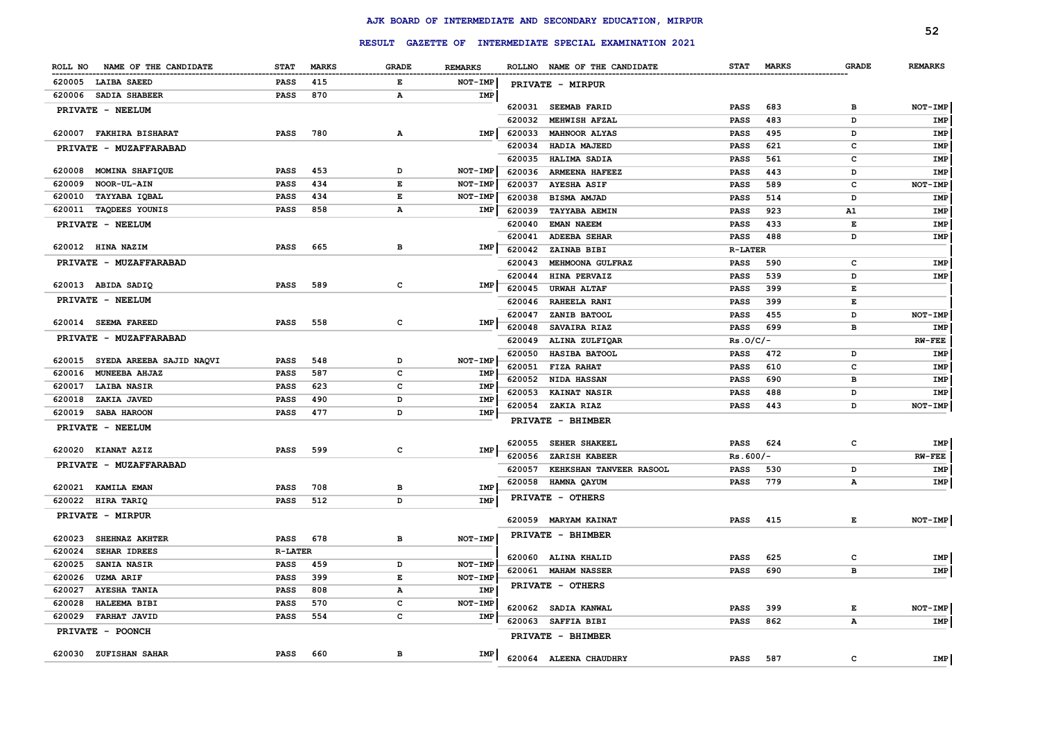# AJK BOARD OF INTERMEDIATE AND SECONDARY EDUCATION, MIRPUR

## RESULT GAZETTE OF INTERMEDIATE SPECIAL EXAMINATION 2021

| ROLL NO | NAME OF THE CANDIDATE | STAT | MARKS | GRADE | REMARKS |
|---|---|---|---|---|---|
| 620005 | LAIBA SAEED | PASS | 415 | E | NOT-IMP |
| 620006 | SADIA SHABEER | PASS | 870 | A | IMP |
| | **PRIVATE - NEELUM** | | | | |
| 620007 | FAKHIRA BISHARAT | PASS | 780 | A | IMP |
| | **PRIVATE - MUZAFFARABAD** | | | | |
| 620008 | MOMINA SHAFIQUE | PASS | 453 | D | NOT-IMP |
| 620009 | NOOR-UL-AIN | PASS | 434 | E | NOT-IMP |
| 620010 | TAYYABA IQBAL | PASS | 434 | E | NOT-IMP |
| 620011 | TAQDEES YOUNIS | PASS | 858 | A | IMP |
| | **PRIVATE - NEELUM** | | | | |
| 620012 | HINA NAZIM | PASS | 665 | B | IMP |
| | **PRIVATE - MUZAFFARABAD** | | | | |
| 620013 | ABIDA SADIQ | PASS | 589 | C | IMP |
| | **PRIVATE - NEELUM** | | | | |
| 620014 | SEEMA FAREED | PASS | 558 | C | IMP |
| | **PRIVATE - MUZAFFARABAD** | | | | |
| 620015 | SYEDA AREEBA SAJID NAQVI | PASS | 548 | D | NOT-IMP |
| 620016 | MUNEEBA AHJAZ | PASS | 587 | C | IMP |
| 620017 | LAIBA NASIR | PASS | 623 | C | IMP |
| 620018 | ZAKIA JAVED | PASS | 490 | D | IMP |
| 620019 | SABA HAROON | PASS | 477 | D | IMP |
| | **PRIVATE - NEELUM** | | | | |
| 620020 | KIANAT AZIZ | PASS | 599 | C | IMP |
| | **PRIVATE - MUZAFFARABAD** | | | | |
| 620021 | KAMILA EMAN | PASS | 708 | B | IMP |
| 620022 | HIRA TARIQ | PASS | 512 | D | IMP |
| | **PRIVATE - MIRPUR** | | | | |
| 620023 | SHEHNAZ AKHTER | PASS | 678 | B | NOT-IMP |
| 620024 | SEHAR IDREES | R-LATER | | | |
| 620025 | SANIA NASIR | PASS | 459 | D | NOT-IMP |
| 620026 | UZMA ARIF | PASS | 399 | E | NOT-IMP |
| 620027 | AYESHA TANIA | PASS | 808 | A | IMP |
| 620028 | HALEEMA BIBI | PASS | 570 | C | NOT-IMP |
| 620029 | FARHAT JAVID | PASS | 554 | C | IMP |
| | **PRIVATE - POONCH** | | | | |
| 620030 | ZUFISHAN SAHAR | PASS | 660 | B | IMP |
| | **PRIVATE - MIRPUR** | | | | |
| 620031 | SEEMAB FARID | PASS | 683 | B | NOT-IMP |
| 620032 | MEHWISH AFZAL | PASS | 483 | D | IMP |
| 620033 | MAHNOOR ALYAS | PASS | 495 | D | IMP |
| 620034 | HADIA MAJEED | PASS | 621 | C | IMP |
| 620035 | HALIMA SADIA | PASS | 561 | C | IMP |
| 620036 | ARMEENA HAFEEZ | PASS | 443 | D | IMP |
| 620037 | AYESHA ASIF | PASS | 589 | C | NOT-IMP |
| 620038 | BISMA AMJAD | PASS | 514 | D | IMP |
| 620039 | TAYYABA AEMIN | PASS | 923 | A1 | IMP |
| 620040 | EMAN NAEEM | PASS | 433 | E | IMP |
| 620041 | ADEEBA SEHAR | PASS | 488 | D | IMP |
| 620042 | ZAINAB BIBI | R-LATER | | | |
| 620043 | MEHMOONA GULFRAZ | PASS | 590 | C | IMP |
| 620044 | HINA PERVAIZ | PASS | 539 | D | IMP |
| 620045 | URWAH ALTAF | PASS | 399 | E | |
| 620046 | RAHEELA RANI | PASS | 399 | E | |
| 620047 | ZANIB BATOOL | PASS | 455 | D | NOT-IMP |
| 620048 | SAVAIRA RIAZ | PASS | 699 | B | IMP |
| 620049 | ALINA ZULFIQAR | Rs.O/C/- | | | RW-FEE |
| 620050 | HASIBA BATOOL | PASS | 472 | D | IMP |
| 620051 | FIZA RAHAT | PASS | 610 | C | IMP |
| 620052 | NIDA HASSAN | PASS | 690 | B | IMP |
| 620053 | KAINAT NASIR | PASS | 488 | D | IMP |
| 620054 | ZAKIA RIAZ | PASS | 443 | D | NOT-IMP |
| | **PRIVATE - BHIMBER** | | | | |
| 620055 | SEHER SHAKEEL | PASS | 624 | C | IMP |
| 620056 | ZARISH KABEER | Rs.600/- | | | RW-FEE |
| 620057 | KEHKSHAN TANVEER RASOOL | PASS | 530 | D | IMP |
| 620058 | HAMNA QAYUM | PASS | 779 | A | IMP |
| | **PRIVATE - OTHERS** | | | | |
| 620059 | MARYAM KAINAT | PASS | 415 | E | NOT-IMP |
| | **PRIVATE - BHIMBER** | | | | |
| 620060 | ALINA KHALID | PASS | 625 | C | IMP |
| 620061 | MAHAM NASSER | PASS | 690 | B | IMP |
| | **PRIVATE - OTHERS** | | | | |
| 620062 | SADIA KANWAL | PASS | 399 | E | NOT-IMP |
| 620063 | SAFFIA BIBI | PASS | 862 | A | IMP |
| | **PRIVATE - BHIMBER** | | | | |
| 620064 | ALEENA CHAUDHRY | PASS | 587 | C | IMP |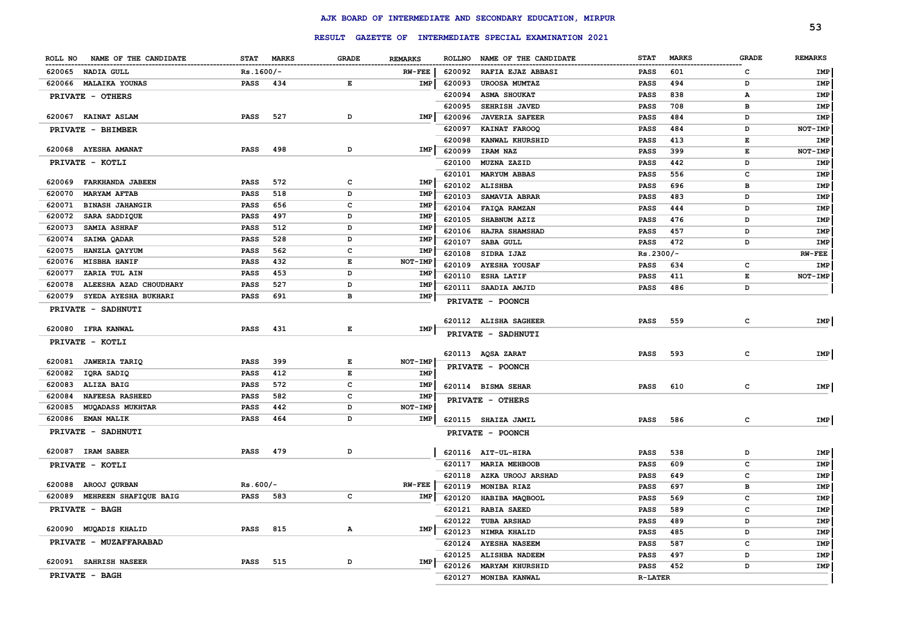# AJK BOARD OF INTERMEDIATE AND SECONDARY EDUCATION, MIRPUR

## RESULT GAZETTE OF INTERMEDIATE SPECIAL EXAMINATION 2021

| ROLL NO | NAME OF THE CANDIDATE | STAT | MARKS | GRADE | REMARKS |
|---|---|---|---|---|---|
| 620065 | NADIA GULL | Rs.1600/- | | | RW-FEE |
| 620066 | MALAIKA YOUNAS | PASS | 434 | E | IMP |
| | **PRIVATE - OTHERS** | | | | |
| 620067 | KAINAT ASLAM | PASS | 527 | D | IMP |
| | **PRIVATE - BHIMBER** | | | | |
| 620068 | AYESHA AMANAT | PASS | 498 | D | IMP |
| | **PRIVATE - KOTLI** | | | | |
| 620069 | FARKHANDA JABEEN | PASS | 572 | C | IMP |
| 620070 | MARYAM AFTAB | PASS | 518 | D | IMP |
| 620071 | BINASH JAHANGIR | PASS | 656 | C | IMP |
| 620072 | SARA SADDIQUE | PASS | 497 | D | IMP |
| 620073 | SAMIA ASHRAF | PASS | 512 | D | IMP |
| 620074 | SAIMA QADAR | PASS | 528 | D | IMP |
| 620075 | HANZLA QAYYUM | PASS | 562 | C | IMP |
| 620076 | MISBHA HANIF | PASS | 432 | E | NOT-IMP |
| 620077 | ZARIA TUL AIN | PASS | 453 | D | IMP |
| 620078 | ALEESHA AZAD CHOUDHARY | PASS | 527 | D | IMP |
| 620079 | SYEDA AYESHA BUKHARI | PASS | 691 | B | IMP |
| | **PRIVATE - SADHNUTI** | | | | |
| 620080 | IFRA KANWAL | PASS | 431 | E | IMP |
| | **PRIVATE - KOTLI** | | | | |
| 620081 | JAWERIA TARIQ | PASS | 399 | E | NOT-IMP |
| 620082 | IQRA SADIQ | PASS | 412 | E | IMP |
| 620083 | ALIZA BAIG | PASS | 572 | C | IMP |
| 620084 | NAFEESA RASHEED | PASS | 582 | C | IMP |
| 620085 | MUQADASS MUKHTAR | PASS | 442 | D | NOT-IMP |
| 620086 | EMAN MALIK | PASS | 464 | D | IMP |
| | **PRIVATE - SADHNUTI** | | | | |
| 620087 | IRAM SABER | PASS | 479 | D | |
| | **PRIVATE - KOTLI** | | | | |
| 620088 | AROOJ QURBAN | Rs.600/- | | | RW-FEE |
| 620089 | MEHREEN SHAFIQUE BAIG | PASS | 583 | C | IMP |
| | **PRIVATE - BAGH** | | | | |
| 620090 | MUQADIS KHALID | PASS | 815 | A | IMP |
| | **PRIVATE - MUZAFFARABAD** | | | | |
| 620091 | SAHRISH NASEER | PASS | 515 | D | IMP |
| | **PRIVATE - BAGH** | | | | |
| 620092 | RAFIA EJAZ ABBASI | PASS | 601 | C | IMP |
| 620093 | UROOSA MUMTAZ | PASS | 494 | D | IMP |
| 620094 | ASMA SHOUKAT | PASS | 838 | A | IMP |
| 620095 | SEHRISH JAVED | PASS | 708 | B | IMP |
| 620096 | JAVERIA SAFEER | PASS | 484 | D | IMP |
| 620097 | KAINAT FAROOQ | PASS | 484 | D | NOT-IMP |
| 620098 | KANWAL KHURSHID | PASS | 413 | E | IMP |
| 620099 | IRAM NAZ | PASS | 399 | E | NOT-IMP |
| 620100 | MUZNA ZAZID | PASS | 442 | D | IMP |
| 620101 | MARYUM ABBAS | PASS | 556 | C | IMP |
| 620102 | ALISHBA | PASS | 696 | B | IMP |
| 620103 | SAMAVIA ABRAR | PASS | 483 | D | IMP |
| 620104 | FAIQA RAMZAN | PASS | 444 | D | IMP |
| 620105 | SHABNUM AZIZ | PASS | 476 | D | IMP |
| 620106 | HAJRA SHAMSHAD | PASS | 457 | D | IMP |
| 620107 | SABA GULL | PASS | 472 | D | IMP |
| 620108 | SIDRA IJAZ | Rs.2300/- | | | RW-FEE |
| 620109 | AYESHA YOUSAF | PASS | 634 | C | IMP |
| 620110 | ESHA LATIF | PASS | 411 | E | NOT-IMP |
| 620111 | SAADIA AMJID | PASS | 486 | D | |
| | **PRIVATE - POONCH** | | | | |
| 620112 | ALISHA SAGHEER | PASS | 559 | C | IMP |
| | **PRIVATE - SADHNUTI** | | | | |
| 620113 | AQSA ZARAT | PASS | 593 | C | IMP |
| | **PRIVATE - POONCH** | | | | |
| 620114 | BISMA SEHAR | PASS | 610 | C | IMP |
| | **PRIVATE - OTHERS** | | | | |
| 620115 | SHAIZA JAMIL | PASS | 586 | C | IMP |
| | **PRIVATE - POONCH** | | | | |
| 620116 | AIT-UL-HIRA | PASS | 538 | D | IMP |
| 620117 | MARIA MEHBOOB | PASS | 609 | C | IMP |
| 620118 | AZKA UROOJ ARSHAD | PASS | 649 | C | IMP |
| 620119 | MONIBA RIAZ | PASS | 697 | B | IMP |
| 620120 | HABIBA MAQBOOL | PASS | 569 | C | IMP |
| 620121 | RABIA SAEED | PASS | 589 | C | IMP |
| 620122 | TUBA ARSHAD | PASS | 489 | D | IMP |
| 620123 | NIMRA KHALID | PASS | 485 | D | IMP |
| 620124 | AYESHA NASEEM | PASS | 587 | C | IMP |
| 620125 | ALISHBA NADEEM | PASS | 497 | D | IMP |
| 620126 | MARYAM KHURSHID | PASS | 452 | D | IMP |
| 620127 | MONIBA KANWAL | R-LATER | | | |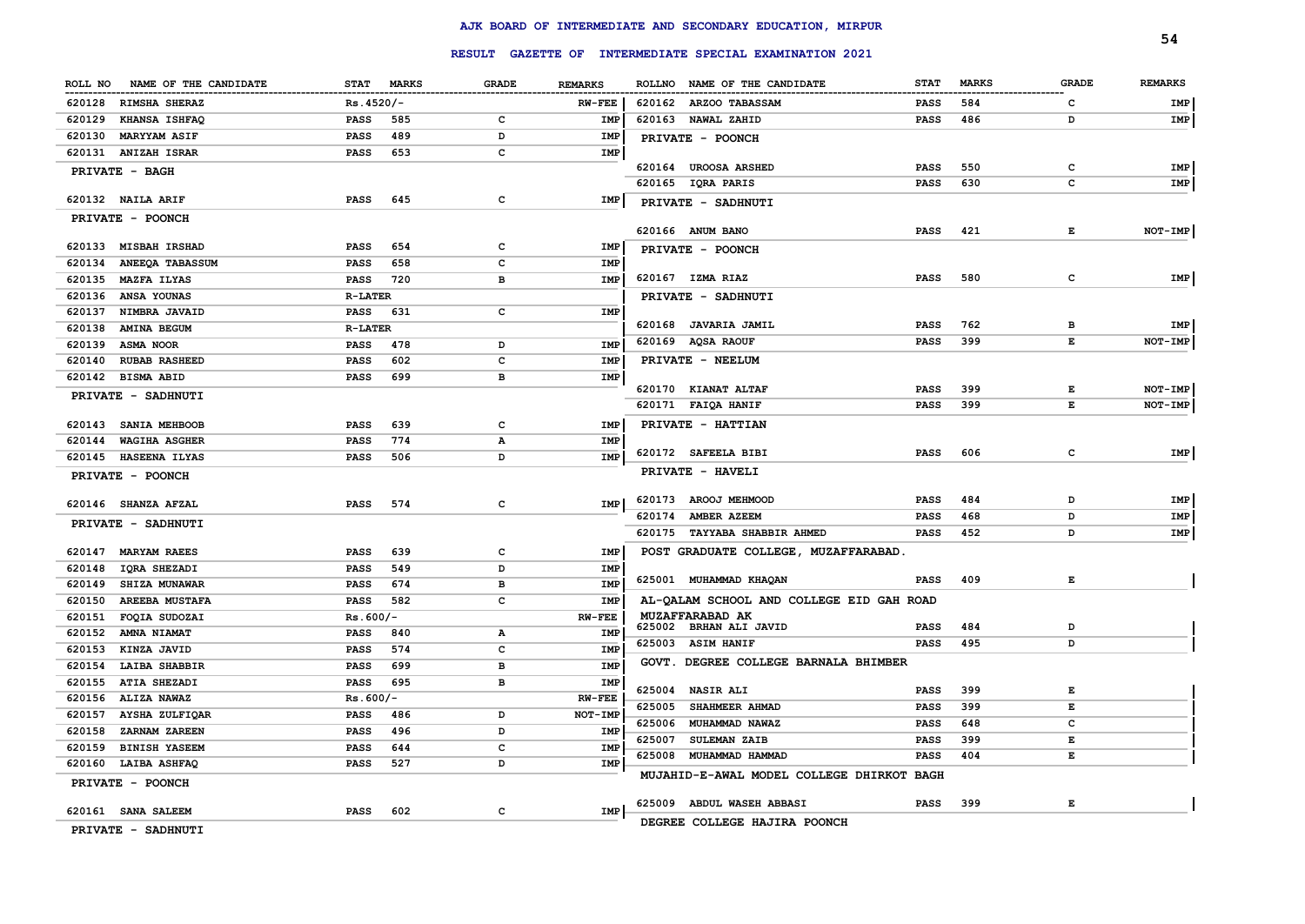# AJK BOARD OF INTERMEDIATE AND SECONDARY EDUCATION, MIRPUR

## RESULT GAZETTE OF INTERMEDIATE SPECIAL EXAMINATION 2021

| ROLL NO | NAME OF THE CANDIDATE | STAT | MARKS | GRADE | REMARKS |
|---|---|---|---|---|---|
| 620128 | RIMSHA SHERAZ | Rs.4520/- | | | RW-FEE |
| 620129 | KHANSA ISHFAQ | PASS | 585 | C | IMP |
| 620130 | MARYAM ASIF | PASS | 489 | D | IMP |
| 620131 | ANIZAH ISRAR | PASS | 653 | C | IMP |
| | **PRIVATE - BAGH** | | | | |
| 620132 | NAILA ARIF | PASS | 645 | C | IMP |
| | **PRIVATE - POONCH** | | | | |
| 620133 | MISBAH IRSHAD | PASS | 654 | C | IMP |
| 620134 | ANEEQA TABASSUM | PASS | 658 | C | IMP |
| 620135 | MAZFA ILYAS | PASS | 720 | B | IMP |
| 620136 | ANSA YOUNAS | R-LATER | | | |
| 620137 | NIMBRA JAVAID | PASS | 631 | C | IMP |
| 620138 | AMINA BEGUM | R-LATER | | | |
| 620139 | ASMA NOOR | PASS | 478 | D | IMP |
| 620140 | RUBAB RASHEED | PASS | 602 | C | IMP |
| 620142 | BISMA ABID | PASS | 699 | B | IMP |
| | **PRIVATE - SADHNUTI** | | | | |
| 620143 | SANIA MEHBOOB | PASS | 639 | C | IMP |
| 620144 | WAGIHA ASGHER | PASS | 774 | A | IMP |
| 620145 | HASEENA ILYAS | PASS | 506 | D | IMP |
| | **PRIVATE - POONCH** | | | | |
| 620146 | SHANZA AFZAL | PASS | 574 | C | IMP |
| | **PRIVATE - SADHNUTI** | | | | |
| 620147 | MARYAM RAEES | PASS | 639 | C | IMP |
| 620148 | IQRA SHEZADI | PASS | 549 | D | IMP |
| 620149 | SHIZA MUNAWAR | PASS | 674 | B | IMP |
| 620150 | AREEBA MUSTAFA | PASS | 582 | C | IMP |
| 620151 | FOQIA SUDOZAI | Rs.600/- | | | RW-FEE |
| 620152 | AMNA NIAMAT | PASS | 840 | A | IMP |
| 620153 | KINZA JAVID | PASS | 574 | C | IMP |
| 620154 | LAIBA SHABBIR | PASS | 699 | B | IMP |
| 620155 | ATIA SHEZADI | PASS | 695 | B | IMP |
| 620156 | ALIZA NAWAZ | Rs.600/- | | | RW-FEE |
| 620157 | AYSHA ZULFIQAR | PASS | 486 | D | NOT-IMP |
| 620158 | ZARNAM ZAREEN | PASS | 496 | D | IMP |
| 620159 | BINISH YASEEM | PASS | 644 | C | IMP |
| 620160 | LAIBA ASHFAQ | PASS | 527 | D | IMP |
| | **PRIVATE - POONCH** | | | | |
| 620161 | SANA SALEEM | PASS | 602 | C | IMP |
| | **PRIVATE - SADHNUTI** | | | | |
| 620162 | ARZOO TABASSAM | PASS | 584 | C | IMP |
| 620163 | NAWAL ZAHID | PASS | 486 | D | IMP |
| | **PRIVATE - POONCH** | | | | |
| 620164 | UROOSA ARSHED | PASS | 550 | C | IMP |
| 620165 | IQRA PARIS | PASS | 630 | C | IMP |
| | **PRIVATE - SADHNUTI** | | | | |
| 620166 | ANUM BANO | PASS | 421 | E | NOT-IMP |
| | **PRIVATE - POONCH** | | | | |
| 620167 | IZMA RIAZ | PASS | 580 | C | IMP |
| | **PRIVATE - SADHNUTI** | | | | |
| 620168 | JAVARIA JAMIL | PASS | 762 | B | IMP |
| 620169 | AQSA RAOUF | PASS | 399 | E | NOT-IMP |
| | **PRIVATE - NEELUM** | | | | |
| 620170 | KIANAT ALTAF | PASS | 399 | E | NOT-IMP |
| 620171 | FAIQA HANIF | PASS | 399 | E | NOT-IMP |
| | **PRIVATE - HATTIAN** | | | | |
| 620172 | SAFEELA BIBI | PASS | 606 | C | IMP |
| | **PRIVATE - HAVELI** | | | | |
| 620173 | AROOJ MEHMOOD | PASS | 484 | D | IMP |
| 620174 | AMBER AZEEM | PASS | 468 | D | IMP |
| 620175 | TAYYABA SHABBIR AHMED | PASS | 452 | D | IMP |
| | **POST GRADUATE COLLEGE, MUZAFFARABAD.** | | | | |
| 625001 | MUHAMMAD KHAQAN | PASS | 409 | E | |
| | **AL-QALAM SCHOOL AND COLLEGE EID GAH ROAD MUZAFFARABAD AK** | | | | |
| 625002 | BRHAN ALI JAVID | PASS | 484 | D | |
| 625003 | ASIM HANIF | PASS | 495 | D | |
| | **GOVT. DEGREE COLLEGE BARNALA BHIMBER** | | | | |
| 625004 | NASIR ALI | PASS | 399 | E | |
| 625005 | SHAHMEER AHMAD | PASS | 399 | E | |
| 625006 | MUHAMMAD NAWAZ | PASS | 648 | C | |
| 625007 | SULEMAN ZAIB | PASS | 399 | E | |
| 625008 | MUHAMMAD HAMMAD | PASS | 404 | E | |
| | **MUJAHID-E-AWAL MODEL COLLEGE DHIRKOT BAGH** | | | | |
| 625009 | ABDUL WASEH ABBASI | PASS | 399 | E | |
| | **DEGREE COLLEGE HAJIRA POONCH** | | | | |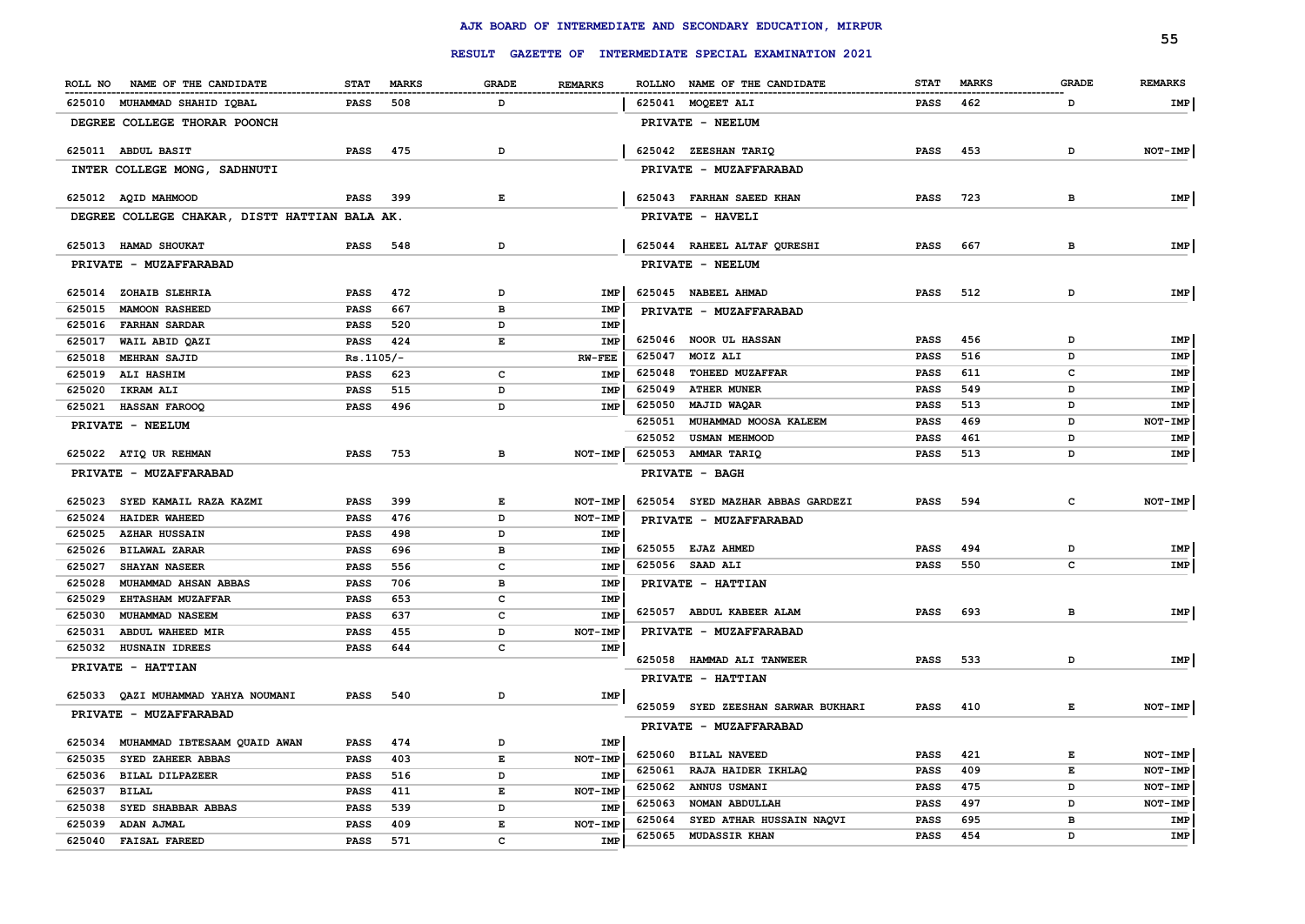# AJK BOARD OF INTERMEDIATE AND SECONDARY EDUCATION, MIRPUR

## RESULT GAZETTE OF INTERMEDIATE SPECIAL EXAMINATION 2021

| ROLL NO | NAME OF THE CANDIDATE | STAT | MARKS | GRADE | REMARKS |
|---|---|---|---|---|---|
| 625010 | MUHAMMAD SHAHID IQBAL | PASS | 508 | D | |
| **DEGREE COLLEGE THORAR POONCH** | | | | | |
| 625011 | ABDUL BASIT | PASS | 475 | D | |
| **INTER COLLEGE MONG, SADHNUTI** | | | | | |
| 625012 | AQID MAHMOOD | PASS | 399 | E | |
| **DEGREE COLLEGE CHAKAR, DISTT HATTIAN BALA AK.** | | | | | |
| 625013 | HAMAD SHOUKAT | PASS | 548 | D | |
| **PRIVATE - MUZAFFARABAD** | | | | | |
| 625014 | ZOHAIB SLEHRIA | PASS | 472 | D | IMP |
| 625015 | MAMOON RASHEED | PASS | 667 | B | IMP |
| 625016 | FARHAN SARDAR | PASS | 520 | D | IMP |
| 625017 | WAIL ABID QAZI | PASS | 424 | E | IMP |
| 625018 | MEHRAN SAJID | Rs.1105/- | | | RW-FEE |
| 625019 | ALI HASHIM | PASS | 623 | C | IMP |
| 625020 | IKRAM ALI | PASS | 515 | D | IMP |
| 625021 | HASSAN FAROOQ | PASS | 496 | D | IMP |
| **PRIVATE - NEELUM** | | | | | |
| 625022 | ATIQ UR REHMAN | PASS | 753 | B | NOT-IMP |
| **PRIVATE - MUZAFFARABAD** | | | | | |
| 625023 | SYED KAMAIL RAZA KAZMI | PASS | 399 | E | NOT-IMP |
| 625024 | HAIDER WAHEED | PASS | 476 | D | NOT-IMP |
| 625025 | AZHAR HUSSAIN | PASS | 498 | D | IMP |
| 625026 | BILAWAL ZARAR | PASS | 696 | B | IMP |
| 625027 | SHAYAN NASEER | PASS | 556 | C | IMP |
| 625028 | MUHAMMAD AHSAN ABBAS | PASS | 706 | B | IMP |
| 625029 | EHTASHAM MUZAFFAR | PASS | 653 | C | IMP |
| 625030 | MUHAMMAD NASEEM | PASS | 637 | C | IMP |
| 625031 | ABDUL WAHEED MIR | PASS | 455 | D | NOT-IMP |
| 625032 | HUSNAIN IDREES | PASS | 644 | C | IMP |
| **PRIVATE - HATTIAN** | | | | | |
| 625033 | QAZI MUHAMMAD YAHYA NOUMANI | PASS | 540 | D | IMP |
| **PRIVATE - MUZAFFARABAD** | | | | | |
| 625034 | MUHAMMAD IBTESAAM QUAID AWAN | PASS | 474 | D | IMP |
| 625035 | SYED ZAHEER ABBAS | PASS | 403 | E | NOT-IMP |
| 625036 | BILAL DILPAZEER | PASS | 516 | D | IMP |
| 625037 | BILAL | PASS | 411 | E | NOT-IMP |
| 625038 | SYED SHABBAR ABBAS | PASS | 539 | D | IMP |
| 625039 | ADAN AJMAL | PASS | 409 | E | NOT-IMP |
| 625040 | FAISAL FAREED | PASS | 571 | C | IMP |
| 625041 | MOQEET ALI | PASS | 462 | D | IMP |
| **PRIVATE - NEELUM** | | | | | |
| 625042 | ZEESHAN TARIQ | PASS | 453 | D | NOT-IMP |
| **PRIVATE - MUZAFFARABAD** | | | | | |
| 625043 | FARHAN SAEED KHAN | PASS | 723 | B | IMP |
| **PRIVATE - HAVELI** | | | | | |
| 625044 | RAHEEL ALTAF QURESHI | PASS | 667 | B | IMP |
| **PRIVATE - NEELUM** | | | | | |
| 625045 | NABEEL AHMAD | PASS | 512 | D | IMP |
| **PRIVATE - MUZAFFARABAD** | | | | | |
| 625046 | NOOR UL HASSAN | PASS | 456 | D | IMP |
| 625047 | MOIZ ALI | PASS | 516 | D | IMP |
| 625048 | TOHEED MUZAFFAR | PASS | 611 | C | IMP |
| 625049 | ATHER MUNER | PASS | 549 | D | IMP |
| 625050 | MAJID WAQAR | PASS | 513 | D | IMP |
| 625051 | MUHAMMAD MOOSA KALEEM | PASS | 469 | D | NOT-IMP |
| 625052 | USMAN MEHMOOD | PASS | 461 | D | IMP |
| 625053 | AMMAR TARIQ | PASS | 513 | D | IMP |
| **PRIVATE - BAGH** | | | | | |
| 625054 | SYED MAZHAR ABBAS GARDEZI | PASS | 594 | C | NOT-IMP |
| **PRIVATE - MUZAFFARABAD** | | | | | |
| 625055 | EJAZ AHMED | PASS | 494 | D | IMP |
| 625056 | SAAD ALI | PASS | 550 | C | IMP |
| **PRIVATE - HATTIAN** | | | | | |
| 625057 | ABDUL KABEER ALAM | PASS | 693 | B | IMP |
| **PRIVATE - MUZAFFARABAD** | | | | | |
| 625058 | HAMMAD ALI TANWEER | PASS | 533 | D | IMP |
| **PRIVATE - HATTIAN** | | | | | |
| 625059 | SYED ZEESHAN SARWAR BUKHARI | PASS | 410 | E | NOT-IMP |
| **PRIVATE - MUZAFFARABAD** | | | | | |
| 625060 | BILAL NAVEED | PASS | 421 | E | NOT-IMP |
| 625061 | RAJA HAIDER IKHLAQ | PASS | 409 | E | NOT-IMP |
| 625062 | ANNUS USMANI | PASS | 475 | D | NOT-IMP |
| 625063 | NOMAN ABDULLAH | PASS | 497 | D | NOT-IMP |
| 625064 | SYED ATHAR HUSSAIN NAQVI | PASS | 695 | B | IMP |
| 625065 | MUDASSIR KHAN | PASS | 454 | D | IMP |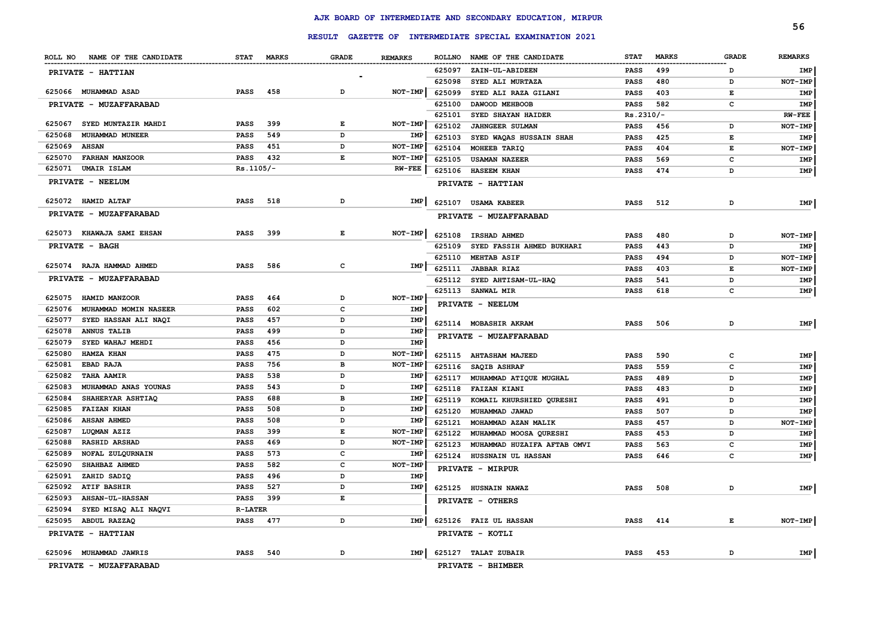# AJK BOARD OF INTERMEDIATE AND SECONDARY EDUCATION, MIRPUR

## RESULT GAZETTE OF INTERMEDIATE SPECIAL EXAMINATION 2021

| ROLL NO | NAME OF THE CANDIDATE | STAT | MARKS | GRADE | REMARKS |
|---|---|---|---|---|---|
| **PRIVATE - HATTIAN** | | | | | |
| 625066 | MUHAMMAD ASAD | PASS | 458 | D | NOT-IMP |
| **PRIVATE - MUZAFFARABAD** | | | | | |
| 625067 | SYED MUNTAZIR MAHDI | PASS | 399 | E | NOT-IMP |
| 625068 | MUHAMMAD MUNEER | PASS | 549 | D | IMP |
| 625069 | AHSAN | PASS | 451 | D | NOT-IMP |
| 625070 | FARHAN MANZOOR | PASS | 432 | E | NOT-IMP |
| 625071 | UMAIR ISLAM | Rs.1105/- | | | RW-FEE |
| **PRIVATE - NEELUM** | | | | | |
| 625072 | HAMID ALTAF | PASS | 518 | D | IMP |
| **PRIVATE - MUZAFFARABAD** | | | | | |
| 625073 | KHAWAJA SAMI EHSAN | PASS | 399 | E | NOT-IMP |
| **PRIVATE - BAGH** | | | | | |
| 625074 | RAJA HAMMAD AHMED | PASS | 586 | C | IMP |
| **PRIVATE - MUZAFFARABAD** | | | | | |
| 625075 | HAMID MANZOOR | PASS | 464 | D | NOT-IMP |
| 625076 | MUHAMMAD MOMIN NASEER | PASS | 602 | C | IMP |
| 625077 | SYED HASSAN ALI NAQI | PASS | 457 | D | IMP |
| 625078 | ANNUS TALIB | PASS | 499 | D | IMP |
| 625079 | SYED WAHAJ MEHDI | PASS | 456 | D | IMP |
| 625080 | HAMZA KHAN | PASS | 475 | D | NOT-IMP |
| 625081 | EBAD RAJA | PASS | 756 | B | NOT-IMP |
| 625082 | TAHA AAMIR | PASS | 538 | D | IMP |
| 625083 | MUHAMMAD ANAS YOUNAS | PASS | 543 | D | IMP |
| 625084 | SHAHERYAR ASHTIAQ | PASS | 688 | B | IMP |
| 625085 | FAIZAN KHAN | PASS | 508 | D | IMP |
| 625086 | AHSAN AHMED | PASS | 508 | D | IMP |
| 625087 | LUQMAN AZIZ | PASS | 399 | E | NOT-IMP |
| 625088 | RASHID ARSHAD | PASS | 469 | D | NOT-IMP |
| 625089 | NOFAL ZULQURNAIN | PASS | 573 | C | IMP |
| 625090 | SHAHBAZ AHMED | PASS | 582 | C | NOT-IMP |
| 625091 | ZAHID SADIQ | PASS | 496 | D | IMP |
| 625092 | ATIF BASHIR | PASS | 527 | D | IMP |
| 625093 | AHSAN-UL-HASSAN | PASS | 399 | E | |
| 625094 | SYED MISAQ ALI NAQVI | R-LATER | | | |
| 625095 | ABDUL RAZZAQ | PASS | 477 | D | IMP |
| **PRIVATE - HATTIAN** | | | | | |
| 625096 | MUHAMMAD JAWRIS | PASS | 540 | D | IMP |
| **PRIVATE - MUZAFFARABAD** | | | | | |
| 625097 | ZAIN-UL-ABIDEEN | PASS | 499 | D | IMP |
| 625098 | SYED ALI MURTAZA | PASS | 480 | D | NOT-IMP |
| 625099 | SYED ALI RAZA GILANI | PASS | 403 | E | IMP |
| 625100 | DAWOOD MEHBOOB | PASS | 582 | C | IMP |
| 625101 | SYED SHAYAN HAIDER | Rs.2310/- | | | RW-FEE |
| 625102 | JAHNGEER SULMAN | PASS | 456 | D | NOT-IMP |
| 625103 | SYED WAQAS HUSSAIN SHAH | PASS | 425 | E | IMP |
| 625104 | MOHEEB TARIQ | PASS | 404 | E | NOT-IMP |
| 625105 | USAMAN NAZEER | PASS | 569 | C | IMP |
| 625106 | HASEEM KHAN | PASS | 474 | D | IMP |
| **PRIVATE - HATTIAN** | | | | | |
| 625107 | USAMA KABEER | PASS | 512 | D | IMP |
| **PRIVATE - MUZAFFARABAD** | | | | | |
| 625108 | IRSHAD AHMED | PASS | 480 | D | NOT-IMP |
| 625109 | SYED FASSIH AHMED BUKHARI | PASS | 443 | D | IMP |
| 625110 | MEHTAB ASIF | PASS | 494 | D | NOT-IMP |
| 625111 | JABBAR RIAZ | PASS | 403 | E | NOT-IMP |
| 625112 | SYED AHTISAM-UL-HAQ | PASS | 541 | D | IMP |
| 625113 | SANWAL MIR | PASS | 618 | C | IMP |
| **PRIVATE - NEELUM** | | | | | |
| 625114 | MOBASHIR AKRAM | PASS | 506 | D | IMP |
| **PRIVATE - MUZAFFARABAD** | | | | | |
| 625115 | AHTASHAM MAJEED | PASS | 590 | C | IMP |
| 625116 | SAQIB ASHRAF | PASS | 559 | C | IMP |
| 625117 | MUHAMMAD ATIQUE MUGHAL | PASS | 489 | D | IMP |
| 625118 | FAIZAN KIANI | PASS | 483 | D | IMP |
| 625119 | KOMAIL KHURSHIED QURESHI | PASS | 491 | D | IMP |
| 625120 | MUHAMMAD JAWAD | PASS | 507 | D | IMP |
| 625121 | MOHAMMAD AZAN MALIK | PASS | 457 | D | NOT-IMP |
| 625122 | MUHAMMAD MOOSA QURESHI | PASS | 453 | D | IMP |
| 625123 | MUHAMMAD HUZAIFA AFTAB OMVI | PASS | 563 | C | IMP |
| 625124 | HUSSNAIN UL HASSAN | PASS | 646 | C | IMP |
| **PRIVATE - MIRPUR** | | | | | |
| 625125 | HUSNAIN NAWAZ | PASS | 508 | D | IMP |
| **PRIVATE - OTHERS** | | | | | |
| 625126 | FAIZ UL HASSAN | PASS | 414 | E | NOT-IMP |
| **PRIVATE - KOTLI** | | | | | |
| 625127 | TALAT ZUBAIR | PASS | 453 | D | IMP |
| **PRIVATE - BHIMBER** | | | | | |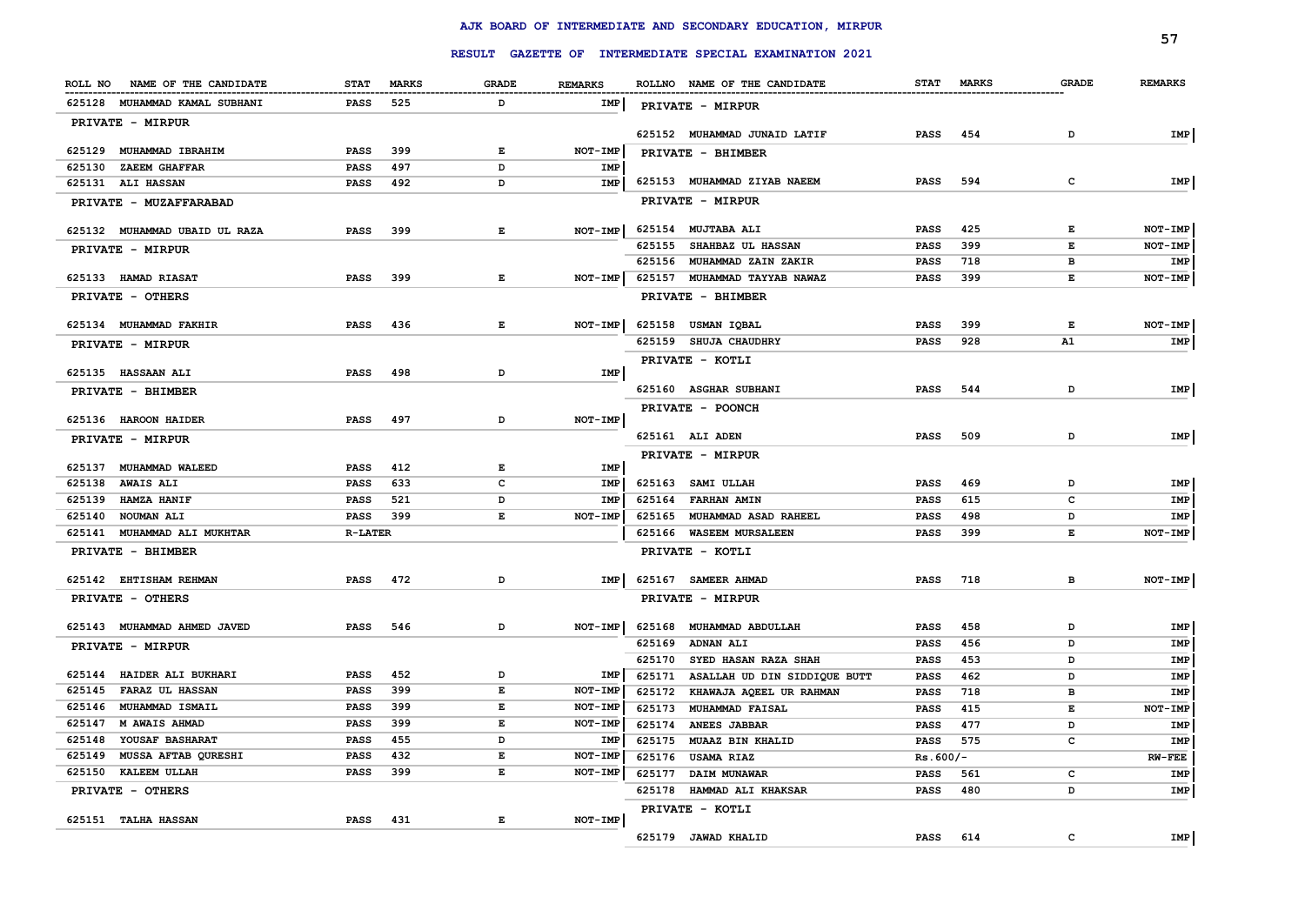# AJK BOARD OF INTERMEDIATE AND SECONDARY EDUCATION, MIRPUR

## RESULT GAZETTE OF INTERMEDIATE SPECIAL EXAMINATION 2021

| ROLL NO | NAME OF THE CANDIDATE | STAT | MARKS | GRADE | REMARKS |
|---|---|---|---|---|---|
| 625128 | MUHAMMAD KAMAL SUBHANI | PASS | 525 | D | IMP |
| **PRIVATE - MIRPUR** | | | | | |
| 625129 | MUHAMMAD IBRAHIM | PASS | 399 | E | NOT-IMP |
| 625130 | ZAEEM GHAFFAR | PASS | 497 | D | IMP |
| 625131 | ALI HASSAN | PASS | 492 | D | IMP |
| **PRIVATE - MUZAFFARABAD** | | | | | |
| 625132 | MUHAMMAD UBAID UL RAZA | PASS | 399 | E | NOT-IMP |
| **PRIVATE - MIRPUR** | | | | | |
| 625133 | HAMAD RIASAT | PASS | 399 | E | NOT-IMP |
| **PRIVATE - OTHERS** | | | | | |
| 625134 | MUHAMMAD FAKHIR | PASS | 436 | E | NOT-IMP |
| **PRIVATE - MIRPUR** | | | | | |
| 625135 | HASSAAN ALI | PASS | 498 | D | IMP |
| **PRIVATE - BHIMBER** | | | | | |
| 625136 | HAROON HAIDER | PASS | 497 | D | NOT-IMP |
| **PRIVATE - MIRPUR** | | | | | |
| 625137 | MUHAMMAD WALEED | PASS | 412 | E | IMP |
| 625138 | AWAIS ALI | PASS | 633 | C | IMP |
| 625139 | HAMZA HANIF | PASS | 521 | D | IMP |
| 625140 | NOUMAN ALI | PASS | 399 | E | NOT-IMP |
| 625141 | MUHAMMAD ALI MUKHTAR | R-LATER | | | |
| **PRIVATE - BHIMBER** | | | | | |
| 625142 | EHTISHAM REHMAN | PASS | 472 | D | IMP |
| **PRIVATE - OTHERS** | | | | | |
| 625143 | MUHAMMAD AHMED JAVED | PASS | 546 | D | NOT-IMP |
| **PRIVATE - MIRPUR** | | | | | |
| 625144 | HAIDER ALI BUKHARI | PASS | 452 | D | IMP |
| 625145 | FARAZ UL HASSAN | PASS | 399 | E | NOT-IMP |
| 625146 | MUHAMMAD ISMAIL | PASS | 399 | E | NOT-IMP |
| 625147 | M AWAIS AHMAD | PASS | 399 | E | NOT-IMP |
| 625148 | YOUSAF BASHARAT | PASS | 455 | D | IMP |
| 625149 | MUSSA AFTAB QURESHI | PASS | 432 | E | NOT-IMP |
| 625150 | KALEEM ULLAH | PASS | 399 | E | NOT-IMP |
| **PRIVATE - OTHERS** | | | | | |
| 625151 | TALHA HASSAN | PASS | 431 | E | NOT-IMP |
| **PRIVATE - MIRPUR** | | | | | |
| 625152 | MUHAMMAD JUNAID LATIF | PASS | 454 | D | IMP |
| **PRIVATE - BHIMBER** | | | | | |
| 625153 | MUHAMMAD ZIYAB NAEEM | PASS | 594 | C | IMP |
| **PRIVATE - MIRPUR** | | | | | |
| 625154 | MUJTABA ALI | PASS | 425 | E | NOT-IMP |
| 625155 | SHAHBAZ UL HASSAN | PASS | 399 | E | NOT-IMP |
| 625156 | MUHAMMAD ZAIN ZAKIR | PASS | 718 | B | IMP |
| 625157 | MUHAMMAD TAYYAB NAWAZ | PASS | 399 | E | NOT-IMP |
| **PRIVATE - BHIMBER** | | | | | |
| 625158 | USMAN IQBAL | PASS | 399 | E | NOT-IMP |
| 625159 | SHUJA CHAUDHRY | PASS | 928 | A1 | IMP |
| **PRIVATE - KOTLI** | | | | | |
| 625160 | ASGHAR SUBHANI | PASS | 544 | D | IMP |
| **PRIVATE - POONCH** | | | | | |
| 625161 | ALI ADEN | PASS | 509 | D | IMP |
| **PRIVATE - MIRPUR** | | | | | |
| 625163 | SAMI ULLAH | PASS | 469 | D | IMP |
| 625164 | FARHAN AMIN | PASS | 615 | C | IMP |
| 625165 | MUHAMMAD ASAD RAHEEL | PASS | 498 | D | IMP |
| 625166 | WASEEM MURSALEEN | PASS | 399 | E | NOT-IMP |
| **PRIVATE - KOTLI** | | | | | |
| 625167 | SAMEER AHMAD | PASS | 718 | B | NOT-IMP |
| **PRIVATE - MIRPUR** | | | | | |
| 625168 | MUHAMMAD ABDULLAH | PASS | 458 | D | IMP |
| 625169 | ADNAN ALI | PASS | 456 | D | IMP |
| 625170 | SYED HASAN RAZA SHAH | PASS | 453 | D | IMP |
| 625171 | ASALLAH UD DIN SIDDIQUE BUTT | PASS | 462 | D | IMP |
| 625172 | KHAWAJA AQEEL UR RAHMAN | PASS | 718 | B | IMP |
| 625173 | MUHAMMAD FAISAL | PASS | 415 | E | NOT-IMP |
| 625174 | ANEES JABBAR | PASS | 477 | D | IMP |
| 625175 | MUAAZ BIN KHALID | PASS | 575 | C | IMP |
| 625176 | USAMA RIAZ | Rs.600/- | | | RW-FEE |
| 625177 | DAIM MUNAWAR | PASS | 561 | C | IMP |
| 625178 | HAMMAD ALI KHAKSAR | PASS | 480 | D | IMP |
| **PRIVATE - KOTLI** | | | | | |
| 625179 | JAWAD KHALID | PASS | 614 | C | IMP |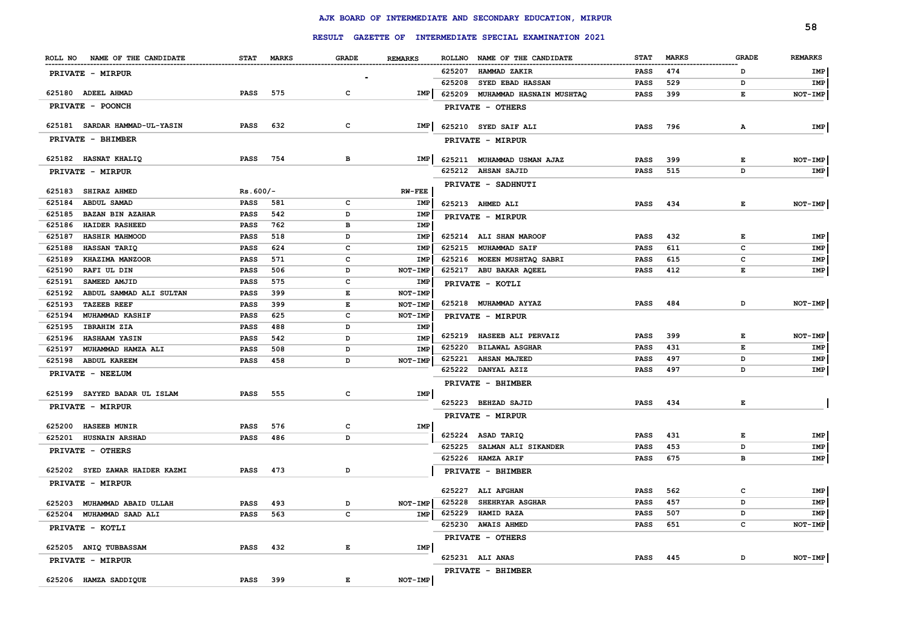# AJK BOARD OF INTERMEDIATE AND SECONDARY EDUCATION, MIRPUR

## RESULT GAZETTE OF INTERMEDIATE SPECIAL EXAMINATION 2021

| ROLL NO | NAME OF THE CANDIDATE | STAT | MARKS | GRADE | REMARKS |
|---|---|---|---|---|---|
| **PRIVATE - MIRPUR** | | | | | |
| 625180 | ADEEL AHMAD | PASS | 575 | C | IMP |
| **PRIVATE - POONCH** | | | | | |
| 625181 | SARDAR HAMMAD-UL-YASIN | PASS | 632 | C | IMP |
| **PRIVATE - BHIMBER** | | | | | |
| 625182 | HASNAT KHALIQ | PASS | 754 | B | IMP |
| **PRIVATE - MIRPUR** | | | | | |
| 625183 | SHIRAZ AHMED | Rs.600/- | | | RW-FEE |
| 625184 | ABDUL SAMAD | PASS | 581 | C | IMP |
| 625185 | BAZAN BIN AZAHAR | PASS | 542 | D | IMP |
| 625186 | HAIDER RASHEED | PASS | 762 | B | IMP |
| 625187 | HASHIR MAHMOOD | PASS | 518 | D | IMP |
| 625188 | HASSAN TARIQ | PASS | 624 | C | IMP |
| 625189 | KHAZIMA MANZOOR | PASS | 571 | C | IMP |
| 625190 | RAFI UL DIN | PASS | 506 | D | NOT-IMP |
| 625191 | SAMEED AMJID | PASS | 575 | C | IMP |
| 625192 | ABDUL SAMMAD ALI SULTAN | PASS | 399 | E | NOT-IMP |
| 625193 | TAZEEB REEF | PASS | 399 | E | NOT-IMP |
| 625194 | MUHAMMAD KASHIF | PASS | 625 | C | NOT-IMP |
| 625195 | IBRAHIM ZIA | PASS | 488 | D | IMP |
| 625196 | HASHAAM YASIN | PASS | 542 | D | IMP |
| 625197 | MUHAMMAD HAMZA ALI | PASS | 508 | D | IMP |
| 625198 | ABDUL KAREEM | PASS | 458 | D | NOT-IMP |
| **PRIVATE - NEELUM** | | | | | |
| 625199 | SAYYED BADAR UL ISLAM | PASS | 555 | C | IMP |
| **PRIVATE - MIRPUR** | | | | | |
| 625200 | HASEEB MUNIR | PASS | 576 | C | IMP |
| 625201 | HUSNAIN ARSHAD | PASS | 486 | D | |
| **PRIVATE - OTHERS** | | | | | |
| 625202 | SYED ZAWAR HAIDER KAZMI | PASS | 473 | D | |
| **PRIVATE - MIRPUR** | | | | | |
| 625203 | MUHAMMAD ABAID ULLAH | PASS | 493 | D | NOT-IMP |
| 625204 | MUHAMMAD SAAD ALI | PASS | 563 | C | IMP |
| **PRIVATE - KOTLI** | | | | | |
| 625205 | ANIQ TUBBASSAM | PASS | 432 | E | IMP |
| **PRIVATE - MIRPUR** | | | | | |
| 625206 | HAMZA SADDIQUE | PASS | 399 | E | NOT-IMP |
| 625207 | HAMMAD ZAKIR | PASS | 474 | D | IMP |
| 625208 | SYED EBAD HASSAN | PASS | 529 | D | IMP |
| 625209 | MUHAMMAD HASNAIN MUSHTAQ | PASS | 399 | E | NOT-IMP |
| **PRIVATE - OTHERS** | | | | | |
| 625210 | SYED SAIF ALI | PASS | 796 | A | IMP |
| **PRIVATE - MIRPUR** | | | | | |
| 625211 | MUHAMMAD USMAN AJAZ | PASS | 399 | E | NOT-IMP |
| 625212 | AHSAN SAJID | PASS | 515 | D | IMP |
| **PRIVATE - SADHNUTI** | | | | | |
| 625213 | AHMED ALI | PASS | 434 | E | NOT-IMP |
| **PRIVATE - MIRPUR** | | | | | |
| 625214 | ALI SHAN MAROOF | PASS | 432 | E | IMP |
| 625215 | MUHAMMAD SAIF | PASS | 611 | C | IMP |
| 625216 | MOEEN MUSHTAQ SABRI | PASS | 615 | C | IMP |
| 625217 | ABU BAKAR AQEEL | PASS | 412 | E | IMP |
| **PRIVATE - KOTLI** | | | | | |
| 625218 | MUHAMMAD AYYAZ | PASS | 484 | D | NOT-IMP |
| **PRIVATE - MIRPUR** | | | | | |
| 625219 | HASEEB ALI PERVAIZ | PASS | 399 | E | NOT-IMP |
| 625220 | BILAWAL ASGHAR | PASS | 431 | E | IMP |
| 625221 | AHSAN MAJEED | PASS | 497 | D | IMP |
| 625222 | DANYAL AZIZ | PASS | 497 | D | IMP |
| **PRIVATE - BHIMBER** | | | | | |
| 625223 | BEHZAD SAJID | PASS | 434 | E | |
| **PRIVATE - MIRPUR** | | | | | |
| 625224 | ASAD TARIQ | PASS | 431 | E | IMP |
| 625225 | SALMAN ALI SIKANDER | PASS | 453 | D | IMP |
| 625226 | HAMZA ARIF | PASS | 675 | B | IMP |
| **PRIVATE - BHIMBER** | | | | | |
| 625227 | ALI AFGHAN | PASS | 562 | C | IMP |
| 625228 | SHEHRYAR ASGHAR | PASS | 457 | D | IMP |
| 625229 | HAMID RAZA | PASS | 507 | D | IMP |
| 625230 | AWAIS AHMED | PASS | 651 | C | NOT-IMP |
| **PRIVATE - OTHERS** | | | | | |
| 625231 | ALI ANAS | PASS | 445 | D | NOT-IMP |
| **PRIVATE - BHIMBER** | | | | | |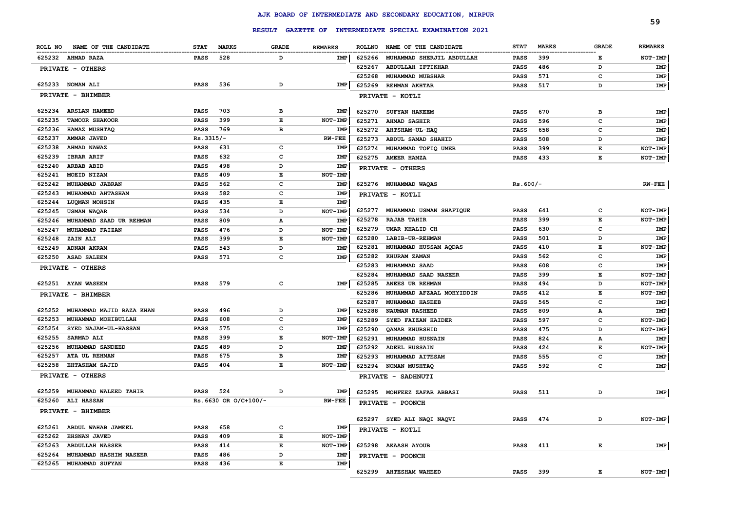# AJK BOARD OF INTERMEDIATE AND SECONDARY EDUCATION, MIRPUR

## RESULT GAZETTE OF INTERMEDIATE SPECIAL EXAMINATION 2021

| ROLL NO | NAME OF THE CANDIDATE | STAT | MARKS | GRADE | REMARKS |
|---|---|---|---|---|---|
| 625232 | AHMAD RAZA | PASS | 528 | D | IMP |
| | **PRIVATE - OTHERS** | | | | |
| 625233 | NOMAN ALI | PASS | 536 | D | IMP |
| | **PRIVATE - BHIMBER** | | | | |
| 625234 | ARSLAN HAMEED | PASS | 703 | B | IMP |
| 625235 | TAMOOR SHAKOOR | PASS | 399 | E | NOT-IMP |
| 625236 | HAMAZ MUSHTAQ | PASS | 769 | B | IMP |
| 625237 | AMMAR JAVED | Rs.3315/- | | | RW-FEE |
| 625238 | AHMAD NAWAZ | PASS | 631 | C | IMP |
| 625239 | IBRAR ARIF | PASS | 632 | C | IMP |
| 625240 | ARBAB ABID | PASS | 498 | D | IMP |
| 625241 | MOEID NIZAM | PASS | 409 | E | NOT-IMP |
| 625242 | MUHAMMAD JABRAN | PASS | 562 | C | IMP |
| 625243 | MUHAMMAD AHTASHAM | PASS | 582 | C | IMP |
| 625244 | LUQMAN MOHSIN | PASS | 435 | E | IMP |
| 625245 | USMAN WAQAR | PASS | 534 | D | NOT-IMP |
| 625246 | MUHAMMAD SAAD UR REHMAN | PASS | 809 | A | IMP |
| 625247 | MUHAMMAD FAIZAN | PASS | 476 | D | NOT-IMP |
| 625248 | ZAIN ALI | PASS | 399 | E | NOT-IMP |
| 625249 | ADNAN AKRAM | PASS | 543 | D | IMP |
| 625250 | ASAD SALEEM | PASS | 571 | C | IMP |
| | **PRIVATE - OTHERS** | | | | |
| 625251 | AYAN WASEEM | PASS | 579 | C | IMP |
| | **PRIVATE - BHIMBER** | | | | |
| 625252 | MUHAMMAD MAJID RAZA KHAN | PASS | 496 | D | IMP |
| 625253 | MUHAMMAD MOHIBULLAH | PASS | 608 | C | IMP |
| 625254 | SYED NAJAM-UL-HASSAN | PASS | 575 | C | IMP |
| 625255 | SARMAD ALI | PASS | 399 | E | NOT-IMP |
| 625256 | MUHAMMAD SANDEED | PASS | 489 | D | IMP |
| 625257 | ATA UL REHMAN | PASS | 675 | B | IMP |
| 625258 | EHTASHAM SAJID | PASS | 404 | E | NOT-IMP |
| | **PRIVATE - OTHERS** | | | | |
| 625259 | MUHAMMAD WALEED TAHIR | PASS | 524 | D | IMP |
| 625260 | ALI HASSAN | Rs.6630 OR O/C+100/- | | | RW-FEE |
| | **PRIVATE - BHIMBER** | | | | |
| 625261 | ABDUL WAHAB JAMEEL | PASS | 658 | C | IMP |
| 625262 | EHSNAN JAVED | PASS | 409 | E | NOT-IMP |
| 625263 | ABDULLAH NASSER | PASS | 414 | E | NOT-IMP |
| 625264 | MUHAMMAD HASHIM NASEER | PASS | 486 | D | IMP |
| 625265 | MUHAMMAD SUFYAN | PASS | 436 | E | IMP |
| 625266 | MUHAMMAD SHERJIL ABDULLAH | PASS | 399 | E | NOT-IMP |
| 625267 | ABDULLAH IFTIKHAR | PASS | 486 | D | IMP |
| 625268 | MUHAMMAD MUBSHAR | PASS | 571 | C | IMP |
| 625269 | REHMAN AKHTAR | PASS | 517 | D | IMP |
| | **PRIVATE - KOTLI** | | | | |
| 625270 | SUFYAN HAKEEM | PASS | 670 | B | IMP |
| 625271 | AHMAD SAGHIR | PASS | 596 | C | IMP |
| 625272 | AHTSHAM-UL-HAQ | PASS | 658 | C | IMP |
| 625273 | ABDUL SAMAD SHAHID | PASS | 508 | D | IMP |
| 625274 | MUHAMMAD TOFIQ UMER | PASS | 399 | E | NOT-IMP |
| 625275 | AMEER HAMZA | PASS | 433 | E | NOT-IMP |
| | **PRIVATE - OTHERS** | | | | |
| 625276 | MUHAMMAD WAQAS | Rs.600/- | | | RW-FEE |
| | **PRIVATE - KOTLI** | | | | |
| 625277 | MUHAMMAD USMAN SHAFIQUE | PASS | 641 | C | NOT-IMP |
| 625278 | RAJAB TAHIR | PASS | 399 | E | NOT-IMP |
| 625279 | UMAR KHALID CH | PASS | 630 | C | IMP |
| 625280 | LABIB-UR-REHMAN | PASS | 501 | D | IMP |
| 625281 | MUHAMMAD HUSSAM AQDAS | PASS | 410 | E | NOT-IMP |
| 625282 | KHURAM ZAMAN | PASS | 562 | C | IMP |
| 625283 | MUHAMMAD SAAD | PASS | 608 | C | IMP |
| 625284 | MUHAMMAD SAAD NASEER | PASS | 399 | E | NOT-IMP |
| 625285 | ANEES UR REHMAN | PASS | 494 | D | NOT-IMP |
| 625286 | MUHAMMAD AFZAAL MOHYIDDIN | PASS | 412 | E | NOT-IMP |
| 625287 | MUHAMMAD HASEEB | PASS | 565 | C | IMP |
| 625288 | NAUMAN RASHEED | PASS | 809 | A | IMP |
| 625289 | SYED FAIZAN HAIDER | PASS | 597 | C | NOT-IMP |
| 625290 | QAMAR KHURSHID | PASS | 475 | D | NOT-IMP |
| 625291 | MUHAMMAD HUSNAIN | PASS | 824 | A | IMP |
| 625292 | ADEEL HUSSAIN | PASS | 424 | E | NOT-IMP |
| 625293 | MUHAMMAD AITESAM | PASS | 555 | C | IMP |
| 625294 | NOMAN MUSHTAQ | PASS | 592 | C | IMP |
| | **PRIVATE - SADHNUTI** | | | | |
| 625295 | MOHFEEZ ZAFAR ABBASI | PASS | 511 | D | IMP |
| | **PRIVATE - POONCH** | | | | |
| 625297 | SYED ALI NAQI NAQVI | PASS | 474 | D | NOT-IMP |
| | **PRIVATE - KOTLI** | | | | |
| 625298 | AKAASH AYOUB | PASS | 411 | E | IMP |
| | **PRIVATE - POONCH** | | | | |
| 625299 | AHTESHAM WAHEED | PASS | 399 | E | NOT-IMP |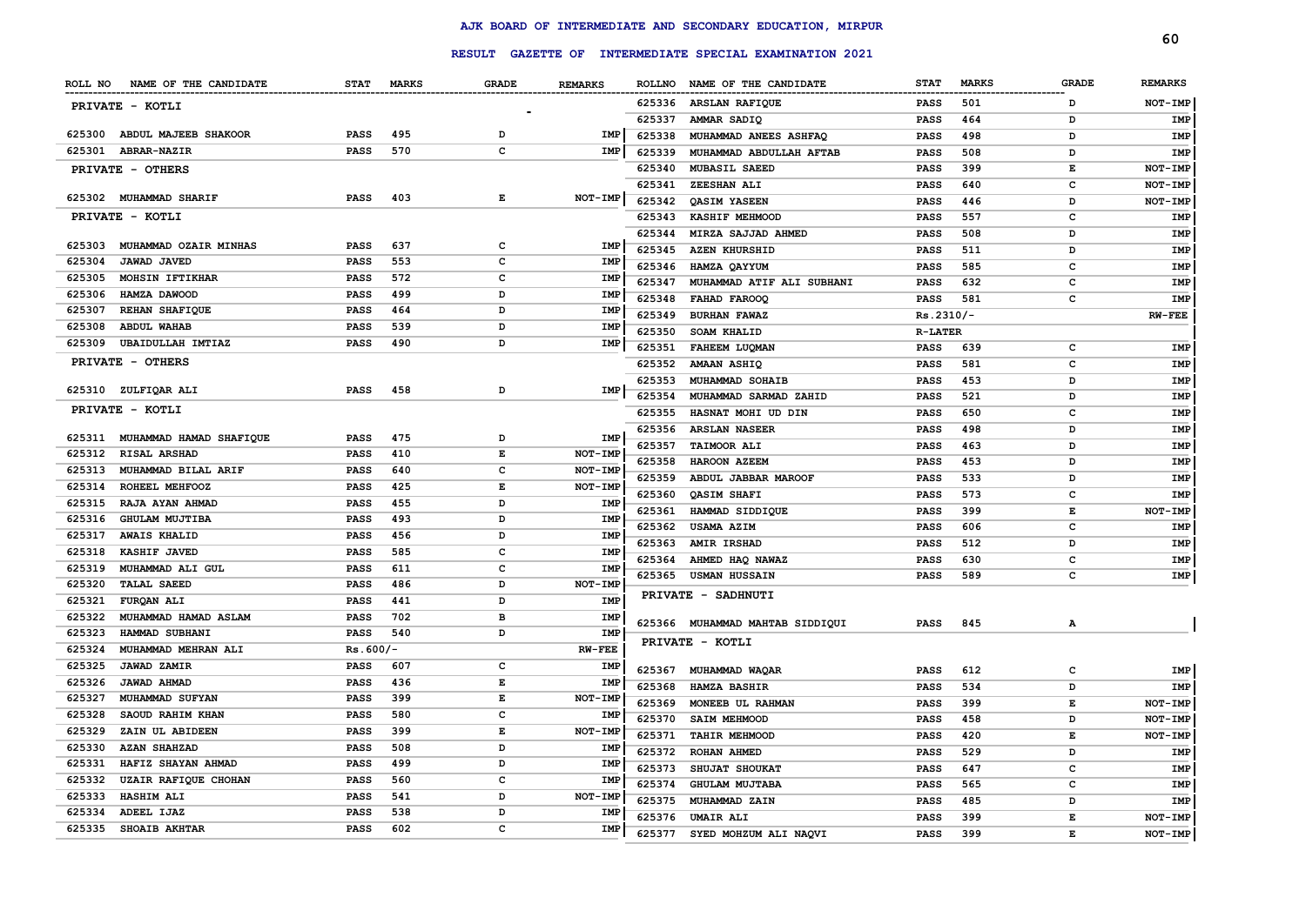# AJK BOARD OF INTERMEDIATE AND SECONDARY EDUCATION, MIRPUR

## RESULT GAZETTE OF INTERMEDIATE SPECIAL EXAMINATION 2021

| ROLL NO | NAME OF THE CANDIDATE | STAT | MARKS | GRADE | REMARKS |
|---|---|---|---|---|---|
| | **PRIVATE - KOTLI** | | | | |
| 625300 | ABDUL MAJEEB SHAKOOR | PASS | 495 | D | IMP |
| 625301 | ABRAR-NAZIR | PASS | 570 | C | IMP |
| | **PRIVATE - OTHERS** | | | | |
| 625302 | MUHAMMAD SHARIF | PASS | 403 | E | NOT-IMP |
| | **PRIVATE - KOTLI** | | | | |
| 625303 | MUHAMMAD OZAIR MINHAS | PASS | 637 | C | IMP |
| 625304 | JAWAD JAVED | PASS | 553 | C | IMP |
| 625305 | MOHSIN IFTIKHAR | PASS | 572 | C | IMP |
| 625306 | HAMZA DAWOOD | PASS | 499 | D | IMP |
| 625307 | REHAN SHAFIQUE | PASS | 464 | D | IMP |
| 625308 | ABDUL WAHAB | PASS | 539 | D | IMP |
| 625309 | UBAIDULLAH IMTIAZ | PASS | 490 | D | IMP |
| | **PRIVATE - OTHERS** | | | | |
| 625310 | ZULFIQAR ALI | PASS | 458 | D | IMP |
| | **PRIVATE - KOTLI** | | | | |
| 625311 | MUHAMMAD HAMAD SHAFIQUE | PASS | 475 | D | IMP |
| 625312 | RISAL ARSHAD | PASS | 410 | E | NOT-IMP |
| 625313 | MUHAMMAD BILAL ARIF | PASS | 640 | C | NOT-IMP |
| 625314 | ROHEEL MEHFOOZ | PASS | 425 | E | NOT-IMP |
| 625315 | RAJA AYAN AHMAD | PASS | 455 | D | IMP |
| 625316 | GHULAM MUJTIBA | PASS | 493 | D | IMP |
| 625317 | AWAIS KHALID | PASS | 456 | D | IMP |
| 625318 | KASHIF JAVED | PASS | 585 | C | IMP |
| 625319 | MUHAMMAD ALI GUL | PASS | 611 | C | IMP |
| 625320 | TALAL SAEED | PASS | 486 | D | NOT-IMP |
| 625321 | FURQAN ALI | PASS | 441 | D | IMP |
| 625322 | MUHAMMAD HAMAD ASLAM | PASS | 702 | B | IMP |
| 625323 | HAMMAD SUBHANI | PASS | 540 | D | IMP |
| 625324 | MUHAMMAD MEHRAN ALI | Rs.600/- | | | RW-FEE |
| 625325 | JAWAD ZAMIR | PASS | 607 | C | IMP |
| 625326 | JAWAD AHMAD | PASS | 436 | E | IMP |
| 625327 | MUHAMMAD SUFYAN | PASS | 399 | E | NOT-IMP |
| 625328 | SAOUD RAHIM KHAN | PASS | 580 | C | IMP |
| 625329 | ZAIN UL ABIDEEN | PASS | 399 | E | NOT-IMP |
| 625330 | AZAN SHAHZAD | PASS | 508 | D | IMP |
| 625331 | HAFIZ SHAYAN AHMAD | PASS | 499 | D | IMP |
| 625332 | UZAIR RAFIQUE CHOHAN | PASS | 560 | C | IMP |
| 625333 | HASHIM ALI | PASS | 541 | D | NOT-IMP |
| 625334 | ADEEL IJAZ | PASS | 538 | D | IMP |
| 625335 | SHOAIB AKHTAR | PASS | 602 | C | IMP |
| 625336 | ARSLAN RAFIQUE | PASS | 501 | D | NOT-IMP |
| 625337 | AMMAR SADIQ | PASS | 464 | D | IMP |
| 625338 | MUHAMMAD ANEES ASHFAQ | PASS | 498 | D | IMP |
| 625339 | MUHAMMAD ABDULLAH AFTAB | PASS | 508 | D | IMP |
| 625340 | MUBASIL SAEED | PASS | 399 | E | NOT-IMP |
| 625341 | ZEESHAN ALI | PASS | 640 | C | NOT-IMP |
| 625342 | QASIM YASEEN | PASS | 446 | D | NOT-IMP |
| 625343 | KASHIF MEHMOOD | PASS | 557 | C | IMP |
| 625344 | MIRZA SAJJAD AHMED | PASS | 508 | D | IMP |
| 625345 | AZEN KHURSHID | PASS | 511 | D | IMP |
| 625346 | HAMZA QAYYUM | PASS | 585 | C | IMP |
| 625347 | MUHAMMAD ATIF ALI SUBHANI | PASS | 632 | C | IMP |
| 625348 | FAHAD FAROOQ | PASS | 581 | C | IMP |
| 625349 | BURHAN FAWAZ | Rs.2310/- | | | RW-FEE |
| 625350 | SOAM KHALID | R-LATER | | | |
| 625351 | FAHEEM LUQMAN | PASS | 639 | C | IMP |
| 625352 | AMAAN ASHIQ | PASS | 581 | C | IMP |
| 625353 | MUHAMMAD SOHAIB | PASS | 453 | D | IMP |
| 625354 | MUHAMMAD SARMAD ZAHID | PASS | 521 | D | IMP |
| 625355 | HASNAT MOHI UD DIN | PASS | 650 | C | IMP |
| 625356 | ARSLAN NASEER | PASS | 498 | D | IMP |
| 625357 | TAIMOOR ALI | PASS | 463 | D | IMP |
| 625358 | HAROON AZEEM | PASS | 453 | D | IMP |
| 625359 | ABDUL JABBAR MAROOF | PASS | 533 | D | IMP |
| 625360 | QASIM SHAFI | PASS | 573 | C | IMP |
| 625361 | HAMMAD SIDDIQUE | PASS | 399 | E | NOT-IMP |
| 625362 | USAMA AZIM | PASS | 606 | C | IMP |
| 625363 | AMIR IRSHAD | PASS | 512 | D | IMP |
| 625364 | AHMED HAQ NAWAZ | PASS | 630 | C | IMP |
| 625365 | USMAN HUSSAIN | PASS | 589 | C | IMP |
| | **PRIVATE - SADHNUTI** | | | | |
| 625366 | MUHAMMAD MAHTAB SIDDIQUI | PASS | 845 | A | |
| | **PRIVATE - KOTLI** | | | | |
| 625367 | MUHAMMAD WAQAR | PASS | 612 | C | IMP |
| 625368 | HAMZA BASHIR | PASS | 534 | D | IMP |
| 625369 | MONEEB UL RAHMAN | PASS | 399 | E | NOT-IMP |
| 625370 | SAIM MEHMOOD | PASS | 458 | D | NOT-IMP |
| 625371 | TAHIR MEHMOOD | PASS | 420 | E | NOT-IMP |
| 625372 | ROHAN AHMED | PASS | 529 | D | IMP |
| 625373 | SHUJAT SHOUKAT | PASS | 647 | C | IMP |
| 625374 | GHULAM MUJTABA | PASS | 565 | C | IMP |
| 625375 | MUHAMMAD ZAIN | PASS | 485 | D | IMP |
| 625376 | UMAIR ALI | PASS | 399 | E | NOT-IMP |
| 625377 | SYED MOHZUM ALI NAQVI | PASS | 399 | E | NOT-IMP |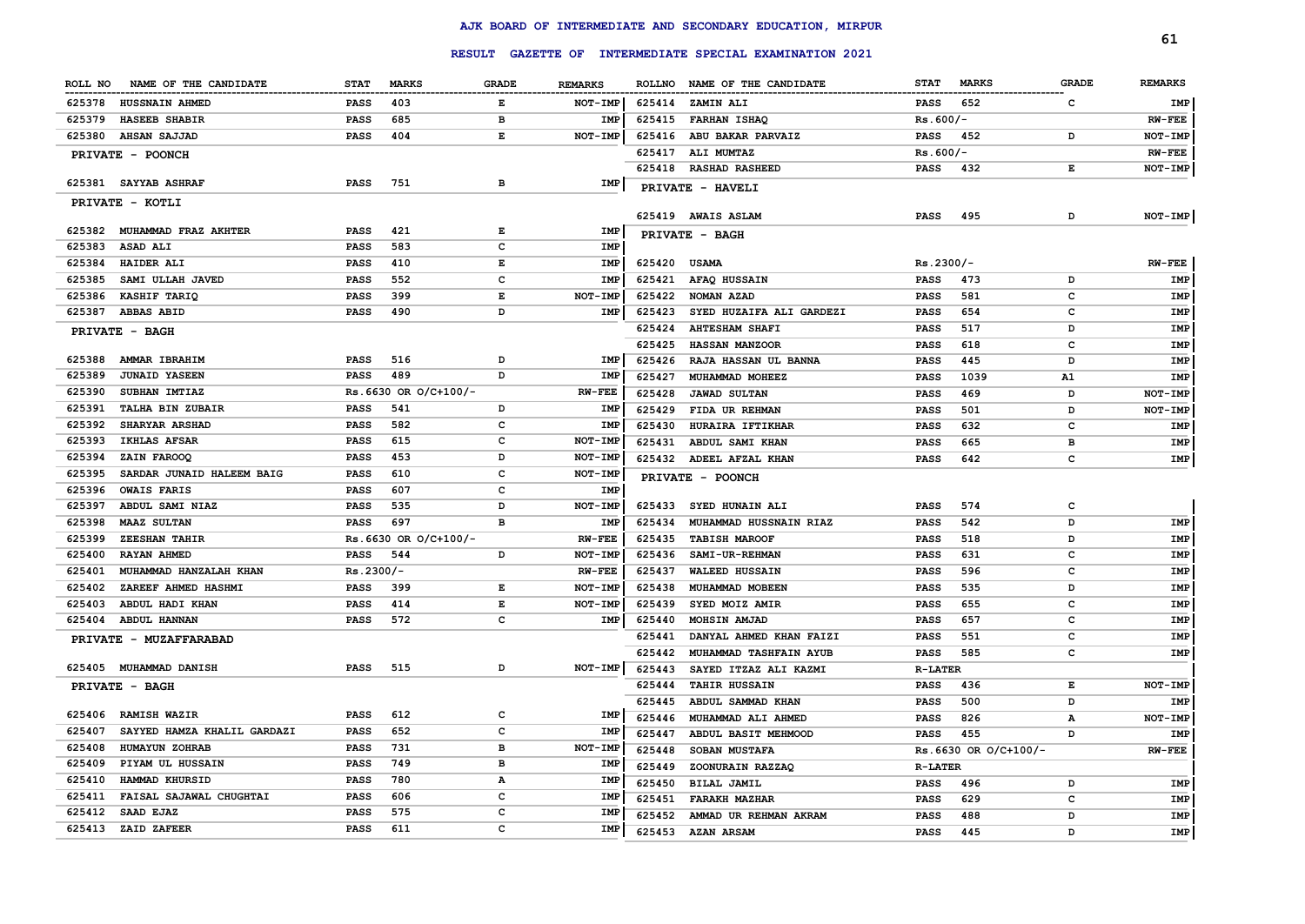# AJK BOARD OF INTERMEDIATE AND SECONDARY EDUCATION, MIRPUR

## RESULT GAZETTE OF INTERMEDIATE SPECIAL EXAMINATION 2021

| ROLL NO | NAME OF THE CANDIDATE | STAT | MARKS | GRADE | REMARKS |
|---|---|---|---|---|---|
| 625378 | HUSSNAIN AHMED | PASS | 403 | E | NOT-IMP |
| 625379 | HASEEB SHABIR | PASS | 685 | B | IMP |
| 625380 | AHSAN SAJJAD | PASS | 404 | E | NOT-IMP |
| | **PRIVATE - POONCH** | | | | |
| 625381 | SAYYAB ASHRAF | PASS | 751 | B | IMP |
| | **PRIVATE - KOTLI** | | | | |
| 625382 | MUHAMMAD FRAZ AKHTER | PASS | 421 | E | IMP |
| 625383 | ASAD ALI | PASS | 583 | C | IMP |
| 625384 | HAIDER ALI | PASS | 410 | E | IMP |
| 625385 | SAMI ULLAH JAVED | PASS | 552 | C | IMP |
| 625386 | KASHIF TARIQ | PASS | 399 | E | NOT-IMP |
| 625387 | ABBAS ABID | PASS | 490 | D | IMP |
| | **PRIVATE - BAGH** | | | | |
| 625388 | AMMAR IBRAHIM | PASS | 516 | D | IMP |
| 625389 | JUNAID YASEEN | PASS | 489 | D | IMP |
| 625390 | SUBHAN IMTIAZ | Rs.6630 OR O/C+100/- | | | RW-FEE |
| 625391 | TALHA BIN ZUBAIR | PASS | 541 | D | IMP |
| 625392 | SHARYAR ARSHAD | PASS | 582 | C | IMP |
| 625393 | IKHLAS AFSAR | PASS | 615 | C | NOT-IMP |
| 625394 | ZAIN FAROOQ | PASS | 453 | D | NOT-IMP |
| 625395 | SARDAR JUNAID HALEEM BAIG | PASS | 610 | C | NOT-IMP |
| 625396 | OWAIS FARIS | PASS | 607 | C | IMP |
| 625397 | ABDUL SAMI NIAZ | PASS | 535 | D | NOT-IMP |
| 625398 | MAAZ SULTAN | PASS | 697 | B | IMP |
| 625399 | ZEESHAN TAHIR | Rs.6630 OR O/C+100/- | | | RW-FEE |
| 625400 | RAYAN AHMED | PASS | 544 | D | NOT-IMP |
| 625401 | MUHAMMAD HANZALAH KHAN | Rs.2300/- | | | RW-FEE |
| 625402 | ZAREEF AHMED HASHMI | PASS | 399 | E | NOT-IMP |
| 625403 | ABDUL HADI KHAN | PASS | 414 | E | NOT-IMP |
| 625404 | ABDUL HANNAN | PASS | 572 | C | IMP |
| | **PRIVATE - MUZAFFARABAD** | | | | |
| 625405 | MUHAMMAD DANISH | PASS | 515 | D | NOT-IMP |
| | **PRIVATE - BAGH** | | | | |
| 625406 | RAMISH WAZIR | PASS | 612 | C | IMP |
| 625407 | SAYYED HAMZA KHALIL GARDAZI | PASS | 652 | C | IMP |
| 625408 | HUMAYUN ZOHRAB | PASS | 731 | B | NOT-IMP |
| 625409 | PIYAM UL HUSSAIN | PASS | 749 | B | IMP |
| 625410 | HAMMAD KHURSID | PASS | 780 | A | IMP |
| 625411 | FAISAL SAJAWAL CHUGHTAI | PASS | 606 | C | IMP |
| 625412 | SAAD EJAZ | PASS | 575 | C | IMP |
| 625413 | ZAID ZAFEER | PASS | 611 | C | IMP |
| 625414 | ZAMIN ALI | PASS | 652 | C | IMP |
| 625415 | FARHAN ISHAQ | Rs.600/- | | | RW-FEE |
| 625416 | ABU BAKAR PARVAIZ | PASS | 452 | D | NOT-IMP |
| 625417 | ALI MUMTAZ | Rs.600/- | | | RW-FEE |
| 625418 | RASHAD RASHEED | PASS | 432 | E | NOT-IMP |
| | **PRIVATE - HAVELI** | | | | |
| 625419 | AWAIS ASLAM | PASS | 495 | D | NOT-IMP |
| | **PRIVATE - BAGH** | | | | |
| 625420 | USAMA | Rs.2300/- | | | RW-FEE |
| 625421 | AFAQ HUSSAIN | PASS | 473 | D | IMP |
| 625422 | NOMAN AZAD | PASS | 581 | C | IMP |
| 625423 | SYED HUZAIFA ALI GARDEZI | PASS | 654 | C | IMP |
| 625424 | AHTESHAM SHAFI | PASS | 517 | D | IMP |
| 625425 | HASSAN MANZOOR | PASS | 618 | C | IMP |
| 625426 | RAJA HASSAN UL BANNA | PASS | 445 | D | IMP |
| 625427 | MUHAMMAD MOHEEZ | PASS | 1039 | A1 | IMP |
| 625428 | JAWAD SULTAN | PASS | 469 | D | NOT-IMP |
| 625429 | FIDA UR REHMAN | PASS | 501 | D | NOT-IMP |
| 625430 | HURAIRA IFTIKHAR | PASS | 632 | C | IMP |
| 625431 | ABDUL SAMI KHAN | PASS | 665 | B | IMP |
| 625432 | ADEEL AFZAL KHAN | PASS | 642 | C | IMP |
| | **PRIVATE - POONCH** | | | | |
| 625433 | SYED HUNAIN ALI | PASS | 574 | C | |
| 625434 | MUHAMMAD HUSSNAIN RIAZ | PASS | 542 | D | IMP |
| 625435 | TABISH MAROOF | PASS | 518 | D | IMP |
| 625436 | SAMI-UR-REHMAN | PASS | 631 | C | IMP |
| 625437 | WALEED HUSSAIN | PASS | 596 | C | IMP |
| 625438 | MUHAMMAD MOBEEN | PASS | 535 | D | IMP |
| 625439 | SYED MOIZ AMIR | PASS | 655 | C | IMP |
| 625440 | MOHSIN AMJAD | PASS | 657 | C | IMP |
| 625441 | DANYAL AHMED KHAN FAIZI | PASS | 551 | C | IMP |
| 625442 | MUHAMMAD TASHFAIN AYUB | PASS | 585 | C | IMP |
| 625443 | SAYED ITZAZ ALI KAZMI | R-LATER | | | |
| 625444 | TAHIR HUSSAIN | PASS | 436 | E | NOT-IMP |
| 625445 | ABDUL SAMMAD KHAN | PASS | 500 | D | IMP |
| 625446 | MUHAMMAD ALI AHMED | PASS | 826 | A | NOT-IMP |
| 625447 | ABDUL BASIT MEHMOOD | PASS | 455 | D | IMP |
| 625448 | SOBAN MUSTAFA | Rs.6630 OR O/C+100/- | | | RW-FEE |
| 625449 | ZOONURAIN RAZZAQ | R-LATER | | | |
| 625450 | BILAL JAMIL | PASS | 496 | D | IMP |
| 625451 | FARAKH MAZHAR | PASS | 629 | C | IMP |
| 625452 | AMMAD UR REHMAN AKRAM | PASS | 488 | D | IMP |
| 625453 | AZAN ARSAM | PASS | 445 | D | IMP |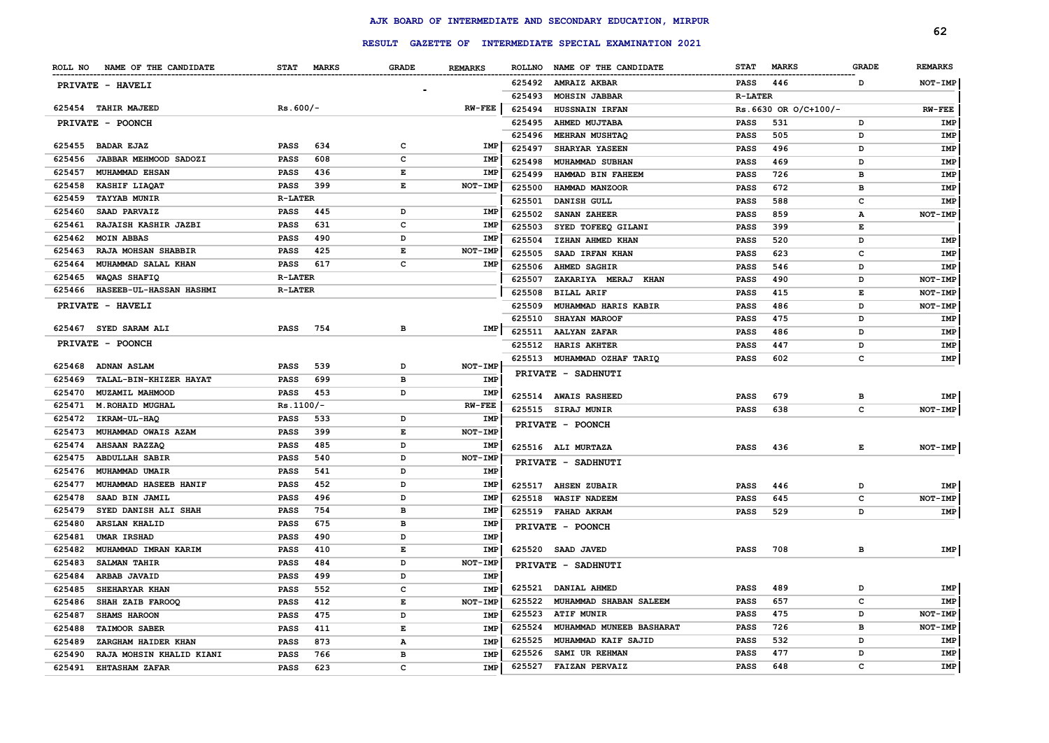# AJK BOARD OF INTERMEDIATE AND SECONDARY EDUCATION, MIRPUR

## RESULT GAZETTE OF INTERMEDIATE SPECIAL EXAMINATION 2021

| ROLL NO | NAME OF THE CANDIDATE | STAT | MARKS | GRADE | REMARKS |
|---|---|---|---|---|---|
| | **PRIVATE - HAVELI** | | | | |
| 625454 | TAHIR MAJEED | Rs.600/- | | | RW-FEE |
| | **PRIVATE - POONCH** | | | | |
| 625455 | BADAR EJAZ | PASS | 634 | C | IMP |
| 625456 | JABBAR MEHMOOD SADOZI | PASS | 608 | C | IMP |
| 625457 | MUHAMMAD EHSAN | PASS | 436 | E | IMP |
| 625458 | KASHIF LIAQAT | PASS | 399 | E | NOT-IMP |
| 625459 | TAYYAB MUNIR | R-LATER | | | |
| 625460 | SAAD PARVAIZ | PASS | 445 | D | IMP |
| 625461 | RAJAISH KASHIR JAZBI | PASS | 631 | C | IMP |
| 625462 | MOIN ABBAS | PASS | 490 | D | IMP |
| 625463 | RAJA MOHSAN SHABBIR | PASS | 425 | E | NOT-IMP |
| 625464 | MUHAMMAD SALAL KHAN | PASS | 617 | C | IMP |
| 625465 | WAQAS SHAFIQ | R-LATER | | | |
| 625466 | HASEEB-UL-HASSAN HASHMI | R-LATER | | | |
| | **PRIVATE - HAVELI** | | | | |
| 625467 | SYED SARAM ALI | PASS | 754 | B | IMP |
| | **PRIVATE - POONCH** | | | | |
| 625468 | ADNAN ASLAM | PASS | 539 | D | NOT-IMP |
| 625469 | TALAL-BIN-KHIZER HAYAT | PASS | 699 | B | IMP |
| 625470 | MUZAMIL MAHMOOD | PASS | 453 | D | IMP |
| 625471 | M.ROHAID MUGHAL | Rs.1100/- | | | RW-FEE |
| 625472 | IKRAM-UL-HAQ | PASS | 533 | D | IMP |
| 625473 | MUHAMMAD OWAIS AZAM | PASS | 399 | E | NOT-IMP |
| 625474 | AHSAAN RAZZAQ | PASS | 485 | D | IMP |
| 625475 | ABDULLAH SABIR | PASS | 540 | D | NOT-IMP |
| 625476 | MUHAMMAD UMAIR | PASS | 541 | D | IMP |
| 625477 | MUHAMMAD HASEEB HANIF | PASS | 452 | D | IMP |
| 625478 | SAAD BIN JAMIL | PASS | 496 | D | IMP |
| 625479 | SYED DANISH ALI SHAH | PASS | 754 | B | IMP |
| 625480 | ARSLAN KHALID | PASS | 675 | B | IMP |
| 625481 | UMAR IRSHAD | PASS | 490 | D | IMP |
| 625482 | MUHAMMAD IMRAN KARIM | PASS | 410 | E | IMP |
| 625483 | SALMAN TAHIR | PASS | 484 | D | NOT-IMP |
| 625484 | ARBAB JAVAID | PASS | 499 | D | IMP |
| 625485 | SHEHARYAR KHAN | PASS | 552 | C | IMP |
| 625486 | SHAH ZAIB FAROOQ | PASS | 412 | E | NOT-IMP |
| 625487 | SHAMS HAROON | PASS | 475 | D | IMP |
| 625488 | TAIMOOR SABER | PASS | 411 | E | IMP |
| 625489 | ZARGHAM HAIDER KHAN | PASS | 873 | A | IMP |
| 625490 | RAJA MOHSIN KHALID KIANI | PASS | 766 | B | IMP |
| 625491 | EHTASHAM ZAFAR | PASS | 623 | C | IMP |
| 625492 | AMRAIZ AKBAR | PASS | 446 | D | NOT-IMP |
| 625493 | MOHSIN JABBAR | R-LATER | | | |
| 625494 | HUSSNAIN IRFAN | Rs.6630 OR O/C+100/- | | | RW-FEE |
| 625495 | AHMED MUJTABA | PASS | 531 | D | IMP |
| 625496 | MEHRAN MUSHTAQ | PASS | 505 | D | IMP |
| 625497 | SHARYAR YASEEN | PASS | 496 | D | IMP |
| 625498 | MUHAMMAD SUBHAN | PASS | 469 | D | IMP |
| 625499 | HAMMAD BIN FAHEEM | PASS | 726 | B | IMP |
| 625500 | HAMMAD MANZOOR | PASS | 672 | B | IMP |
| 625501 | DANISH GULL | PASS | 588 | C | IMP |
| 625502 | SANAN ZAHEER | PASS | 859 | A | NOT-IMP |
| 625503 | SYED TOFEEQ GILANI | PASS | 399 | E | |
| 625504 | IZHAN AHMED KHAN | PASS | 520 | D | IMP |
| 625505 | SAAD IRFAN KHAN | PASS | 623 | C | IMP |
| 625506 | AHMED SAGHIR | PASS | 546 | D | IMP |
| 625507 | ZAKARIYA MERAJ KHAN | PASS | 490 | D | NOT-IMP |
| 625508 | BILAL ARIF | PASS | 415 | E | NOT-IMP |
| 625509 | MUHAMMAD HARIS KABIR | PASS | 486 | D | NOT-IMP |
| 625510 | SHAYAN MAROOF | PASS | 475 | D | IMP |
| 625511 | AALYAN ZAFAR | PASS | 486 | D | IMP |
| 625512 | HARIS AKHTER | PASS | 447 | D | IMP |
| 625513 | MUHAMMAD OZHAF TARIQ | PASS | 602 | C | IMP |
| | **PRIVATE - SADHNUTI** | | | | |
| 625514 | AWAIS RASHEED | PASS | 679 | B | IMP |
| 625515 | SIRAJ MUNIR | PASS | 638 | C | NOT-IMP |
| | **PRIVATE - POONCH** | | | | |
| 625516 | ALI MURTAZA | PASS | 436 | E | NOT-IMP |
| | **PRIVATE - SADHNUTI** | | | | |
| 625517 | AHSEN ZUBAIR | PASS | 446 | D | IMP |
| 625518 | WASIF NADEEM | PASS | 645 | C | NOT-IMP |
| 625519 | FAHAD AKRAM | PASS | 529 | D | IMP |
| | **PRIVATE - POONCH** | | | | |
| 625520 | SAAD JAVED | PASS | 708 | B | IMP |
| | **PRIVATE - SADHNUTI** | | | | |
| 625521 | DANIAL AHMED | PASS | 489 | D | IMP |
| 625522 | MUHAMMAD SHABAN SALEEM | PASS | 657 | C | IMP |
| 625523 | ATIF MUNIR | PASS | 475 | D | NOT-IMP |
| 625524 | MUHAMMAD MUNEEB BASHARAT | PASS | 726 | B | NOT-IMP |
| 625525 | MUHAMMAD KAIF SAJID | PASS | 532 | D | IMP |
| 625526 | SAMI UR REHMAN | PASS | 477 | D | IMP |
| 625527 | FAIZAN PERVAIZ | PASS | 648 | C | IMP |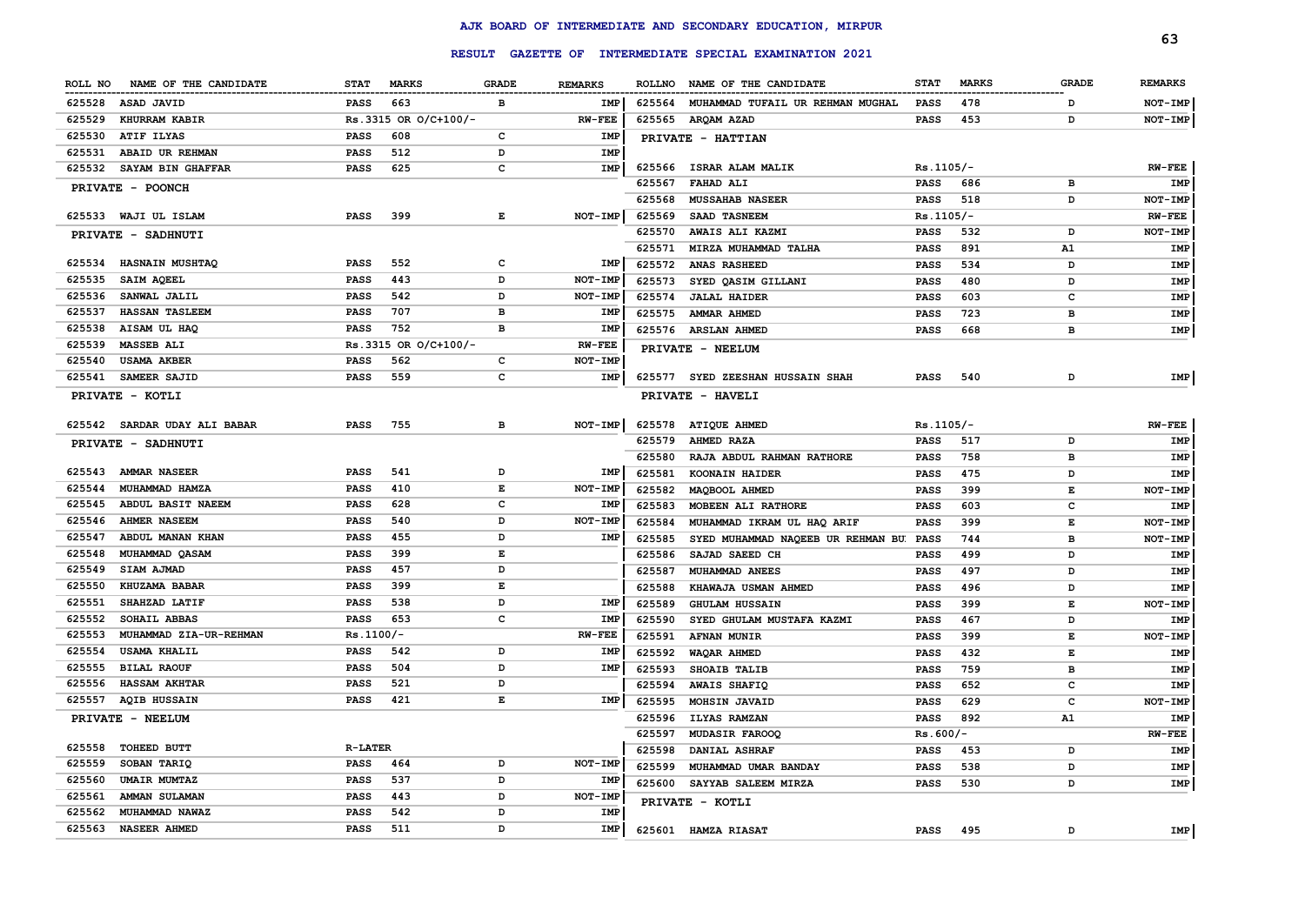# AJK BOARD OF INTERMEDIATE AND SECONDARY EDUCATION, MIRPUR

## RESULT GAZETTE OF INTERMEDIATE SPECIAL EXAMINATION 2021

| ROLL NO | NAME OF THE CANDIDATE | STAT | MARKS | GRADE | REMARKS |
|---|---|---|---|---|---|
| 625528 | ASAD JAVID | PASS | 663 | B | IMP |
| 625529 | KHURRAM KABIR | Rs.3315 OR O/C+100/- | | | RW-FEE |
| 625530 | ATIF ILYAS | PASS | 608 | C | IMP |
| 625531 | ABAID UR REHMAN | PASS | 512 | D | IMP |
| 625532 | SAYAM BIN GHAFFAR | PASS | 625 | C | IMP |
| | **PRIVATE - POONCH** | | | | |
| 625533 | WAJI UL ISLAM | PASS | 399 | E | NOT-IMP |
| | **PRIVATE - SADHNUTI** | | | | |
| 625534 | HASNAIN MUSHTAQ | PASS | 552 | C | IMP |
| 625535 | SAIM AQEEL | PASS | 443 | D | NOT-IMP |
| 625536 | SANWAL JALIL | PASS | 542 | D | NOT-IMP |
| 625537 | HASSAN TASLEEM | PASS | 707 | B | IMP |
| 625538 | AISAM UL HAQ | PASS | 752 | B | IMP |
| 625539 | MASSEB ALI | Rs.3315 OR O/C+100/- | | | RW-FEE |
| 625540 | USAMA AKBER | PASS | 562 | C | NOT-IMP |
| 625541 | SAMEER SAJID | PASS | 559 | C | IMP |
| | **PRIVATE - KOTLI** | | | | |
| 625542 | SARDAR UDAY ALI BABAR | PASS | 755 | B | NOT-IMP |
| | **PRIVATE - SADHNUTI** | | | | |
| 625543 | AMMAR NASEER | PASS | 541 | D | IMP |
| 625544 | MUHAMMAD HAMZA | PASS | 410 | E | NOT-IMP |
| 625545 | ABDUL BASIT NAEEM | PASS | 628 | C | IMP |
| 625546 | AHMER NASEEM | PASS | 540 | D | NOT-IMP |
| 625547 | ABDUL MANAN KHAN | PASS | 455 | D | IMP |
| 625548 | MUHAMMAD QASAM | PASS | 399 | E | |
| 625549 | SIAM AJMAD | PASS | 457 | D | |
| 625550 | KHUZAMA BABAR | PASS | 399 | E | |
| 625551 | SHAHZAD LATIF | PASS | 538 | D | IMP |
| 625552 | SOHAIL ABBAS | PASS | 653 | C | IMP |
| 625553 | MUHAMMAD ZIA-UR-REHMAN | Rs.1100/- | | | RW-FEE |
| 625554 | USAMA KHALIL | PASS | 542 | D | IMP |
| 625555 | BILAL RAOUF | PASS | 504 | D | IMP |
| 625556 | HASSAM AKHTAR | PASS | 521 | D | |
| 625557 | AQIB HUSSAIN | PASS | 421 | E | IMP |
| | **PRIVATE - NEELUM** | | | | |
| 625558 | TOHEED BUTT | R-LATER | | | |
| 625559 | SOBAN TARIQ | PASS | 464 | D | NOT-IMP |
| 625560 | UMAIR MUMTAZ | PASS | 537 | D | IMP |
| 625561 | AMMAN SULAMAN | PASS | 443 | D | NOT-IMP |
| 625562 | MUHAMMAD NAWAZ | PASS | 542 | D | IMP |
| 625563 | NASEER AHMED | PASS | 511 | D | IMP |
| 625564 | MUHAMMAD TUFAIL UR REHMAN MUGHAL | PASS | 478 | D | NOT-IMP |
| 625565 | ARQAM AZAD | PASS | 453 | D | NOT-IMP |
| | **PRIVATE - HATTIAN** | | | | |
| 625566 | ISRAR ALAM MALIK | Rs.1105/- | | | RW-FEE |
| 625567 | FAHAD ALI | PASS | 686 | B | IMP |
| 625568 | MUSSAHAB NASEER | PASS | 518 | D | NOT-IMP |
| 625569 | SAAD TASNEEM | Rs.1105/- | | | RW-FEE |
| 625570 | AWAIS ALI KAZMI | PASS | 532 | D | NOT-IMP |
| 625571 | MIRZA MUHAMMAD TALHA | PASS | 891 | A1 | IMP |
| 625572 | ANAS RASHEED | PASS | 534 | D | IMP |
| 625573 | SYED QASIM GILLANI | PASS | 480 | D | IMP |
| 625574 | JALAL HAIDER | PASS | 603 | C | IMP |
| 625575 | AMMAR AHMED | PASS | 723 | B | IMP |
| 625576 | ARSLAN AHMED | PASS | 668 | B | IMP |
| | **PRIVATE - NEELUM** | | | | |
| 625577 | SYED ZEESHAN HUSSAIN SHAH | PASS | 540 | D | IMP |
| | **PRIVATE - HAVELI** | | | | |
| 625578 | ATIQUE AHMED | Rs.1105/- | | | RW-FEE |
| 625579 | AHMED RAZA | PASS | 517 | D | IMP |
| 625580 | RAJA ABDUL RAHMAN RATHORE | PASS | 758 | B | IMP |
| 625581 | KOONAIN HAIDER | PASS | 475 | D | IMP |
| 625582 | MAQBOOL AHMED | PASS | 399 | E | NOT-IMP |
| 625583 | MOBEEN ALI RATHORE | PASS | 603 | C | IMP |
| 625584 | MUHAMMAD IKRAM UL HAQ ARIF | PASS | 399 | E | NOT-IMP |
| 625585 | SYED MUHAMMAD NAQEEB UR REHMAN BU | PASS | 744 | B | NOT-IMP |
| 625586 | SAJAD SAEED CH | PASS | 499 | D | IMP |
| 625587 | MUHAMMAD ANEES | PASS | 497 | D | IMP |
| 625588 | KHAWAJA USMAN AHMED | PASS | 496 | D | IMP |
| 625589 | GHULAM HUSSAIN | PASS | 399 | E | NOT-IMP |
| 625590 | SYED GHULAM MUSTAFA KAZMI | PASS | 467 | D | IMP |
| 625591 | AFNAN MUNIR | PASS | 399 | E | NOT-IMP |
| 625592 | WAQAR AHMED | PASS | 432 | E | IMP |
| 625593 | SHOAIB TALIB | PASS | 759 | B | IMP |
| 625594 | AWAIS SHAFIQ | PASS | 652 | C | IMP |
| 625595 | MOHSIN JAVAID | PASS | 629 | C | NOT-IMP |
| 625596 | ILYAS RAMZAN | PASS | 892 | A1 | IMP |
| 625597 | MUDASIR FAROOQ | Rs.600/- | | | RW-FEE |
| 625598 | DANIAL ASHRAF | PASS | 453 | D | IMP |
| 625599 | MUHAMMAD UMAR BANDAY | PASS | 538 | D | IMP |
| 625600 | SAYYAB SALEEM MIRZA | PASS | 530 | D | IMP |
| | **PRIVATE - KOTLI** | | | | |
| 625601 | HAMZA RIASAT | PASS | 495 | D | IMP |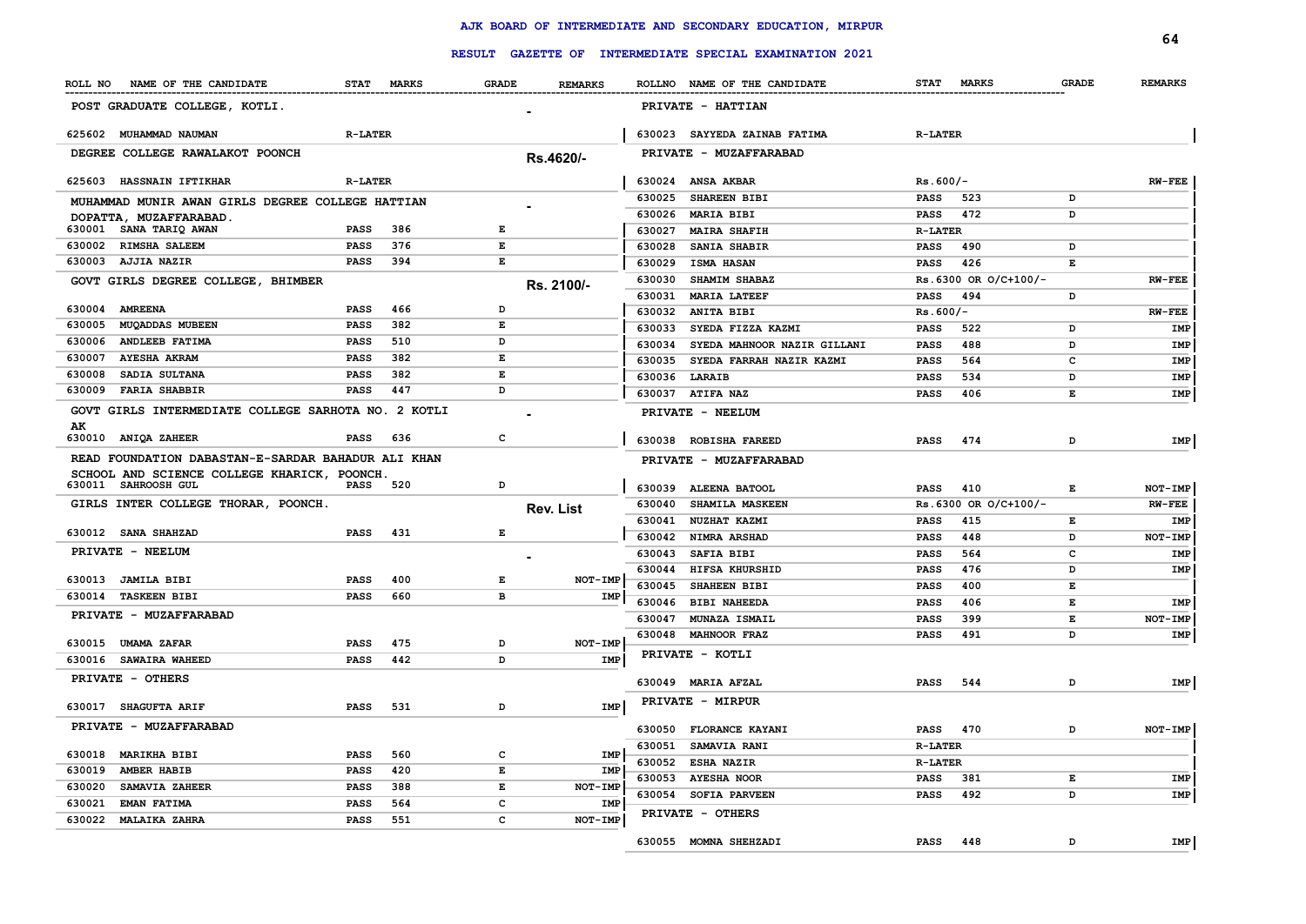# AJK BOARD OF INTERMEDIATE AND SECONDARY EDUCATION, MIRPUR

## RESULT GAZETTE OF INTERMEDIATE SPECIAL EXAMINATION 2021

| ROLL NO | NAME OF THE CANDIDATE | STAT | MARKS | GRADE | REMARKS |
|---|---|---|---|---|---|
| | **POST GRADUATE COLLEGE, KOTLI.** | | | | - |
| 625602 | MUHAMMAD NAUMAN | R-LATER | | | |
| | **DEGREE COLLEGE RAWALAKOT POONCH** | | | | Rs.4620/- |
| 625603 | HASSNAIN IFTIKHAR | R-LATER | | | |
| | **MUHAMMAD MUNIR AWAN GIRLS DEGREE COLLEGE HATTIAN DOPATTA, MUZAFFARABAD.** | | | | - |
| 630001 | SANA TARIQ AWAN | PASS | 386 | E | |
| 630002 | RIMSHA SALEEM | PASS | 376 | E | |
| 630003 | AJJIA NAZIR | PASS | 394 | E | |
| | **GOVT GIRLS DEGREE COLLEGE, BHIMBER** | | | | Rs. 2100/- |
| 630004 | AMREENA | PASS | 466 | D | |
| 630005 | MUQADDAS MUBEEN | PASS | 382 | E | |
| 630006 | ANDLEEB FATIMA | PASS | 510 | D | |
| 630007 | AYESHA AKRAM | PASS | 382 | E | |
| 630008 | SADIA SULTANA | PASS | 382 | E | |
| 630009 | FARIA SHABBIR | PASS | 447 | D | |
| | **GOVT GIRLS INTERMEDIATE COLLEGE SARHOTA NO. 2 KOTLI AK** | | | | - |
| 630010 | ANIQA ZAHEER | PASS | 636 | C | |
| | **READ FOUNDATION DABASTAN-E-SARDAR BAHADUR ALI KHAN SCHOOL AND SCIENCE COLLEGE KHARICK, POONCH.** | | | | |
| 630011 | SAHROOSH GUL | PASS | 520 | D | |
| | **GIRLS INTER COLLEGE THORAR, POONCH.** | | | | Rev. List |
| 630012 | SANA SHAHZAD | PASS | 431 | E | |
| | **PRIVATE - NEELUM** | | | | - |
| 630013 | JAMILA BIBI | PASS | 400 | E | NOT-IMP |
| 630014 | TASKEEN BIBI | PASS | 660 | B | IMP |
| | **PRIVATE - MUZAFFARABAD** | | | | |
| 630015 | UMAMA ZAFAR | PASS | 475 | D | NOT-IMP |
| 630016 | SAWAIRA WAHEED | PASS | 442 | D | IMP |
| | **PRIVATE - OTHERS** | | | | |
| 630017 | SHAGUFTA ARIF | PASS | 531 | D | IMP |
| | **PRIVATE - MUZAFFARABAD** | | | | |
| 630018 | MARIKHA BIBI | PASS | 560 | C | IMP |
| 630019 | AMBER HABIB | PASS | 420 | E | IMP |
| 630020 | SAMAVIA ZAHEER | PASS | 388 | E | NOT-IMP |
| 630021 | EMAN FATIMA | PASS | 564 | C | IMP |
| 630022 | MALAIKA ZAHRA | PASS | 551 | C | NOT-IMP |
| | **PRIVATE - HATTIAN** | | | | |
| 630023 | SAYYEDA ZAINAB FATIMA | R-LATER | | | |
| | **PRIVATE - MUZAFFARABAD** | | | | |
| 630024 | ANSA AKBAR | Rs.600/- | | | RW-FEE |
| 630025 | SHAREEN BIBI | PASS | 523 | D | |
| 630026 | MARIA BIBI | PASS | 472 | D | |
| 630027 | MAIRA SHAFIH | R-LATER | | | |
| 630028 | SANIA SHABIR | PASS | 490 | D | |
| 630029 | ISMA HASAN | PASS | 426 | E | |
| 630030 | SHAMIM SHABAZ | Rs.6300 OR O/C+100/- | | | RW-FEE |
| 630031 | MARIA LATEEF | PASS | 494 | D | |
| 630032 | ANITA BIBI | Rs.600/- | | | RW-FEE |
| 630033 | SYEDA FIZZA KAZMI | PASS | 522 | D | IMP |
| 630034 | SYEDA MAHNOOR NAZIR GILLANI | PASS | 488 | D | IMP |
| 630035 | SYEDA FARRAH NAZIR KAZMI | PASS | 564 | C | IMP |
| 630036 | LARAIB | PASS | 534 | D | IMP |
| 630037 | ATIFA NAZ | PASS | 406 | E | IMP |
| | **PRIVATE - NEELUM** | | | | |
| 630038 | ROBISHA FAREED | PASS | 474 | D | IMP |
| | **PRIVATE - MUZAFFARABAD** | | | | |
| 630039 | ALEENA BATOOL | PASS | 410 | E | NOT-IMP |
| 630040 | SHAMILA MASKEEN | Rs.6300 OR O/C+100/- | | | RW-FEE |
| 630041 | NUZHAT KAZMI | PASS | 415 | E | IMP |
| 630042 | NIMRA ARSHAD | PASS | 448 | D | NOT-IMP |
| 630043 | SAFIA BIBI | PASS | 564 | C | IMP |
| 630044 | HIFSA KHURSHID | PASS | 476 | D | IMP |
| 630045 | SHAHEEN BIBI | PASS | 400 | E | |
| 630046 | BIBI NAHEEDA | PASS | 406 | E | IMP |
| 630047 | MUNAZA ISMAIL | PASS | 399 | E | NOT-IMP |
| 630048 | MAHNOOR FRAZ | PASS | 491 | D | IMP |
| | **PRIVATE - KOTLI** | | | | |
| 630049 | MARIA AFZAL | PASS | 544 | D | IMP |
| | **PRIVATE - MIRPUR** | | | | |
| 630050 | FLORANCE KAYANI | PASS | 470 | D | NOT-IMP |
| 630051 | SAMAVIA RANI | R-LATER | | | |
| 630052 | ESHA NAZIR | R-LATER | | | |
| 630053 | AYESHA NOOR | PASS | 381 | E | IMP |
| 630054 | SOFIA PARVEEN | PASS | 492 | D | IMP |
| | **PRIVATE - OTHERS** | | | | |
| 630055 | MOMNA SHEHZADI | PASS | 448 | D | IMP |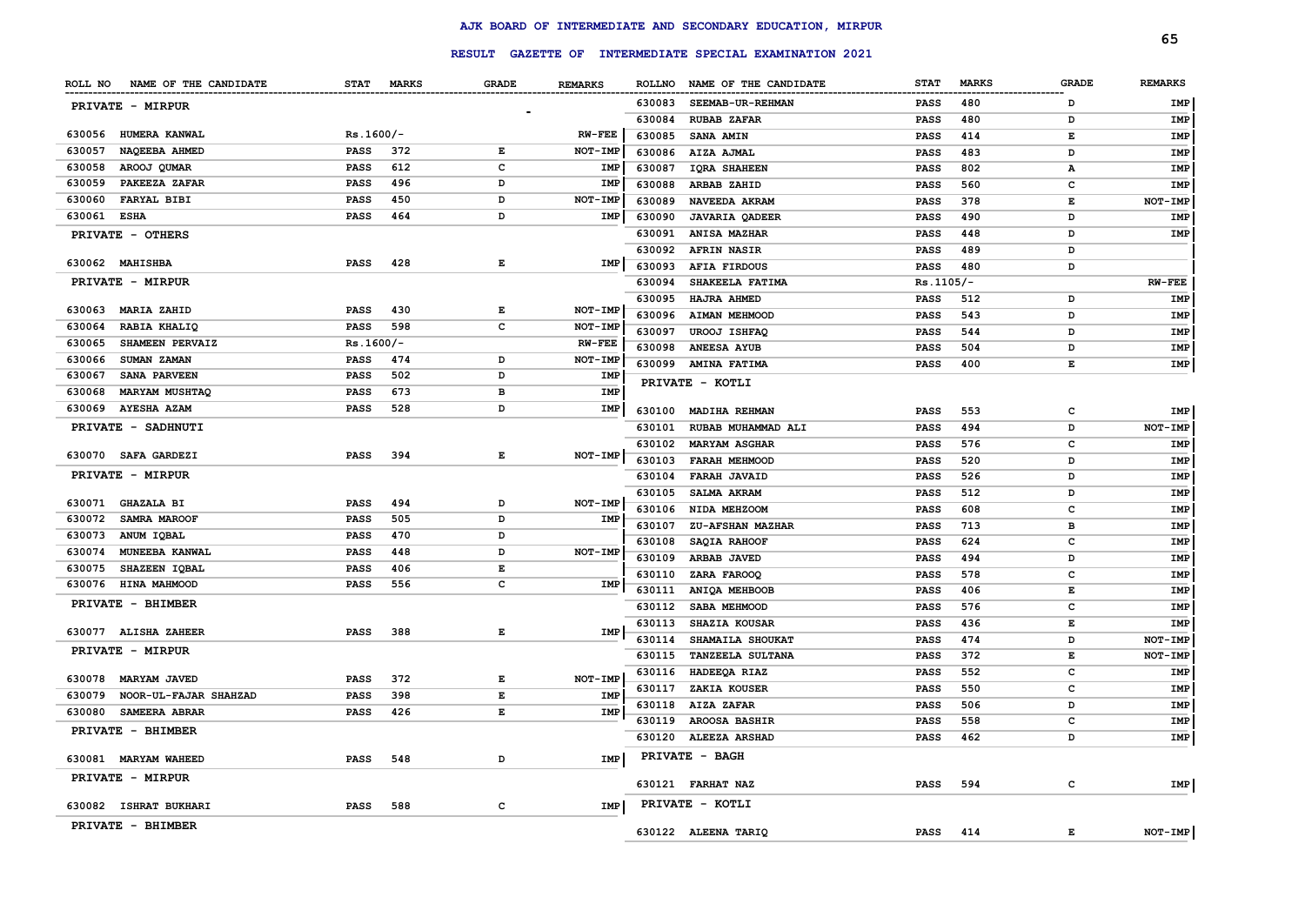# AJK BOARD OF INTERMEDIATE AND SECONDARY EDUCATION, MIRPUR

## RESULT GAZETTE OF INTERMEDIATE SPECIAL EXAMINATION 2021

| ROLL NO | NAME OF THE CANDIDATE | STAT | MARKS | GRADE | REMARKS |
|---|---|---|---|---|---|
| **PRIVATE - MIRPUR** | | | | | |
| 630056 | HUMERA KANWAL | Rs.1600/- | | | RW-FEE |
| 630057 | NAQEEBA AHMED | PASS | 372 | E | NOT-IMP |
| 630058 | AROOJ QUMAR | PASS | 612 | C | IMP |
| 630059 | PAKEEZA ZAFAR | PASS | 496 | D | IMP |
| 630060 | FARYAL BIBI | PASS | 450 | D | NOT-IMP |
| 630061 | ESHA | PASS | 464 | D | IMP |
| **PRIVATE - OTHERS** | | | | | |
| 630062 | MAHISHBA | PASS | 428 | E | IMP |
| **PRIVATE - MIRPUR** | | | | | |
| 630063 | MARIA ZAHID | PASS | 430 | E | NOT-IMP |
| 630064 | RABIA KHALIQ | PASS | 598 | C | NOT-IMP |
| 630065 | SHAMEEN PERVAIZ | Rs.1600/- | | | RW-FEE |
| 630066 | SUMAN ZAMAN | PASS | 474 | D | NOT-IMP |
| 630067 | SANA PARVEEN | PASS | 502 | D | IMP |
| 630068 | MARYAM MUSHTAQ | PASS | 673 | B | IMP |
| 630069 | AYESHA AZAM | PASS | 528 | D | IMP |
| **PRIVATE - SADHNUTI** | | | | | |
| 630070 | SAFA GARDEZI | PASS | 394 | E | NOT-IMP |
| **PRIVATE - MIRPUR** | | | | | |
| 630071 | GHAZALA BI | PASS | 494 | D | NOT-IMP |
| 630072 | SAMRA MAROOF | PASS | 505 | D | IMP |
| 630073 | ANUM IQBAL | PASS | 470 | D | |
| 630074 | MUNEEBA KANWAL | PASS | 448 | D | NOT-IMP |
| 630075 | SHAZEEN IQBAL | PASS | 406 | E | |
| 630076 | HINA MAHMOOD | PASS | 556 | C | IMP |
| **PRIVATE - BHIMBER** | | | | | |
| 630077 | ALISHA ZAHEER | PASS | 388 | E | IMP |
| **PRIVATE - MIRPUR** | | | | | |
| 630078 | MARYAM JAVED | PASS | 372 | E | NOT-IMP |
| 630079 | NOOR-UL-FAJAR SHAHZAD | PASS | 398 | E | IMP |
| 630080 | SAMEERA ABRAR | PASS | 426 | E | IMP |
| **PRIVATE - BHIMBER** | | | | | |
| 630081 | MARYAM WAHEED | PASS | 548 | D | IMP |
| **PRIVATE - MIRPUR** | | | | | |
| 630082 | ISHRAT BUKHARI | PASS | 588 | C | IMP |
| **PRIVATE - BHIMBER** | | | | | |
| 630083 | SEEMAB-UR-REHMAN | PASS | 480 | D | IMP |
| 630084 | RUBAB ZAFAR | PASS | 480 | D | IMP |
| 630085 | SANA AMIN | PASS | 414 | E | IMP |
| 630086 | AIZA AJMAL | PASS | 483 | D | IMP |
| 630087 | IQRA SHAHEEN | PASS | 802 | A | IMP |
| 630088 | ARBAB ZAHID | PASS | 560 | C | IMP |
| 630089 | NAVEEDA AKRAM | PASS | 378 | E | NOT-IMP |
| 630090 | JAVARIA QADEER | PASS | 490 | D | IMP |
| 630091 | ANISA MAZHAR | PASS | 448 | D | IMP |
| 630092 | AFRIN NASIR | PASS | 489 | D | |
| 630093 | AFIA FIRDOUS | PASS | 480 | D | |
| 630094 | SHAKEELA FATIMA | Rs.1105/- | | | RW-FEE |
| 630095 | HAJRA AHMED | PASS | 512 | D | IMP |
| 630096 | AIMAN MEHMOOD | PASS | 543 | D | IMP |
| 630097 | UROOJ ISHFAQ | PASS | 544 | D | IMP |
| 630098 | ANEESA AYUB | PASS | 504 | D | IMP |
| 630099 | AMINA FATIMA | PASS | 400 | E | IMP |
| **PRIVATE - KOTLI** | | | | | |
| 630100 | MADIHA REHMAN | PASS | 553 | C | IMP |
| 630101 | RUBAB MUHAMMAD ALI | PASS | 494 | D | NOT-IMP |
| 630102 | MARYAM ASGHAR | PASS | 576 | C | IMP |
| 630103 | FARAH MEHMOOD | PASS | 520 | D | IMP |
| 630104 | FARAH JAVAID | PASS | 526 | D | IMP |
| 630105 | SALMA AKRAM | PASS | 512 | D | IMP |
| 630106 | NIDA MEHZOOM | PASS | 608 | C | IMP |
| 630107 | ZU-AFSHAN MAZHAR | PASS | 713 | B | IMP |
| 630108 | SAQIA RAHOOF | PASS | 624 | C | IMP |
| 630109 | ARBAB JAVED | PASS | 494 | D | IMP |
| 630110 | ZARA FAROOQ | PASS | 578 | C | IMP |
| 630111 | ANIQA MEHBOOB | PASS | 406 | E | IMP |
| 630112 | SABA MEHMOOD | PASS | 576 | C | IMP |
| 630113 | SHAZIA KOUSAR | PASS | 436 | E | IMP |
| 630114 | SHAMAILA SHOUKAT | PASS | 474 | D | NOT-IMP |
| 630115 | TANZEELA SULTANA | PASS | 372 | E | NOT-IMP |
| 630116 | HADEEQA RIAZ | PASS | 552 | C | IMP |
| 630117 | ZAKIA KOUSER | PASS | 550 | C | IMP |
| 630118 | AIZA ZAFAR | PASS | 506 | D | IMP |
| 630119 | AROOSA BASHIR | PASS | 558 | C | IMP |
| 630120 | ALEEZA ARSHAD | PASS | 462 | D | IMP |
| **PRIVATE - BAGH** | | | | | |
| 630121 | FARHAT NAZ | PASS | 594 | C | IMP |
| **PRIVATE - KOTLI** | | | | | |
| 630122 | ALEENA TARIQ | PASS | 414 | E | NOT-IMP |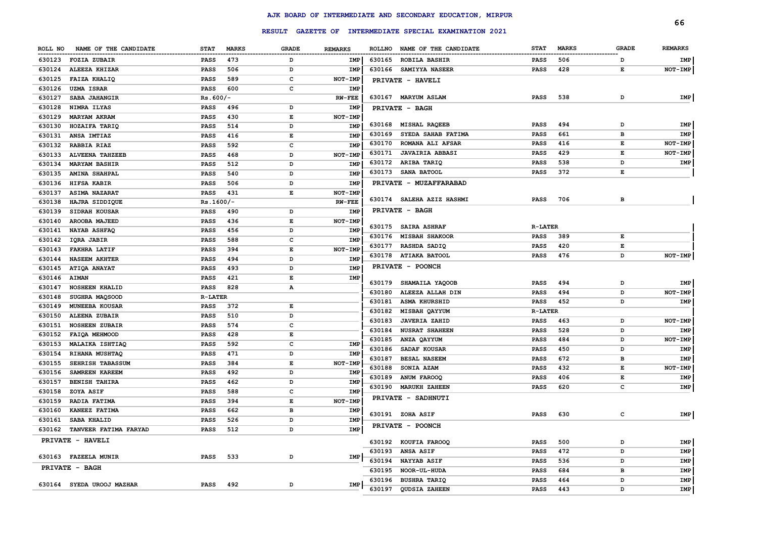# AJK BOARD OF INTERMEDIATE AND SECONDARY EDUCATION, MIRPUR

## RESULT GAZETTE OF INTERMEDIATE SPECIAL EXAMINATION 2021

| ROLL NO | NAME OF THE CANDIDATE | STAT | MARKS | GRADE | REMARKS |
|---|---|---|---|---|---|
| 630123 | FOZIA ZUBAIR | PASS | 473 | D | IMP |
| 630124 | ALEEZA KHIZAR | PASS | 506 | D | IMP |
| 630125 | FAIZA KHALIQ | PASS | 589 | C | NOT-IMP |
| 630126 | UZMA ISRAR | PASS | 600 | C | IMP |
| 630127 | SABA JAHANGIR | Rs.600/- | | | RW-FEE |
| 630128 | NIMRA ILYAS | PASS | 496 | D | IMP |
| 630129 | MARYAM AKRAM | PASS | 430 | E | NOT-IMP |
| 630130 | HOZAIFA TARIQ | PASS | 514 | D | IMP |
| 630131 | ANSA IMTIAZ | PASS | 416 | E | IMP |
| 630132 | RABBIA RIAZ | PASS | 592 | C | IMP |
| 630133 | ALVEENA TAHZEEB | PASS | 468 | D | NOT-IMP |
| 630134 | MARYAM BASHIR | PASS | 512 | D | IMP |
| 630135 | AMINA SHAHPAL | PASS | 540 | D | IMP |
| 630136 | HIFSA KABIR | PASS | 506 | D | IMP |
| 630137 | ASIMA NAZARAT | PASS | 431 | E | NOT-IMP |
| 630138 | HAJRA SIDDIQUE | Rs.1600/- | | | RW-FEE |
| 630139 | SIDRAH KOUSAR | PASS | 490 | D | IMP |
| 630140 | AROOBA MAJEED | PASS | 436 | E | NOT-IMP |
| 630141 | NAYAB ASHFAQ | PASS | 456 | D | IMP |
| 630142 | IQRA JABIR | PASS | 588 | C | IMP |
| 630143 | FAKHRA LATIF | PASS | 394 | E | NOT-IMP |
| 630144 | NASEEM AKHTER | PASS | 494 | D | IMP |
| 630145 | ATIQA ANAYAT | PASS | 493 | D | IMP |
| 630146 | AIMAN | PASS | 421 | E | IMP |
| 630147 | NOSHEEN KHALID | PASS | 828 | A | |
| 630148 | SUGHRA MAQSOOD | R-LATER | | | |
| 630149 | MUNEEBA KOUSAR | PASS | 372 | E | |
| 630150 | ALEENA ZUBAIR | PASS | 510 | D | |
| 630151 | NOSHEEN ZUBAIR | PASS | 574 | C | |
| 630152 | FAIQA MEHMOOD | PASS | 428 | E | |
| 630153 | MALAIKA ISHTIAQ | PASS | 592 | C | IMP |
| 630154 | RIHANA MUSHTAQ | PASS | 471 | D | IMP |
| 630155 | SEHRISH TABASSUM | PASS | 384 | E | NOT-IMP |
| 630156 | SAMREEN KAREEM | PASS | 492 | D | IMP |
| 630157 | BENISH TAHIRA | PASS | 462 | D | IMP |
| 630158 | ZOYA ASIF | PASS | 588 | C | IMP |
| 630159 | RADIA FATIMA | PASS | 394 | E | NOT-IMP |
| 630160 | KANEEZ FATIMA | PASS | 662 | B | IMP |
| 630161 | SABA KHALID | PASS | 526 | D | IMP |
| 630162 | TANVEER FATIMA FARYAD | PASS | 512 | D | IMP |
| **PRIVATE - HAVELI** | | | | | |
| 630163 | FAZEELA MUNIR | PASS | 533 | D | IMP |
| **PRIVATE - BAGH** | | | | | |
| 630164 | SYEDA UROOJ MAZHAR | PASS | 492 | D | IMP |
| 630165 | ROBILA BASHIR | PASS | 506 | D | IMP |
| 630166 | SAMIYYA NASEER | PASS | 428 | E | NOT-IMP |
| **PRIVATE - HAVELI** | | | | | |
| 630167 | MARYUM ASLAM | PASS | 538 | D | IMP |
| **PRIVATE - BAGH** | | | | | |
| 630168 | MISHAL RAQEEB | PASS | 494 | D | IMP |
| 630169 | SYEDA SAHAB FATIMA | PASS | 661 | B | IMP |
| 630170 | ROMANA ALI AFSAR | PASS | 416 | E | NOT-IMP |
| 630171 | JAVAIRIA ABBASI | PASS | 429 | E | NOT-IMP |
| 630172 | ARIBA TARIQ | PASS | 538 | D | IMP |
| 630173 | SANA BATOOL | PASS | 372 | E | |
| **PRIVATE - MUZAFFARABAD** | | | | | |
| 630174 | SALEHA AZIZ HASHMI | PASS | 706 | B | |
| **PRIVATE - BAGH** | | | | | |
| 630175 | SAIRA ASHRAF | R-LATER | | | |
| 630176 | MISBAH SHAKOOR | PASS | 389 | E | |
| 630177 | RASHDA SADIQ | PASS | 420 | E | |
| 630178 | ATIAKA BATOOL | PASS | 476 | D | NOT-IMP |
| **PRIVATE - POONCH** | | | | | |
| 630179 | SHAMAILA YAQOOB | PASS | 494 | D | IMP |
| 630180 | ALEEZA ALLAH DIN | PASS | 494 | D | NOT-IMP |
| 630181 | ASMA KHURSHID | PASS | 452 | D | IMP |
| 630182 | MISBAH QAYYUM | R-LATER | | | |
| 630183 | JAVERIA ZAHID | PASS | 463 | D | NOT-IMP |
| 630184 | NUSRAT SHAHEEN | PASS | 528 | D | IMP |
| 630185 | ANZA QAYYUM | PASS | 484 | D | NOT-IMP |
| 630186 | SADAF KOUSAR | PASS | 450 | D | IMP |
| 630187 | BESAL NASEEM | PASS | 672 | B | IMP |
| 630188 | SONIA AZAM | PASS | 432 | E | NOT-IMP |
| 630189 | ANUM FAROOQ | PASS | 406 | E | IMP |
| 630190 | MARUKH ZAHEEN | PASS | 620 | C | IMP |
| **PRIVATE - SADHNUTI** | | | | | |
| 630191 | ZOHA ASIF | PASS | 630 | C | IMP |
| **PRIVATE - POONCH** | | | | | |
| 630192 | KOUFIA FAROOQ | PASS | 500 | D | IMP |
| 630193 | ANSA ASIF | PASS | 472 | D | IMP |
| 630194 | NAYYAB ASIF | PASS | 536 | D | IMP |
| 630195 | NOOR-UL-HUDA | PASS | 684 | B | IMP |
| 630196 | BUSHRA TARIQ | PASS | 464 | D | IMP |
| 630197 | QUDSIA ZAHEEN | PASS | 443 | D | IMP |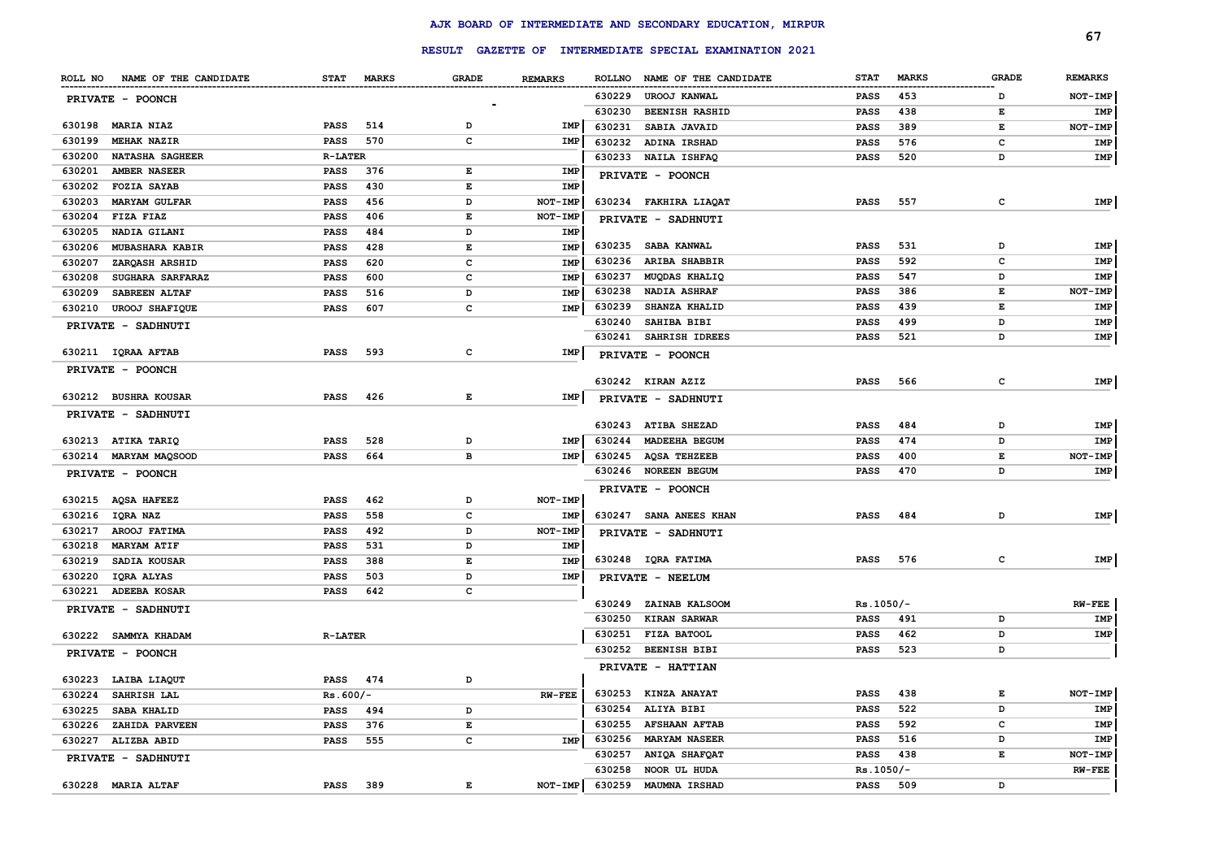# AJK BOARD OF INTERMEDIATE AND SECONDARY EDUCATION, MIRPUR

## RESULT GAZETTE OF INTERMEDIATE SPECIAL EXAMINATION 2021

| ROLL NO | NAME OF THE CANDIDATE | STAT | MARKS | GRADE | REMARKS |
|---|---|---|---|---|---|
| | PRIVATE - POONCH | | | | |
| 630198 | MARIA NIAZ | PASS | 514 | D | IMP |
| 630199 | MEHAK NAZIR | PASS | 570 | C | IMP |
| 630200 | NATASHA SAGHEER | R-LATER | | | |
| 630201 | AMBER NASEER | PASS | 376 | E | IMP |
| 630202 | FOZIA SAYAB | PASS | 430 | E | IMP |
| 630203 | MARYAM GULFAR | PASS | 456 | D | NOT-IMP |
| 630204 | FIZA FIAZ | PASS | 406 | E | NOT-IMP |
| 630205 | NADIA GILANI | PASS | 484 | D | IMP |
| 630206 | MUBASHARA KABIR | PASS | 428 | E | IMP |
| 630207 | ZARQASH ARSHID | PASS | 620 | C | IMP |
| 630208 | SUGHARA SARFARAZ | PASS | 600 | C | IMP |
| 630209 | SABREEN ALTAF | PASS | 516 | D | IMP |
| 630210 | UROOJ SHAFIQUE | PASS | 607 | C | IMP |
| | PRIVATE - SADHNUTI | | | | |
| 630211 | IQRAA AFTAB | PASS | 593 | C | IMP |
| | PRIVATE - POONCH | | | | |
| 630212 | BUSHRA KOUSAR | PASS | 426 | E | IMP |
| | PRIVATE - SADHNUTI | | | | |
| 630213 | ATIKA TARIQ | PASS | 528 | D | IMP |
| 630214 | MARYAM MAQSOOD | PASS | 664 | B | IMP |
| | PRIVATE - POONCH | | | | |
| 630215 | AQSA HAFEEZ | PASS | 462 | D | NOT-IMP |
| 630216 | IQRA NAZ | PASS | 558 | C | IMP |
| 630217 | AROOJ FATIMA | PASS | 492 | D | NOT-IMP |
| 630218 | MARYAM ATIF | PASS | 531 | D | IMP |
| 630219 | SADIA KOUSAR | PASS | 388 | E | IMP |
| 630220 | IQRA ALYAS | PASS | 503 | D | IMP |
| 630221 | ADEEBA KOSAR | PASS | 642 | C | |
| | PRIVATE - SADHNUTI | | | | |
| 630222 | SAMMYA KHADAM | R-LATER | | | |
| | PRIVATE - POONCH | | | | |
| 630223 | LAIBA LIAQUT | PASS | 474 | D | |
| 630224 | SAHRISH LAL | Rs.600/- | | | RW-FEE |
| 630225 | SABA KHALID | PASS | 494 | D | |
| 630226 | ZAHIDA PARVEEN | PASS | 376 | E | |
| 630227 | ALIZBA ABID | PASS | 555 | C | IMP |
| | PRIVATE - SADHNUTI | | | | |
| 630228 | MARIA ALTAF | PASS | 389 | E | NOT-IMP |
| 630229 | UROOJ KANWAL | PASS | 453 | D | NOT-IMP |
| 630230 | BEENISH RASHID | PASS | 438 | E | IMP |
| 630231 | SABIA JAVAID | PASS | 389 | E | NOT-IMP |
| 630232 | ADINA IRSHAD | PASS | 576 | C | IMP |
| 630233 | NAILA ISHFAQ | PASS | 520 | D | IMP |
| | PRIVATE - POONCH | | | | |
| 630234 | FAKHIRA LIAQAT | PASS | 557 | C | IMP |
| | PRIVATE - SADHNUTI | | | | |
| 630235 | SABA KANWAL | PASS | 531 | D | IMP |
| 630236 | ARIBA SHABBIR | PASS | 592 | C | IMP |
| 630237 | MUQDAS KHALIQ | PASS | 547 | D | IMP |
| 630238 | NADIA ASHRAF | PASS | 386 | E | NOT-IMP |
| 630239 | SHANZA KHALID | PASS | 439 | E | IMP |
| 630240 | SAHIBA BIBI | PASS | 499 | D | IMP |
| 630241 | SAHRISH IDREES | PASS | 521 | D | IMP |
| | PRIVATE - POONCH | | | | |
| 630242 | KIRAN AZIZ | PASS | 566 | C | IMP |
| | PRIVATE - SADHNUTI | | | | |
| 630243 | ATIBA SHEZAD | PASS | 484 | D | IMP |
| 630244 | MADEEHA BEGUM | PASS | 474 | D | IMP |
| 630245 | AQSA TEHZEEB | PASS | 400 | E | NOT-IMP |
| 630246 | NOREEN BEGUM | PASS | 470 | D | IMP |
| | PRIVATE - POONCH | | | | |
| 630247 | SANA ANEES KHAN | PASS | 484 | D | IMP |
| | PRIVATE - SADHNUTI | | | | |
| 630248 | IQRA FATIMA | PASS | 576 | C | IMP |
| | PRIVATE - NEELUM | | | | |
| 630249 | ZAINAB KALSOOM | Rs.1050/- | | | RW-FEE |
| 630250 | KIRAN SARWAR | PASS | 491 | D | IMP |
| 630251 | FIZA BATOOL | PASS | 462 | D | IMP |
| 630252 | BEENISH BIBI | PASS | 523 | D | |
| | PRIVATE - HATTIAN | | | | |
| 630253 | KINZA ANAYAT | PASS | 438 | E | NOT-IMP |
| 630254 | ALIYA BIBI | PASS | 522 | D | IMP |
| 630255 | AFSHAAN AFTAB | PASS | 592 | C | IMP |
| 630256 | MARYAM NASEER | PASS | 516 | D | IMP |
| 630257 | ANIQA SHAFQAT | PASS | 438 | E | NOT-IMP |
| 630258 | NOOR UL HUDA | Rs.1050/- | | | RW-FEE |
| 630259 | MAUMNA IRSHAD | PASS | 509 | D | |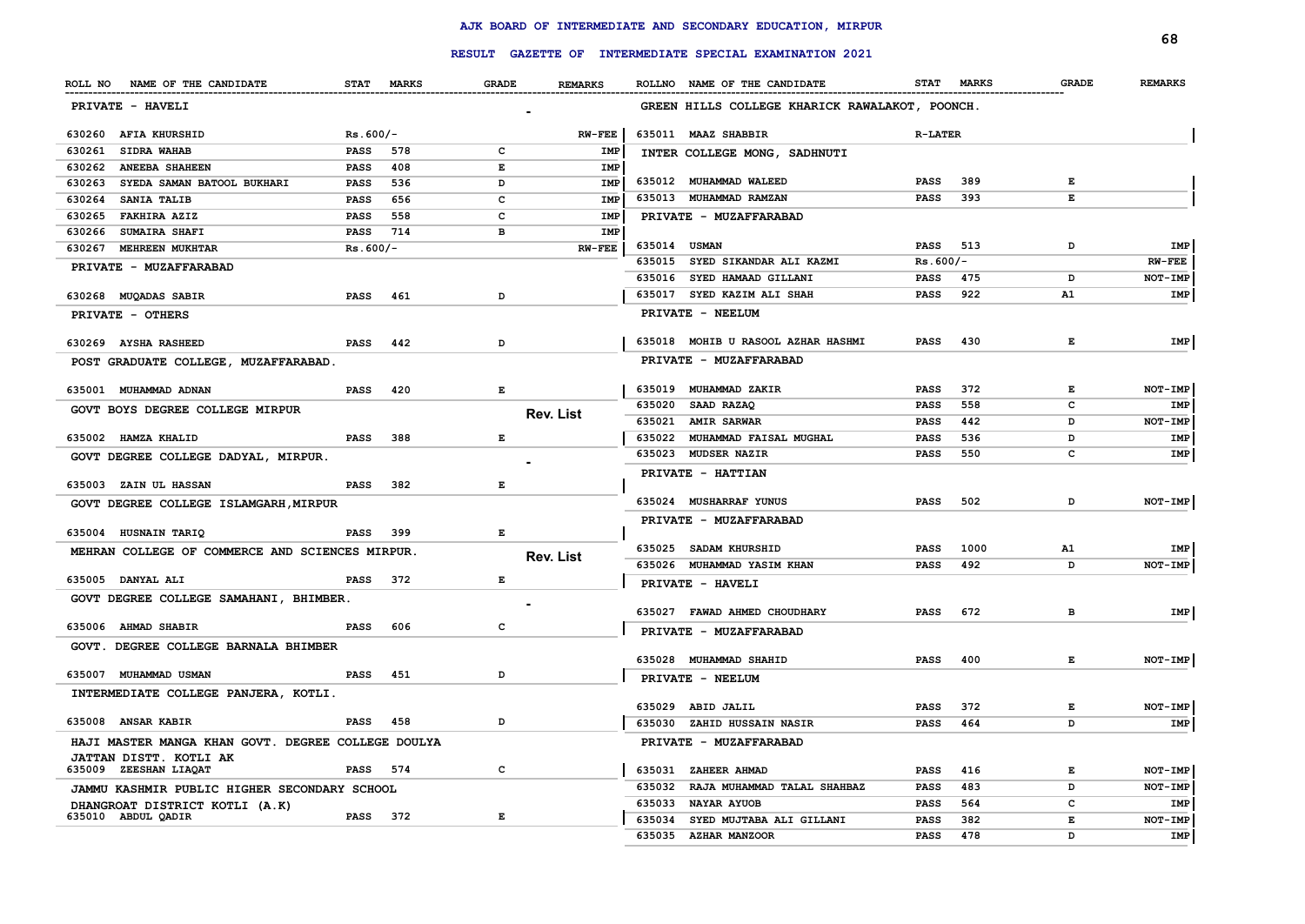# AJK BOARD OF INTERMEDIATE AND SECONDARY EDUCATION, MIRPUR

## RESULT GAZETTE OF INTERMEDIATE SPECIAL EXAMINATION 2021

| ROLL NO | NAME OF THE CANDIDATE | STAT | MARKS | GRADE | REMARKS |
|---|---|---|---|---|---|
| **PRIVATE - HAVELI** | | | | | |
| 630260 | AFIA KHURSHID | Rs.600/- | | | RW-FEE |
| 630261 | SIDRA WAHAB | PASS | 578 | C | IMP |
| 630262 | ANEEBA SHAHEEN | PASS | 408 | E | IMP |
| 630263 | SYEDA SAMAN BATOOL BUKHARI | PASS | 536 | D | IMP |
| 630264 | SANIA TALIB | PASS | 656 | C | IMP |
| 630265 | FAKHIRA AZIZ | PASS | 558 | C | IMP |
| 630266 | SUMAIRA SHAFI | PASS | 714 | B | IMP |
| 630267 | MEHREEN MUKHTAR | Rs.600/- | | | RW-FEE |
| **PRIVATE - MUZAFFARABAD** | | | | | |
| 630268 | MUQADAS SABIR | PASS | 461 | D | |
| **PRIVATE - OTHERS** | | | | | |
| 630269 | AYSHA RASHEED | PASS | 442 | D | |
| **POST GRADUATE COLLEGE, MUZAFFARABAD.** | | | | | |
| 635001 | MUHAMMAD ADNAN | PASS | 420 | E | |
| **GOVT BOYS DEGREE COLLEGE MIRPUR** | | | | | Rev. List |
| 635002 | HAMZA KHALID | PASS | 388 | E | |
| **GOVT DEGREE COLLEGE DADYAL, MIRPUR.** | | | | | |
| 635003 | ZAIN UL HASSAN | PASS | 382 | E | |
| **GOVT DEGREE COLLEGE ISLAMGARH,MIRPUR** | | | | | |
| 635004 | HUSNAIN TARIQ | PASS | 399 | E | |
| **MEHRAN COLLEGE OF COMMERCE AND SCIENCES MIRPUR.** | | | | | Rev. List |
| 635005 | DANYAL ALI | PASS | 372 | E | |
| **GOVT DEGREE COLLEGE SAMAHANI, BHIMBER.** | | | | | |
| 635006 | AHMAD SHABIR | PASS | 606 | C | |
| **GOVT. DEGREE COLLEGE BARNALA BHIMBER** | | | | | |
| 635007 | MUHAMMAD USMAN | PASS | 451 | D | |
| **INTERMEDIATE COLLEGE PANJERA, KOTLI.** | | | | | |
| 635008 | ANSAR KABIR | PASS | 458 | D | |
| **HAJI MASTER MANGA KHAN GOVT. DEGREE COLLEGE DOULYA JATTAN DISTT. KOTLI AK** | | | | | |
| 635009 | ZEESHAN LIAQAT | PASS | 574 | C | |
| **JAMMU KASHMIR PUBLIC HIGHER SECONDARY SCHOOL DHANGROAT DISTRICT KOTLI (A.K)** | | | | | |
| 635010 | ABDUL QADIR | PASS | 372 | E | |
| **GREEN HILLS COLLEGE KHARICK RAWALAKOT, POONCH.** | | | | | |
| 635011 | MAAZ SHABBIR | R-LATER | | | |
| **INTER COLLEGE MONG, SADHNUTI** | | | | | |
| 635012 | MUHAMMAD WALEED | PASS | 389 | E | |
| 635013 | MUHAMMAD RAMZAN | PASS | 393 | E | |
| **PRIVATE - MUZAFFARABAD** | | | | | |
| 635014 | USMAN | PASS | 513 | D | IMP |
| 635015 | SYED SIKANDAR ALI KAZMI | Rs.600/- | | | RW-FEE |
| 635016 | SYED HAMAAD GILLANI | PASS | 475 | D | NOT-IMP |
| 635017 | SYED KAZIM ALI SHAH | PASS | 922 | A1 | IMP |
| **PRIVATE - NEELUM** | | | | | |
| 635018 | MOHIB U RASOOL AZHAR HASHMI | PASS | 430 | E | IMP |
| **PRIVATE - MUZAFFARABAD** | | | | | |
| 635019 | MUHAMMAD ZAKIR | PASS | 372 | E | NOT-IMP |
| 635020 | SAAD RAZAQ | PASS | 558 | C | IMP |
| 635021 | AMIR SARWAR | PASS | 442 | D | NOT-IMP |
| 635022 | MUHAMMAD FAISAL MUGHAL | PASS | 536 | D | IMP |
| 635023 | MUDSER NAZIR | PASS | 550 | C | IMP |
| **PRIVATE - HATTIAN** | | | | | |
| 635024 | MUSHARRAF YUNUS | PASS | 502 | D | NOT-IMP |
| **PRIVATE - MUZAFFARABAD** | | | | | |
| 635025 | SADAM KHURSHID | PASS | 1000 | A1 | IMP |
| 635026 | MUHAMMAD YASIM KHAN | PASS | 492 | D | NOT-IMP |
| **PRIVATE - HAVELI** | | | | | |
| 635027 | FAWAD AHMED CHOUDHARY | PASS | 672 | B | IMP |
| **PRIVATE - MUZAFFARABAD** | | | | | |
| 635028 | MUHAMMAD SHAHID | PASS | 400 | E | NOT-IMP |
| **PRIVATE - NEELUM** | | | | | |
| 635029 | ABID JALIL | PASS | 372 | E | NOT-IMP |
| 635030 | ZAHID HUSSAIN NASIR | PASS | 464 | D | IMP |
| **PRIVATE - MUZAFFARABAD** | | | | | |
| 635031 | ZAHEER AHMAD | PASS | 416 | E | NOT-IMP |
| 635032 | RAJA MUHAMMAD TALAL SHAHBAZ | PASS | 483 | D | NOT-IMP |
| 635033 | NAYAR AYUOB | PASS | 564 | C | IMP |
| 635034 | SYED MUJTABA ALI GILLANI | PASS | 382 | E | NOT-IMP |
| 635035 | AZHAR MANZOOR | PASS | 478 | D | IMP |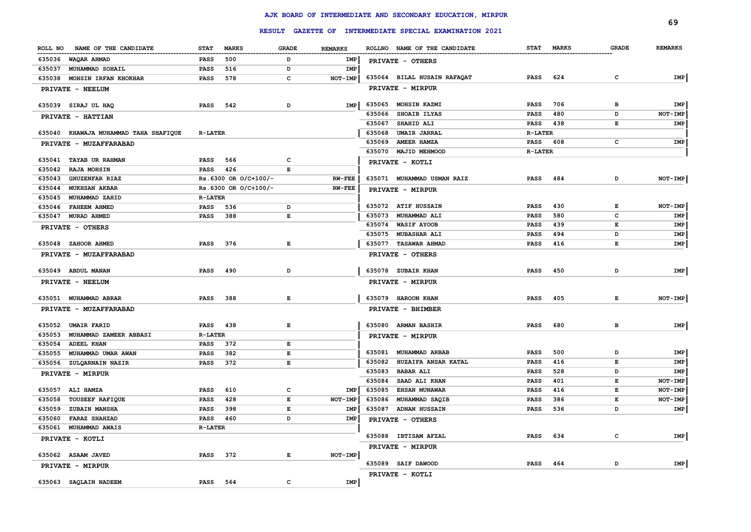# AJK BOARD OF INTERMEDIATE AND SECONDARY EDUCATION, MIRPUR

## RESULT GAZETTE OF INTERMEDIATE SPECIAL EXAMINATION 2021

| ROLL NO | NAME OF THE CANDIDATE | STAT | MARKS | GRADE | REMARKS |
|---|---|---|---|---|---|
| 635036 | WAQAR AHMAD | PASS | 500 | D | IMP |
| 635037 | MUHAMMAD SOHAIL | PASS | 516 | D | IMP |
| 635038 | MOHSIN IRFAN KHOKHAR | PASS | 578 | C | NOT-IMP |
| **PRIVATE - NEELUM** | | | | | |
| 635039 | SIRAJ UL HAQ | PASS | 542 | D | IMP |
| **PRIVATE - HATTIAN** | | | | | |
| 635040 | KHAWAJA MUHAMMAD TAHA SHAFIQUE | R-LATER | | | |
| **PRIVATE - MUZAFFARABAD** | | | | | |
| 635041 | TAYAB UR RAHMAN | PASS | 566 | C | |
| 635042 | RAJA MOHSIN | PASS | 426 | E | |
| 635043 | GHUZENFAR RIAZ | Rs.6300 OR O/C+100/- | | | RW-FEE |
| 635044 | MUKHSAN AKBAR | Rs.6300 OR O/C+100/- | | | RW-FEE |
| 635045 | MUHAMMAD ZAHID | R-LATER | | | |
| 635046 | FAHEEM AHMED | PASS | 536 | D | |
| 635047 | MURAD AHMED | PASS | 388 | E | |
| **PRIVATE - OTHERS** | | | | | |
| 635048 | ZAHOOR AHMED | PASS | 376 | E | |
| **PRIVATE - MUZAFFARABAD** | | | | | |
| 635049 | ABDUL MANAN | PASS | 490 | D | |
| **PRIVATE - NEELUM** | | | | | |
| 635051 | MUHAMMAD ABRAR | PASS | 388 | E | |
| **PRIVATE - MUZAFFARABAD** | | | | | |
| 635052 | UMAIR FARID | PASS | 438 | E | |
| 635053 | MUHAMMAD ZAMEER ABBASI | R-LATER | | | |
| 635054 | ADEEL KHAN | PASS | 372 | E | |
| 635055 | MUHAMMAD UMAR AWAN | PASS | 382 | E | |
| 635056 | ZULQARNAIN NAZIR | PASS | 372 | E | |
| **PRIVATE - MIRPUR** | | | | | |
| 635057 | ALI HAMZA | PASS | 610 | C | IMP |
| 635058 | TOUSEEF RAFIQUE | PASS | 428 | E | NOT-IMP |
| 635059 | ZUBAIN MANSHA | PASS | 398 | E | IMP |
| 635060 | FARAZ SHAHZAD | PASS | 460 | D | IMP |
| 635061 | MUHAMMAD AWAIS | R-LATER | | | |
| **PRIVATE - KOTLI** | | | | | |
| 635062 | ASAAM JAVED | PASS | 372 | E | NOT-IMP |
| **PRIVATE - MIRPUR** | | | | | |
| 635063 | SAQLAIN NADEEM | PASS | 564 | C | IMP |
| **PRIVATE - OTHERS** | | | | | |
| 635064 | BILAL HUSAIN RAFAQAT | PASS | 624 | C | IMP |
| **PRIVATE - MIRPUR** | | | | | |
| 635065 | MOHSIN KAZMI | PASS | 706 | B | IMP |
| 635066 | SHOAIB ILYAS | PASS | 480 | D | NOT-IMP |
| 635067 | SHAHID ALI | PASS | 438 | E | IMP |
| 635068 | UMAIR JARRAL | R-LATER | | | |
| 635069 | AMEER HAMZA | PASS | 608 | C | IMP |
| 635070 | MAJID MEHMOOD | R-LATER | | | |
| **PRIVATE - KOTLI** | | | | | |
| 635071 | MUHAMMAD USMAN RAIZ | PASS | 484 | D | NOT-IMP |
| **PRIVATE - MIRPUR** | | | | | |
| 635072 | ATIF HUSSAIN | PASS | 430 | E | NOT-IMP |
| 635073 | MUHAMMAD ALI | PASS | 580 | C | IMP |
| 635074 | WASIF AYOOB | PASS | 439 | E | IMP |
| 635075 | MUBASHAR ALI | PASS | 494 | D | IMP |
| 635077 | TASAWAR AHMAD | PASS | 416 | E | IMP |
| **PRIVATE - OTHERS** | | | | | |
| 635078 | ZUBAIR KHAN | PASS | 450 | D | IMP |
| **PRIVATE - MIRPUR** | | | | | |
| 635079 | HAROON KHAN | PASS | 405 | E | NOT-IMP |
| **PRIVATE - BHIMBER** | | | | | |
| 635080 | ARMAN BASHIR | PASS | 680 | B | IMP |
| **PRIVATE - MIRPUR** | | | | | |
| 635081 | MUHAMMAD ARBAB | PASS | 500 | D | IMP |
| 635082 | HUZAIFA ANSAR KATAL | PASS | 416 | E | IMP |
| 635083 | BABAR ALI | PASS | 528 | D | IMP |
| 635084 | SAAD ALI KHAN | PASS | 401 | E | NOT-IMP |
| 635085 | EHSAN MUNAWAR | PASS | 416 | E | NOT-IMP |
| 635086 | MUHAMMAD SAQIB | PASS | 386 | E | NOT-IMP |
| 635087 | ADNAN HUSSAIN | PASS | 536 | D | IMP |
| **PRIVATE - OTHERS** | | | | | |
| 635088 | IBTISAM AFZAL | PASS | 634 | C | IMP |
| **PRIVATE - MIRPUR** | | | | | |
| 635089 | SAIF DAWOOD | PASS | 464 | D | IMP |
| **PRIVATE - KOTLI** | | | | | |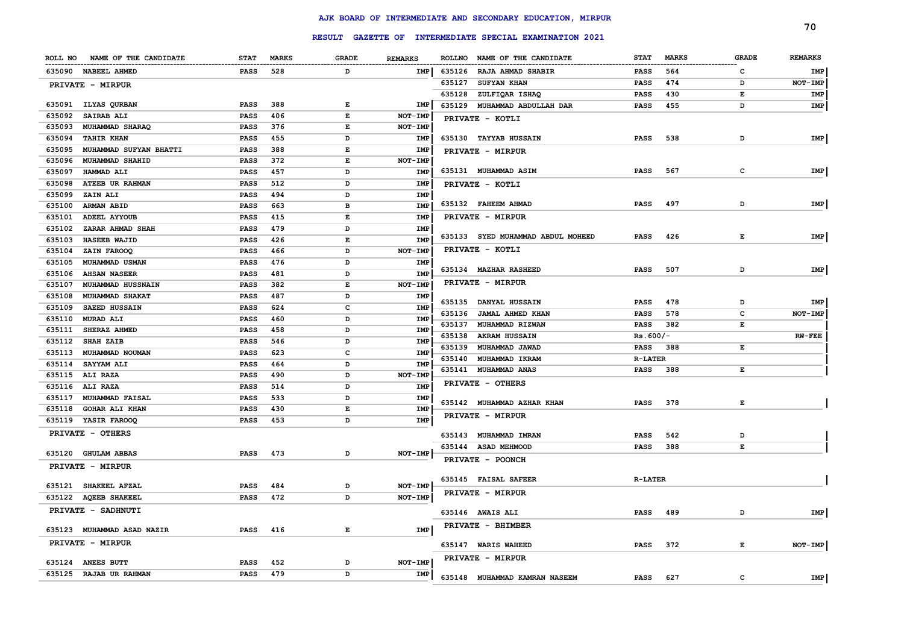# AJK BOARD OF INTERMEDIATE AND SECONDARY EDUCATION, MIRPUR

## RESULT GAZETTE OF INTERMEDIATE SPECIAL EXAMINATION 2021

| ROLL NO | NAME OF THE CANDIDATE | STAT | MARKS | GRADE | REMARKS |
|---|---|---|---|---|---|
| 635090 | NABEEL AHMED | PASS | 528 | D | IMP |
| **PRIVATE - MIRPUR** | | | | | |
| 635091 | ILYAS QURBAN | PASS | 388 | E | IMP |
| 635092 | SAIRAB ALI | PASS | 406 | E | NOT-IMP |
| 635093 | MUHAMMAD SHARAQ | PASS | 376 | E | NOT-IMP |
| 635094 | TAHIR KHAN | PASS | 455 | D | IMP |
| 635095 | MUHAMMAD SUFYAN BHATTI | PASS | 388 | E | IMP |
| 635096 | MUHAMMAD SHAHID | PASS | 372 | E | NOT-IMP |
| 635097 | HAMMAD ALI | PASS | 457 | D | IMP |
| 635098 | ATEEB UR RAHMAN | PASS | 512 | D | IMP |
| 635099 | ZAIN ALI | PASS | 494 | D | IMP |
| 635100 | ARMAN ABID | PASS | 663 | B | IMP |
| 635101 | ADEEL AYYOUB | PASS | 415 | E | IMP |
| 635102 | ZARAR AHMAD SHAH | PASS | 479 | D | IMP |
| 635103 | HASEEB WAJID | PASS | 426 | E | IMP |
| 635104 | ZAIN FAROOQ | PASS | 466 | D | NOT-IMP |
| 635105 | MUHAMMAD USMAN | PASS | 476 | D | IMP |
| 635106 | AHSAN NASEER | PASS | 481 | D | IMP |
| 635107 | MUHAMMAD HUSSNAIN | PASS | 382 | E | NOT-IMP |
| 635108 | MUHAMMAD SHAKAT | PASS | 487 | D | IMP |
| 635109 | SAEED HUSSAIN | PASS | 624 | C | IMP |
| 635110 | MURAD ALI | PASS | 460 | D | IMP |
| 635111 | SHERAZ AHMED | PASS | 458 | D | IMP |
| 635112 | SHAH ZAIB | PASS | 546 | D | IMP |
| 635113 | MUHAMMAD NOUMAN | PASS | 623 | C | IMP |
| 635114 | SAYYAM ALI | PASS | 464 | D | IMP |
| 635115 | ALI RAZA | PASS | 490 | D | NOT-IMP |
| 635116 | ALI RAZA | PASS | 514 | D | IMP |
| 635117 | MUHAMMAD FAISAL | PASS | 533 | D | IMP |
| 635118 | GOHAR ALI KHAN | PASS | 430 | E | IMP |
| 635119 | YASIR FAROOQ | PASS | 453 | D | IMP |
| **PRIVATE - OTHERS** | | | | | |
| 635120 | GHULAM ABBAS | PASS | 473 | D | NOT-IMP |
| **PRIVATE - MIRPUR** | | | | | |
| 635121 | SHAKEEL AFZAL | PASS | 484 | D | NOT-IMP |
| 635122 | AQEEB SHAKEEL | PASS | 472 | D | NOT-IMP |
| **PRIVATE - SADHNUTI** | | | | | |
| 635123 | MUHAMMAD ASAD NAZIR | PASS | 416 | E | IMP |
| **PRIVATE - MIRPUR** | | | | | |
| 635124 | ANEES BUTT | PASS | 452 | D | NOT-IMP |
| 635125 | RAJAB UR RAHMAN | PASS | 479 | D | IMP |
| 635126 | RAJA AHMAD SHABIR | PASS | 564 | C | IMP |
| 635127 | SUFYAN KHAN | PASS | 474 | D | NOT-IMP |
| 635128 | ZULFIQAR ISHAQ | PASS | 430 | E | IMP |
| 635129 | MUHAMMAD ABDULLAH DAR | PASS | 455 | D | IMP |
| **PRIVATE - KOTLI** | | | | | |
| 635130 | TAYYAB HUSSAIN | PASS | 538 | D | IMP |
| **PRIVATE - MIRPUR** | | | | | |
| 635131 | MUHAMMAD ASIM | PASS | 567 | C | IMP |
| **PRIVATE - KOTLI** | | | | | |
| 635132 | FAHEEM AHMAD | PASS | 497 | D | IMP |
| **PRIVATE - MIRPUR** | | | | | |
| 635133 | SYED MUHAMMAD ABDUL MOHEED | PASS | 426 | E | IMP |
| **PRIVATE - KOTLI** | | | | | |
| 635134 | MAZHAR RASHEED | PASS | 507 | D | IMP |
| **PRIVATE - MIRPUR** | | | | | |
| 635135 | DANYAL HUSSAIN | PASS | 478 | D | IMP |
| 635136 | JAMAL AHMED KHAN | PASS | 578 | C | NOT-IMP |
| 635137 | MUHAMMAD RIZWAN | PASS | 382 | E | |
| 635138 | AKRAM HUSSAIN | Rs.600/- | | | RW-FEE |
| 635139 | MUHAMMAD JAWAD | PASS | 388 | E | |
| 635140 | MUHAMMAD IKRAM | R-LATER | | | |
| 635141 | MUHAMMAD ANAS | PASS | 388 | E | |
| **PRIVATE - OTHERS** | | | | | |
| 635142 | MUHAMMAD AZHAR KHAN | PASS | 378 | E | |
| **PRIVATE - MIRPUR** | | | | | |
| 635143 | MUHAMMAD IMRAN | PASS | 542 | D | |
| 635144 | ASAD MEHMOOD | PASS | 388 | E | |
| **PRIVATE - POONCH** | | | | | |
| 635145 | FAISAL SAFEER | R-LATER | | | |
| **PRIVATE - MIRPUR** | | | | | |
| 635146 | AWAIS ALI | PASS | 489 | D | IMP |
| **PRIVATE - BHIMBER** | | | | | |
| 635147 | WARIS WAHEED | PASS | 372 | E | NOT-IMP |
| **PRIVATE - MIRPUR** | | | | | |
| 635148 | MUHAMMAD KAMRAN NASEEM | PASS | 627 | C | IMP |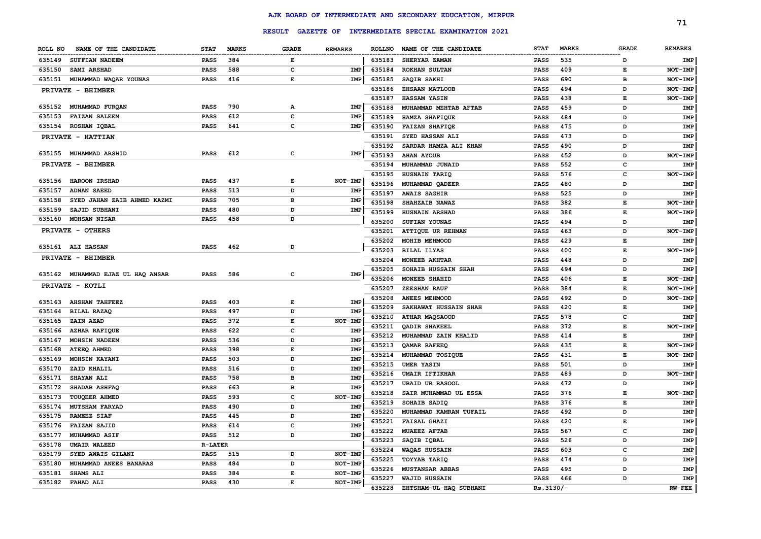# AJK BOARD OF INTERMEDIATE AND SECONDARY EDUCATION, MIRPUR

## RESULT GAZETTE OF INTERMEDIATE SPECIAL EXAMINATION 2021

| ROLL NO | NAME OF THE CANDIDATE | STAT | MARKS | GRADE | REMARKS |
|---|---|---|---|---|---|
| 635149 | SUFFIAN NADEEM | PASS | 384 | E | |
| 635150 | SAMI ARSHAD | PASS | 588 | C | IMP |
| 635151 | MUHAMMAD WAQAR YOUNAS | PASS | 416 | E | IMP |

**PRIVATE - BHIMBER**

| ROLL NO | NAME OF THE CANDIDATE | STAT | MARKS | GRADE | REMARKS |
|---|---|---|---|---|---|
| 635152 | MUHAMMAD FURQAN | PASS | 790 | A | IMP |
| 635153 | FAIZAN SALEEM | PASS | 612 | C | IMP |
| 635154 | ROSHAN IQBAL | PASS | 641 | C | IMP |

**PRIVATE - HATTIAN**

| ROLL NO | NAME OF THE CANDIDATE | STAT | MARKS | GRADE | REMARKS |
|---|---|---|---|---|---|
| 635155 | MUHAMMAD ARSHID | PASS | 612 | C | IMP |

**PRIVATE - BHIMBER**

| ROLL NO | NAME OF THE CANDIDATE | STAT | MARKS | GRADE | REMARKS |
|---|---|---|---|---|---|
| 635156 | HAROON IRSHAD | PASS | 437 | E | NOT-IMP |
| 635157 | ADNAN SAEED | PASS | 513 | D | IMP |
| 635158 | SYED JAHAN ZAIB AHMED KAZMI | PASS | 705 | B | IMP |
| 635159 | SAJID SUBHANI | PASS | 480 | D | IMP |
| 635160 | MOHSAN NISAR | PASS | 458 | D | |

**PRIVATE - OTHERS**

| ROLL NO | NAME OF THE CANDIDATE | STAT | MARKS | GRADE | REMARKS |
|---|---|---|---|---|---|
| 635161 | ALI HASSAN | PASS | 462 | D | |

**PRIVATE - BHIMBER**

| ROLL NO | NAME OF THE CANDIDATE | STAT | MARKS | GRADE | REMARKS |
|---|---|---|---|---|---|
| 635162 | MUHAMMAD EJAZ UL HAQ ANSAR | PASS | 586 | C | IMP |

**PRIVATE - KOTLI**

| ROLL NO | NAME OF THE CANDIDATE | STAT | MARKS | GRADE | REMARKS |
|---|---|---|---|---|---|
| 635163 | AHSHAN TAHFEEZ | PASS | 403 | E | IMP |
| 635164 | BILAL RAZAQ | PASS | 497 | D | IMP |
| 635165 | ZAIN AZAD | PASS | 372 | E | NOT-IMP |
| 635166 | AZHAR RAFIQUE | PASS | 622 | C | IMP |
| 635167 | MOHSIN NADEEM | PASS | 536 | D | IMP |
| 635168 | ATEEQ AHMED | PASS | 398 | E | IMP |
| 635169 | MOHSIN KAYANI | PASS | 503 | D | IMP |
| 635170 | ZAID KHALIL | PASS | 516 | D | IMP |
| 635171 | SHAYAN ALI | PASS | 758 | B | IMP |
| 635172 | SHADAB ASHFAQ | PASS | 663 | B | IMP |
| 635173 | TOUQEER AHMED | PASS | 593 | C | NOT-IMP |
| 635174 | MUTSHAM FARYAD | PASS | 490 | D | IMP |
| 635175 | RAMEEZ SIAF | PASS | 445 | D | IMP |
| 635176 | FAIZAN SAJID | PASS | 614 | C | IMP |
| 635177 | MUHAMMAD ASIF | PASS | 512 | D | IMP |
| 635178 | UMAIR WALEED | R-LATER | | | |
| 635179 | SYED AWAIS GILANI | PASS | 515 | D | NOT-IMP |
| 635180 | MUHAMMAD ANEES BANARAS | PASS | 484 | D | NOT-IMP |
| 635181 | SHAMS ALI | PASS | 384 | E | NOT-IMP |
| 635182 | FAHAD ALI | PASS | 430 | E | NOT-IMP |
| 635183 | SHERYAR ZAMAN | PASS | 535 | D | IMP |
| 635184 | ROKHAN SULTAN | PASS | 409 | E | NOT-IMP |
| 635185 | SAQIB SAKHI | PASS | 690 | B | NOT-IMP |
| 635186 | EHSAAN MATLOOB | PASS | 494 | D | NOT-IMP |
| 635187 | HASSAM YASIN | PASS | 438 | E | NOT-IMP |
| 635188 | MUHAMMAD MEHTAB AFTAB | PASS | 459 | D | IMP |
| 635189 | HAMZA SHAFIQUE | PASS | 484 | D | IMP |
| 635190 | FAIZAN SHAFIQE | PASS | 475 | D | IMP |
| 635191 | SYED HASSAN ALI | PASS | 473 | D | IMP |
| 635192 | SARDAR HAMZA ALI KHAN | PASS | 490 | D | IMP |
| 635193 | AHAN AYOUB | PASS | 452 | D | NOT-IMP |
| 635194 | MUHAMMAD JUNAID | PASS | 552 | C | IMP |
| 635195 | HUSNAIN TARIQ | PASS | 576 | C | NOT-IMP |
| 635196 | MUHAMMAD QADEER | PASS | 480 | D | IMP |
| 635197 | AWAIS SAGHIR | PASS | 525 | D | IMP |
| 635198 | SHAHZAIB NAWAZ | PASS | 382 | E | NOT-IMP |
| 635199 | HUSNAIN ARSHAD | PASS | 386 | E | NOT-IMP |
| 635200 | SUFIAN YOUNAS | PASS | 494 | D | IMP |
| 635201 | ATTIQUE UR REHMAN | PASS | 463 | D | NOT-IMP |
| 635202 | MOHIB MEHMOOD | PASS | 429 | E | IMP |
| 635203 | BILAL ILYAS | PASS | 400 | E | NOT-IMP |
| 635204 | MONEEB AKHTAR | PASS | 448 | D | IMP |
| 635205 | SOHAIB HUSSAIN SHAH | PASS | 494 | D | IMP |
| 635206 | MONEEB SHAHID | PASS | 406 | E | NOT-IMP |
| 635207 | ZEESHAN RAUF | PASS | 384 | E | NOT-IMP |
| 635208 | ANEES MEHMOOD | PASS | 492 | D | NOT-IMP |
| 635209 | SAKHAWAT HUSSAIN SHAH | PASS | 420 | E | IMP |
| 635210 | ATHAR MAQSAOOD | PASS | 578 | C | IMP |
| 635211 | QADIR SHAKEEL | PASS | 372 | E | NOT-IMP |
| 635212 | MUHAMMAD ZAIN KHALID | PASS | 414 | E | IMP |
| 635213 | QAMAR RAFEEQ | PASS | 435 | E | NOT-IMP |
| 635214 | MUHAMMAD TOSIQUE | PASS | 431 | E | NOT-IMP |
| 635215 | UMER YASIN | PASS | 501 | D | IMP |
| 635216 | UMAIR IFTIKHAR | PASS | 489 | D | NOT-IMP |
| 635217 | UBAID UR RASOOL | PASS | 472 | D | IMP |
| 635218 | SAIR MUHAMMAD UL ESSA | PASS | 376 | E | NOT-IMP |
| 635219 | SOHAIB SADIQ | PASS | 376 | E | IMP |
| 635220 | MUHAMMAD KAMRAN TUFAIL | PASS | 492 | D | IMP |
| 635221 | FAISAL GHAZI | PASS | 420 | E | IMP |
| 635222 | MUAEEZ AFTAB | PASS | 567 | C | IMP |
| 635223 | SAQIB IQBAL | PASS | 526 | D | IMP |
| 635224 | WAQAS HUSSAIN | PASS | 603 | C | IMP |
| 635225 | TOYYAB TARIQ | PASS | 474 | D | IMP |
| 635226 | MUSTANSAR ABBAS | PASS | 495 | D | IMP |
| 635227 | WAJID HUSSAIN | PASS | 466 | D | IMP |
| 635228 | EHTSHAM-UL-HAQ SUBHANI | Rs.3130/- | | | RW-FEE |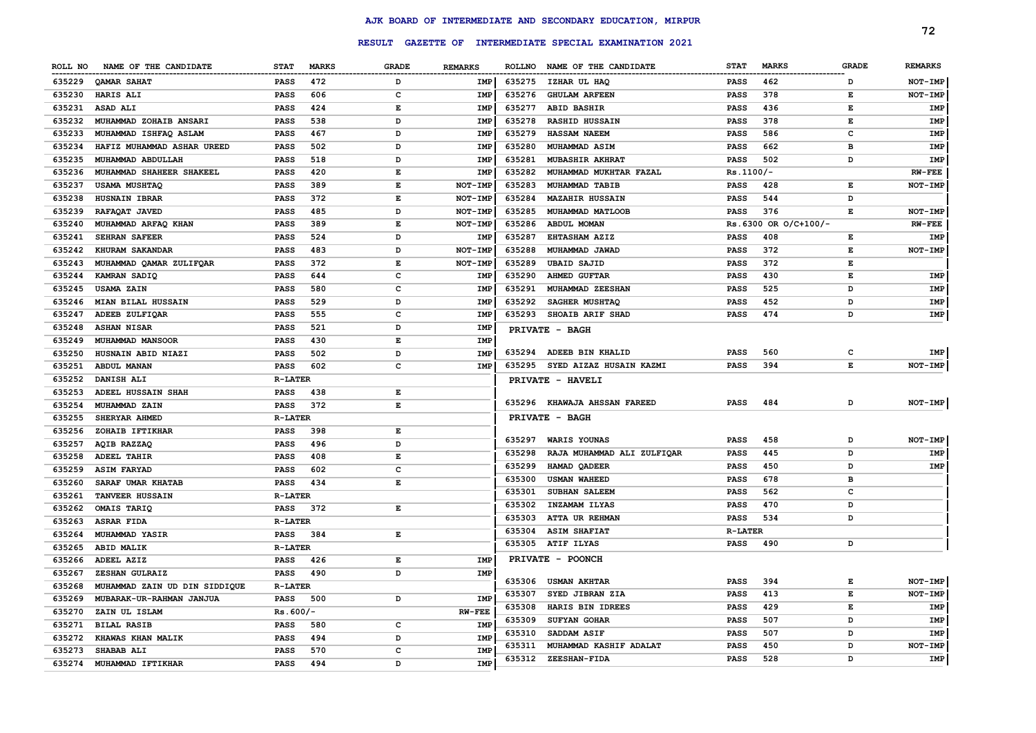# AJK BOARD OF INTERMEDIATE AND SECONDARY EDUCATION, MIRPUR

## RESULT GAZETTE OF INTERMEDIATE SPECIAL EXAMINATION 2021

| ROLL NO | NAME OF THE CANDIDATE | STAT | MARKS | GRADE | REMARKS |
|---|---|---|---|---|---|
| 635229 | QAMAR SAHAT | PASS | 472 | D | IMP |
| 635230 | HARIS ALI | PASS | 606 | C | IMP |
| 635231 | ASAD ALI | PASS | 424 | E | IMP |
| 635232 | MUHAMMAD ZOHAIB ANSARI | PASS | 538 | D | IMP |
| 635233 | MUHAMMAD ISHFAQ ASLAM | PASS | 467 | D | IMP |
| 635234 | HAFIZ MUHAMMAD ASHAR UREED | PASS | 502 | D | IMP |
| 635235 | MUHAMMAD ABDULLAH | PASS | 518 | D | IMP |
| 635236 | MUHAMMAD SHAHEER SHAKEEL | PASS | 420 | E | IMP |
| 635237 | USAMA MUSHTAQ | PASS | 389 | E | NOT-IMP |
| 635238 | HUSNAIN IBRAR | PASS | 372 | E | NOT-IMP |
| 635239 | RAFAQAT JAVED | PASS | 485 | D | NOT-IMP |
| 635240 | MUHAMMAD ARFAQ KHAN | PASS | 389 | E | NOT-IMP |
| 635241 | SEHRAN SAFEER | PASS | 524 | D | IMP |
| 635242 | KHURAM SAKANDAR | PASS | 483 | D | NOT-IMP |
| 635243 | MUHAMMAD QAMAR ZULIFQAR | PASS | 372 | E | NOT-IMP |
| 635244 | KAMRAN SADIQ | PASS | 644 | C | IMP |
| 635245 | USAMA ZAIN | PASS | 580 | C | IMP |
| 635246 | MIAN BILAL HUSSAIN | PASS | 529 | D | IMP |
| 635247 | ADEEB ZULFIQAR | PASS | 555 | C | IMP |
| 635248 | ASHAN NISAR | PASS | 521 | D | IMP |
| 635249 | MUHAMMAD MANSOOR | PASS | 430 | E | IMP |
| 635250 | HUSNAIN ABID NIAZI | PASS | 502 | D | IMP |
| 635251 | ABDUL MANAN | PASS | 602 | C | IMP |
| 635252 | DANISH ALI | R-LATER | | | |
| 635253 | ADEEL HUSSAIN SHAH | PASS | 438 | E | |
| 635254 | MUHAMMAD ZAIN | PASS | 372 | E | |
| 635255 | SHERYAR AHMED | R-LATER | | | |
| 635256 | ZOHAIB IFTIKHAR | PASS | 398 | E | |
| 635257 | AQIB RAZZAQ | PASS | 496 | D | |
| 635258 | ADEEL TAHIR | PASS | 408 | E | |
| 635259 | ASIM FARYAD | PASS | 602 | C | |
| 635260 | SARAF UMAR KHATAB | PASS | 434 | E | |
| 635261 | TANVEER HUSSAIN | R-LATER | | | |
| 635262 | OMAIS TARIQ | PASS | 372 | E | |
| 635263 | ASRAR FIDA | R-LATER | | | |
| 635264 | MUHAMMAD YASIR | PASS | 384 | E | |
| 635265 | ABID MALIK | R-LATER | | | |
| 635266 | ADEEL AZIZ | PASS | 426 | E | IMP |
| 635267 | ZESHAN GULRAIZ | PASS | 490 | D | IMP |
| 635268 | MUHAMMAD ZAIN UD DIN SIDDIQUE | R-LATER | | | |
| 635269 | MUBARAK-UR-RAHMAN JANJUA | PASS | 500 | D | IMP |
| 635270 | ZAIN UL ISLAM | Rs.600/- | | | RW-FEE |
| 635271 | BILAL RASIB | PASS | 580 | C | IMP |
| 635272 | KHAWAS KHAN MALIK | PASS | 494 | D | IMP |
| 635273 | SHABAB ALI | PASS | 570 | C | IMP |
| 635274 | MUHAMMAD IFTIKHAR | PASS | 494 | D | IMP |
| 635275 | IZHAR UL HAQ | PASS | 462 | D | NOT-IMP |
| 635276 | GHULAM ARFEEN | PASS | 378 | E | NOT-IMP |
| 635277 | ABID BASHIR | PASS | 436 | E | IMP |
| 635278 | RASHID HUSSAIN | PASS | 378 | E | IMP |
| 635279 | HASSAM NAEEM | PASS | 586 | C | IMP |
| 635280 | MUHAMMAD ASIM | PASS | 662 | B | IMP |
| 635281 | MUBASHIR AKHRAT | PASS | 502 | D | IMP |
| 635282 | MUHAMMAD MUKHTAR FAZAL | Rs.1100/- | | | RW-FEE |
| 635283 | MUHAMMAD TABIB | PASS | 428 | E | NOT-IMP |
| 635284 | MAZAHIR HUSSAIN | PASS | 544 | D | |
| 635285 | MUHAMMAD MATLOOB | PASS | 376 | E | NOT-IMP |
| 635286 | ABDUL MOMAN | Rs.6300 OR O/C+100/- | | | RW-FEE |
| 635287 | EHTASHAM AZIZ | PASS | 408 | E | IMP |
| 635288 | MUHAMMAD JAWAD | PASS | 372 | E | NOT-IMP |
| 635289 | UBAID SAJID | PASS | 372 | E | |
| 635290 | AHMED GUFTAR | PASS | 430 | E | IMP |
| 635291 | MUHAMMAD ZEESHAN | PASS | 525 | D | IMP |
| 635292 | SAGHER MUSHTAQ | PASS | 452 | D | IMP |
| 635293 | SHOAIB ARIF SHAD | PASS | 474 | D | IMP |

**PRIVATE - BAGH**

| ROLL NO | NAME OF THE CANDIDATE | STAT | MARKS | GRADE | REMARKS |
|---|---|---|---|---|---|
| 635294 | ADEEB BIN KHALID | PASS | 560 | C | IMP |
| 635295 | SYED AIZAZ HUSAIN KAZMI | PASS | 394 | E | NOT-IMP |

**PRIVATE - HAVELI**

| ROLL NO | NAME OF THE CANDIDATE | STAT | MARKS | GRADE | REMARKS |
|---|---|---|---|---|---|
| 635296 | KHAWAJA AHSSAN FAREED | PASS | 484 | D | NOT-IMP |

**PRIVATE - BAGH**

| ROLL NO | NAME OF THE CANDIDATE | STAT | MARKS | GRADE | REMARKS |
|---|---|---|---|---|---|
| 635297 | WARIS YOUNAS | PASS | 458 | D | NOT-IMP |
| 635298 | RAJA MUHAMMAD ALI ZULFIQAR | PASS | 445 | D | IMP |
| 635299 | HAMAD QADEER | PASS | 450 | D | IMP |
| 635300 | USMAN WAHEED | PASS | 678 | B | |
| 635301 | SUBHAN SALEEM | PASS | 562 | C | |
| 635302 | INZAMAM ILYAS | PASS | 470 | D | |
| 635303 | ATTA UR REHMAN | PASS | 534 | D | |
| 635304 | ASIM SHAFIAT | R-LATER | | | |
| 635305 | ATIF ILYAS | PASS | 490 | D | |

**PRIVATE - POONCH**

| ROLL NO | NAME OF THE CANDIDATE | STAT | MARKS | GRADE | REMARKS |
|---|---|---|---|---|---|
| 635306 | USMAN AKHTAR | PASS | 394 | E | NOT-IMP |
| 635307 | SYED JIBRAN ZIA | PASS | 413 | E | NOT-IMP |
| 635308 | HARIS BIN IDREES | PASS | 429 | E | IMP |
| 635309 | SUFYAN GOHAR | PASS | 507 | D | IMP |
| 635310 | SADDAM ASIF | PASS | 507 | D | IMP |
| 635311 | MUHAMMAD KASHIF ADALAT | PASS | 450 | D | NOT-IMP |
| 635312 | ZEESHAN-FIDA | PASS | 528 | D | IMP |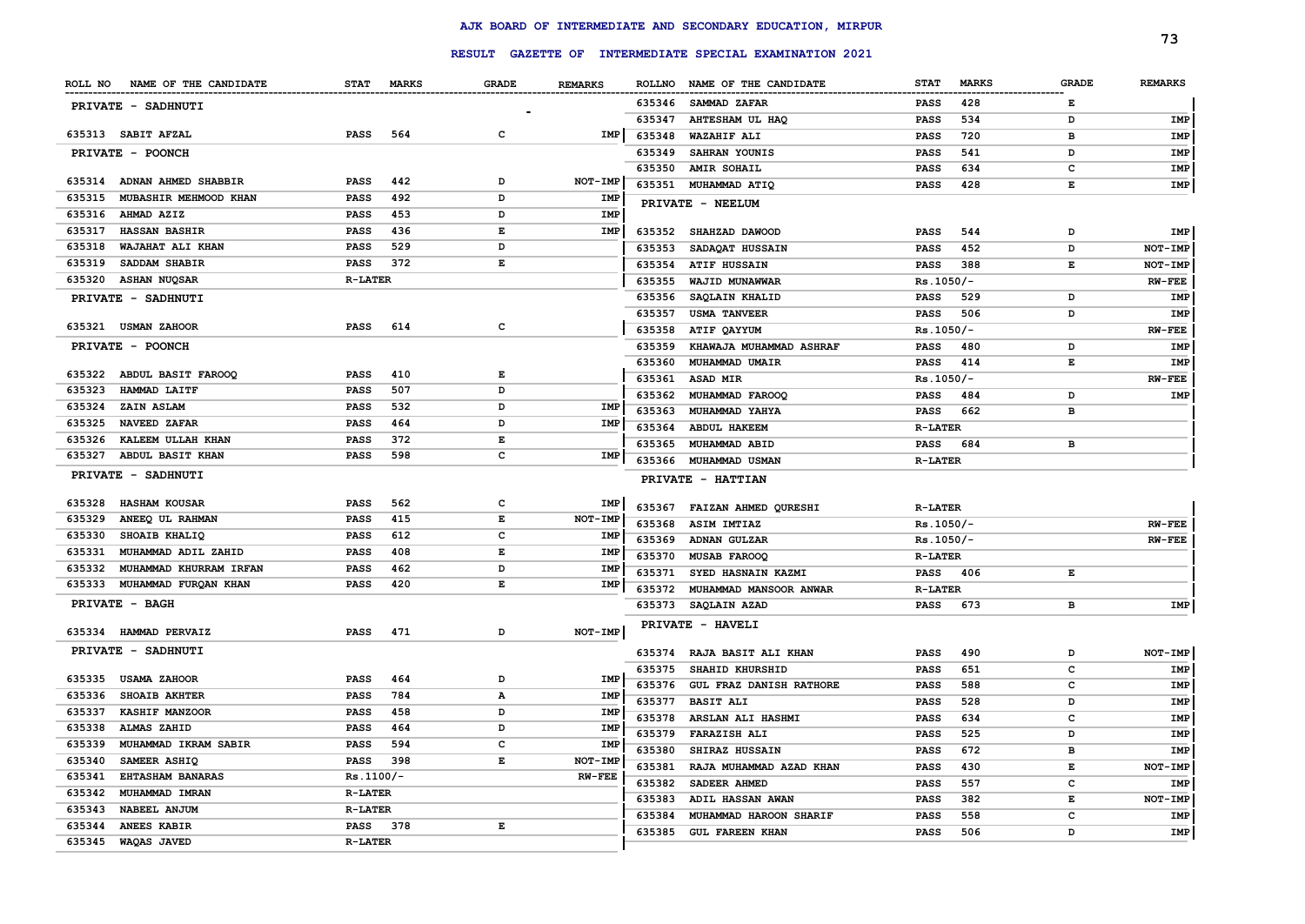# AJK BOARD OF INTERMEDIATE AND SECONDARY EDUCATION, MIRPUR

## RESULT GAZETTE OF INTERMEDIATE SPECIAL EXAMINATION 2021

| ROLL NO | NAME OF THE CANDIDATE | STAT | MARKS | GRADE | REMARKS |
|---|---|---|---|---|---|
| | **PRIVATE - SADHNUTI** | | | | |
| 635313 | SABIT AFZAL | PASS | 564 | C | IMP |
| | **PRIVATE - POONCH** | | | | |
| 635314 | ADNAN AHMED SHABBIR | PASS | 442 | D | NOT-IMP |
| 635315 | MUBASHIR MEHMOOD KHAN | PASS | 492 | D | IMP |
| 635316 | AHMAD AZIZ | PASS | 453 | D | IMP |
| 635317 | HASSAN BASHIR | PASS | 436 | E | IMP |
| 635318 | WAJAHAT ALI KHAN | PASS | 529 | D | |
| 635319 | SADDAM SHABIR | PASS | 372 | E | |
| 635320 | ASHAN NUQSAR | R-LATER | | | |
| | **PRIVATE - SADHNUTI** | | | | |
| 635321 | USMAN ZAHOOR | PASS | 614 | C | |
| | **PRIVATE - POONCH** | | | | |
| 635322 | ABDUL BASIT FAROOQ | PASS | 410 | E | |
| 635323 | HAMMAD LAITF | PASS | 507 | D | |
| 635324 | ZAIN ASLAM | PASS | 532 | D | IMP |
| 635325 | NAVEED ZAFAR | PASS | 464 | D | IMP |
| 635326 | KALEEM ULLAH KHAN | PASS | 372 | E | |
| 635327 | ABDUL BASIT KHAN | PASS | 598 | C | IMP |
| | **PRIVATE - SADHNUTI** | | | | |
| 635328 | HASHAM KOUSAR | PASS | 562 | C | IMP |
| 635329 | ANEEQ UL RAHMAN | PASS | 415 | E | NOT-IMP |
| 635330 | SHOAIB KHALIQ | PASS | 612 | C | IMP |
| 635331 | MUHAMMAD ADIL ZAHID | PASS | 408 | E | IMP |
| 635332 | MUHAMMAD KHURRAM IRFAN | PASS | 462 | D | IMP |
| 635333 | MUHAMMAD FURQAN KHAN | PASS | 420 | E | IMP |
| | **PRIVATE - BAGH** | | | | |
| 635334 | HAMMAD PERVAIZ | PASS | 471 | D | NOT-IMP |
| | **PRIVATE - SADHNUTI** | | | | |
| 635335 | USAMA ZAHOOR | PASS | 464 | D | IMP |
| 635336 | SHOAIB AKHTER | PASS | 784 | A | IMP |
| 635337 | KASHIF MANZOOR | PASS | 458 | D | IMP |
| 635338 | ALMAS ZAHID | PASS | 464 | D | IMP |
| 635339 | MUHAMMAD IKRAM SABIR | PASS | 594 | C | IMP |
| 635340 | SAMEER ASHIQ | PASS | 398 | E | NOT-IMP |
| 635341 | EHTASHAM BANARAS | Rs.1100/- | | | RW-FEE |
| 635342 | MUHAMMAD IMRAN | R-LATER | | | |
| 635343 | NABEEL ANJUM | R-LATER | | | |
| 635344 | ANEES KABIR | PASS | 378 | E | |
| 635345 | WAQAS JAVED | R-LATER | | | |
| 635346 | SAMMAD ZAFAR | PASS | 428 | E | |
| 635347 | AHTESHAM UL HAQ | PASS | 534 | D | IMP |
| 635348 | WAZAHIF ALI | PASS | 720 | B | IMP |
| 635349 | SAHRAN YOUNIS | PASS | 541 | D | IMP |
| 635350 | AMIR SOHAIL | PASS | 634 | C | IMP |
| 635351 | MUHAMMAD ATIQ | PASS | 428 | E | IMP |
| | **PRIVATE - NEELUM** | | | | |
| 635352 | SHAHZAD DAWOOD | PASS | 544 | D | IMP |
| 635353 | SADAQAT HUSSAIN | PASS | 452 | D | NOT-IMP |
| 635354 | ATIF HUSSAIN | PASS | 388 | E | NOT-IMP |
| 635355 | WAJID MUNAWWAR | Rs.1050/- | | | RW-FEE |
| 635356 | SAQLAIN KHALID | PASS | 529 | D | IMP |
| 635357 | USMA TANVEER | PASS | 506 | D | IMP |
| 635358 | ATIF QAYYUM | Rs.1050/- | | | RW-FEE |
| 635359 | KHAWAJA MUHAMMAD ASHRAF | PASS | 480 | D | IMP |
| 635360 | MUHAMMAD UMAIR | PASS | 414 | E | IMP |
| 635361 | ASAD MIR | Rs.1050/- | | | RW-FEE |
| 635362 | MUHAMMAD FAROOQ | PASS | 484 | D | IMP |
| 635363 | MUHAMMAD YAHYA | PASS | 662 | B | |
| 635364 | ABDUL HAKEEM | R-LATER | | | |
| 635365 | MUHAMMAD ABID | PASS | 684 | B | |
| 635366 | MUHAMMAD USMAN | R-LATER | | | |
| | **PRIVATE - HATTIAN** | | | | |
| 635367 | FAIZAN AHMED QURESHI | R-LATER | | | |
| 635368 | ASIM IMTIAZ | Rs.1050/- | | | RW-FEE |
| 635369 | ADNAN GULZAR | Rs.1050/- | | | RW-FEE |
| 635370 | MUSAB FAROOQ | R-LATER | | | |
| 635371 | SYED HASNAIN KAZMI | PASS | 406 | E | |
| 635372 | MUHAMMAD MANSOOR ANWAR | R-LATER | | | |
| 635373 | SAQLAIN AZAD | PASS | 673 | B | IMP |
| | **PRIVATE - HAVELI** | | | | |
| 635374 | RAJA BASIT ALI KHAN | PASS | 490 | D | NOT-IMP |
| 635375 | SHAHID KHURSHID | PASS | 651 | C | IMP |
| 635376 | GUL FRAZ DANISH RATHORE | PASS | 588 | C | IMP |
| 635377 | BASIT ALI | PASS | 528 | D | IMP |
| 635378 | ARSLAN ALI HASHMI | PASS | 634 | C | IMP |
| 635379 | FARAZISH ALI | PASS | 525 | D | IMP |
| 635380 | SHIRAZ HUSSAIN | PASS | 672 | B | IMP |
| 635381 | RAJA MUHAMMAD AZAD KHAN | PASS | 430 | E | NOT-IMP |
| 635382 | SADEER AHMED | PASS | 557 | C | IMP |
| 635383 | ADIL HASSAN AWAN | PASS | 382 | E | NOT-IMP |
| 635384 | MUHAMMAD HAROON SHARIF | PASS | 558 | C | IMP |
| 635385 | GUL FAREEN KHAN | PASS | 506 | D | IMP |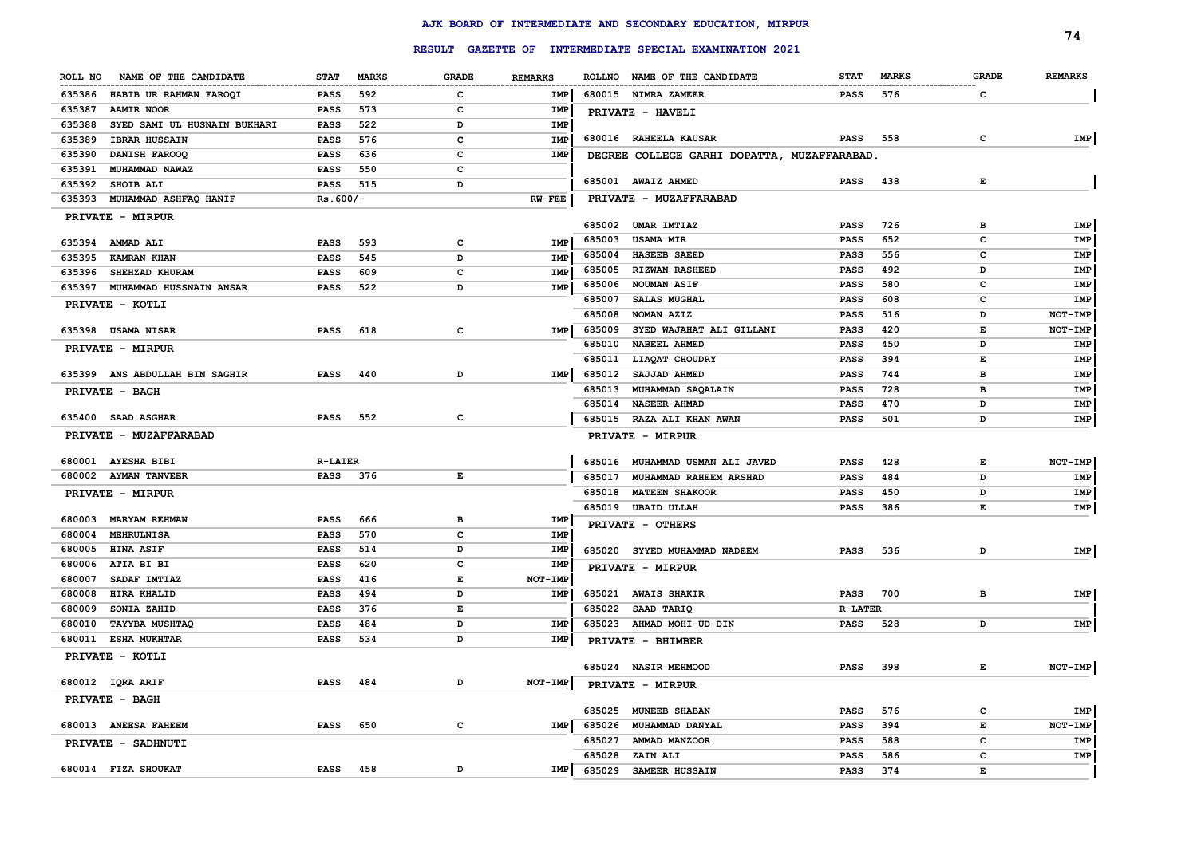# AJK BOARD OF INTERMEDIATE AND SECONDARY EDUCATION, MIRPUR

## RESULT GAZETTE OF INTERMEDIATE SPECIAL EXAMINATION 2021

| ROLL NO | NAME OF THE CANDIDATE | STAT | MARKS | GRADE | REMARKS |
|---|---|---|---|---|---|
| 635386 | HABIB UR RAHMAN FAROQI | PASS | 592 | C | IMP |
| 635387 | AAMIR NOOR | PASS | 573 | C | IMP |
| 635388 | SYED SAMI UL HUSNAIN BUKHARI | PASS | 522 | D | IMP |
| 635389 | IBRAR HUSSAIN | PASS | 576 | C | IMP |
| 635390 | DANISH FAROOQ | PASS | 636 | C | IMP |
| 635391 | MUHAMMAD NAWAZ | PASS | 550 | C | |
| 635392 | SHOIB ALI | PASS | 515 | D | |
| 635393 | MUHAMMAD ASHFAQ HANIF | Rs.600/- | | | RW-FEE |
| | **PRIVATE - MIRPUR** | | | | |
| 635394 | AMMAD ALI | PASS | 593 | C | IMP |
| 635395 | KAMRAN KHAN | PASS | 545 | D | IMP |
| 635396 | SHEHZAD KHURAM | PASS | 609 | C | IMP |
| 635397 | MUHAMMAD HUSSNAIN ANSAR | PASS | 522 | D | IMP |
| | **PRIVATE - KOTLI** | | | | |
| 635398 | USAMA NISAR | PASS | 618 | C | IMP |
| | **PRIVATE - MIRPUR** | | | | |
| 635399 | ANS ABDULLAH BIN SAGHIR | PASS | 440 | D | IMP |
| | **PRIVATE - BAGH** | | | | |
| 635400 | SAAD ASGHAR | PASS | 552 | C | |
| | **PRIVATE - MUZAFFARABAD** | | | | |
| 680001 | AYESHA BIBI | R-LATER | | | |
| 680002 | AYMAN TANVEER | PASS | 376 | E | |
| | **PRIVATE - MIRPUR** | | | | |
| 680003 | MARYAM REHMAN | PASS | 666 | B | IMP |
| 680004 | MEHRULNISA | PASS | 570 | C | IMP |
| 680005 | HINA ASIF | PASS | 514 | D | IMP |
| 680006 | ATIA BI BI | PASS | 620 | C | IMP |
| 680007 | SADAF IMTIAZ | PASS | 416 | E | NOT-IMP |
| 680008 | HIRA KHALID | PASS | 494 | D | IMP |
| 680009 | SONIA ZAHID | PASS | 376 | E | |
| 680010 | TAYYBA MUSHTAQ | PASS | 484 | D | IMP |
| 680011 | ESHA MUKHTAR | PASS | 534 | D | IMP |
| | **PRIVATE - KOTLI** | | | | |
| 680012 | IQRA ARIF | PASS | 484 | D | NOT-IMP |
| | **PRIVATE - BAGH** | | | | |
| 680013 | ANEESA FAHEEM | PASS | 650 | C | IMP |
| | **PRIVATE - SADHNUTI** | | | | |
| 680014 | FIZA SHOUKAT | PASS | 458 | D | IMP |
| 680015 | NIMRA ZAMEER | PASS | 576 | C | |
| | **PRIVATE - HAVELI** | | | | |
| 680016 | RAHEELA KAUSAR | PASS | 558 | C | IMP |
| | **DEGREE COLLEGE GARHI DOPATTA, MUZAFFARABAD.** | | | | |
| 685001 | AWAIZ AHMED | PASS | 438 | E | |
| | **PRIVATE - MUZAFFARABAD** | | | | |
| 685002 | UMAR IMTIAZ | PASS | 726 | B | IMP |
| 685003 | USAMA MIR | PASS | 652 | C | IMP |
| 685004 | HASEEB SAEED | PASS | 556 | C | IMP |
| 685005 | RIZWAN RASHEED | PASS | 492 | D | IMP |
| 685006 | NOUMAN ASIF | PASS | 580 | C | IMP |
| 685007 | SALAS MUGHAL | PASS | 608 | C | IMP |
| 685008 | NOMAN AZIZ | PASS | 516 | D | NOT-IMP |
| 685009 | SYED WAJAHAT ALI GILLANI | PASS | 420 | E | NOT-IMP |
| 685010 | NABEEL AHMED | PASS | 450 | D | IMP |
| 685011 | LIAQAT CHOUDRY | PASS | 394 | E | IMP |
| 685012 | SAJJAD AHMED | PASS | 744 | B | IMP |
| 685013 | MUHAMMAD SAQALAIN | PASS | 728 | B | IMP |
| 685014 | NASEER AHMAD | PASS | 470 | D | IMP |
| 685015 | RAZA ALI KHAN AWAN | PASS | 501 | D | IMP |
| | **PRIVATE - MIRPUR** | | | | |
| 685016 | MUHAMMAD USMAN ALI JAVED | PASS | 428 | E | NOT-IMP |
| 685017 | MUHAMMAD RAHEEM ARSHAD | PASS | 484 | D | IMP |
| 685018 | MATEEN SHAKOOR | PASS | 450 | D | IMP |
| 685019 | UBAID ULLAH | PASS | 386 | E | IMP |
| | **PRIVATE - OTHERS** | | | | |
| 685020 | SYYED MUHAMMAD NADEEM | PASS | 536 | D | IMP |
| | **PRIVATE - MIRPUR** | | | | |
| 685021 | AWAIS SHAKIR | PASS | 700 | B | IMP |
| 685022 | SAAD TARIQ | R-LATER | | | |
| 685023 | AHMAD MOHI-UD-DIN | PASS | 528 | D | IMP |
| | **PRIVATE - BHIMBER** | | | | |
| 685024 | NASIR MEHMOOD | PASS | 398 | E | NOT-IMP |
| | **PRIVATE - MIRPUR** | | | | |
| 685025 | MUNEEB SHABAN | PASS | 576 | C | IMP |
| 685026 | MUHAMMAD DANYAL | PASS | 394 | E | NOT-IMP |
| 685027 | AMMAD MANZOOR | PASS | 588 | C | IMP |
| 685028 | ZAIN ALI | PASS | 586 | C | IMP |
| 685029 | SAMEER HUSSAIN | PASS | 374 | E | |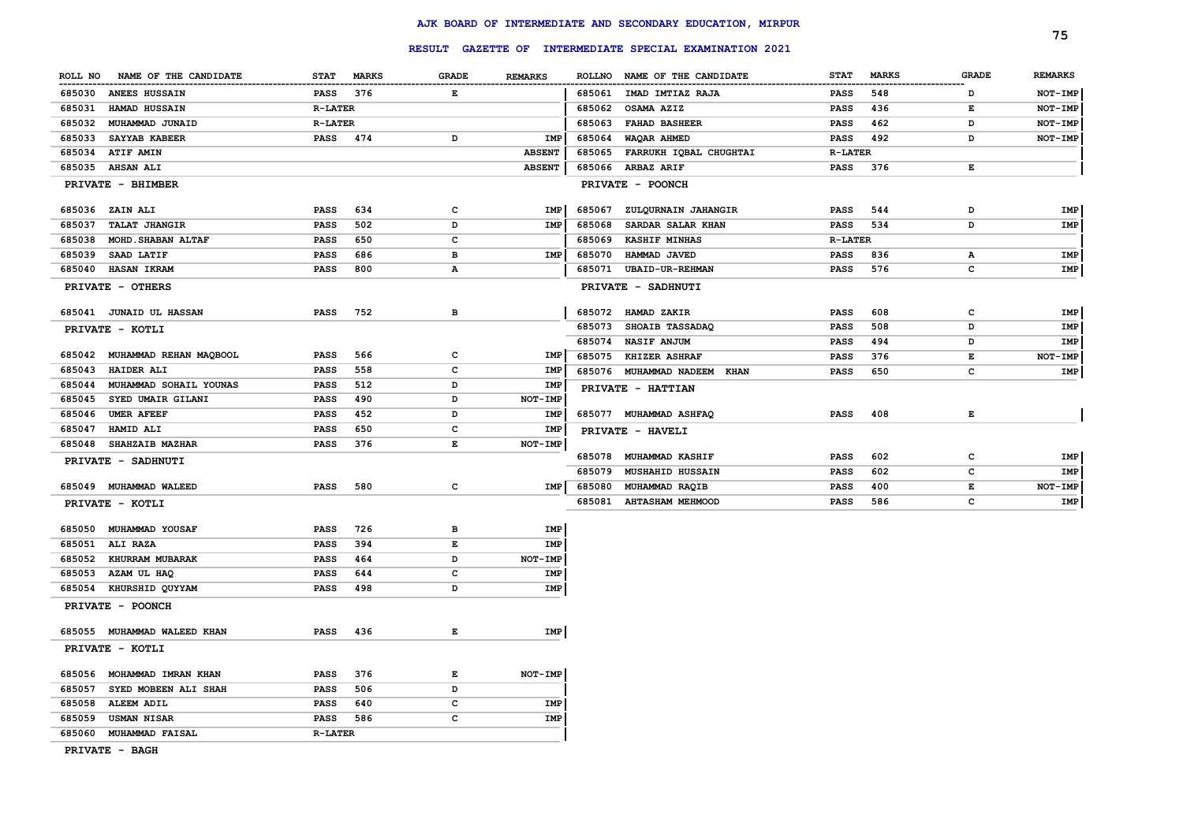# AJK BOARD OF INTERMEDIATE AND SECONDARY EDUCATION, MIRPUR

## RESULT GAZETTE OF INTERMEDIATE SPECIAL EXAMINATION 2021

| ROLL NO | NAME OF THE CANDIDATE | STAT | MARKS | GRADE | REMARKS |
|---|---|---|---|---|---|
| 685030 | ANEES HUSSAIN | PASS | 376 | E | |
| 685031 | HAMAD HUSSAIN | R-LATER | | | |
| 685032 | MUHAMMAD JUNAID | R-LATER | | | |
| 685033 | SAYYAB KABEER | PASS | 474 | D | IMP |
| 685034 | ATIF AMIN | | | | ABSENT |
| 685035 | AHSAN ALI | | | | ABSENT |
| | **PRIVATE - BHIMBER** | | | | |
| 685036 | ZAIN ALI | PASS | 634 | C | IMP |
| 685037 | TALAT JHANGIR | PASS | 502 | D | IMP |
| 685038 | MOHD.SHABAN ALTAF | PASS | 650 | C | |
| 685039 | SAAD LATIF | PASS | 686 | B | IMP |
| 685040 | HASAN IKRAM | PASS | 800 | A | |
| | **PRIVATE - OTHERS** | | | | |
| 685041 | JUNAID UL HASSAN | PASS | 752 | B | |
| | **PRIVATE - KOTLI** | | | | |
| 685042 | MUHAMMAD REHAN MAQBOOL | PASS | 566 | C | IMP |
| 685043 | HAIDER ALI | PASS | 558 | C | IMP |
| 685044 | MUHAMMAD SOHAIL YOUNAS | PASS | 512 | D | IMP |
| 685045 | SYED UMAIR GILANI | PASS | 490 | D | NOT-IMP |
| 685046 | UMER AFEEF | PASS | 452 | D | IMP |
| 685047 | HAMID ALI | PASS | 650 | C | IMP |
| 685048 | SHAHZAIB MAZHAR | PASS | 376 | E | NOT-IMP |
| | **PRIVATE - SADHNUTI** | | | | |
| 685049 | MUHAMMAD WALEED | PASS | 580 | C | IMP |
| | **PRIVATE - KOTLI** | | | | |
| 685050 | MUHAMMAD YOUSAF | PASS | 726 | B | IMP |
| 685051 | ALI RAZA | PASS | 394 | E | IMP |
| 685052 | KHURRAM MUBARAK | PASS | 464 | D | NOT-IMP |
| 685053 | AZAM UL HAQ | PASS | 644 | C | IMP |
| 685054 | KHURSHID QUYYAM | PASS | 498 | D | IMP |
| | **PRIVATE - POONCH** | | | | |
| 685055 | MUHAMMAD WALEED KHAN | PASS | 436 | E | IMP |
| | **PRIVATE - KOTLI** | | | | |
| 685056 | MOHAMMAD IMRAN KHAN | PASS | 376 | E | NOT-IMP |
| 685057 | SYED MOBEEN ALI SHAH | PASS | 506 | D | |
| 685058 | ALEEM ADIL | PASS | 640 | C | IMP |
| 685059 | USMAN NISAR | PASS | 586 | C | IMP |
| 685060 | MUHAMMAD FAISAL | R-LATER | | | |
| | **PRIVATE - BAGH** | | | | |
| 685061 | IMAD IMTIAZ RAJA | PASS | 548 | D | NOT-IMP |
| 685062 | OSAMA AZIZ | PASS | 436 | E | NOT-IMP |
| 685063 | FAHAD BASHEER | PASS | 462 | D | NOT-IMP |
| 685064 | WAQAR AHMED | PASS | 492 | D | NOT-IMP |
| 685065 | FARRUKH IQBAL CHUGHTAI | R-LATER | | | |
| 685066 | ARBAZ ARIF | PASS | 376 | E | |
| | **PRIVATE - POONCH** | | | | |
| 685067 | ZULQURNAIN JAHANGIR | PASS | 544 | D | IMP |
| 685068 | SARDAR SALAR KHAN | PASS | 534 | D | IMP |
| 685069 | KASHIF MINHAS | R-LATER | | | |
| 685070 | HAMMAD JAVED | PASS | 836 | A | IMP |
| 685071 | UBAID-UR-REHMAN | PASS | 576 | C | IMP |
| | **PRIVATE - SADHNUTI** | | | | |
| 685072 | HAMAD ZAKIR | PASS | 608 | C | IMP |
| 685073 | SHOAIB TASSADAQ | PASS | 508 | D | IMP |
| 685074 | NASIF ANJUM | PASS | 494 | D | IMP |
| 685075 | KHIZER ASHRAF | PASS | 376 | E | NOT-IMP |
| 685076 | MUHAMMAD NADEEM KHAN | PASS | 650 | C | IMP |
| | **PRIVATE - HATTIAN** | | | | |
| 685077 | MUHAMMAD ASHFAQ | PASS | 408 | E | |
| | **PRIVATE - HAVELI** | | | | |
| 685078 | MUHAMMAD KASHIF | PASS | 602 | C | IMP |
| 685079 | MUSHAHID HUSSAIN | PASS | 602 | C | IMP |
| 685080 | MUHAMMAD RAQIB | PASS | 400 | E | NOT-IMP |
| 685081 | AHTASHAM MEHMOOD | PASS | 586 | C | IMP |